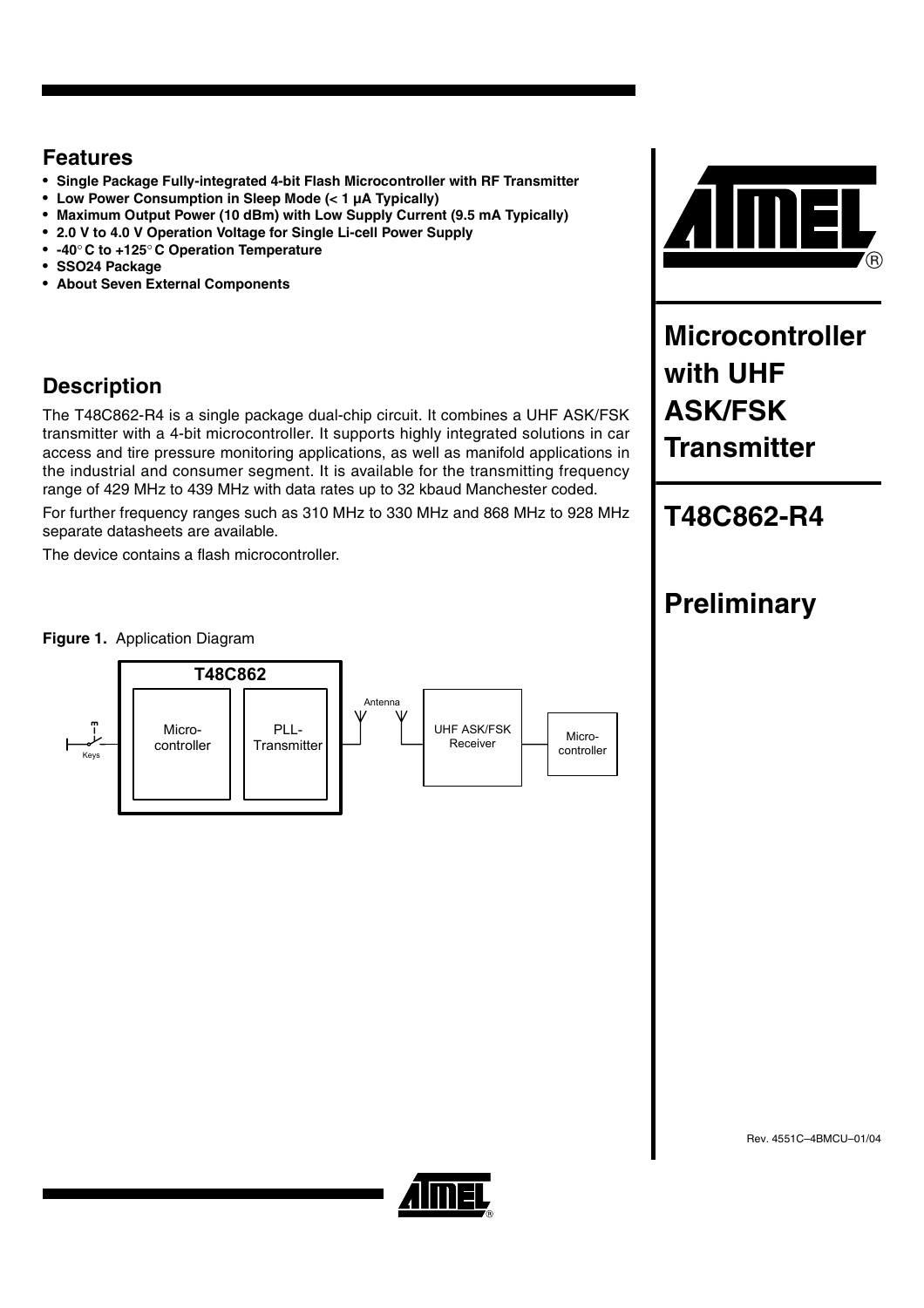# Microcontroller with UHF ASK/FSK Transmitter

# T48C862-R4

# Preliminary

## Features

- **Single Package Fully-integrated 4-bit Flash Microcontroller with RF Transmitter**
- **Low Power Consumption in Sleep Mode (< 1 µA Typically)**
- **Maximum Output Power (10 dBm) with Low Supply Current (9.5 mA Typically)**
- **2.0 V to 4.0 V Operation Voltage for Single Li-cell Power Supply**
- **-40° C to +125° C Operation Temperature**
- **SSO24 Package**
- **About Seven External Components**

## Description

The T48C862-R4 is a single package dual-chip circuit. It combines a UHF ASK/FSK transmitter with a 4-bit microcontroller. It supports highly integrated solutions in car access and tire pressure monitoring applications, as well as manifold applications in the industrial and consumer segment. It is available for the transmitting frequency range of 429 MHz to 439 MHz with data rates up to 32 kbaud Manchester coded.

For further frequency ranges such as 310 MHz to 330 MHz and 868 MHz to 928 MHz separate datasheets are available.

The device contains a flash microcontroller.

**Figure 1.** Application Diagram

T48C862 | Keys | Micro-controller | PLL-Transmitter | Antenna | UHF ASK/FSK Receiver | Micro-controller

Rev. 4551C–4BMCU–01/04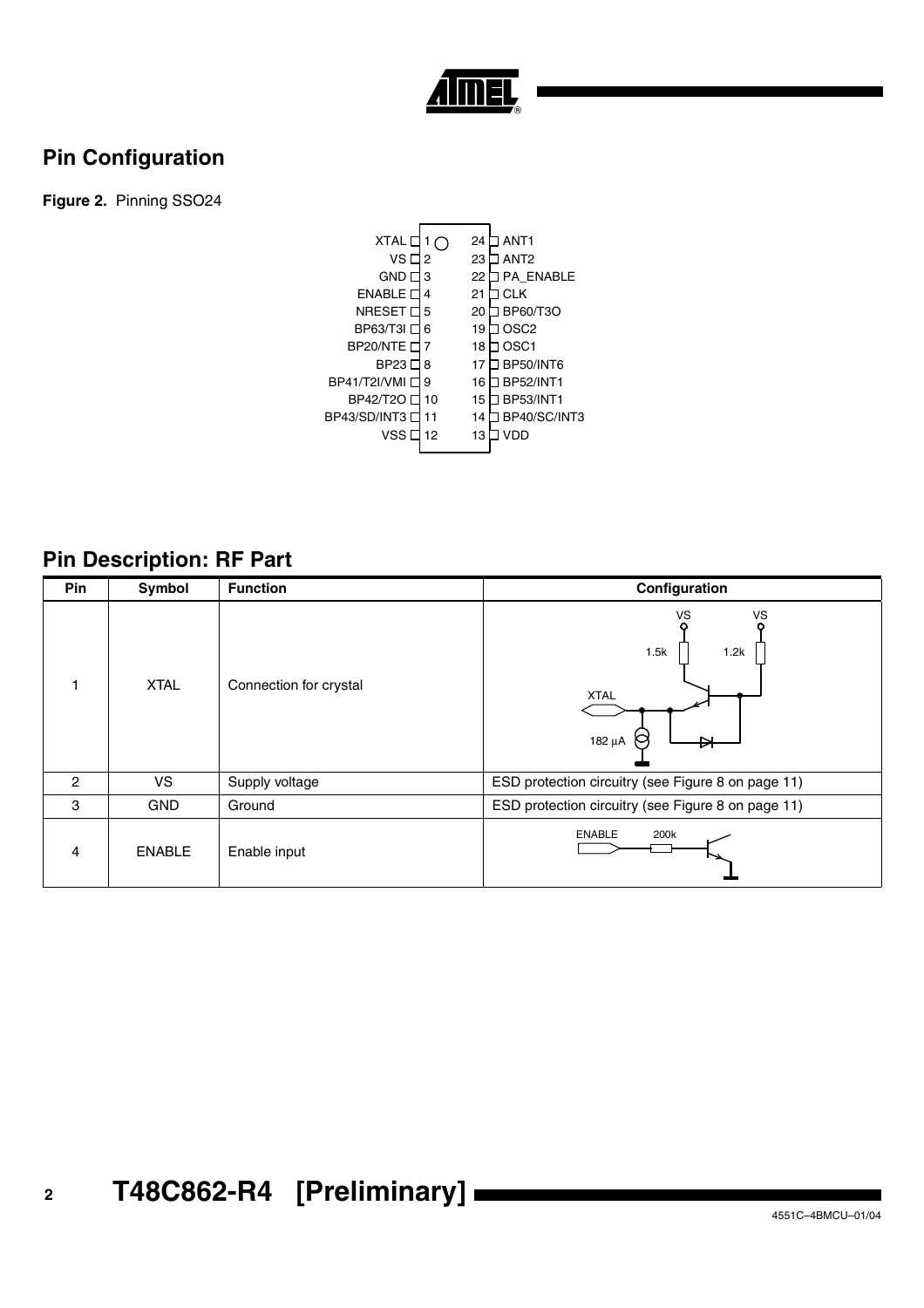## Pin Configuration

**Figure 2.** Pinning SSO24

| Pin | Name | Pin | Name |
|---|---|---|---|
| 1 | XTAL | 24 | ANT1 |
| 2 | VS | 23 | ANT2 |
| 3 | GND | 22 | PA_ENABLE |
| 4 | ENABLE | 21 | CLK |
| 5 | NRESET | 20 | BP60/T3O |
| 6 | BP63/T3I | 19 | OSC2 |
| 7 | BP20/NTE | 18 | OSC1 |
| 8 | BP23 | 17 | BP50/INT6 |
| 9 | BP41/T2I/VMI | 16 | BP52/INT1 |
| 10 | BP42/T2O | 15 | BP53/INT1 |
| 11 | BP43/SD/INT3 | 14 | BP40/SC/INT3 |
| 12 | VSS | 13 | VDD |

## Pin Description: RF Part

| Pin | Symbol | Function | Configuration |
|---|---|---|---|
| 1 | XTAL | Connection for crystal | |
| 2 | VS | Supply voltage | ESD protection circuitry (see Figure 8 on page 11) |
| 3 | GND | Ground | ESD protection circuitry (see Figure 8 on page 11) |
| 4 | ENABLE | Enable input | |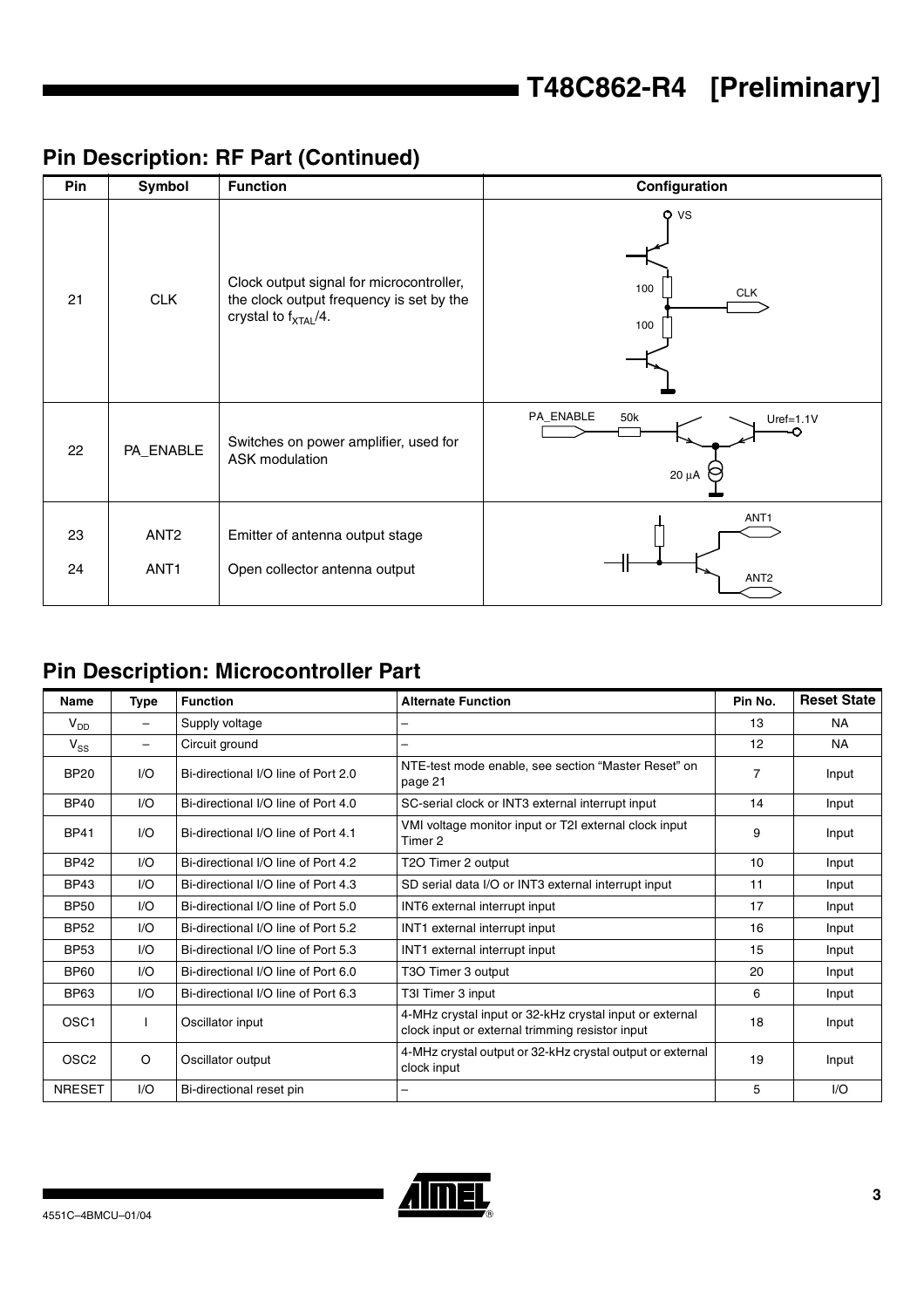## Pin Description: RF Part (Continued)

| Pin | Symbol | Function | Configuration |
|---|---|---|---|
| 21 | CLK | Clock output signal for microcontroller, the clock output frequency is set by the crystal to $f_{XTAL}/4$. | VS, 100, 100, CLK |
| 22 | PA_ENABLE | Switches on power amplifier, used for ASK modulation | PA_ENABLE, 50k, Uref=1.1V, 20 µA |
| 23 | ANT2 | Emitter of antenna output stage | ANT1, ANT2 |
| 24 | ANT1 | Open collector antenna output | |

## Pin Description: Microcontroller Part

| Name | Type | Function | Alternate Function | Pin No. | Reset State |
|---|---|---|---|---|---|
| $V_{DD}$ | – | Supply voltage | – | 13 | NA |
| $V_{SS}$ | – | Circuit ground | – | 12 | NA |
| BP20 | I/O | Bi-directional I/O line of Port 2.0 | NTE-test mode enable, see section “Master Reset” on page 21 | 7 | Input |
| BP40 | I/O | Bi-directional I/O line of Port 4.0 | SC-serial clock or INT3 external interrupt input | 14 | Input |
| BP41 | I/O | Bi-directional I/O line of Port 4.1 | VMI voltage monitor input or T2I external clock input Timer 2 | 9 | Input |
| BP42 | I/O | Bi-directional I/O line of Port 4.2 | T2O Timer 2 output | 10 | Input |
| BP43 | I/O | Bi-directional I/O line of Port 4.3 | SD serial data I/O or INT3 external interrupt input | 11 | Input |
| BP50 | I/O | Bi-directional I/O line of Port 5.0 | INT6 external interrupt input | 17 | Input |
| BP52 | I/O | Bi-directional I/O line of Port 5.2 | INT1 external interrupt input | 16 | Input |
| BP53 | I/O | Bi-directional I/O line of Port 5.3 | INT1 external interrupt input | 15 | Input |
| BP60 | I/O | Bi-directional I/O line of Port 6.0 | T3O Timer 3 output | 20 | Input |
| BP63 | I/O | Bi-directional I/O line of Port 6.3 | T3I Timer 3 input | 6 | Input |
| OSC1 | I | Oscillator input | 4-MHz crystal input or 32-kHz crystal input or external clock input or external trimming resistor input | 18 | Input |
| OSC2 | O | Oscillator output | 4-MHz crystal output or 32-kHz crystal output or external clock input | 19 | Input |
| NRESET | I/O | Bi-directional reset pin | – | 5 | I/O |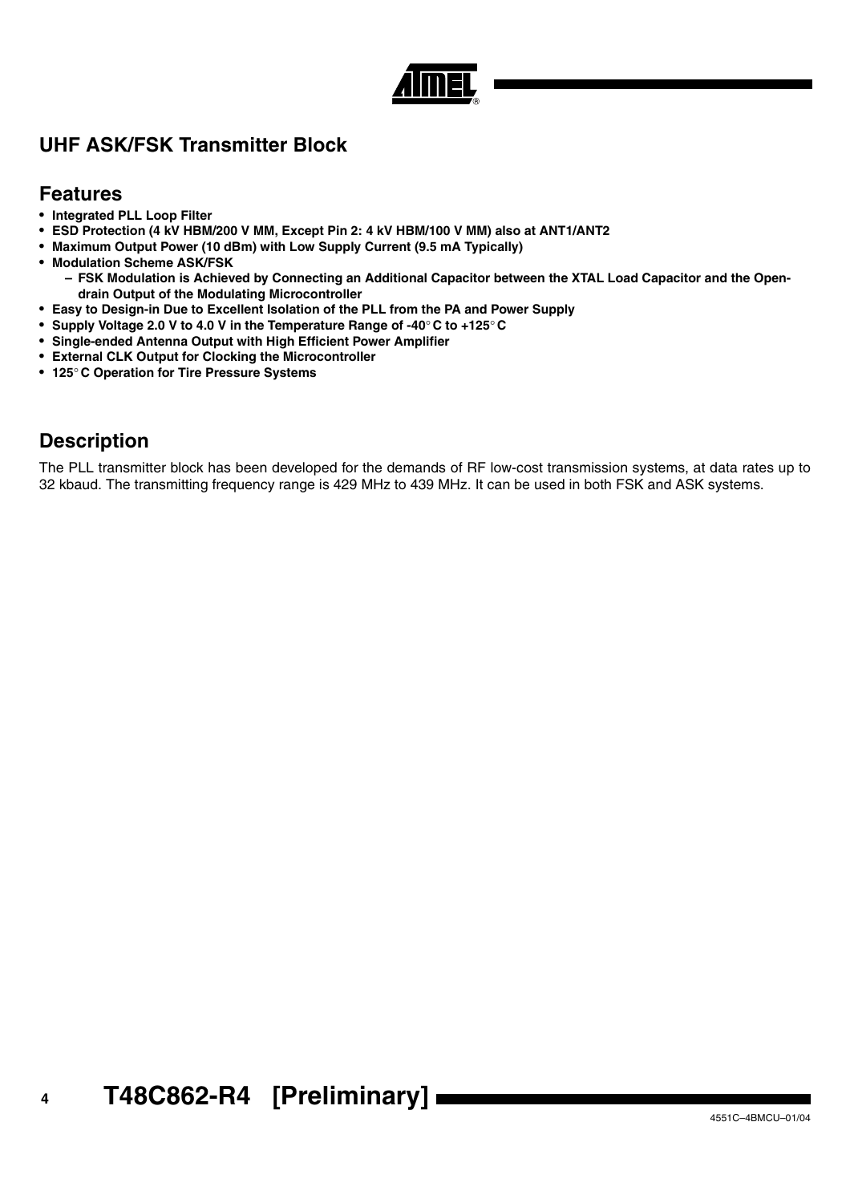## UHF ASK/FSK Transmitter Block

### Features

- **Integrated PLL Loop Filter**
- **ESD Protection (4 kV HBM/200 V MM, Except Pin 2: 4 kV HBM/100 V MM) also at ANT1/ANT2**
- **Maximum Output Power (10 dBm) with Low Supply Current (9.5 mA Typically)**
- **Modulation Scheme ASK/FSK**
  - **FSK Modulation is Achieved by Connecting an Additional Capacitor between the XTAL Load Capacitor and the Open-drain Output of the Modulating Microcontroller**
- **Easy to Design-in Due to Excellent Isolation of the PLL from the PA and Power Supply**
- **Supply Voltage 2.0 V to 4.0 V in the Temperature Range of -40° C to +125° C**
- **Single-ended Antenna Output with High Efficient Power Amplifier**
- **External CLK Output for Clocking the Microcontroller**
- **125° C Operation for Tire Pressure Systems**

### Description

The PLL transmitter block has been developed for the demands of RF low-cost transmission systems, at data rates up to 32 kbaud. The transmitting frequency range is 429 MHz to 439 MHz. It can be used in both FSK and ASK systems.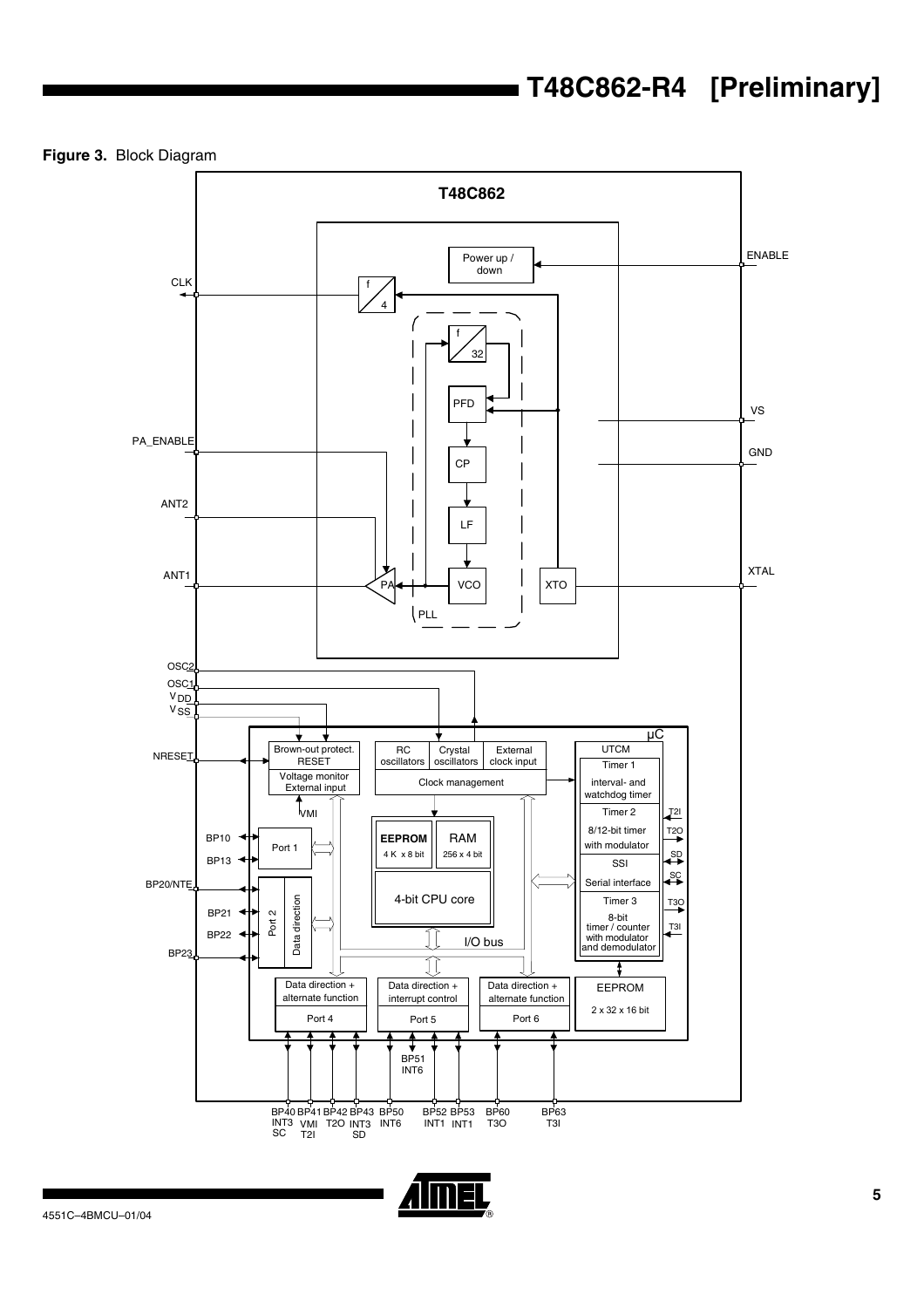**Figure 3.** Block Diagram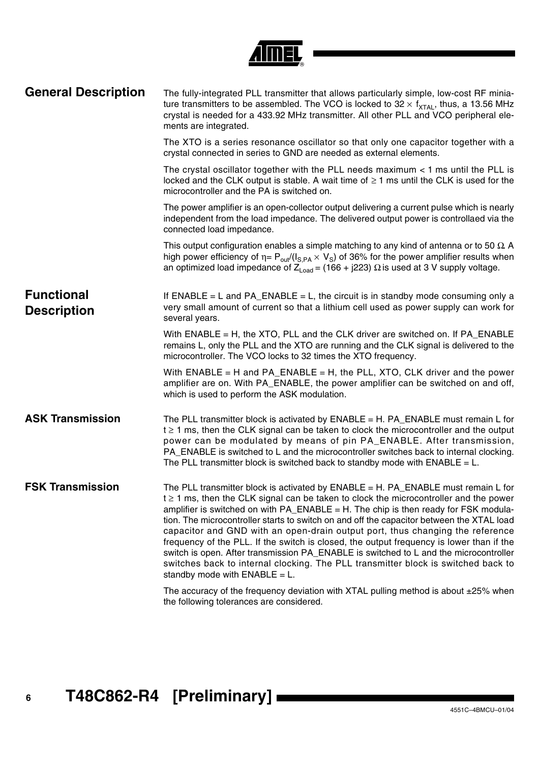## General Description

The fully-integrated PLL transmitter that allows particularly simple, low-cost RF miniature transmitters to be assembled. The VCO is locked to $32 \times f_{XTAL}$, thus, a 13.56 MHz crystal is needed for a 433.92 MHz transmitter. All other PLL and VCO peripheral elements are integrated.

The XTO is a series resonance oscillator so that only one capacitor together with a crystal connected in series to GND are needed as external elements.

The crystal oscillator together with the PLL needs maximum < 1 ms until the PLL is locked and the CLK output is stable. A wait time of ≥ 1 ms until the CLK is used for the microcontroller and the PA is switched on.

The power amplifier is an open-collector output delivering a current pulse which is nearly independent from the load impedance. The delivered output power is controllaed via the connected load impedance.

This output configuration enables a simple matching to any kind of antenna or to 50 Ω. A high power efficiency of $\eta = P_{out}/(I_{S,PA} \times V_S)$ of 36% for the power amplifier results when an optimized load impedance of $Z_{Load}$ = (166 + j223) Ω is used at 3 V supply voltage.

## Functional Description

If ENABLE = L and PA_ENABLE = L, the circuit is in standby mode consuming only a very small amount of current so that a lithium cell used as power supply can work for several years.

With ENABLE = H, the XTO, PLL and the CLK driver are switched on. If PA_ENABLE remains L, only the PLL and the XTO are running and the CLK signal is delivered to the microcontroller. The VCO locks to 32 times the XTO frequency.

With ENABLE = H and PA_ENABLE = H, the PLL, XTO, CLK driver and the power amplifier are on. With PA_ENABLE, the power amplifier can be switched on and off, which is used to perform the ASK modulation.

## ASK Transmission

The PLL transmitter block is activated by ENABLE = H. PA_ENABLE must remain L for t ≥ 1 ms, then the CLK signal can be taken to clock the microcontroller and the output power can be modulated by means of pin PA_ENABLE. After transmission, PA_ENABLE is switched to L and the microcontroller switches back to internal clocking. The PLL transmitter block is switched back to standby mode with ENABLE = L.

## FSK Transmission

The PLL transmitter block is activated by ENABLE = H. PA_ENABLE must remain L for t ≥ 1 ms, then the CLK signal can be taken to clock the microcontroller and the power amplifier is switched on with PA_ENABLE = H. The chip is then ready for FSK modulation. The microcontroller starts to switch on and off the capacitor between the XTAL load capacitor and GND with an open-drain output port, thus changing the reference frequency of the PLL. If the switch is closed, the output frequency is lower than if the switch is open. After transmission PA_ENABLE is switched to L and the microcontroller switches back to internal clocking. The PLL transmitter block is switched back to standby mode with ENABLE = L.

The accuracy of the frequency deviation with XTAL pulling method is about ±25% when the following tolerances are considered.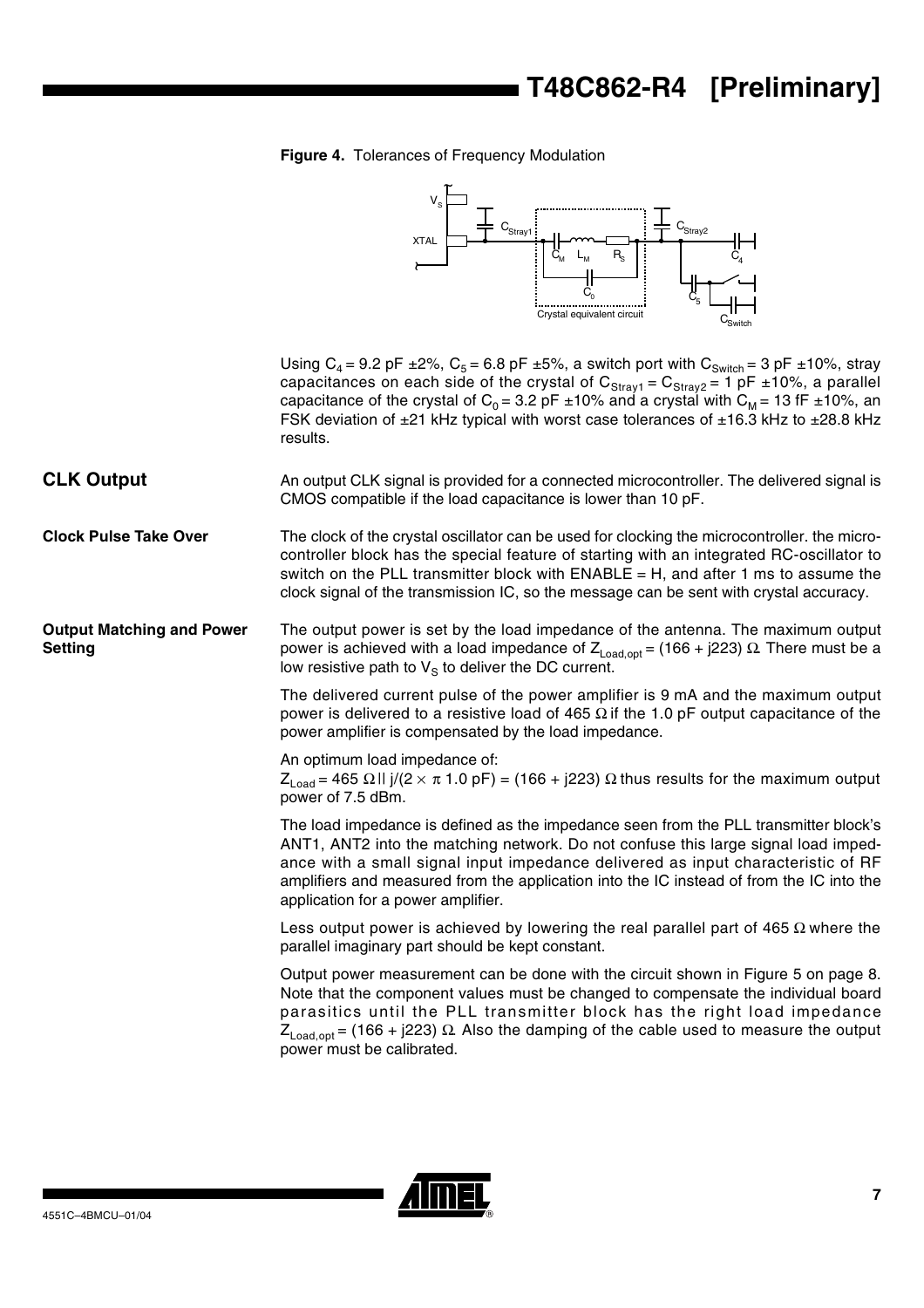**Figure 4.** Tolerances of Frequency Modulation

Using $C_4$ = 9.2 pF ±2%, $C_5$ = 6.8 pF ±5%, a switch port with $C_{Switch}$ = 3 pF ±10%, stray capacitances on each side of the crystal of $C_{Stray1}$ = $C_{Stray2}$ = 1 pF ±10%, a parallel capacitance of the crystal of $C_0$ = 3.2 pF ±10% and a crystal with $C_M$ = 13 fF ±10%, an FSK deviation of ±21 kHz typical with worst case tolerances of ±16.3 kHz to ±28.8 kHz results.

## CLK Output

An output CLK signal is provided for a connected microcontroller. The delivered signal is CMOS compatible if the load capacitance is lower than 10 pF.

### Clock Pulse Take Over

The clock of the crystal oscillator can be used for clocking the microcontroller. the microcontroller block has the special feature of starting with an integrated RC-oscillator to switch on the PLL transmitter block with ENABLE = H, and after 1 ms to assume the clock signal of the transmission IC, so the message can be sent with crystal accuracy.

### Output Matching and Power Setting

The output power is set by the load impedance of the antenna. The maximum output power is achieved with a load impedance of $Z_{Load,opt}$ = (166 + j223) Ω. There must be a low resistive path to $V_S$ to deliver the DC current.

The delivered current pulse of the power amplifier is 9 mA and the maximum output power is delivered to a resistive load of 465 Ω if the 1.0 pF output capacitance of the power amplifier is compensated by the load impedance.

An optimum load impedance of:
$Z_{Load}$ = 465 Ω || j/(2 × π 1.0 pF) = (166 + j223) Ω thus results for the maximum output power of 7.5 dBm.

The load impedance is defined as the impedance seen from the PLL transmitter block's ANT1, ANT2 into the matching network. Do not confuse this large signal load impedance with a small signal input impedance delivered as input characteristic of RF amplifiers and measured from the application into the IC instead of from the IC into the application for a power amplifier.

Less output power is achieved by lowering the real parallel part of 465 Ω where the parallel imaginary part should be kept constant.

Output power measurement can be done with the circuit shown in Figure 5 on page 8. Note that the component values must be changed to compensate the individual board parasitics until the PLL transmitter block has the right load impedance $Z_{Load,opt}$ = (166 + j223) Ω. Also the damping of the cable used to measure the output power must be calibrated.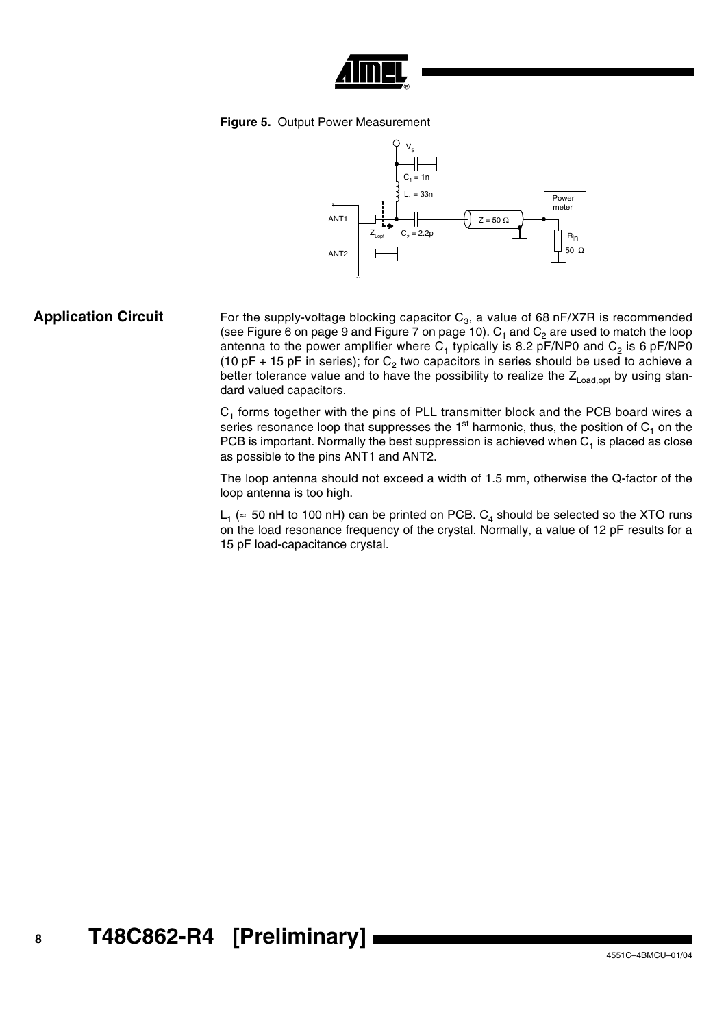**Figure 5.** Output Power Measurement

## Application Circuit

For the supply-voltage blocking capacitor $C_3$, a value of 68 nF/X7R is recommended (see Figure 6 on page 9 and Figure 7 on page 10). $C_1$ and $C_2$ are used to match the loop antenna to the power amplifier where $C_1$ typically is 8.2 pF/NP0 and $C_2$ is 6 pF/NP0 (10 pF + 15 pF in series); for $C_2$ two capacitors in series should be used to achieve a better tolerance value and to have the possibility to realize the $Z_{Load,opt}$ by using standard valued capacitors.

$C_1$ forms together with the pins of PLL transmitter block and the PCB board wires a series resonance loop that suppresses the 1st harmonic, thus, the position of $C_1$ on the PCB is important. Normally the best suppression is achieved when $C_1$ is placed as close as possible to the pins ANT1 and ANT2.

The loop antenna should not exceed a width of 1.5 mm, otherwise the Q-factor of the loop antenna is too high.

$L_1$ ($\approx$ 50 nH to 100 nH) can be printed on PCB. $C_4$ should be selected so the XTO runs on the load resonance frequency of the crystal. Normally, a value of 12 pF results for a 15 pF load-capacitance crystal.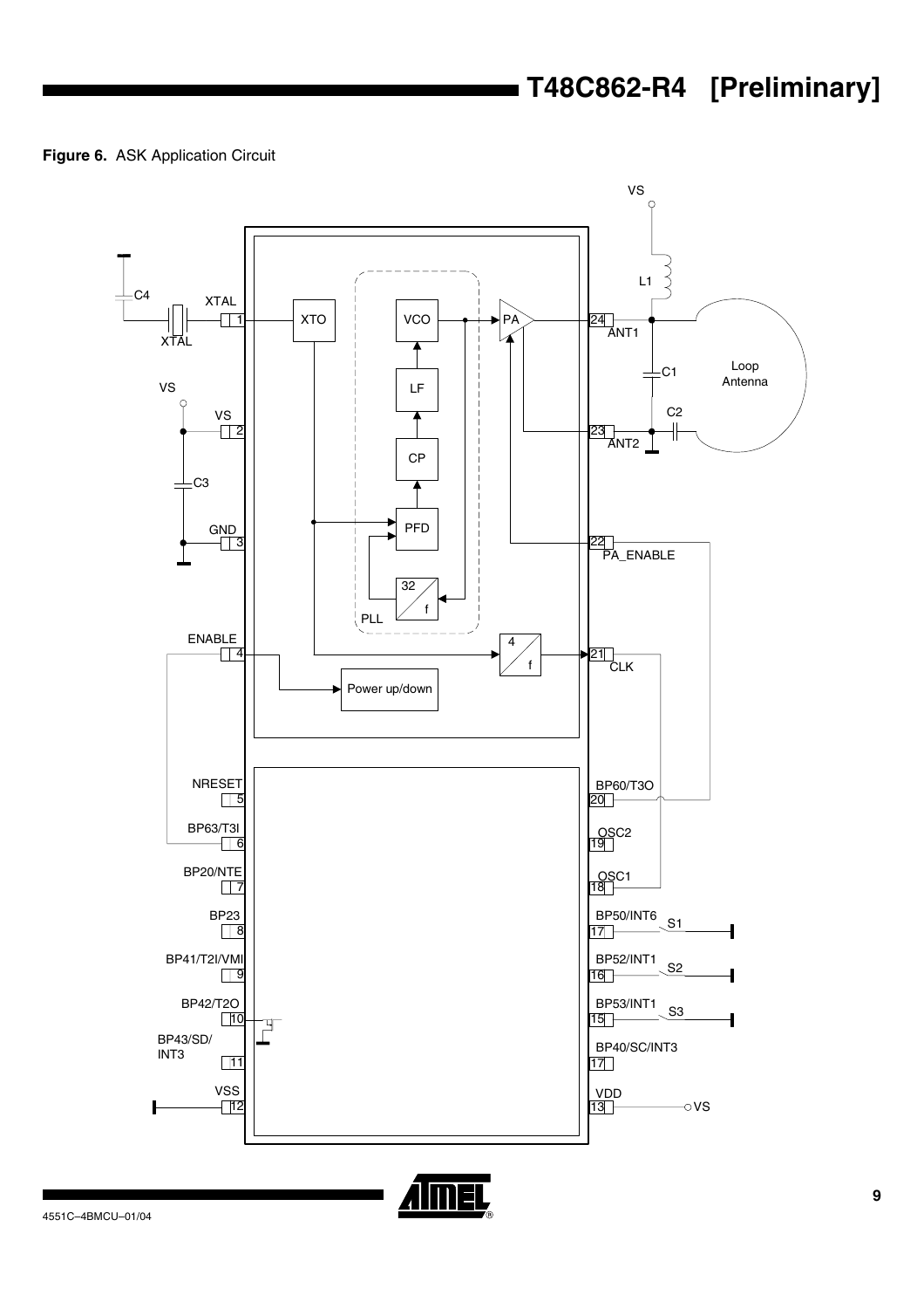**Figure 6.** ASK Application Circuit

VS

C4

XTAL

1

XTAL

XTO

VCO

PA

24

ANT1

L1

VS

VS

2

LF

C1

Loop Antenna

C2

CP

23

ANT2

C3

GND

3

PFD

22

PA_ENABLE

32

f

PLL

ENABLE

4

4

f

21

CLK

Power up/down

NRESET

5

BP60/T3O

20

BP63/T3I

6

OSC2

19

BP20/NTE

7

OSC1

18

BP23

8

BP50/INT6

17

S1

BP41/T2I/VMI

9

BP52/INT1

16

S2

BP42/T2O

10

BP53/INT1

15

S3

BP43/SD/INT3

11

BP40/SC/INT3

17

VSS

12

VDD

13

VS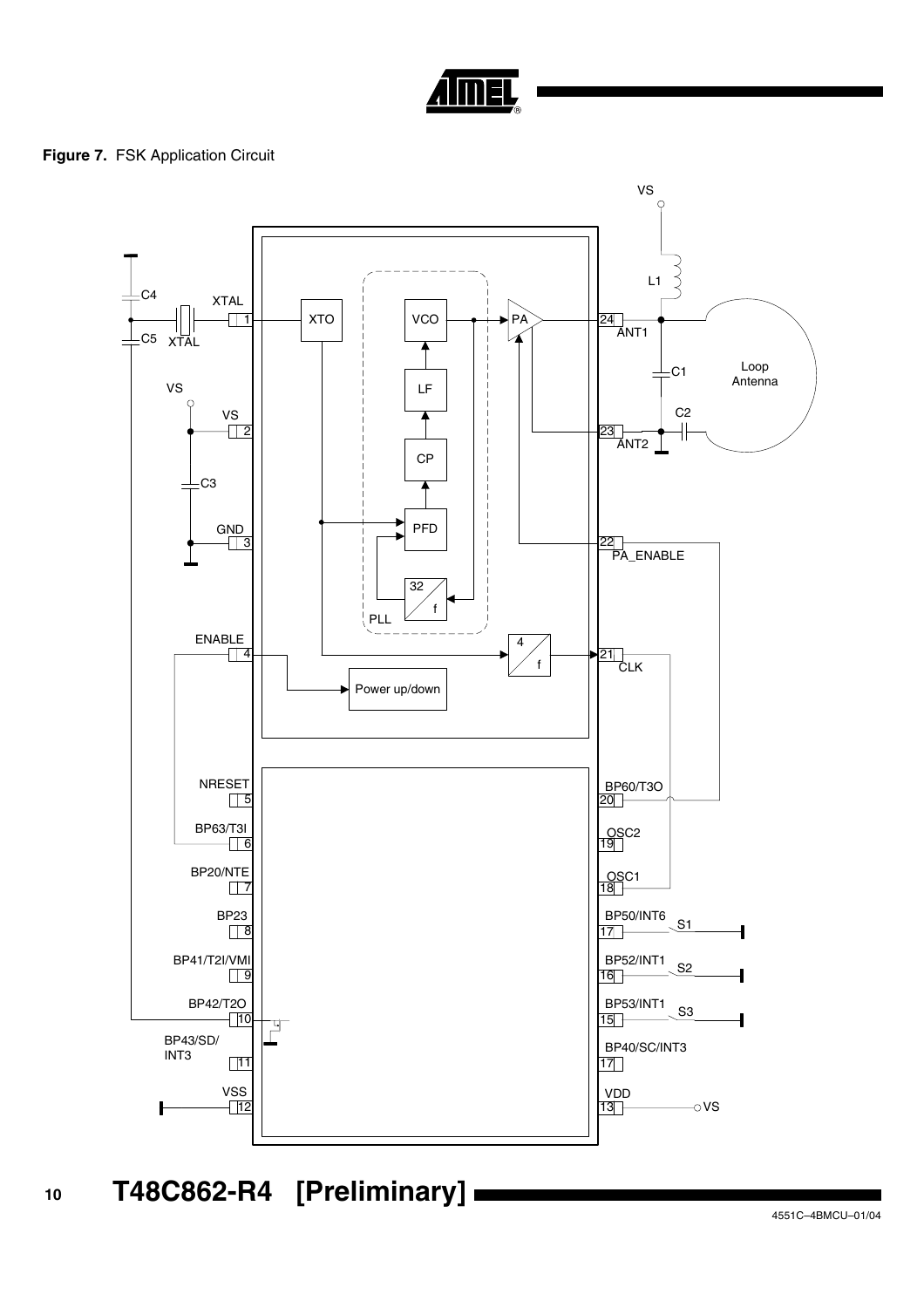**Figure 7.** FSK Application Circuit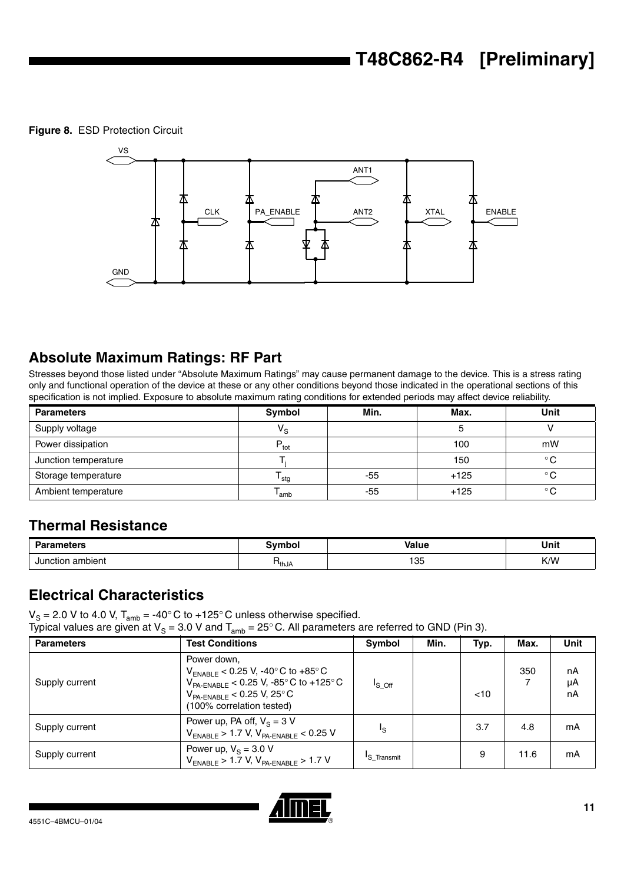**Figure 8.** ESD Protection Circuit

## Absolute Maximum Ratings: RF Part

Stresses beyond those listed under “Absolute Maximum Ratings” may cause permanent damage to the device. This is a stress rating only and functional operation of the device at these or any other conditions beyond those indicated in the operational sections of this specification is not implied. Exposure to absolute maximum rating conditions for extended periods may affect device reliability.

| Parameters | Symbol | Min. | Max. | Unit |
|---|---|---|---|---|
| Supply voltage | $V_S$ | | 5 | V |
| Power dissipation | $P_{tot}$ | | 100 | mW |
| Junction temperature | $T_j$ | | 150 | °C |
| Storage temperature | $T_{stg}$ | -55 | +125 | °C |
| Ambient temperature | $T_{amb}$ | -55 | +125 | °C |

## Thermal Resistance

| Parameters | Symbol | Value | Unit |
|---|---|---|---|
| Junction ambient | $R_{thJA}$ | 135 | K/W |

## Electrical Characteristics

$V_S$ = 2.0 V to 4.0 V, $T_{amb}$ = -40°C to +125°C unless otherwise specified.
Typical values are given at $V_S$ = 3.0 V and $T_{amb}$ = 25°C. All parameters are referred to GND (Pin 3).

| Parameters | Test Conditions | Symbol | Min. | Typ. | Max. | Unit |
|---|---|---|---|---|---|---|
| Supply current | Power down, $V_{ENABLE}$ < 0.25 V, -40°C to +85°C $V_{PA\text{-}ENABLE}$ < 0.25 V, -85°C to +125°C $V_{PA\text{-}ENABLE}$ < 0.25 V, 25°C (100% correlation tested) | $I_{S\_Off}$ | | <10 | 350 7 | nA µA nA |
| Supply current | Power up, PA off, $V_S$ = 3 V $V_{ENABLE}$ > 1.7 V, $V_{PA\text{-}ENABLE}$ < 0.25 V | $I_S$ | | 3.7 | 4.8 | mA |
| Supply current | Power up, $V_S$ = 3.0 V $V_{ENABLE}$ > 1.7 V, $V_{PA\text{-}ENABLE}$ > 1.7 V | $I_{S\_Transmit}$ | | 9 | 11.6 | mA |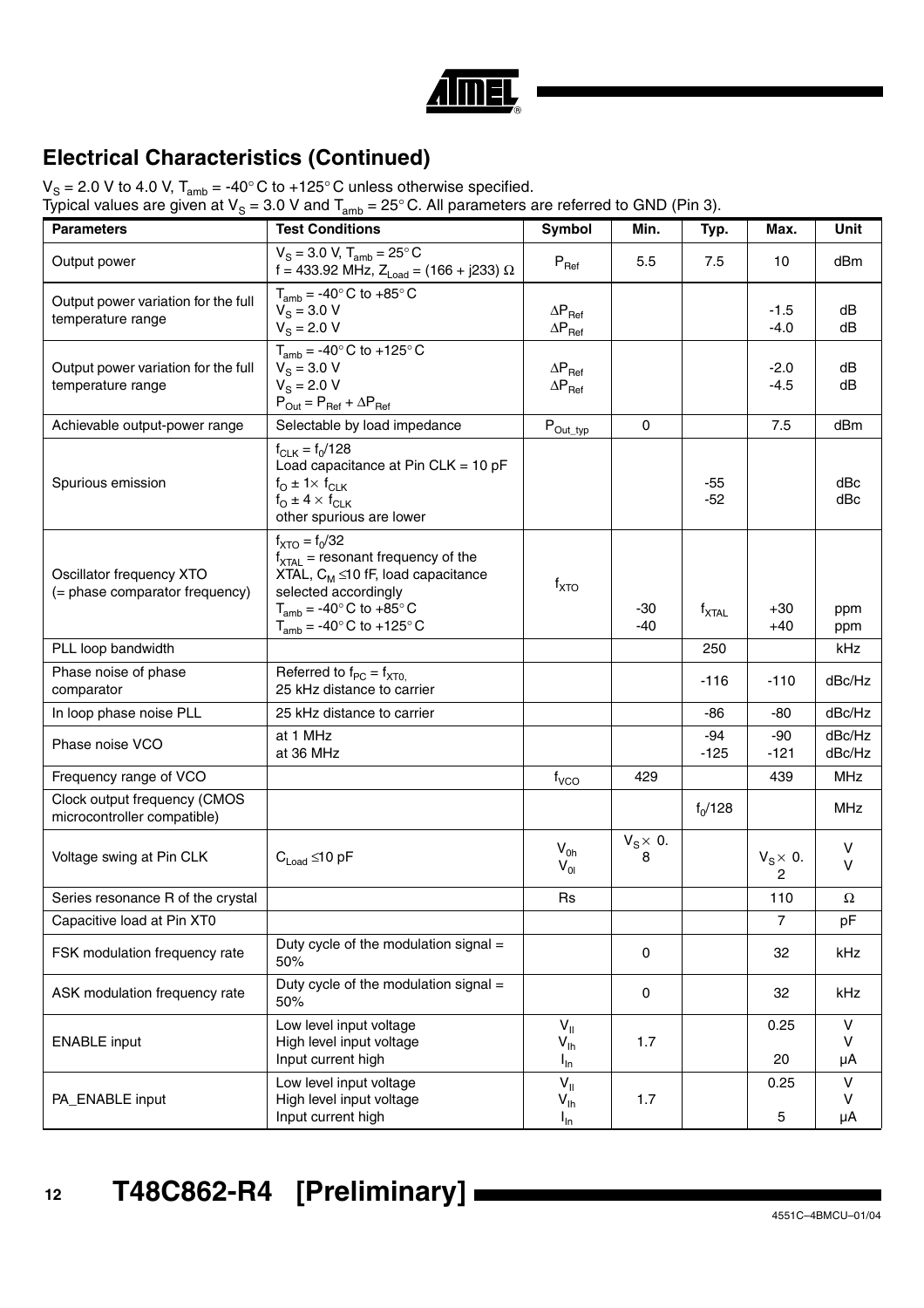## Electrical Characteristics (Continued)

$V_S$ = 2.0 V to 4.0 V, $T_{amb}$ = -40° C to +125° C unless otherwise specified.
Typical values are given at $V_S$ = 3.0 V and $T_{amb}$ = 25° C. All parameters are referred to GND (Pin 3).

| Parameters | Test Conditions | Symbol | Min. | Typ. | Max. | Unit |
|---|---|---|---|---|---|---|
| Output power | $V_S$ = 3.0 V, $T_{amb}$ = 25° C<br>f = 433.92 MHz, $Z_{Load}$ = (166 + j233) Ω | $P_{Ref}$ | 5.5 | 7.5 | 10 | dBm |
| Output power variation for the full temperature range | $T_{amb}$ = -40° C to +85° C<br>$V_S$ = 3.0 V<br>$V_S$ = 2.0 V | $\Delta P_{Ref}$<br>$\Delta P_{Ref}$ | | | -1.5<br>-4.0 | dB<br>dB |
| Output power variation for the full temperature range | $T_{amb}$ = -40° C to +125° C<br>$V_S$ = 3.0 V<br>$V_S$ = 2.0 V<br>$P_{Out} = P_{Ref} + \Delta P_{Ref}$ | $\Delta P_{Ref}$<br>$\Delta P_{Ref}$ | | | -2.0<br>-4.5 | dB<br>dB |
| Achievable output-power range | Selectable by load impedance | $P_{Out\_typ}$ | 0 | | 7.5 | dBm |
| Spurious emission | $f_{CLK} = f_0/128$<br>Load capacitance at Pin CLK = 10 pF<br>$f_O \pm 1\times f_{CLK}$<br>$f_O \pm 4 \times f_{CLK}$<br>other spurious are lower | | | -55<br>-52 | | dBc<br>dBc |
| Oscillator frequency XTO (= phase comparator frequency) | $f_{XTO} = f_0/32$<br>$f_{XTAL}$ = resonant frequency of the XTAL, $C_M$ ≤10 fF, load capacitance selected accordingly<br>$T_{amb}$ = -40° C to +85° C<br>$T_{amb}$ = -40° C to +125° C | $f_{XTO}$ | -30<br>-40 | $f_{XTAL}$ | +30<br>+40 | ppm<br>ppm |
| PLL loop bandwidth | | | | 250 | | kHz |
| Phase noise of phase comparator | Referred to $f_{PC} = f_{XT0}$,<br>25 kHz distance to carrier | | | -116 | -110 | dBc/Hz |
| In loop phase noise PLL | 25 kHz distance to carrier | | | -86 | -80 | dBc/Hz |
| Phase noise VCO | at 1 MHz<br>at 36 MHz | | | -94<br>-125 | -90<br>-121 | dBc/Hz<br>dBc/Hz |
| Frequency range of VCO | | $f_{VCO}$ | 429 | | 439 | MHz |
| Clock output frequency (CMOS microcontroller compatible) | | | | $f_0/128$ | | MHz |
| Voltage swing at Pin CLK | $C_{Load}$ ≤10 pF | $V_{0h}$<br>$V_{0l}$ | $V_S \times$ 0.8 | | $V_S \times$ 0.2 | V<br>V |
| Series resonance R of the crystal | | Rs | | | 110 | Ω |
| Capacitive load at Pin XT0 | | | | | 7 | pF |
| FSK modulation frequency rate | Duty cycle of the modulation signal = 50% | | 0 | | 32 | kHz |
| ASK modulation frequency rate | Duty cycle of the modulation signal = 50% | | 0 | | 32 | kHz |
| ENABLE input | Low level input voltage<br>High level input voltage<br>Input current high | $V_{Il}$<br>$V_{Ih}$<br>$I_{In}$ | <br>1.7<br> | | 0.25<br><br>20 | V<br>V<br>µA |
| PA_ENABLE input | Low level input voltage<br>High level input voltage<br>Input current high | $V_{Il}$<br>$V_{Ih}$<br>$I_{In}$ | <br>1.7<br> | | 0.25<br><br>5 | V<br>V<br>µA |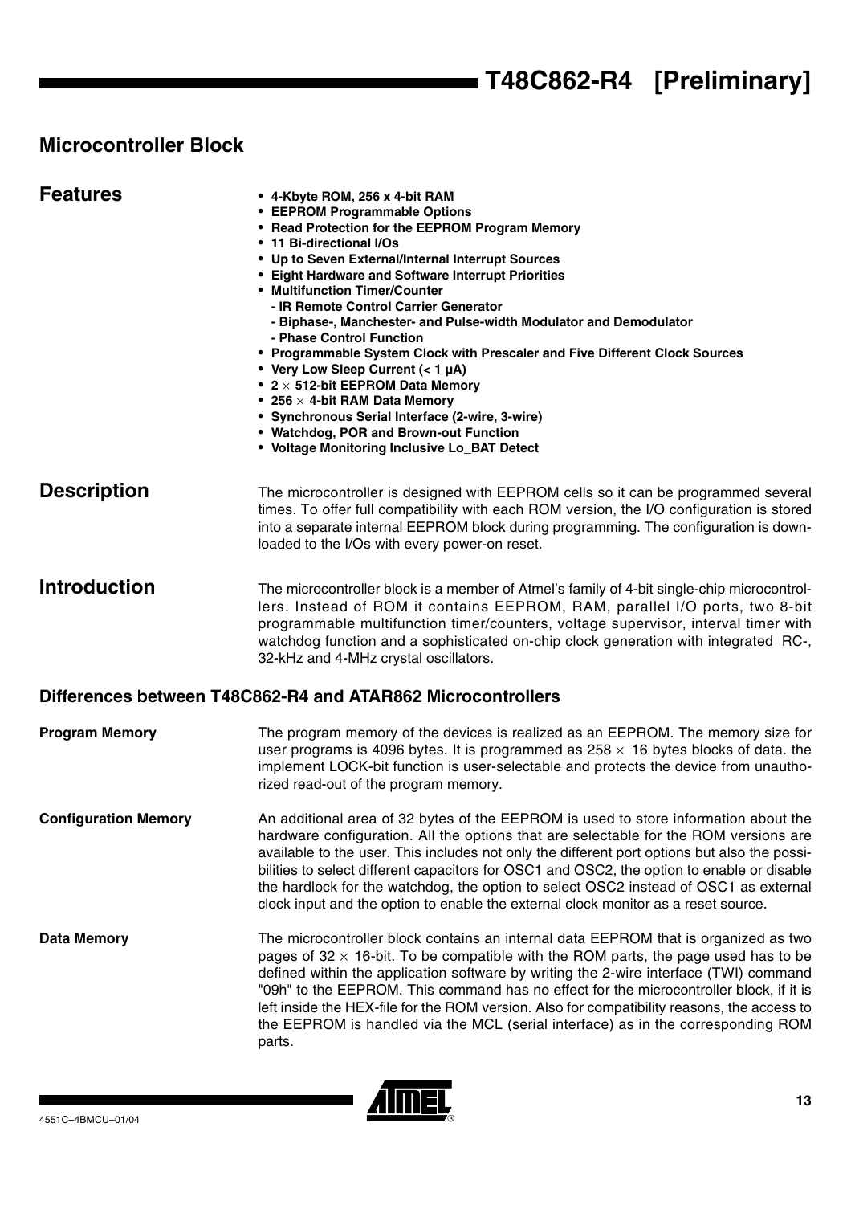## Microcontroller Block

## Features

- **4-Kbyte ROM, 256 x 4-bit RAM**
- **EEPROM Programmable Options**
- **Read Protection for the EEPROM Program Memory**
- **11 Bi-directional I/Os**
- **Up to Seven External/Internal Interrupt Sources**
- **Eight Hardware and Software Interrupt Priorities**
- **Multifunction Timer/Counter**
  - **- IR Remote Control Carrier Generator**
  - **- Biphase-, Manchester- and Pulse-width Modulator and Demodulator**
  - **- Phase Control Function**
- **Programmable System Clock with Prescaler and Five Different Clock Sources**
- **Very Low Sleep Current (< 1 µA)**
- **2 × 512-bit EEPROM Data Memory**
- **256 × 4-bit RAM Data Memory**
- **Synchronous Serial Interface (2-wire, 3-wire)**
- **Watchdog, POR and Brown-out Function**
- **Voltage Monitoring Inclusive Lo_BAT Detect**

## Description

The microcontroller is designed with EEPROM cells so it can be programmed several times. To offer full compatibility with each ROM version, the I/O configuration is stored into a separate internal EEPROM block during programming. The configuration is downloaded to the I/Os with every power-on reset.

## Introduction

The microcontroller block is a member of Atmel's family of 4-bit single-chip microcontrollers. Instead of ROM it contains EEPROM, RAM, parallel I/O ports, two 8-bit programmable multifunction timer/counters, voltage supervisor, interval timer with watchdog function and a sophisticated on-chip clock generation with integrated RC-, 32-kHz and 4-MHz crystal oscillators.

### Differences between T48C862-R4 and ATAR862 Microcontrollers

**Program Memory**

The program memory of the devices is realized as an EEPROM. The memory size for user programs is 4096 bytes. It is programmed as 258 × 16 bytes blocks of data. the implement LOCK-bit function is user-selectable and protects the device from unauthorized read-out of the program memory.

**Configuration Memory**

An additional area of 32 bytes of the EEPROM is used to store information about the hardware configuration. All the options that are selectable for the ROM versions are available to the user. This includes not only the different port options but also the possibilities to select different capacitors for OSC1 and OSC2, the option to enable or disable the hardlock for the watchdog, the option to select OSC2 instead of OSC1 as external clock input and the option to enable the external clock monitor as a reset source.

**Data Memory**

The microcontroller block contains an internal data EEPROM that is organized as two pages of 32 × 16-bit. To be compatible with the ROM parts, the page used has to be defined within the application software by writing the 2-wire interface (TWI) command "09h" to the EEPROM. This command has no effect for the microcontroller block, if it is left inside the HEX-file for the ROM version. Also for compatibility reasons, the access to the EEPROM is handled via the MCL (serial interface) as in the corresponding ROM parts.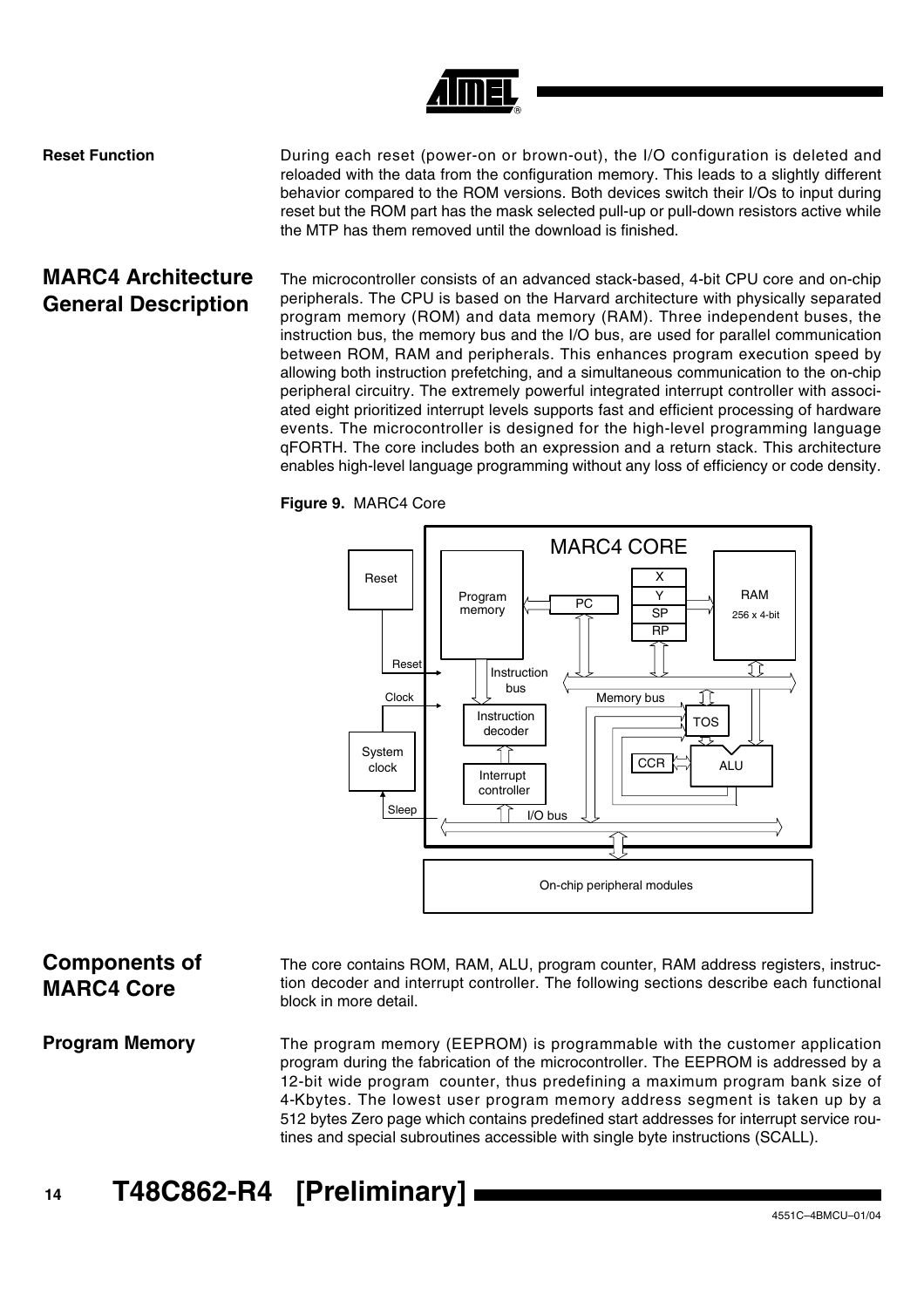## Reset Function

During each reset (power-on or brown-out), the I/O configuration is deleted and reloaded with the data from the configuration memory. This leads to a slightly different behavior compared to the ROM versions. Both devices switch their I/Os to input during reset but the ROM part has the mask selected pull-up or pull-down resistors active while the MTP has them removed until the download is finished.

# MARC4 Architecture General Description

The microcontroller consists of an advanced stack-based, 4-bit CPU core and on-chip peripherals. The CPU is based on the Harvard architecture with physically separated program memory (ROM) and data memory (RAM). Three independent buses, the instruction bus, the memory bus and the I/O bus, are used for parallel communication between ROM, RAM and peripherals. This enhances program execution speed by allowing both instruction prefetching, and a simultaneous communication to the on-chip peripheral circuitry. The extremely powerful integrated interrupt controller with associated eight prioritized interrupt levels supports fast and efficient processing of hardware events. The microcontroller is designed for the high-level programming language qFORTH. The core includes both an expression and a return stack. This architecture enables high-level language programming without any loss of efficiency or code density.

**Figure 9.** MARC4 Core

# Components of MARC4 Core

The core contains ROM, RAM, ALU, program counter, RAM address registers, instruction decoder and interrupt controller. The following sections describe each functional block in more detail.

## Program Memory

The program memory (EEPROM) is programmable with the customer application program during the fabrication of the microcontroller. The EEPROM is addressed by a 12-bit wide program counter, thus predefining a maximum program bank size of 4-Kbytes. The lowest user program memory address segment is taken up by a 512 bytes Zero page which contains predefined start addresses for interrupt service routines and special subroutines accessible with single byte instructions (SCALL).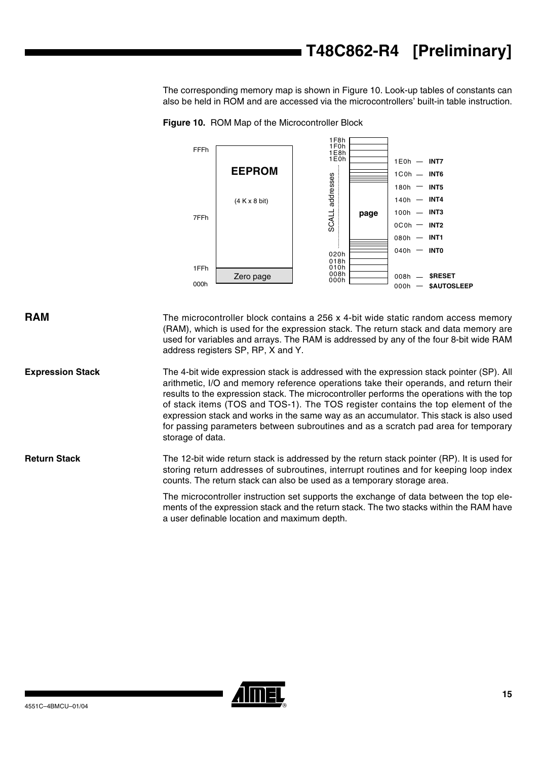The corresponding memory map is shown in Figure 10. Look-up tables of constants can also be held in ROM and are accessed via the microcontrollers' built-in table instruction.

**Figure 10.** ROM Map of the Microcontroller Block

## RAM

The microcontroller block contains a 256 x 4-bit wide static random access memory (RAM), which is used for the expression stack. The return stack and data memory are used for variables and arrays. The RAM is addressed by any of the four 8-bit wide RAM address registers SP, RP, X and Y.

### Expression Stack

The 4-bit wide expression stack is addressed with the expression stack pointer (SP). All arithmetic, I/O and memory reference operations take their operands, and return their results to the expression stack. The microcontroller performs the operations with the top of stack items (TOS and TOS-1). The TOS register contains the top element of the expression stack and works in the same way as an accumulator. This stack is also used for passing parameters between subroutines and as a scratch pad area for temporary storage of data.

### Return Stack

The 12-bit wide return stack is addressed by the return stack pointer (RP). It is used for storing return addresses of subroutines, interrupt routines and for keeping loop index counts. The return stack can also be used as a temporary storage area.

The microcontroller instruction set supports the exchange of data between the top elements of the expression stack and the return stack. The two stacks within the RAM have a user definable location and maximum depth.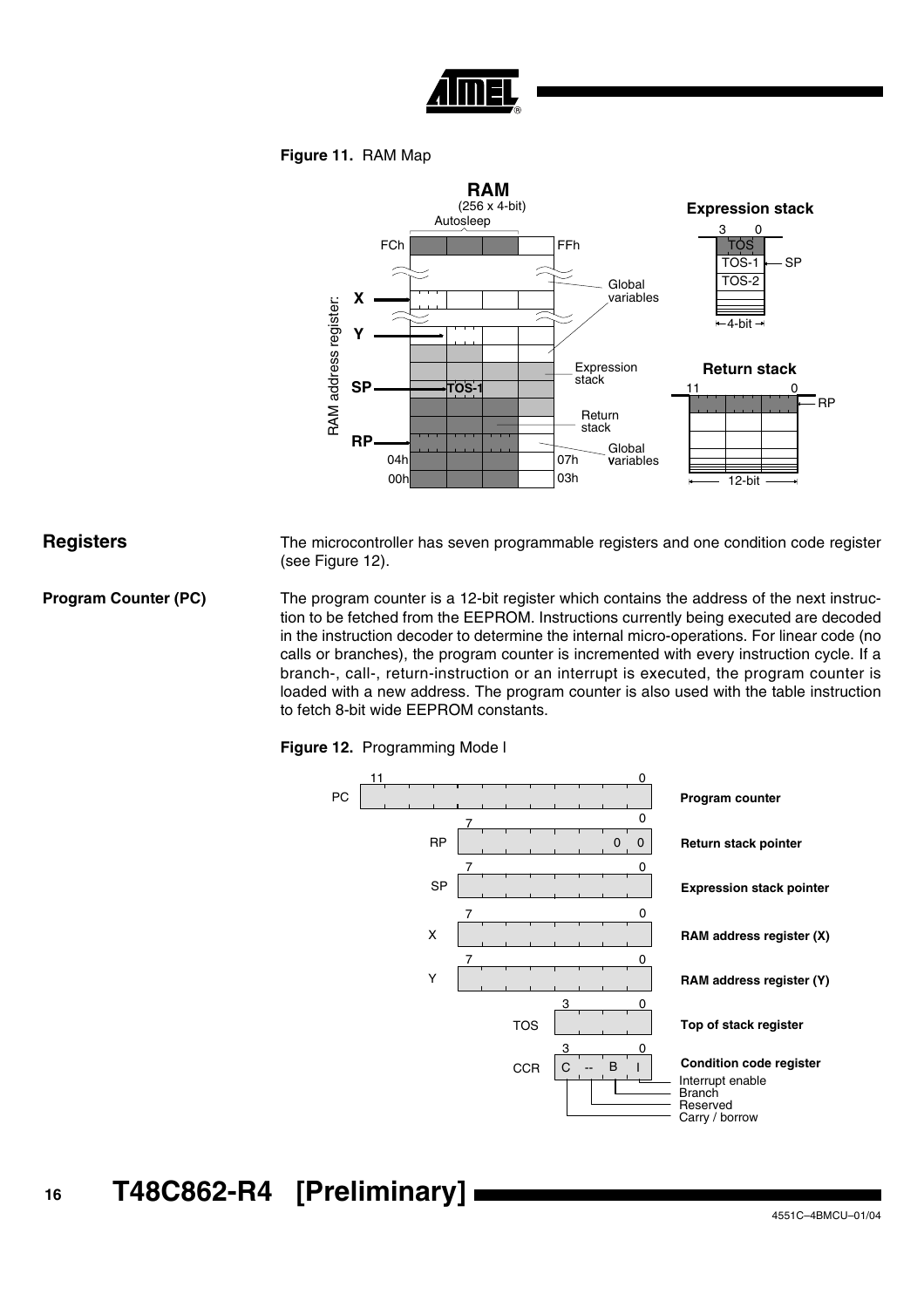**Figure 11.** RAM Map

## Registers

The microcontroller has seven programmable registers and one condition code register (see Figure 12).

### Program Counter (PC)

The program counter is a 12-bit register which contains the address of the next instruction to be fetched from the EEPROM. Instructions currently being executed are decoded in the instruction decoder to determine the internal micro-operations. For linear code (no calls or branches), the program counter is incremented with every instruction cycle. If a branch-, call-, return-instruction or an interrupt is executed, the program counter is loaded with a new address. The program counter is also used with the table instruction to fetch 8-bit wide EEPROM constants.

**Figure 12.** Programming Mode l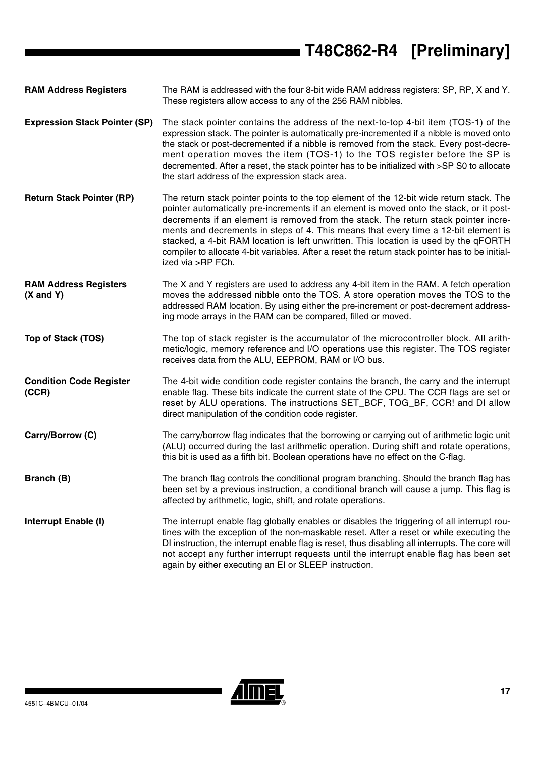### RAM Address Registers

The RAM is addressed with the four 8-bit wide RAM address registers: SP, RP, X and Y. These registers allow access to any of the 256 RAM nibbles.

### Expression Stack Pointer (SP)

The stack pointer contains the address of the next-to-top 4-bit item (TOS-1) of the expression stack. The pointer is automatically pre-incremented if a nibble is moved onto the stack or post-decremented if a nibble is removed from the stack. Every post-decrement operation moves the item (TOS-1) to the TOS register before the SP is decremented. After a reset, the stack pointer has to be initialized with >SP S0 to allocate the start address of the expression stack area.

### Return Stack Pointer (RP)

The return stack pointer points to the top element of the 12-bit wide return stack. The pointer automatically pre-increments if an element is moved onto the stack, or it post-decrements if an element is removed from the stack. The return stack pointer increments and decrements in steps of 4. This means that every time a 12-bit element is stacked, a 4-bit RAM location is left unwritten. This location is used by the qFORTH compiler to allocate 4-bit variables. After a reset the return stack pointer has to be initialized via >RP FCh.

### RAM Address Registers (X and Y)

The X and Y registers are used to address any 4-bit item in the RAM. A fetch operation moves the addressed nibble onto the TOS. A store operation moves the TOS to the addressed RAM location. By using either the pre-increment or post-decrement addressing mode arrays in the RAM can be compared, filled or moved.

### Top of Stack (TOS)

The top of stack register is the accumulator of the microcontroller block. All arithmetic/logic, memory reference and I/O operations use this register. The TOS register receives data from the ALU, EEPROM, RAM or I/O bus.

### Condition Code Register (CCR)

The 4-bit wide condition code register contains the branch, the carry and the interrupt enable flag. These bits indicate the current state of the CPU. The CCR flags are set or reset by ALU operations. The instructions SET_BCF, TOG_BF, CCR! and DI allow direct manipulation of the condition code register.

### Carry/Borrow (C)

The carry/borrow flag indicates that the borrowing or carrying out of arithmetic logic unit (ALU) occurred during the last arithmetic operation. During shift and rotate operations, this bit is used as a fifth bit. Boolean operations have no effect on the C-flag.

### Branch (B)

The branch flag controls the conditional program branching. Should the branch flag has been set by a previous instruction, a conditional branch will cause a jump. This flag is affected by arithmetic, logic, shift, and rotate operations.

### Interrupt Enable (I)

The interrupt enable flag globally enables or disables the triggering of all interrupt routines with the exception of the non-maskable reset. After a reset or while executing the DI instruction, the interrupt enable flag is reset, thus disabling all interrupts. The core will not accept any further interrupt requests until the interrupt enable flag has been set again by either executing an EI or SLEEP instruction.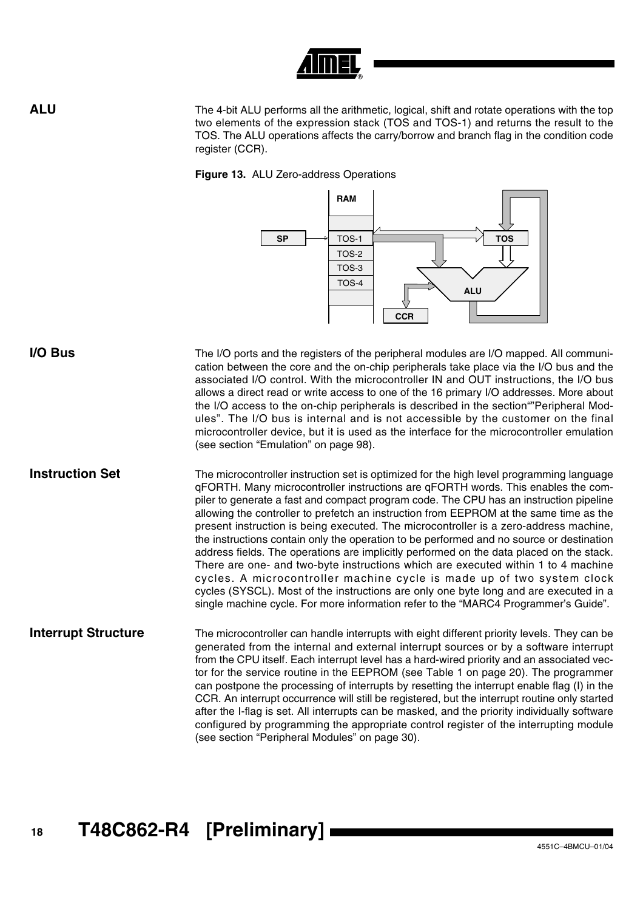## ALU

The 4-bit ALU performs all the arithmetic, logical, shift and rotate operations with the top two elements of the expression stack (TOS and TOS-1) and returns the result to the TOS. The ALU operations affects the carry/borrow and branch flag in the condition code register (CCR).

**Figure 13.** ALU Zero-address Operations

## I/O Bus

The I/O ports and the registers of the peripheral modules are I/O mapped. All communication between the core and the on-chip peripherals take place via the I/O bus and the associated I/O control. With the microcontroller IN and OUT instructions, the I/O bus allows a direct read or write access to one of the 16 primary I/O addresses. More about the I/O access to the on-chip peripherals is described in the section“”Peripheral Modules”. The I/O bus is internal and is not accessible by the customer on the final microcontroller device, but it is used as the interface for the microcontroller emulation (see section “Emulation” on page 98).

## Instruction Set

The microcontroller instruction set is optimized for the high level programming language qFORTH. Many microcontroller instructions are qFORTH words. This enables the compiler to generate a fast and compact program code. The CPU has an instruction pipeline allowing the controller to prefetch an instruction from EEPROM at the same time as the present instruction is being executed. The microcontroller is a zero-address machine, the instructions contain only the operation to be performed and no source or destination address fields. The operations are implicitly performed on the data placed on the stack. There are one- and two-byte instructions which are executed within 1 to 4 machine cycles. A microcontroller machine cycle is made up of two system clock cycles (SYSCL). Most of the instructions are only one byte long and are executed in a single machine cycle. For more information refer to the “MARC4 Programmer’s Guide”.

## Interrupt Structure

The microcontroller can handle interrupts with eight different priority levels. They can be generated from the internal and external interrupt sources or by a software interrupt from the CPU itself. Each interrupt level has a hard-wired priority and an associated vector for the service routine in the EEPROM (see Table 1 on page 20). The programmer can postpone the processing of interrupts by resetting the interrupt enable flag (I) in the CCR. An interrupt occurrence will still be registered, but the interrupt routine only started after the I-flag is set. All interrupts can be masked, and the priority individually software configured by programming the appropriate control register of the interrupting module (see section “Peripheral Modules” on page 30).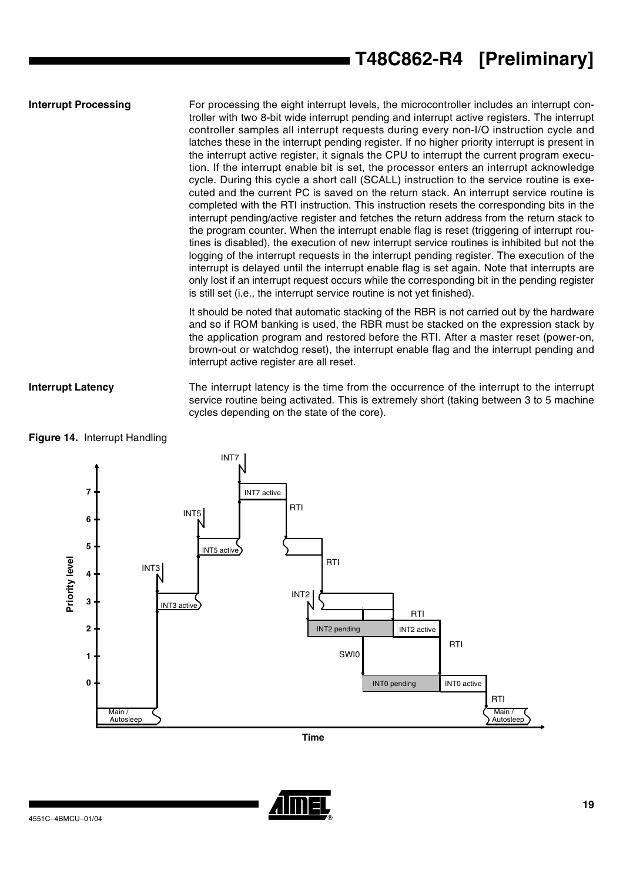## Interrupt Processing

For processing the eight interrupt levels, the microcontroller includes an interrupt controller with two 8-bit wide interrupt pending and interrupt active registers. The interrupt controller samples all interrupt requests during every non-I/O instruction cycle and latches these in the interrupt pending register. If no higher priority interrupt is present in the interrupt active register, it signals the CPU to interrupt the current program execution. If the interrupt enable bit is set, the processor enters an interrupt acknowledge cycle. During this cycle a short call (SCALL) instruction to the service routine is executed and the current PC is saved on the return stack. An interrupt service routine is completed with the RTI instruction. This instruction resets the corresponding bits in the interrupt pending/active register and fetches the return address from the return stack to the program counter. When the interrupt enable flag is reset (triggering of interrupt routines is disabled), the execution of new interrupt service routines is inhibited but not the logging of the interrupt requests in the interrupt pending register. The execution of the interrupt is delayed until the interrupt enable flag is set again. Note that interrupts are only lost if an interrupt request occurs while the corresponding bit in the pending register is still set (i.e., the interrupt service routine is not yet finished).

It should be noted that automatic stacking of the RBR is not carried out by the hardware and so if ROM banking is used, the RBR must be stacked on the expression stack by the application program and restored before the RTI. After a master reset (power-on, brown-out or watchdog reset), the interrupt enable flag and the interrupt pending and interrupt active register are all reset.

## Interrupt Latency

The interrupt latency is the time from the occurrence of the interrupt to the interrupt service routine being activated. This is extremely short (taking between 3 to 5 machine cycles depending on the state of the core).

**Figure 14.** Interrupt Handling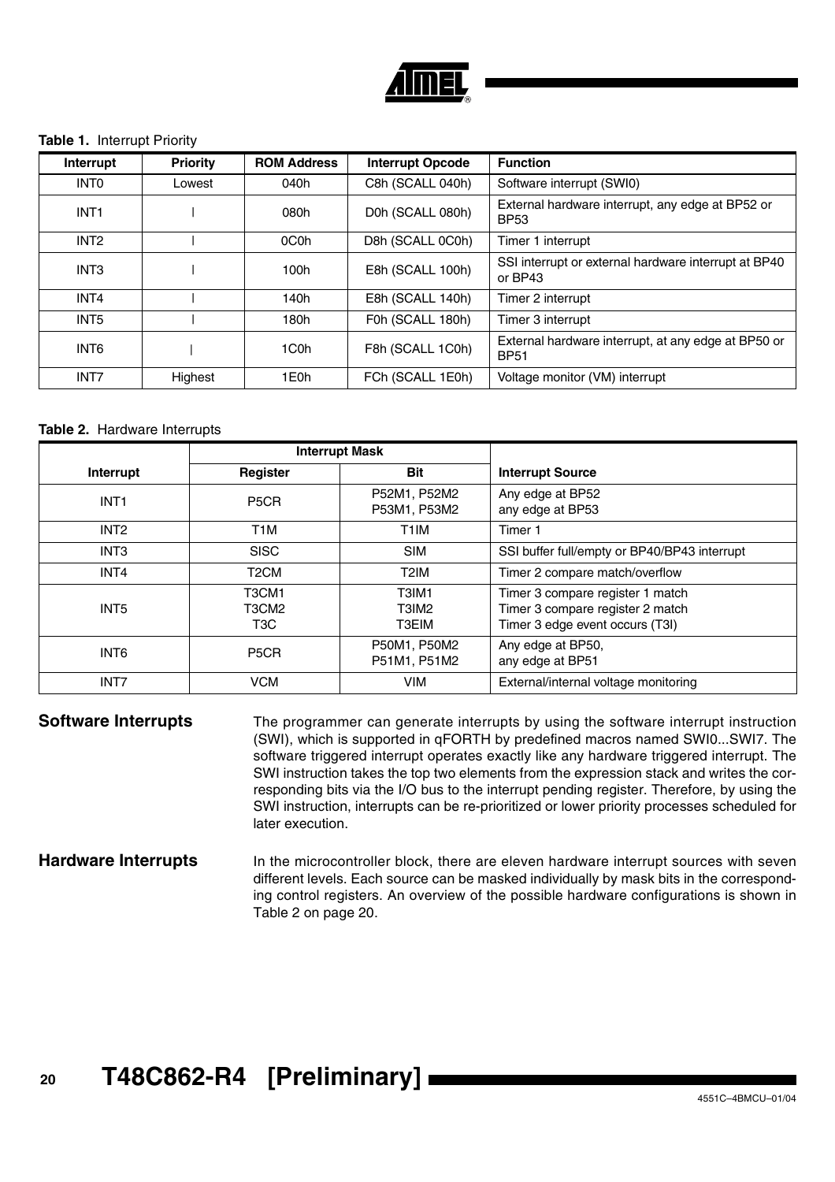**Table 1.** Interrupt Priority

| Interrupt | Priority | ROM Address | Interrupt Opcode | Function |
|---|---|---|---|---|
| INT0 | Lowest | 040h | C8h (SCALL 040h) | Software interrupt (SWI0) |
| INT1 | \| | 080h | D0h (SCALL 080h) | External hardware interrupt, any edge at BP52 or BP53 |
| INT2 | \| | 0C0h | D8h (SCALL 0C0h) | Timer 1 interrupt |
| INT3 | \| | 100h | E8h (SCALL 100h) | SSI interrupt or external hardware interrupt at BP40 or BP43 |
| INT4 | \| | 140h | E8h (SCALL 140h) | Timer 2 interrupt |
| INT5 | \| | 180h | F0h (SCALL 180h) | Timer 3 interrupt |
| INT6 | \| | 1C0h | F8h (SCALL 1C0h) | External hardware interrupt, at any edge at BP50 or BP51 |
| INT7 | Highest | 1E0h | FCh (SCALL 1E0h) | Voltage monitor (VM) interrupt |

**Table 2.** Hardware Interrupts

| | Interrupt Mask | | |
|---|---|---|---|
| Interrupt | Register | Bit | Interrupt Source |
| INT1 | P5CR | P52M1, P52M2<br>P53M1, P53M2 | Any edge at BP52<br>any edge at BP53 |
| INT2 | T1M | T1IM | Timer 1 |
| INT3 | SISC | SIM | SSI buffer full/empty or BP40/BP43 interrupt |
| INT4 | T2CM | T2IM | Timer 2 compare match/overflow |
| INT5 | T3CM1<br>T3CM2<br>T3C | T3IM1<br>T3IM2<br>T3EIM | Timer 3 compare register 1 match<br>Timer 3 compare register 2 match<br>Timer 3 edge event occurs (T3I) |
| INT6 | P5CR | P50M1, P50M2<br>P51M1, P51M2 | Any edge at BP50,<br>any edge at BP51 |
| INT7 | VCM | VIM | External/internal voltage monitoring |

## Software Interrupts

The programmer can generate interrupts by using the software interrupt instruction (SWI), which is supported in qFORTH by predefined macros named SWI0...SWI7. The software triggered interrupt operates exactly like any hardware triggered interrupt. The SWI instruction takes the top two elements from the expression stack and writes the corresponding bits via the I/O bus to the interrupt pending register. Therefore, by using the SWI instruction, interrupts can be re-prioritized or lower priority processes scheduled for later execution.

## Hardware Interrupts

In the microcontroller block, there are eleven hardware interrupt sources with seven different levels. Each source can be masked individually by mask bits in the corresponding control registers. An overview of the possible hardware configurations is shown in Table 2 on page 20.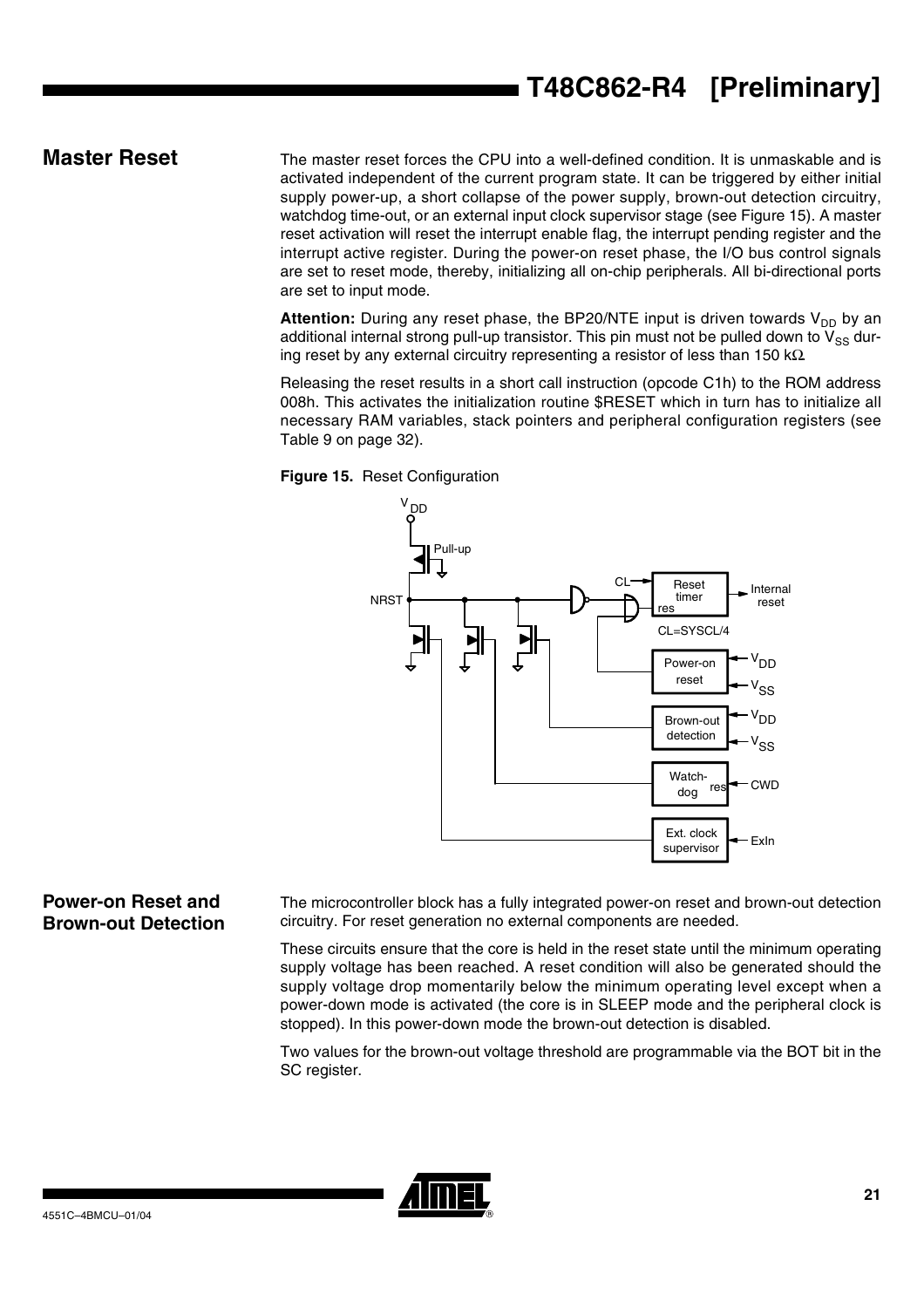## Master Reset

The master reset forces the CPU into a well-defined condition. It is unmaskable and is activated independent of the current program state. It can be triggered by either initial supply power-up, a short collapse of the power supply, brown-out detection circuitry, watchdog time-out, or an external input clock supervisor stage (see Figure 15). A master reset activation will reset the interrupt enable flag, the interrupt pending register and the interrupt active register. During the power-on reset phase, the I/O bus control signals are set to reset mode, thereby, initializing all on-chip peripherals. All bi-directional ports are set to input mode.

**Attention:** During any reset phase, the BP20/NTE input is driven towards $V_{DD}$ by an additional internal strong pull-up transistor. This pin must not be pulled down to $V_{SS}$ during reset by any external circuitry representing a resistor of less than 150 kΩ.

Releasing the reset results in a short call instruction (opcode C1h) to the ROM address 008h. This activates the initialization routine $RESET which in turn has to initialize all necessary RAM variables, stack pointers and peripheral configuration registers (see Table 9 on page 32).

**Figure 15.** Reset Configuration

## Power-on Reset and Brown-out Detection

The microcontroller block has a fully integrated power-on reset and brown-out detection circuitry. For reset generation no external components are needed.

These circuits ensure that the core is held in the reset state until the minimum operating supply voltage has been reached. A reset condition will also be generated should the supply voltage drop momentarily below the minimum operating level except when a power-down mode is activated (the core is in SLEEP mode and the peripheral clock is stopped). In this power-down mode the brown-out detection is disabled.

Two values for the brown-out voltage threshold are programmable via the BOT bit in the SC register.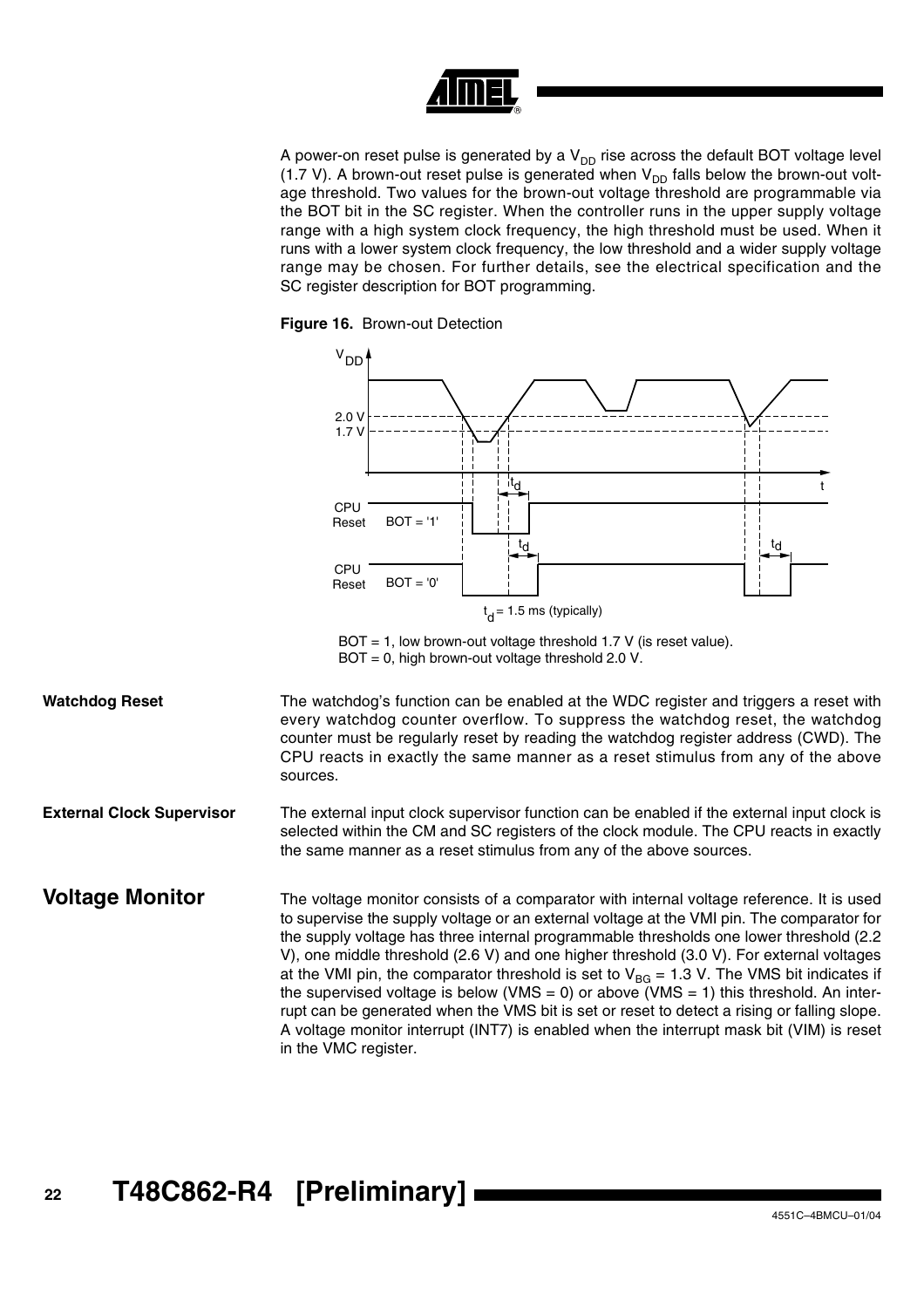A power-on reset pulse is generated by a $V_{DD}$ rise across the default BOT voltage level (1.7 V). A brown-out reset pulse is generated when $V_{DD}$ falls below the brown-out voltage threshold. Two values for the brown-out voltage threshold are programmable via the BOT bit in the SC register. When the controller runs in the upper supply voltage range with a high system clock frequency, the high threshold must be used. When it runs with a lower system clock frequency, the low threshold and a wider supply voltage range may be chosen. For further details, see the electrical specification and the SC register description for BOT programming.

**Figure 16.** Brown-out Detection

$t_d$ = 1.5 ms (typically)

BOT = 1, low brown-out voltage threshold 1.7 V (is reset value).
BOT = 0, high brown-out voltage threshold 2.0 V.

### Watchdog Reset

The watchdog's function can be enabled at the WDC register and triggers a reset with every watchdog counter overflow. To suppress the watchdog reset, the watchdog counter must be regularly reset by reading the watchdog register address (CWD). The CPU reacts in exactly the same manner as a reset stimulus from any of the above sources.

### External Clock Supervisor

The external input clock supervisor function can be enabled if the external input clock is selected within the CM and SC registers of the clock module. The CPU reacts in exactly the same manner as a reset stimulus from any of the above sources.

## Voltage Monitor

The voltage monitor consists of a comparator with internal voltage reference. It is used to supervise the supply voltage or an external voltage at the VMI pin. The comparator for the supply voltage has three internal programmable thresholds one lower threshold (2.2 V), one middle threshold (2.6 V) and one higher threshold (3.0 V). For external voltages at the VMI pin, the comparator threshold is set to $V_{BG}$ = 1.3 V. The VMS bit indicates if the supervised voltage is below (VMS = 0) or above (VMS = 1) this threshold. An interrupt can be generated when the VMS bit is set or reset to detect a rising or falling slope. A voltage monitor interrupt (INT7) is enabled when the interrupt mask bit (VIM) is reset in the VMC register.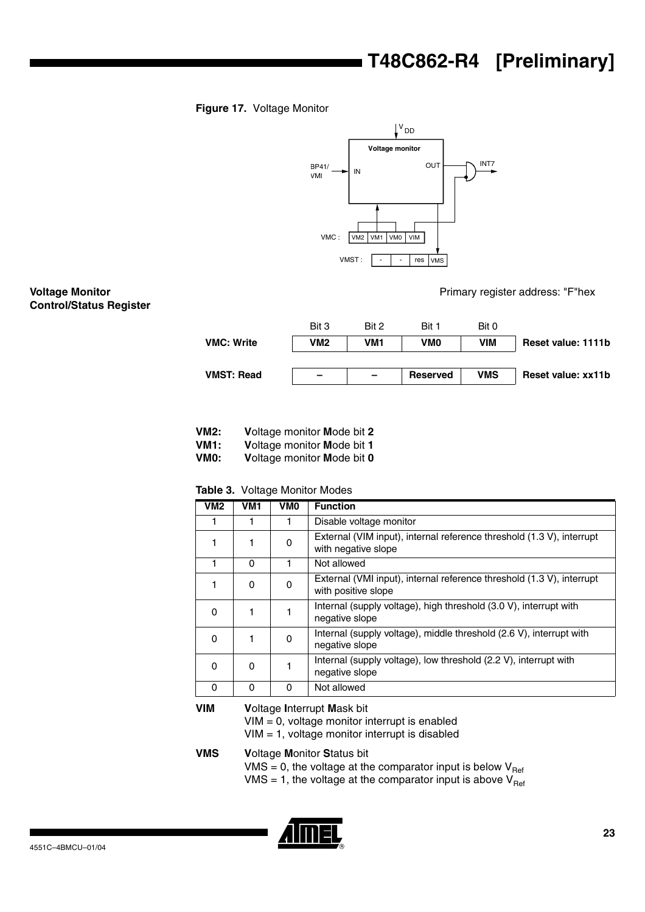**Figure 17.** Voltage Monitor

## Voltage Monitor Control/Status Register

Primary register address: "F"hex

| | Bit 3 | Bit 2 | Bit 1 | Bit 0 | |
|---|---|---|---|---|---|
| **VMC: Write** | **VM2** | **VM1** | **VM0** | **VIM** | **Reset value: 1111b** |
| **VMST: Read** | **–** | **–** | **Reserved** | **VMS** | **Reset value: xx11b** |

**VM2:** **V**oltage monitor **M**ode bit **2**
**VM1:** **V**oltage monitor **M**ode bit **1**
**VM0:** **V**oltage monitor **M**ode bit **0**

**Table 3.** Voltage Monitor Modes

| VM2 | VM1 | VM0 | Function |
|---|---|---|---|
| 1 | 1 | 1 | Disable voltage monitor |
| 1 | 1 | 0 | External (VIM input), internal reference threshold (1.3 V), interrupt with negative slope |
| 1 | 0 | 1 | Not allowed |
| 1 | 0 | 0 | External (VMI input), internal reference threshold (1.3 V), interrupt with positive slope |
| 0 | 1 | 1 | Internal (supply voltage), high threshold (3.0 V), interrupt with negative slope |
| 0 | 1 | 0 | Internal (supply voltage), middle threshold (2.6 V), interrupt with negative slope |
| 0 | 0 | 1 | Internal (supply voltage), low threshold (2.2 V), interrupt with negative slope |
| 0 | 0 | 0 | Not allowed |

**VIM** **V**oltage **I**nterrupt **M**ask bit
VIM = 0, voltage monitor interrupt is enabled
VIM = 1, voltage monitor interrupt is disabled

**VMS** **V**oltage **M**onitor **S**tatus bit
VMS = 0, the voltage at the comparator input is below $V_{Ref}$
VMS = 1, the voltage at the comparator input is above $V_{Ref}$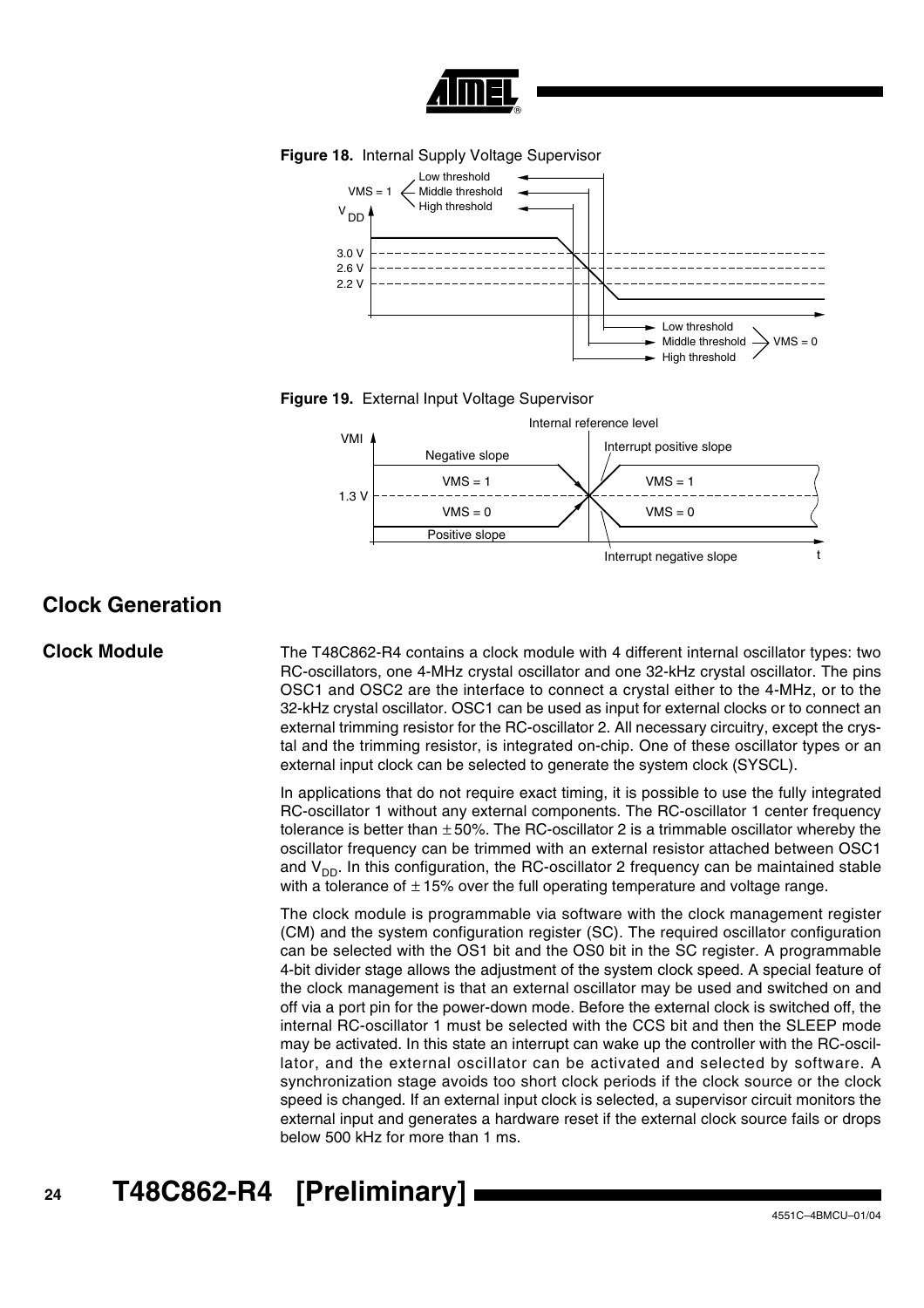**Figure 18.** Internal Supply Voltage Supervisor

**Figure 19.** External Input Voltage Supervisor

## Clock Generation

### Clock Module

The T48C862-R4 contains a clock module with 4 different internal oscillator types: two RC-oscillators, one 4-MHz crystal oscillator and one 32-kHz crystal oscillator. The pins OSC1 and OSC2 are the interface to connect a crystal either to the 4-MHz, or to the 32-kHz crystal oscillator. OSC1 can be used as input for external clocks or to connect an external trimming resistor for the RC-oscillator 2. All necessary circuitry, except the crystal and the trimming resistor, is integrated on-chip. One of these oscillator types or an external input clock can be selected to generate the system clock (SYSCL).

In applications that do not require exact timing, it is possible to use the fully integrated RC-oscillator 1 without any external components. The RC-oscillator 1 center frequency tolerance is better than $\pm$50%. The RC-oscillator 2 is a trimmable oscillator whereby the oscillator frequency can be trimmed with an external resistor attached between OSC1 and $V_{DD}$. In this configuration, the RC-oscillator 2 frequency can be maintained stable with a tolerance of $\pm$15% over the full operating temperature and voltage range.

The clock module is programmable via software with the clock management register (CM) and the system configuration register (SC). The required oscillator configuration can be selected with the OS1 bit and the OS0 bit in the SC register. A programmable 4-bit divider stage allows the adjustment of the system clock speed. A special feature of the clock management is that an external oscillator may be used and switched on and off via a port pin for the power-down mode. Before the external clock is switched off, the internal RC-oscillator 1 must be selected with the CCS bit and then the SLEEP mode may be activated. In this state an interrupt can wake up the controller with the RC-oscillator, and the external oscillator can be activated and selected by software. A synchronization stage avoids too short clock periods if the clock source or the clock speed is changed. If an external input clock is selected, a supervisor circuit monitors the external input and generates a hardware reset if the external clock source fails or drops below 500 kHz for more than 1 ms.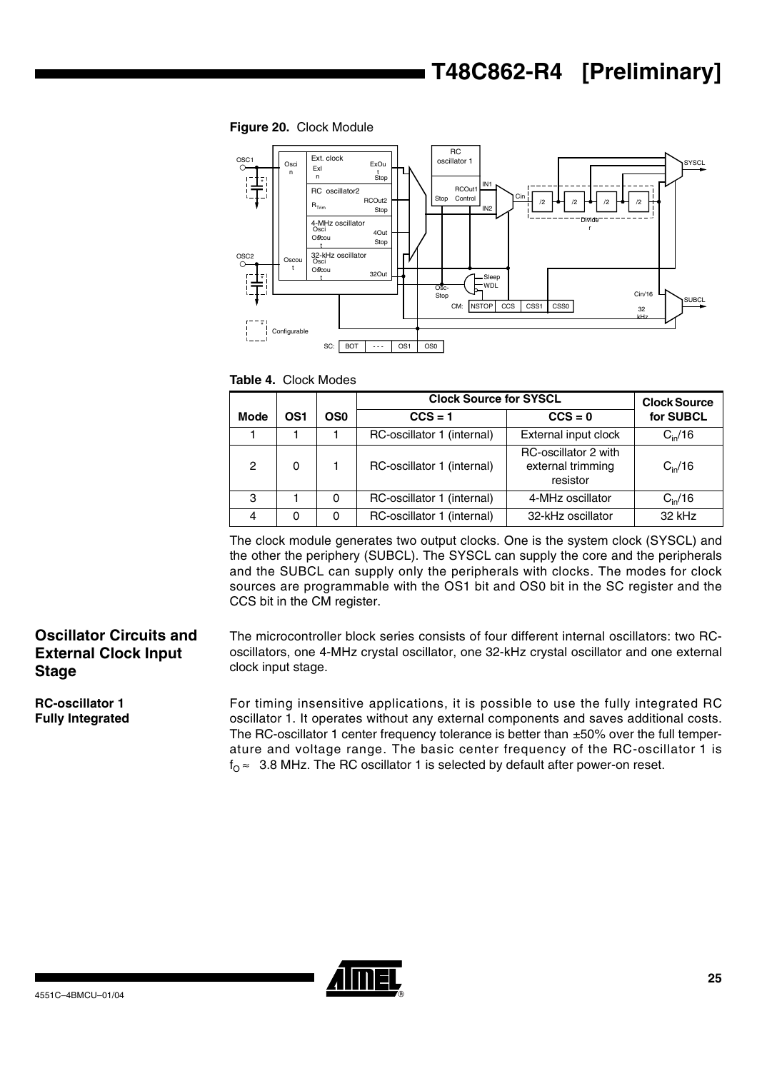**Figure 20.** Clock Module

**Table 4.** Clock Modes

| Mode | OS1 | OS0 | Clock Source for SYSCL | | Clock Source for SUBCL |
|---|---|---|---|---|---|
| | | | CCS = 1 | CCS = 0 | |
| 1 | 1 | 1 | RC-oscillator 1 (internal) | External input clock | $C_{in}/16$ |
| 2 | 0 | 1 | RC-oscillator 1 (internal) | RC-oscillator 2 with external trimming resistor | $C_{in}/16$ |
| 3 | 1 | 0 | RC-oscillator 1 (internal) | 4-MHz oscillator | $C_{in}/16$ |
| 4 | 0 | 0 | RC-oscillator 1 (internal) | 32-kHz oscillator | 32 kHz |

The clock module generates two output clocks. One is the system clock (SYSCL) and the other the periphery (SUBCL). The SYSCL can supply the core and the peripherals and the SUBCL can supply only the peripherals with clocks. The modes for clock sources are programmable with the OS1 bit and OS0 bit in the SC register and the CCS bit in the CM register.

## Oscillator Circuits and External Clock Input Stage

The microcontroller block series consists of four different internal oscillators: two RC-oscillators, one 4-MHz crystal oscillator, one 32-kHz crystal oscillator and one external clock input stage.

### RC-oscillator 1 Fully Integrated

For timing insensitive applications, it is possible to use the fully integrated RC oscillator 1. It operates without any external components and saves additional costs. The RC-oscillator 1 center frequency tolerance is better than ±50% over the full temperature and voltage range. The basic center frequency of the RC-oscillator 1 is $f_O \approx$ 3.8 MHz. The RC oscillator 1 is selected by default after power-on reset.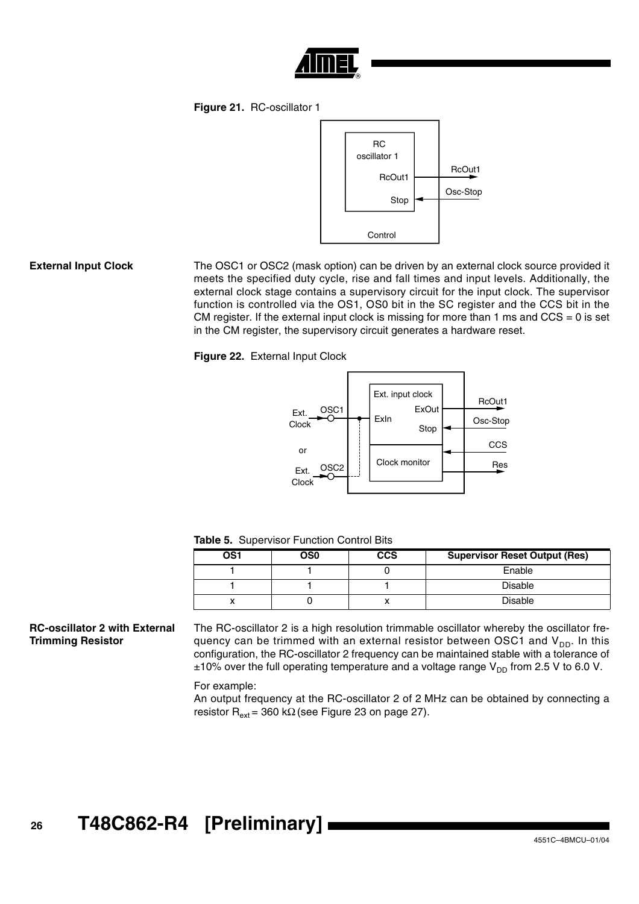**Figure 21.** RC-oscillator 1

## External Input Clock

The OSC1 or OSC2 (mask option) can be driven by an external clock source provided it meets the specified duty cycle, rise and fall times and input levels. Additionally, the external clock stage contains a supervisory circuit for the input clock. The supervisor function is controlled via the OS1, OS0 bit in the SC register and the CCS bit in the CM register. If the external input clock is missing for more than 1 ms and CCS = 0 is set in the CM register, the supervisory circuit generates a hardware reset.

**Figure 22.** External Input Clock

**Table 5.** Supervisor Function Control Bits

| OS1 | OS0 | CCS | Supervisor Reset Output (Res) |
|---|---|---|---|
| 1 | 1 | 0 | Enable |
| 1 | 1 | 1 | Disable |
| x | 0 | x | Disable |

## RC-oscillator 2 with External Trimming Resistor

The RC-oscillator 2 is a high resolution trimmable oscillator whereby the oscillator frequency can be trimmed with an external resistor between OSC1 and $V_{DD}$. In this configuration, the RC-oscillator 2 frequency can be maintained stable with a tolerance of ±10% over the full operating temperature and a voltage range $V_{DD}$ from 2.5 V to 6.0 V.

For example:
An output frequency at the RC-oscillator 2 of 2 MHz can be obtained by connecting a resistor $R_{ext}$ = 360 kΩ (see Figure 23 on page 27).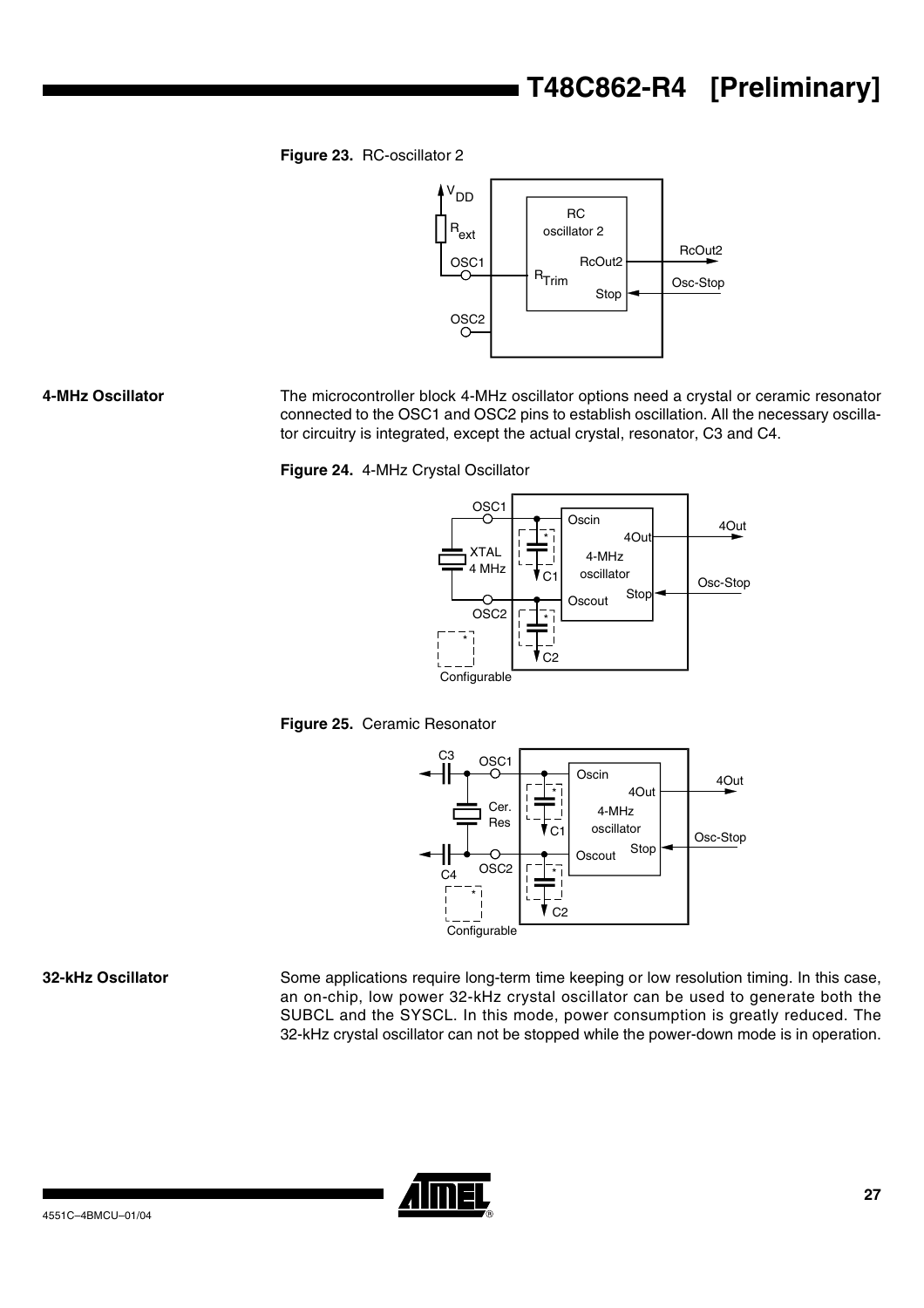**Figure 23.** RC-oscillator 2

## 4-MHz Oscillator

The microcontroller block 4-MHz oscillator options need a crystal or ceramic resonator connected to the OSC1 and OSC2 pins to establish oscillation. All the necessary oscillator circuitry is integrated, except the actual crystal, resonator, C3 and C4.

**Figure 24.** 4-MHz Crystal Oscillator

**Figure 25.** Ceramic Resonator

## 32-kHz Oscillator

Some applications require long-term time keeping or low resolution timing. In this case, an on-chip, low power 32-kHz crystal oscillator can be used to generate both the SUBCL and the SYSCL. In this mode, power consumption is greatly reduced. The 32-kHz crystal oscillator can not be stopped while the power-down mode is in operation.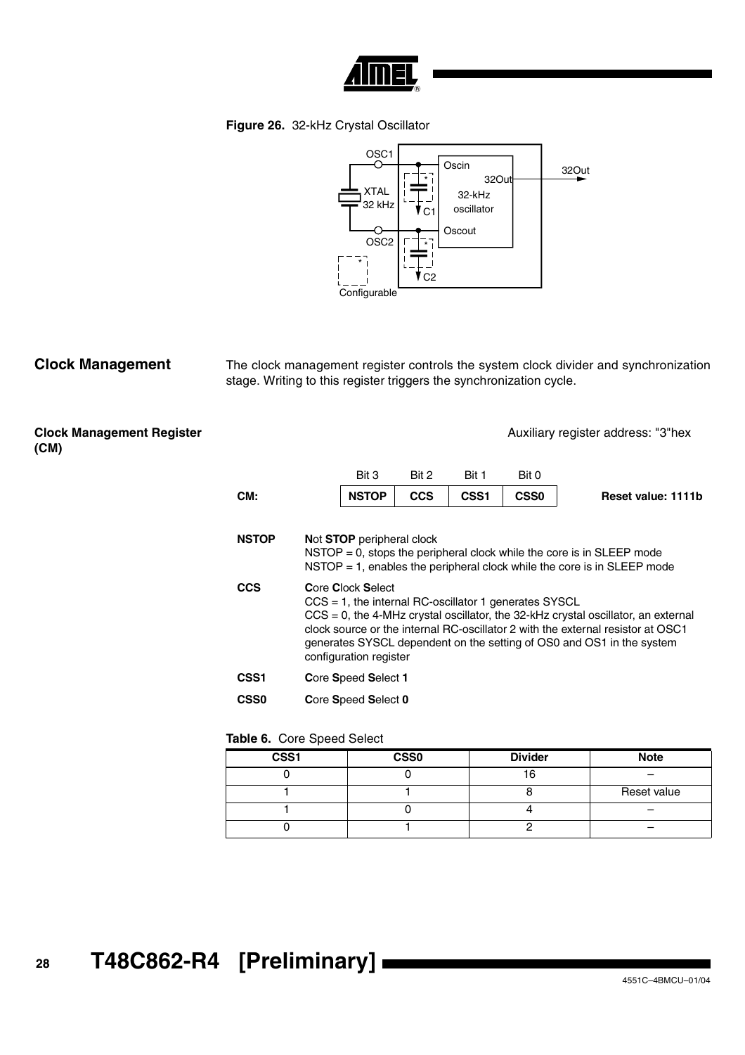**Figure 26.** 32-kHz Crystal Oscillator

## Clock Management

The clock management register controls the system clock divider and synchronization stage. Writing to this register triggers the synchronization cycle.

### Clock Management Register (CM)

Auxiliary register address: "3"hex

| | Bit 3 | Bit 2 | Bit 1 | Bit 0 | |
|---|---|---|---|---|---|
| **CM:** | **NSTOP** | **CCS** | **CSS1** | **CSS0** | **Reset value: 1111b** |

**NSTOP** — **N**ot **STOP** peripheral clock
NSTOP = 0, stops the peripheral clock while the core is in SLEEP mode
NSTOP = 1, enables the peripheral clock while the core is in SLEEP mode

**CCS** — **C**ore **C**lock **S**elect
CCS = 1, the internal RC-oscillator 1 generates SYSCL
CCS = 0, the 4-MHz crystal oscillator, the 32-kHz crystal oscillator, an external clock source or the internal RC-oscillator 2 with the external resistor at OSC1 generates SYSCL dependent on the setting of OS0 and OS1 in the system configuration register

**CSS1** — **C**ore **S**peed **S**elect **1**

**CSS0** — **C**ore **S**peed **S**elect **0**

**Table 6.** Core Speed Select

| CSS1 | CSS0 | Divider | Note |
|---|---|---|---|
| 0 | 0 | 16 | – |
| 1 | 1 | 8 | Reset value |
| 1 | 0 | 4 | – |
| 0 | 1 | 2 | – |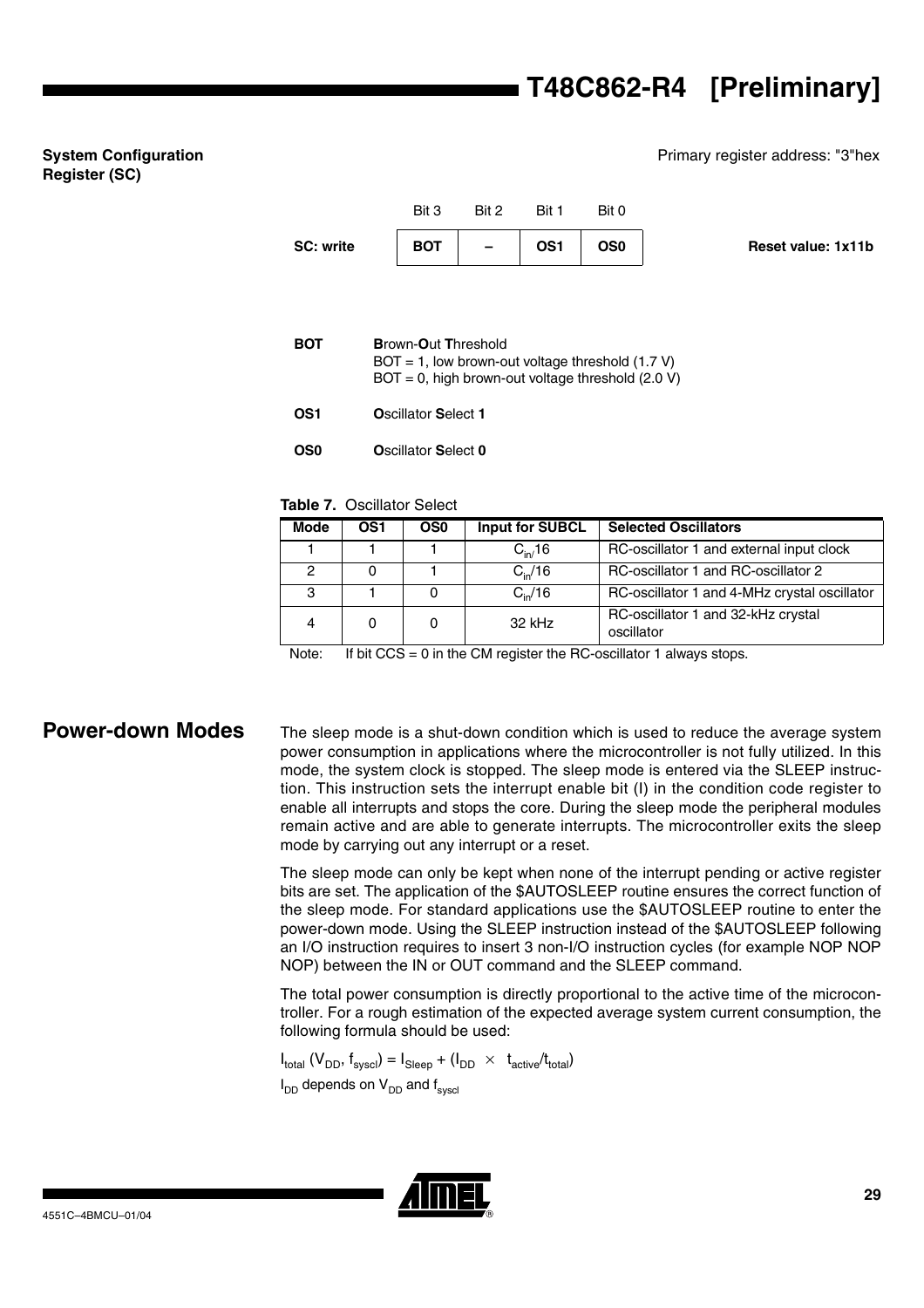### System Configuration Register (SC)

Primary register address: "3"hex

|  | Bit 3 | Bit 2 | Bit 1 | Bit 0 |  |
|---|---|---|---|---|---|
| **SC: write** | **BOT** | **–** | **OS1** | **OS0** | **Reset value: 1x11b** |

**BOT** — **B**rown-**O**ut **T**hreshold
BOT = 1, low brown-out voltage threshold (1.7 V)
BOT = 0, high brown-out voltage threshold (2.0 V)

**OS1** — **O**scillator **S**elect **1**

**OS0** — **O**scillator **S**elect **0**

**Table 7.** Oscillator Select

| Mode | OS1 | OS0 | Input for SUBCL | Selected Oscillators |
|---|---|---|---|---|
| 1 | 1 | 1 | $C_{in}/16$ | RC-oscillator 1 and external input clock |
| 2 | 0 | 1 | $C_{in}/16$ | RC-oscillator 1 and RC-oscillator 2 |
| 3 | 1 | 0 | $C_{in}/16$ | RC-oscillator 1 and 4-MHz crystal oscillator |
| 4 | 0 | 0 | 32 kHz | RC-oscillator 1 and 32-kHz crystal oscillator |

Note: If bit CCS = 0 in the CM register the RC-oscillator 1 always stops.

## Power-down Modes

The sleep mode is a shut-down condition which is used to reduce the average system power consumption in applications where the microcontroller is not fully utilized. In this mode, the system clock is stopped. The sleep mode is entered via the SLEEP instruction. This instruction sets the interrupt enable bit (I) in the condition code register to enable all interrupts and stops the core. During the sleep mode the peripheral modules remain active and are able to generate interrupts. The microcontroller exits the sleep mode by carrying out any interrupt or a reset.

The sleep mode can only be kept when none of the interrupt pending or active register bits are set. The application of the $AUTOSLEEP routine ensures the correct function of the sleep mode. For standard applications use the $AUTOSLEEP routine to enter the power-down mode. Using the SLEEP instruction instead of the $AUTOSLEEP following an I/O instruction requires to insert 3 non-I/O instruction cycles (for example NOP NOP NOP) between the IN or OUT command and the SLEEP command.

The total power consumption is directly proportional to the active time of the microcontroller. For a rough estimation of the expected average system current consumption, the following formula should be used:

$I_{total}\ (V_{DD}, f_{syscl}) = I_{Sleep} + (I_{DD} \times t_{active}/t_{total})$

$I_{DD}$ depends on $V_{DD}$ and $f_{syscl}$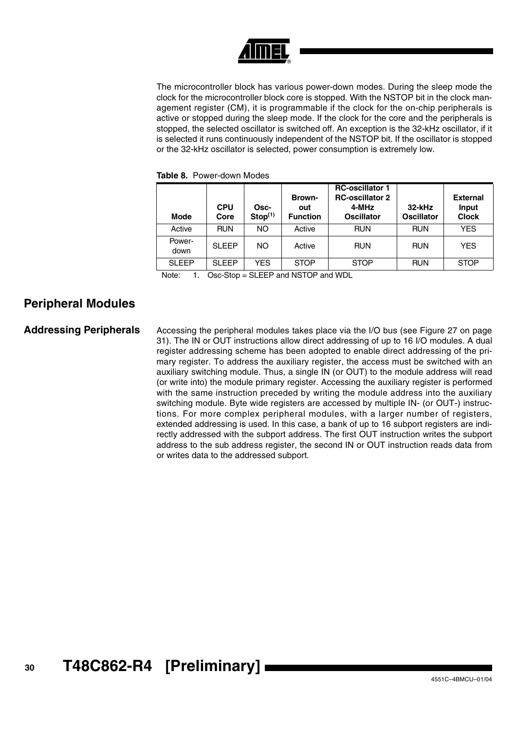The microcontroller block has various power-down modes. During the sleep mode the clock for the microcontroller block core is stopped. With the NSTOP bit in the clock management register (CM), it is programmable if the clock for the on-chip peripherals is active or stopped during the sleep mode. If the clock for the core and the peripherals is stopped, the selected oscillator is switched off. An exception is the 32-kHz oscillator, if it is selected it runs continuously independent of the NSTOP bit. If the oscillator is stopped or the 32-kHz oscillator is selected, power consumption is extremely low.

**Table 8.** Power-down Modes

| Mode | CPU Core | Osc-Stop(1) | Brown-out Function | RC-oscillator 1 RC-oscillator 2 4-MHz Oscillator | 32-kHz Oscillator | External Input Clock |
|---|---|---|---|---|---|---|
| Active | RUN | NO | Active | RUN | RUN | YES |
| Power-down | SLEEP | NO | Active | RUN | RUN | YES |
| SLEEP | SLEEP | YES | STOP | STOP | RUN | STOP |

Note: 1. Osc-Stop = SLEEP and NSTOP and WDL

## Peripheral Modules

### Addressing Peripherals

Accessing the peripheral modules takes place via the I/O bus (see Figure 27 on page 31). The IN or OUT instructions allow direct addressing of up to 16 I/O modules. A dual register addressing scheme has been adopted to enable direct addressing of the primary register. To address the auxiliary register, the access must be switched with an auxiliary switching module. Thus, a single IN (or OUT) to the module address will read (or write into) the module primary register. Accessing the auxiliary register is performed with the same instruction preceded by writing the module address into the auxiliary switching module. Byte wide registers are accessed by multiple IN- (or OUT-) instructions. For more complex peripheral modules, with a larger number of registers, extended addressing is used. In this case, a bank of up to 16 subport registers are indirectly addressed with the subport address. The first OUT instruction writes the subport address to the sub address register, the second IN or OUT instruction reads data from or writes data to the addressed subport.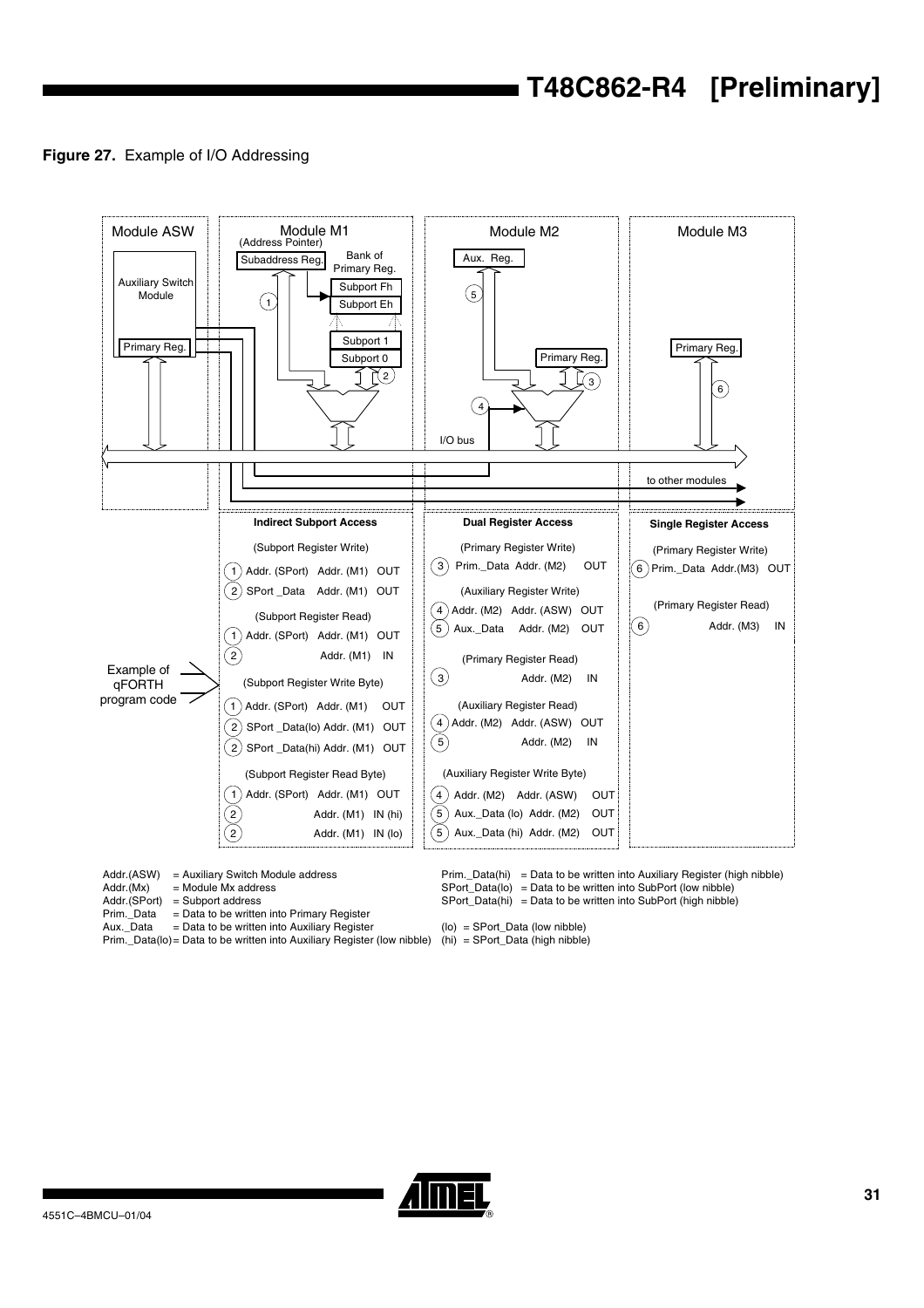**Figure 27.** Example of I/O Addressing

Module ASW | Module M1 (Address Pointer) | Module M2 | Module M3

Auxiliary Switch Module — Primary Reg.

Subaddress Reg. — Bank of Primary Reg.: Subport Fh, Subport Eh, ..., Subport 1, Subport 0

Aux. Reg. — Primary Reg.

Primary Reg.

I/O bus — to other modules

Example of qFORTH program code

| Indirect Subport Access | Dual Register Access | Single Register Access |
|---|---|---|
| (Subport Register Write) | (Primary Register Write) | (Primary Register Write) |
| (1) Addr. (SPort) Addr. (M1) OUT | (3) Prim._Data Addr. (M2) OUT | (6) Prim._Data Addr.(M3) OUT |
| (2) SPort _Data Addr. (M1) OUT | (Auxiliary Register Write) | (Primary Register Read) |
| (Subport Register Read) | (4) Addr. (M2) Addr. (ASW) OUT | (6) Addr. (M3) IN |
| (1) Addr. (SPort) Addr. (M1) OUT | (5) Aux._Data Addr. (M2) OUT | |
| (2) Addr. (M1) IN | (Primary Register Read) | |
| (Subport Register Write Byte) | (3) Addr. (M2) IN | |
| (1) Addr. (SPort) Addr. (M1) OUT | (Auxiliary Register Read) | |
| (2) SPort _Data(lo) Addr. (M1) OUT | (4) Addr. (M2) Addr. (ASW) OUT | |
| (2) SPort _Data(hi) Addr. (M1) OUT | (5) Addr. (M2) IN | |
| (Subport Register Read Byte) | (Auxiliary Register Write Byte) | |
| (1) Addr. (SPort) Addr. (M1) OUT | (4) Addr. (M2) Addr. (ASW) OUT | |
| (2) Addr. (M1) IN (hi) | (5) Aux._Data (lo) Addr. (M2) OUT | |
| (2) Addr. (M1) IN (lo) | (5) Aux._Data (hi) Addr. (M2) OUT | |

Addr.(ASW) = Auxiliary Switch Module address
Addr.(Mx) = Module Mx address
Addr.(SPort) = Subport address
Prim._Data = Data to be written into Primary Register
Aux._Data = Data to be written into Auxiliary Register
Prim._Data(lo) = Data to be written into Auxiliary Register (low nibble)
Prim._Data(hi) = Data to be written into Auxiliary Register (high nibble)
SPort_Data(lo) = Data to be written into SubPort (low nibble)
SPort_Data(hi) = Data to be written into SubPort (high nibble)
(lo) = SPort_Data (low nibble)
(hi) = SPort_Data (high nibble)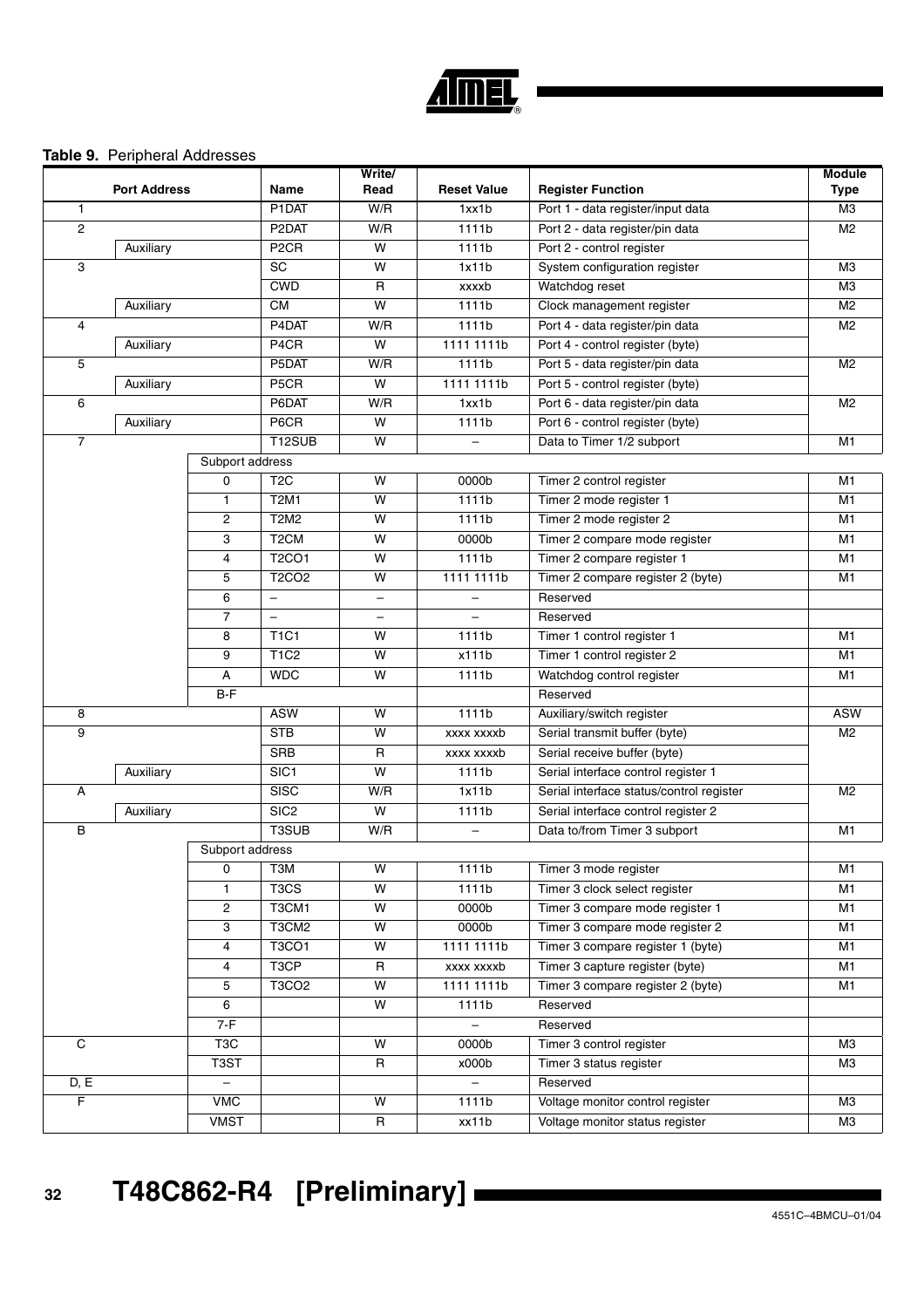**Table 9.** Peripheral Addresses

| Port Address | | | Name | Write/ Read | Reset Value | Register Function | Module Type |
|---|---|---|---|---|---|---|---|
| 1 | | | P1DAT | W/R | 1xx1b | Port 1 - data register/input data | M3 |
| 2 | | | P2DAT | W/R | 1111b | Port 2 - data register/pin data | M2 |
| | Auxiliary | | P2CR | W | 1111b | Port 2 - control register | |
| 3 | | | SC | W | 1x11b | System configuration register | M3 |
| | | | CWD | R | xxxxb | Watchdog reset | M3 |
| | Auxiliary | | CM | W | 1111b | Clock management register | M2 |
| 4 | | | P4DAT | W/R | 1111b | Port 4 - data register/pin data | M2 |
| | Auxiliary | | P4CR | W | 1111 1111b | Port 4 - control register (byte) | |
| 5 | | | P5DAT | W/R | 1111b | Port 5 - data register/pin data | M2 |
| | Auxiliary | | P5CR | W | 1111 1111b | Port 5 - control register (byte) | |
| 6 | | | P6DAT | W/R | 1xx1b | Port 6 - data register/pin data | M2 |
| | Auxiliary | | P6CR | W | 1111b | Port 6 - control register (byte) | |
| 7 | | | T12SUB | W | – | Data to Timer 1/2 subport | M1 |
| | | Support address | | | | | |
| | | 0 | T2C | W | 0000b | Timer 2 control register | M1 |
| | | 1 | T2M1 | W | 1111b | Timer 2 mode register 1 | M1 |
| | | 2 | T2M2 | W | 1111b | Timer 2 mode register 2 | M1 |
| | | 3 | T2CM | W | 0000b | Timer 2 compare mode register | M1 |
| | | 4 | T2CO1 | W | 1111b | Timer 2 compare register 1 | M1 |
| | | 5 | T2CO2 | W | 1111 1111b | Timer 2 compare register 2 (byte) | M1 |
| | | 6 | – | – | – | Reserved | |
| | | 7 | – | – | – | Reserved | |
| | | 8 | T1C1 | W | 1111b | Timer 1 control register 1 | M1 |
| | | 9 | T1C2 | W | x111b | Timer 1 control register 2 | M1 |
| | | A | WDC | W | 1111b | Watchdog control register | M1 |
| | | B-F | | | | Reserved | |
| 8 | | | ASW | W | 1111b | Auxiliary/switch register | ASW |
| 9 | | | STB | W | xxxx xxxxb | Serial transmit buffer (byte) | M2 |
| | | | SRB | R | xxxx xxxxb | Serial receive buffer (byte) | |
| | Auxiliary | | SIC1 | W | 1111b | Serial interface control register 1 | |
| A | | | SISC | W/R | 1x11b | Serial interface status/control register | M2 |
| | Auxiliary | | SIC2 | W | 1111b | Serial interface control register 2 | |
| B | | | T3SUB | W/R | – | Data to/from Timer 3 subport | M1 |
| | | Support address | | | | | |
| | | 0 | T3M | W | 1111b | Timer 3 mode register | M1 |
| | | 1 | T3CS | W | 1111b | Timer 3 clock select register | M1 |
| | | 2 | T3CM1 | W | 0000b | Timer 3 compare mode register 1 | M1 |
| | | 3 | T3CM2 | W | 0000b | Timer 3 compare mode register 2 | M1 |
| | | 4 | T3CO1 | W | 1111 1111b | Timer 3 compare register 1 (byte) | M1 |
| | | 4 | T3CP | R | xxxx xxxxb | Timer 3 capture register (byte) | M1 |
| | | 5 | T3CO2 | W | 1111 1111b | Timer 3 compare register 2 (byte) | M1 |
| | | 6 | | W | 1111b | Reserved | |
| | | 7-F | | | – | Reserved | |
| C | | T3C | | W | 0000b | Timer 3 control register | M3 |
| | | T3ST | | R | x000b | Timer 3 status register | M3 |
| D, E | | – | | | – | Reserved | |
| F | | VMC | | W | 1111b | Voltage monitor control register | M3 |
| | | VMST | | R | xx11b | Voltage monitor status register | M3 |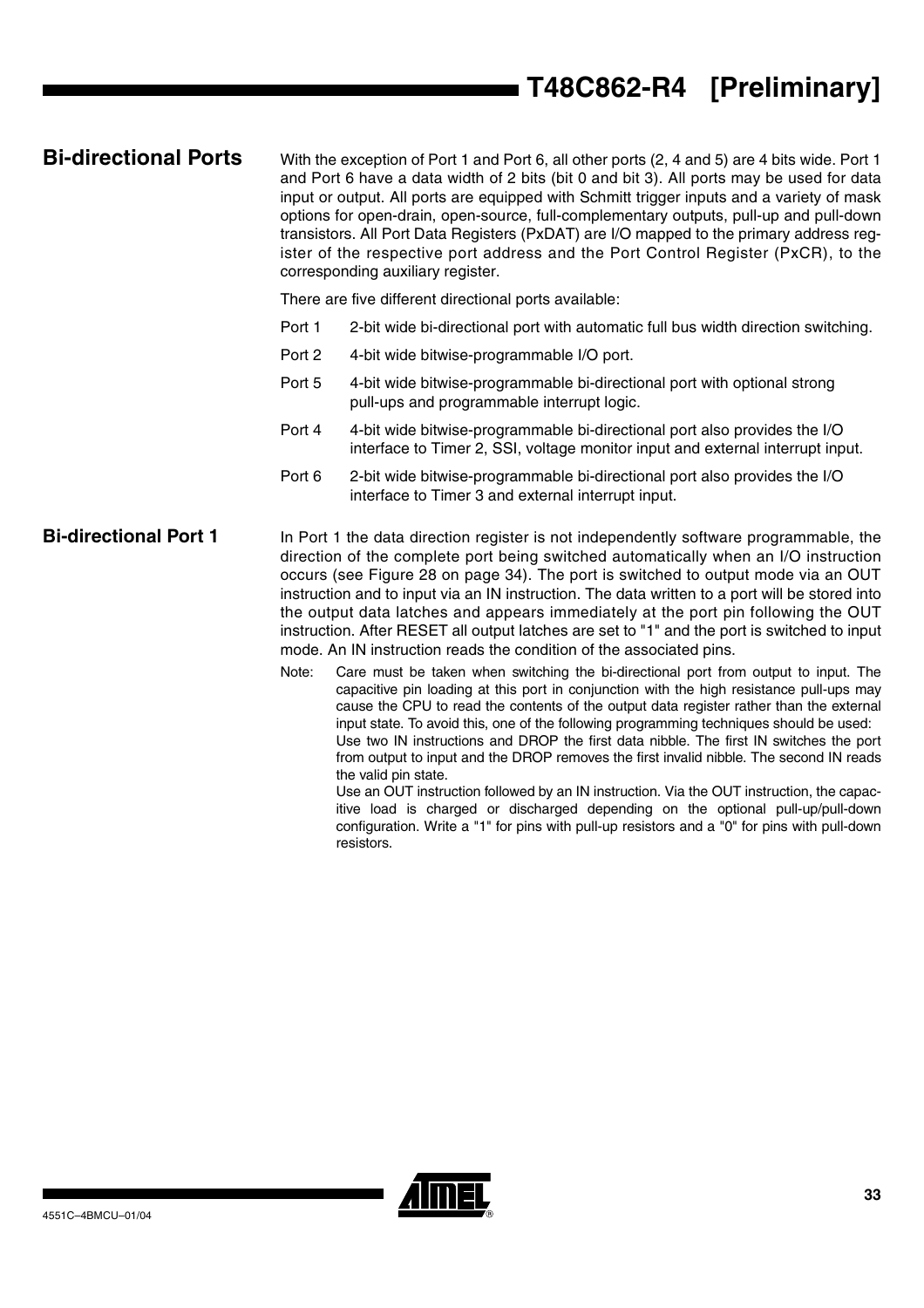## Bi-directional Ports

With the exception of Port 1 and Port 6, all other ports (2, 4 and 5) are 4 bits wide. Port 1 and Port 6 have a data width of 2 bits (bit 0 and bit 3). All ports may be used for data input or output. All ports are equipped with Schmitt trigger inputs and a variety of mask options for open-drain, open-source, full-complementary outputs, pull-up and pull-down transistors. All Port Data Registers (PxDAT) are I/O mapped to the primary address register of the respective port address and the Port Control Register (PxCR), to the corresponding auxiliary register.

There are five different directional ports available:

| | |
|---|---|
| Port 1 | 2-bit wide bi-directional port with automatic full bus width direction switching. |
| Port 2 | 4-bit wide bitwise-programmable I/O port. |
| Port 5 | 4-bit wide bitwise-programmable bi-directional port with optional strong pull-ups and programmable interrupt logic. |
| Port 4 | 4-bit wide bitwise-programmable bi-directional port also provides the I/O interface to Timer 2, SSI, voltage monitor input and external interrupt input. |
| Port 6 | 2-bit wide bitwise-programmable bi-directional port also provides the I/O interface to Timer 3 and external interrupt input. |

## Bi-directional Port 1

In Port 1 the data direction register is not independently software programmable, the direction of the complete port being switched automatically when an I/O instruction occurs (see Figure 28 on page 34). The port is switched to output mode via an OUT instruction and to input via an IN instruction. The data written to a port will be stored into the output data latches and appears immediately at the port pin following the OUT instruction. After RESET all output latches are set to "1" and the port is switched to input mode. An IN instruction reads the condition of the associated pins.

Note: Care must be taken when switching the bi-directional port from output to input. The capacitive pin loading at this port in conjunction with the high resistance pull-ups may cause the CPU to read the contents of the output data register rather than the external input state. To avoid this, one of the following programming techniques should be used:
Use two IN instructions and DROP the first data nibble. The first IN switches the port from output to input and the DROP removes the first invalid nibble. The second IN reads the valid pin state.
Use an OUT instruction followed by an IN instruction. Via the OUT instruction, the capacitive load is charged or discharged depending on the optional pull-up/pull-down configuration. Write a "1" for pins with pull-up resistors and a "0" for pins with pull-down resistors.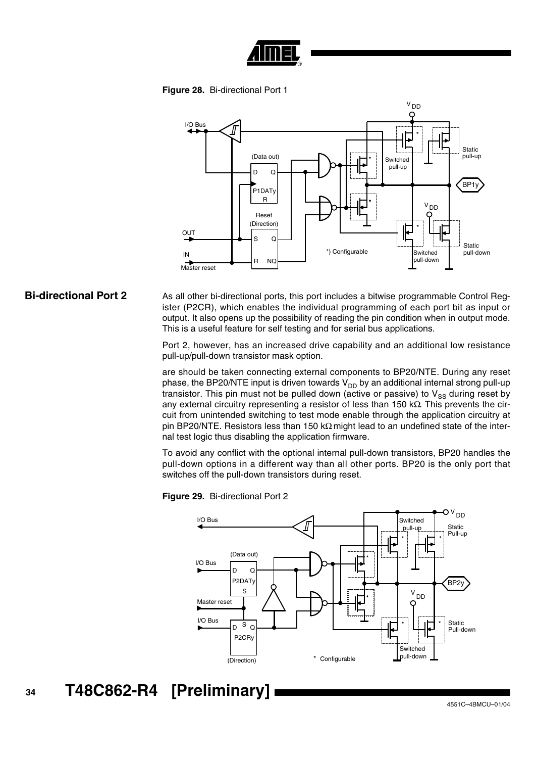**Figure 28.** Bi-directional Port 1

## Bi-directional Port 2

As all other bi-directional ports, this port includes a bitwise programmable Control Register (P2CR), which enables the individual programming of each port bit as input or output. It also opens up the possibility of reading the pin condition when in output mode. This is a useful feature for self testing and for serial bus applications.

Port 2, however, has an increased drive capability and an additional low resistance pull-up/pull-down transistor mask option.

are should be taken connecting external components to BP20/NTE. During any reset phase, the BP20/NTE input is driven towards $V_{DD}$ by an additional internal strong pull-up transistor. This pin must not be pulled down (active or passive) to $V_{SS}$ during reset by any external circuitry representing a resistor of less than 150 kΩ. This prevents the circuit from unintended switching to test mode enable through the application circuitry at pin BP20/NTE. Resistors less than 150 kΩ might lead to an undefined state of the internal test logic thus disabling the application firmware.

To avoid any conflict with the optional internal pull-down transistors, BP20 handles the pull-down options in a different way than all other ports. BP20 is the only port that switches off the pull-down transistors during reset.

**Figure 29.** Bi-directional Port 2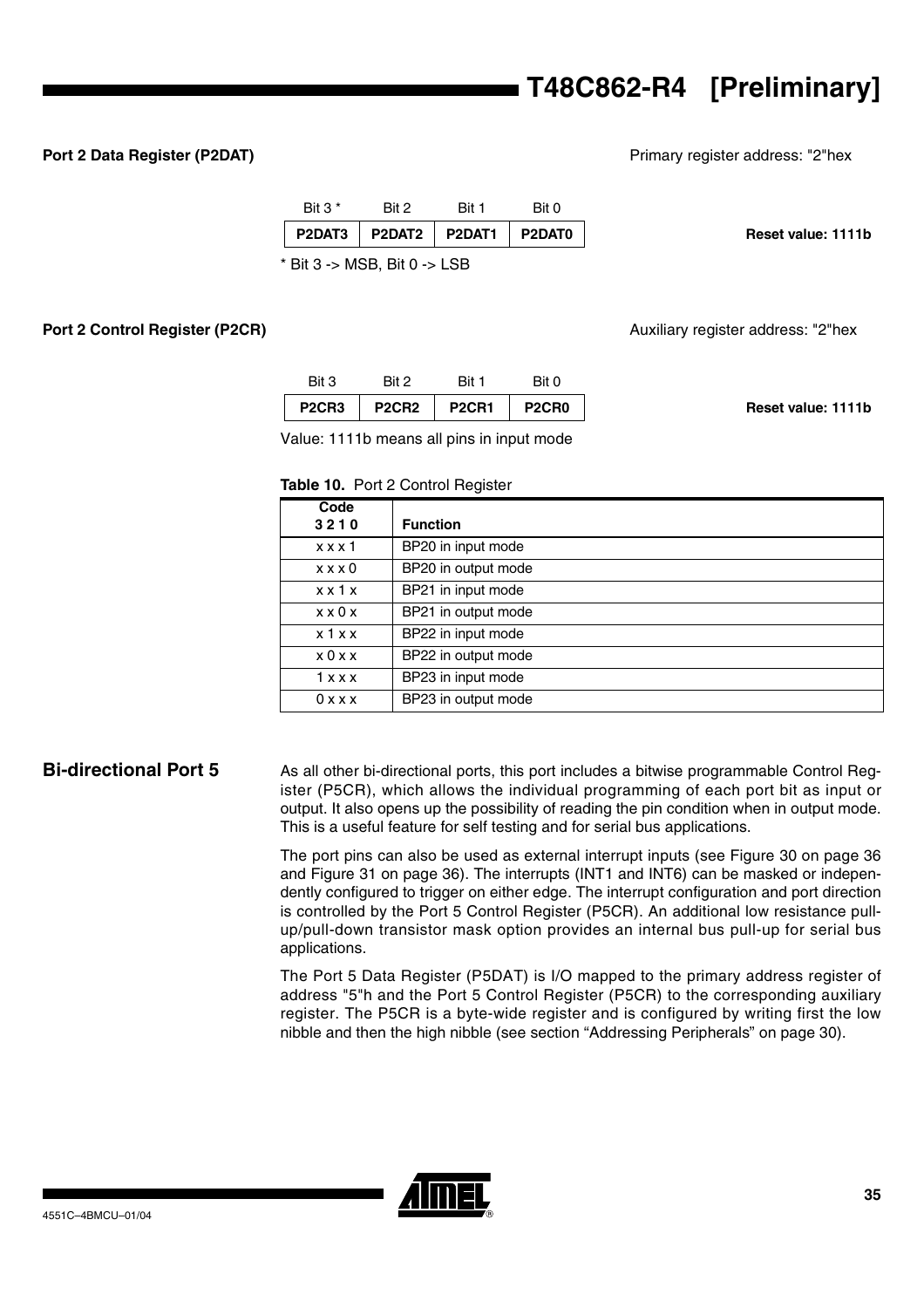**Port 2 Data Register (P2DAT)**

Primary register address: "2"hex

| Bit 3 * | Bit 2 | Bit 1 | Bit 0 |
|---|---|---|---|
| P2DAT3 | P2DAT2 | P2DAT1 | P2DAT0 |

**Reset value: 1111b**

* Bit 3 -> MSB, Bit 0 -> LSB

**Port 2 Control Register (P2CR)**

Auxiliary register address: "2"hex

| Bit 3 | Bit 2 | Bit 1 | Bit 0 |
|---|---|---|---|
| P2CR3 | P2CR2 | P2CR1 | P2CR0 |

**Reset value: 1111b**

Value: 1111b means all pins in input mode

**Table 10.** Port 2 Control Register

| Code 3 2 1 0 | Function |
|---|---|
| x x x 1 | BP20 in input mode |
| x x x 0 | BP20 in output mode |
| x x 1 x | BP21 in input mode |
| x x 0 x | BP21 in output mode |
| x 1 x x | BP22 in input mode |
| x 0 x x | BP22 in output mode |
| 1 x x x | BP23 in input mode |
| 0 x x x | BP23 in output mode |

## Bi-directional Port 5

As all other bi-directional ports, this port includes a bitwise programmable Control Register (P5CR), which allows the individual programming of each port bit as input or output. It also opens up the possibility of reading the pin condition when in output mode. This is a useful feature for self testing and for serial bus applications.

The port pins can also be used as external interrupt inputs (see Figure 30 on page 36 and Figure 31 on page 36). The interrupts (INT1 and INT6) can be masked or independently configured to trigger on either edge. The interrupt configuration and port direction is controlled by the Port 5 Control Register (P5CR). An additional low resistance pull-up/pull-down transistor mask option provides an internal bus pull-up for serial bus applications.

The Port 5 Data Register (P5DAT) is I/O mapped to the primary address register of address "5"h and the Port 5 Control Register (P5CR) to the corresponding auxiliary register. The P5CR is a byte-wide register and is configured by writing first the low nibble and then the high nibble (see section "Addressing Peripherals" on page 30).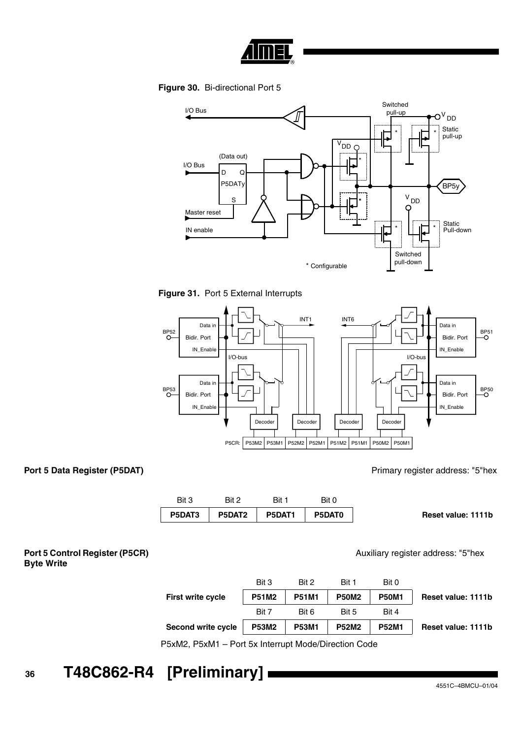**Figure 30.** Bi-directional Port 5

**Figure 31.** Port 5 External Interrupts

## Port 5 Data Register (P5DAT)

Primary register address: "5"hex

| Bit 3 | Bit 2 | Bit 1 | Bit 0 | |
|---|---|---|---|---|
| **P5DAT3** | **P5DAT2** | **P5DAT1** | **P5DAT0** | **Reset value: 1111b** |

## Port 5 Control Register (P5CR) Byte Write

Auxiliary register address: "5"hex

| | Bit 3 | Bit 2 | Bit 1 | Bit 0 | |
|---|---|---|---|---|---|
| **First write cycle** | **P51M2** | **P51M1** | **P50M2** | **P50M1** | **Reset value: 1111b** |
| | Bit 7 | Bit 6 | Bit 5 | Bit 4 | |
| **Second write cycle** | **P53M2** | **P53M1** | **P52M2** | **P52M1** | **Reset value: 1111b** |

P5xM2, P5xM1 – Port 5x Interrupt Mode/Direction Code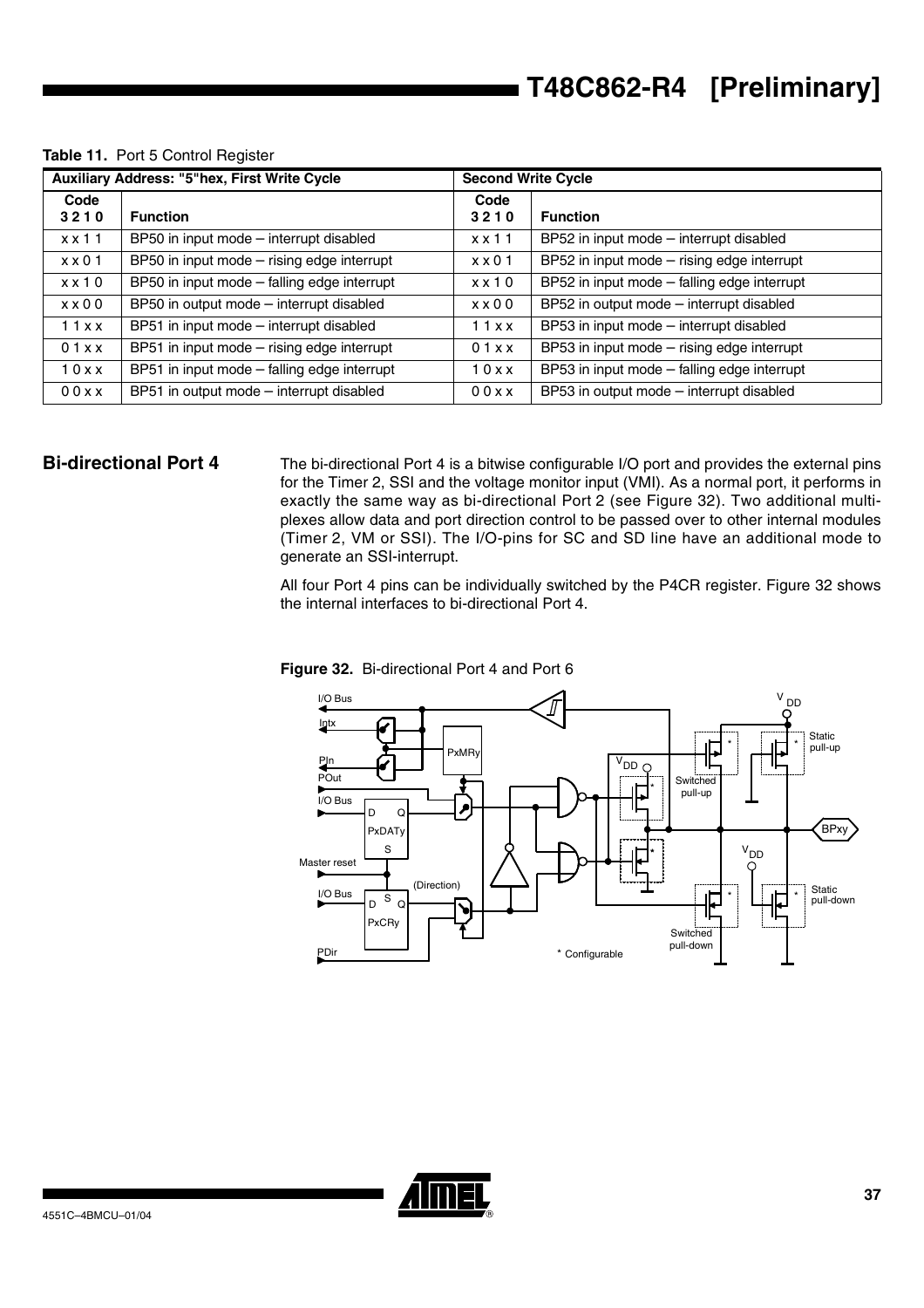**Table 11.** Port 5 Control Register

| Auxiliary Address: "5"hex, First Write Cycle | | Second Write Cycle | |
|---|---|---|---|
| **Code 3 2 1 0** | **Function** | **Code 3 2 1 0** | **Function** |
| x x 1 1 | BP50 in input mode – interrupt disabled | x x 1 1 | BP52 in input mode – interrupt disabled |
| x x 0 1 | BP50 in input mode – rising edge interrupt | x x 0 1 | BP52 in input mode – rising edge interrupt |
| x x 1 0 | BP50 in input mode – falling edge interrupt | x x 1 0 | BP52 in input mode – falling edge interrupt |
| x x 0 0 | BP50 in output mode – interrupt disabled | x x 0 0 | BP52 in output mode – interrupt disabled |
| 1 1 x x | BP51 in input mode – interrupt disabled | 1 1 x x | BP53 in input mode – interrupt disabled |
| 0 1 x x | BP51 in input mode – rising edge interrupt | 0 1 x x | BP53 in input mode – rising edge interrupt |
| 1 0 x x | BP51 in input mode – falling edge interrupt | 1 0 x x | BP53 in input mode – falling edge interrupt |
| 0 0 x x | BP51 in output mode – interrupt disabled | 0 0 x x | BP53 in output mode – interrupt disabled |

## Bi-directional Port 4

The bi-directional Port 4 is a bitwise configurable I/O port and provides the external pins for the Timer 2, SSI and the voltage monitor input (VMI). As a normal port, it performs in exactly the same way as bi-directional Port 2 (see Figure 32). Two additional multiplexes allow data and port direction control to be passed over to other internal modules (Timer 2, VM or SSI). The I/O-pins for SC and SD line have an additional mode to generate an SSI-interrupt.

All four Port 4 pins can be individually switched by the P4CR register. Figure 32 shows the internal interfaces to bi-directional Port 4.

**Figure 32.** Bi-directional Port 4 and Port 6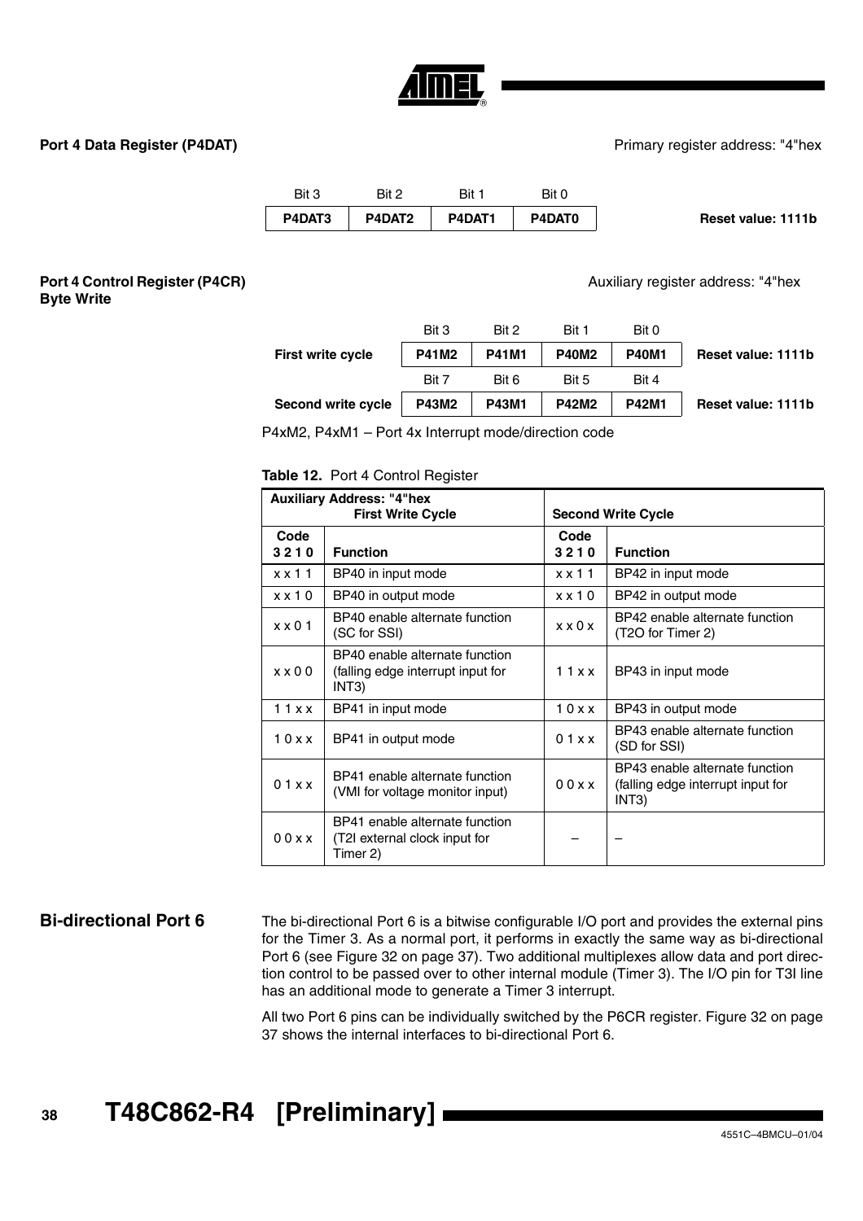**Port 4 Data Register (P4DAT)**

Primary register address: "4"hex

| Bit 3 | Bit 2 | Bit 1 | Bit 0 | |
|---|---|---|---|---|
| P4DAT3 | P4DAT2 | P4DAT1 | P4DAT0 | **Reset value: 1111b** |

**Port 4 Control Register (P4CR)**
**Byte Write**

Auxiliary register address: "4"hex

| | Bit 3 | Bit 2 | Bit 1 | Bit 0 | |
|---|---|---|---|---|---|
| **First write cycle** | **P41M2** | **P41M1** | **P40M2** | **P40M1** | **Reset value: 1111b** |
| | Bit 7 | Bit 6 | Bit 5 | Bit 4 | |
| **Second write cycle** | **P43M2** | **P43M1** | **P42M2** | **P42M1** | **Reset value: 1111b** |

P4xM2, P4xM1 – Port 4x Interrupt mode/direction code

**Table 12.** Port 4 Control Register

| **Auxiliary Address: "4"hex First Write Cycle** | | **Second Write Cycle** | |
|---|---|---|---|
| **Code 3 2 1 0** | **Function** | **Code 3 2 1 0** | **Function** |
| x x 1 1 | BP40 in input mode | x x 1 1 | BP42 in input mode |
| x x 1 0 | BP40 in output mode | x x 1 0 | BP42 in output mode |
| x x 0 1 | BP40 enable alternate function (SC for SSI) | x x 0 x | BP42 enable alternate function (T2O for Timer 2) |
| x x 0 0 | BP40 enable alternate function (falling edge interrupt input for INT3) | 1 1 x x | BP43 in input mode |
| 1 1 x x | BP41 in input mode | 1 0 x x | BP43 in output mode |
| 1 0 x x | BP41 in output mode | 0 1 x x | BP43 enable alternate function (SD for SSI) |
| 0 1 x x | BP41 enable alternate function (VMI for voltage monitor input) | 0 0 x x | BP43 enable alternate function (falling edge interrupt input for INT3) |
| 0 0 x x | BP41 enable alternate function (T2I external clock input for Timer 2) | – | – |

## Bi-directional Port 6

The bi-directional Port 6 is a bitwise configurable I/O port and provides the external pins for the Timer 3. As a normal port, it performs in exactly the same way as bi-directional Port 6 (see Figure 32 on page 37). Two additional multiplexes allow data and port direction control to be passed over to other internal module (Timer 3). The I/O pin for T3I line has an additional mode to generate a Timer 3 interrupt.

All two Port 6 pins can be individually switched by the P6CR register. Figure 32 on page 37 shows the internal interfaces to bi-directional Port 6.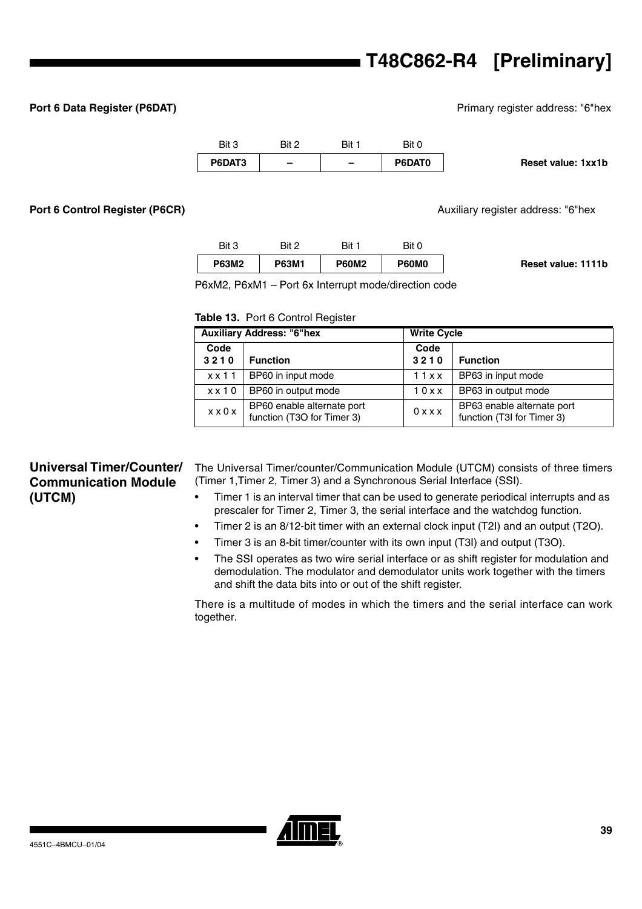**Port 6 Data Register (P6DAT)**

Primary register address: "6"hex

| Bit 3 | Bit 2 | Bit 1 | Bit 0 |
|---|---|---|---|
| P6DAT3 | – | – | P6DAT0 |

**Reset value: 1xx1b**

**Port 6 Control Register (P6CR)**

Auxiliary register address: "6"hex

| Bit 3 | Bit 2 | Bit 1 | Bit 0 |
|---|---|---|---|
| P63M2 | P63M1 | P60M2 | P60M0 |

**Reset value: 1111b**

P6xM2, P6xM1 – Port 6x Interrupt mode/direction code

**Table 13.** Port 6 Control Register

| Auxiliary Address: "6"hex | | Write Cycle | |
|---|---|---|---|
| **Code 3 2 1 0** | **Function** | **Code 3 2 1 0** | **Function** |
| x x 1 1 | BP60 in input mode | 1 1 x x | BP63 in input mode |
| x x 1 0 | BP60 in output mode | 1 0 x x | BP63 in output mode |
| x x 0 x | BP60 enable alternate port function (T3O for Timer 3) | 0 x x x | BP63 enable alternate port function (T3I for Timer 3) |

## Universal Timer/Counter/ Communication Module (UTCM)

The Universal Timer/counter/Communication Module (UTCM) consists of three timers (Timer 1,Timer 2, Timer 3) and a Synchronous Serial Interface (SSI).

- Timer 1 is an interval timer that can be used to generate periodical interrupts and as prescaler for Timer 2, Timer 3, the serial interface and the watchdog function.
- Timer 2 is an 8/12-bit timer with an external clock input (T2I) and an output (T2O).
- Timer 3 is an 8-bit timer/counter with its own input (T3I) and output (T3O).
- The SSI operates as two wire serial interface or as shift register for modulation and demodulation. The modulator and demodulator units work together with the timers and shift the data bits into or out of the shift register.

There is a multitude of modes in which the timers and the serial interface can work together.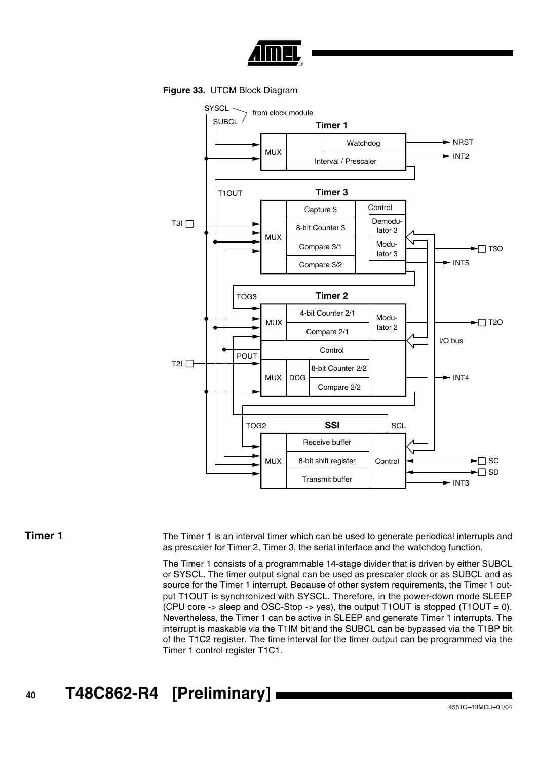**Figure 33.** UTCM Block Diagram

## Timer 1

The Timer 1 is an interval timer which can be used to generate periodical interrupts and as prescaler for Timer 2, Timer 3, the serial interface and the watchdog function.

The Timer 1 consists of a programmable 14-stage divider that is driven by either SUBCL or SYSCL. The timer output signal can be used as prescaler clock or as SUBCL and as source for the Timer 1 interrupt. Because of other system requirements, the Timer 1 output T1OUT is synchronized with SYSCL. Therefore, in the power-down mode SLEEP (CPU core -> sleep and OSC-Stop -> yes), the output T1OUT is stopped (T1OUT = 0). Nevertheless, the Timer 1 can be active in SLEEP and generate Timer 1 interrupts. The interrupt is maskable via the T1IM bit and the SUBCL can be bypassed via the T1BP bit of the T1C2 register. The time interval for the timer output can be programmed via the Timer 1 control register T1C1.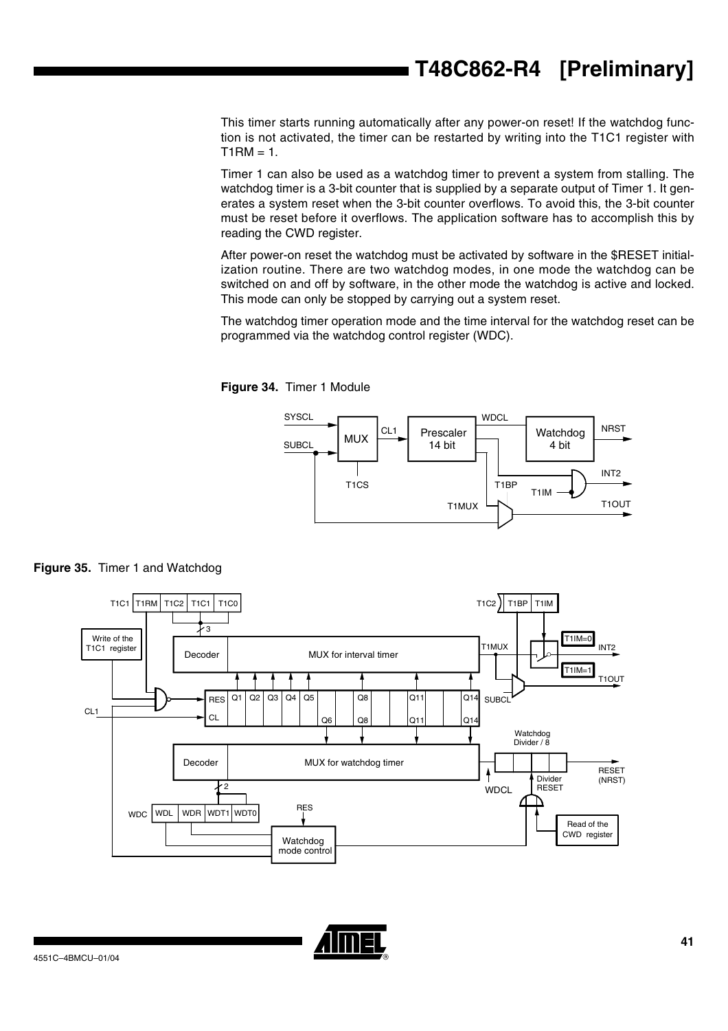This timer starts running automatically after any power-on reset! If the watchdog function is not activated, the timer can be restarted by writing into the T1C1 register with T1RM = 1.

Timer 1 can also be used as a watchdog timer to prevent a system from stalling. The watchdog timer is a 3-bit counter that is supplied by a separate output of Timer 1. It generates a system reset when the 3-bit counter overflows. To avoid this, the 3-bit counter must be reset before it overflows. The application software has to accomplish this by reading the CWD register.

After power-on reset the watchdog must be activated by software in the $RESET initialization routine. There are two watchdog modes, in one mode the watchdog can be switched on and off by software, in the other mode the watchdog is active and locked. This mode can only be stopped by carrying out a system reset.

The watchdog timer operation mode and the time interval for the watchdog reset can be programmed via the watchdog control register (WDC).

**Figure 34.** Timer 1 Module

**Figure 35.** Timer 1 and Watchdog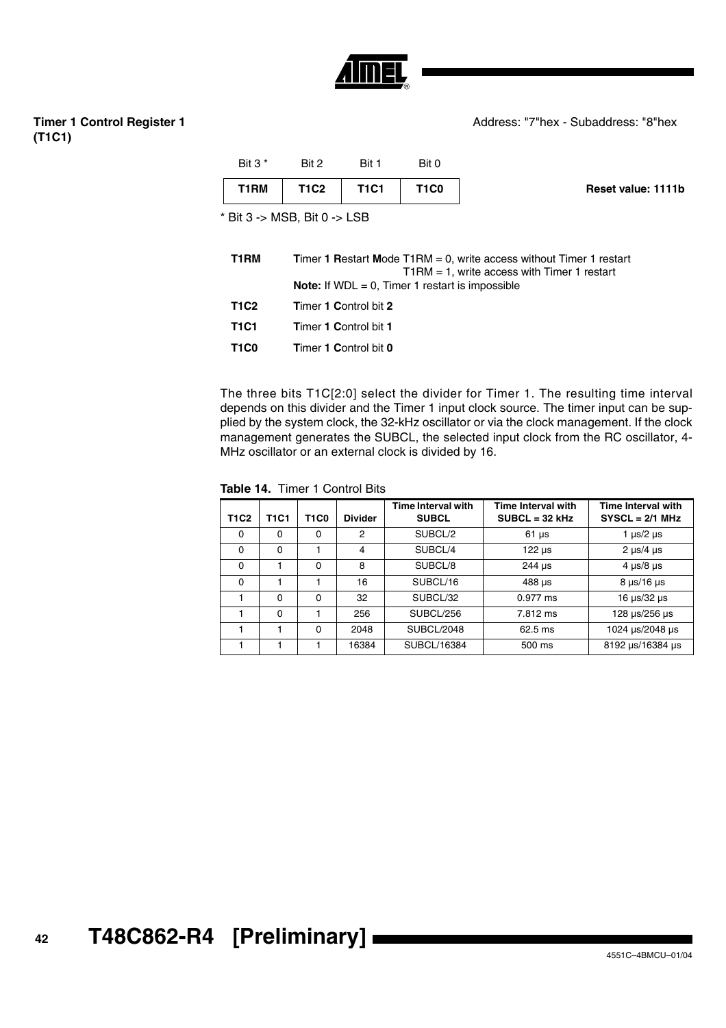### Timer 1 Control Register 1 (T1C1)

Address: "7"hex - Subaddress: "8"hex

| Bit 3 * | Bit 2 | Bit 1 | Bit 0 |
|---|---|---|---|
| T1RM | T1C2 | T1C1 | T1C0 |

**Reset value: 1111b**

* Bit 3 -> MSB, Bit 0 -> LSB

**T1RM** **T**imer **1** **R**estart **M**ode T1RM = 0, write access without Timer 1 restart
T1RM = 1, write access with Timer 1 restart
**Note:** If WDL = 0, Timer 1 restart is impossible

**T1C2** **T**imer **1** **C**ontrol bit **2**

**T1C1** **T**imer **1** **C**ontrol bit **1**

**T1C0** **T**imer **1** **C**ontrol bit **0**

The three bits T1C[2:0] select the divider for Timer 1. The resulting time interval depends on this divider and the Timer 1 input clock source. The timer input can be supplied by the system clock, the 32-kHz oscillator or via the clock management. If the clock management generates the SUBCL, the selected input clock from the RC oscillator, 4-MHz oscillator or an external clock is divided by 16.

**Table 14.** Timer 1 Control Bits

| T1C2 | T1C1 | T1C0 | Divider | Time Interval with SUBCL | Time Interval with SUBCL = 32 kHz | Time Interval with SYSCL = 2/1 MHz |
|---|---|---|---|---|---|---|
| 0 | 0 | 0 | 2 | SUBCL/2 | 61 µs | 1 µs/2 µs |
| 0 | 0 | 1 | 4 | SUBCL/4 | 122 µs | 2 µs/4 µs |
| 0 | 1 | 0 | 8 | SUBCL/8 | 244 µs | 4 µs/8 µs |
| 0 | 1 | 1 | 16 | SUBCL/16 | 488 µs | 8 µs/16 µs |
| 1 | 0 | 0 | 32 | SUBCL/32 | 0.977 ms | 16 µs/32 µs |
| 1 | 0 | 1 | 256 | SUBCL/256 | 7.812 ms | 128 µs/256 µs |
| 1 | 1 | 0 | 2048 | SUBCL/2048 | 62.5 ms | 1024 µs/2048 µs |
| 1 | 1 | 1 | 16384 | SUBCL/16384 | 500 ms | 8192 µs/16384 µs |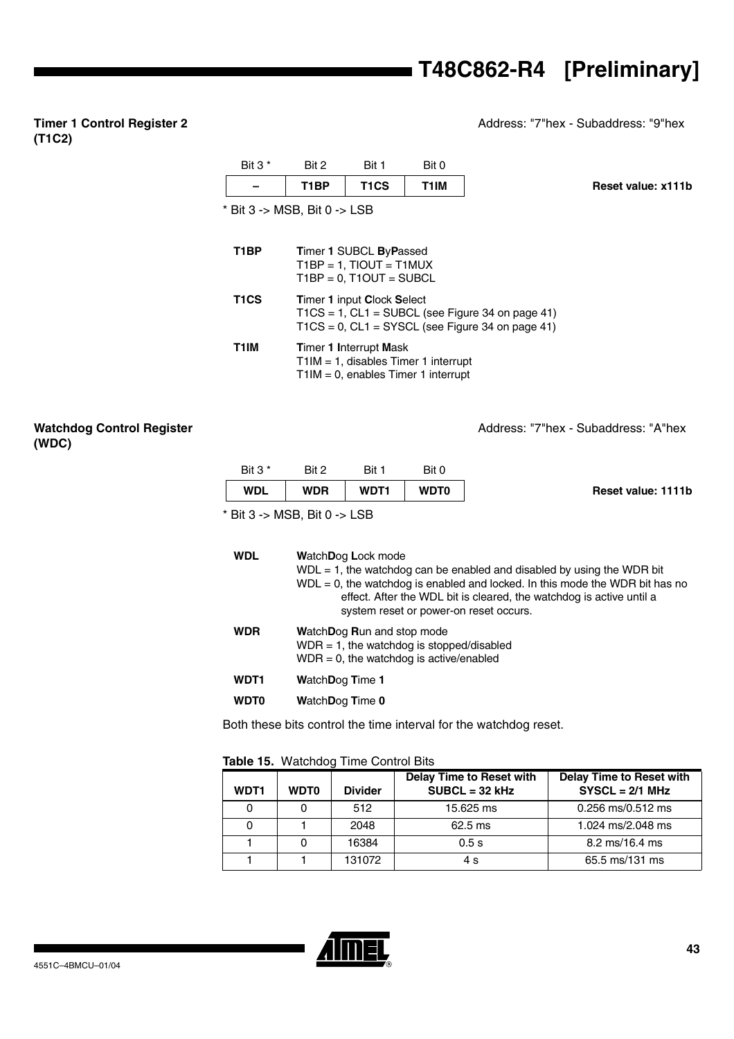### Timer 1 Control Register 2 (T1C2)

Address: "7"hex - Subaddress: "9"hex

| Bit 3 * | Bit 2 | Bit 1 | Bit 0 |
|---|---|---|---|
| – | T1BP | T1CS | T1IM |

**Reset value: x111b**

* Bit 3 -> MSB, Bit 0 -> LSB

**T1BP** **T**imer **1** SUBCL **B**y**P**assed
T1BP = 1, TIOUT = T1MUX
T1BP = 0, T1OUT = SUBCL

**T1CS** **T**imer **1** input **C**lock **S**elect
T1CS = 1, CL1 = SUBCL (see Figure 34 on page 41)
T1CS = 0, CL1 = SYSCL (see Figure 34 on page 41)

**T1IM** **T**imer **1** **I**nterrupt **M**ask
T1IM = 1, disables Timer 1 interrupt
T1IM = 0, enables Timer 1 interrupt

### Watchdog Control Register (WDC)

Address: "7"hex - Subaddress: "A"hex

| Bit 3 * | Bit 2 | Bit 1 | Bit 0 |
|---|---|---|---|
| WDL | WDR | WDT1 | WDT0 |

**Reset value: 1111b**

* Bit 3 -> MSB, Bit 0 -> LSB

**WDL** **W**atch**D**og **L**ock mode
WDL = 1, the watchdog can be enabled and disabled by using the WDR bit
WDL = 0, the watchdog is enabled and locked. In this mode the WDR bit has no effect. After the WDL bit is cleared, the watchdog is active until a system reset or power-on reset occurs.

**WDR** **W**atch**D**og **R**un and stop mode
WDR = 1, the watchdog is stopped/disabled
WDR = 0, the watchdog is active/enabled

**WDT1** **W**atch**D**og **T**ime **1**

**WDT0** **W**atch**D**og **T**ime **0**

Both these bits control the time interval for the watchdog reset.

**Table 15.** Watchdog Time Control Bits

| WDT1 | WDT0 | Divider | Delay Time to Reset with SUBCL = 32 kHz | Delay Time to Reset with SYSCL = 2/1 MHz |
|---|---|---|---|---|
| 0 | 0 | 512 | 15.625 ms | 0.256 ms/0.512 ms |
| 0 | 1 | 2048 | 62.5 ms | 1.024 ms/2.048 ms |
| 1 | 0 | 16384 | 0.5 s | 8.2 ms/16.4 ms |
| 1 | 1 | 131072 | 4 s | 65.5 ms/131 ms |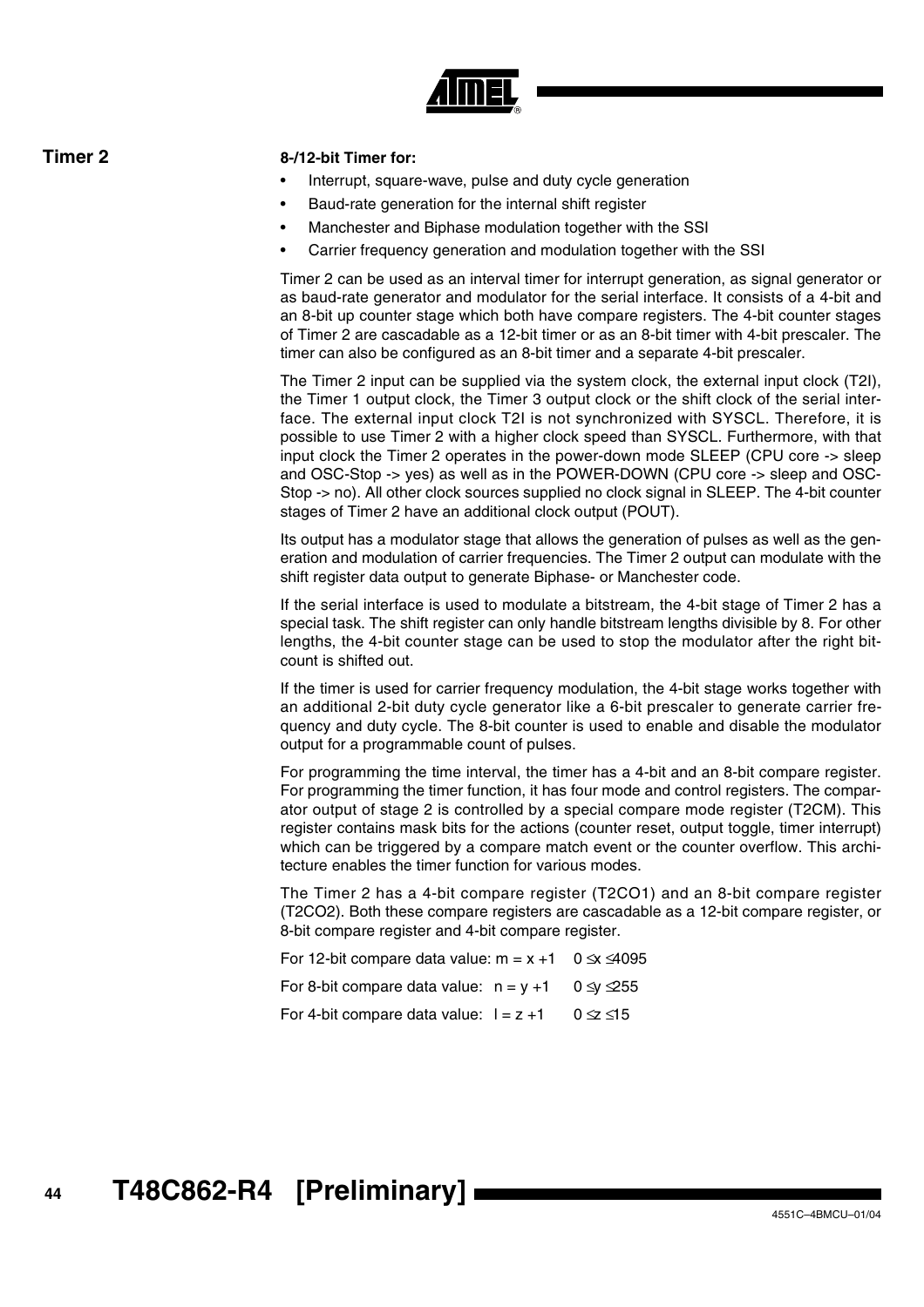## Timer 2

**8-/12-bit Timer for:**

- Interrupt, square-wave, pulse and duty cycle generation
- Baud-rate generation for the internal shift register
- Manchester and Biphase modulation together with the SSI
- Carrier frequency generation and modulation together with the SSI

Timer 2 can be used as an interval timer for interrupt generation, as signal generator or as baud-rate generator and modulator for the serial interface. It consists of a 4-bit and an 8-bit up counter stage which both have compare registers. The 4-bit counter stages of Timer 2 are cascadable as a 12-bit timer or as an 8-bit timer with 4-bit prescaler. The timer can also be configured as an 8-bit timer and a separate 4-bit prescaler.

The Timer 2 input can be supplied via the system clock, the external input clock (T2I), the Timer 1 output clock, the Timer 3 output clock or the shift clock of the serial interface. The external input clock T2I is not synchronized with SYSCL. Therefore, it is possible to use Timer 2 with a higher clock speed than SYSCL. Furthermore, with that input clock the Timer 2 operates in the power-down mode SLEEP (CPU core -> sleep and OSC-Stop -> yes) as well as in the POWER-DOWN (CPU core -> sleep and OSC-Stop -> no). All other clock sources supplied no clock signal in SLEEP. The 4-bit counter stages of Timer 2 have an additional clock output (POUT).

Its output has a modulator stage that allows the generation of pulses as well as the generation and modulation of carrier frequencies. The Timer 2 output can modulate with the shift register data output to generate Biphase- or Manchester code.

If the serial interface is used to modulate a bitstream, the 4-bit stage of Timer 2 has a special task. The shift register can only handle bitstream lengths divisible by 8. For other lengths, the 4-bit counter stage can be used to stop the modulator after the right bit-count is shifted out.

If the timer is used for carrier frequency modulation, the 4-bit stage works together with an additional 2-bit duty cycle generator like a 6-bit prescaler to generate carrier frequency and duty cycle. The 8-bit counter is used to enable and disable the modulator output for a programmable count of pulses.

For programming the time interval, the timer has a 4-bit and an 8-bit compare register. For programming the timer function, it has four mode and control registers. The comparator output of stage 2 is controlled by a special compare mode register (T2CM). This register contains mask bits for the actions (counter reset, output toggle, timer interrupt) which can be triggered by a compare match event or the counter overflow. This architecture enables the timer function for various modes.

The Timer 2 has a 4-bit compare register (T2CO1) and an 8-bit compare register (T2CO2). Both these compare registers are cascadable as a 12-bit compare register, or 8-bit compare register and 4-bit compare register.

For 12-bit compare data value: $m = x + 1 \quad 0 \leq x \leq 4095$

For 8-bit compare data value: $n = y + 1 \quad 0 \leq y \leq 255$

For 4-bit compare data value: $l = z + 1 \quad 0 \leq z \leq 15$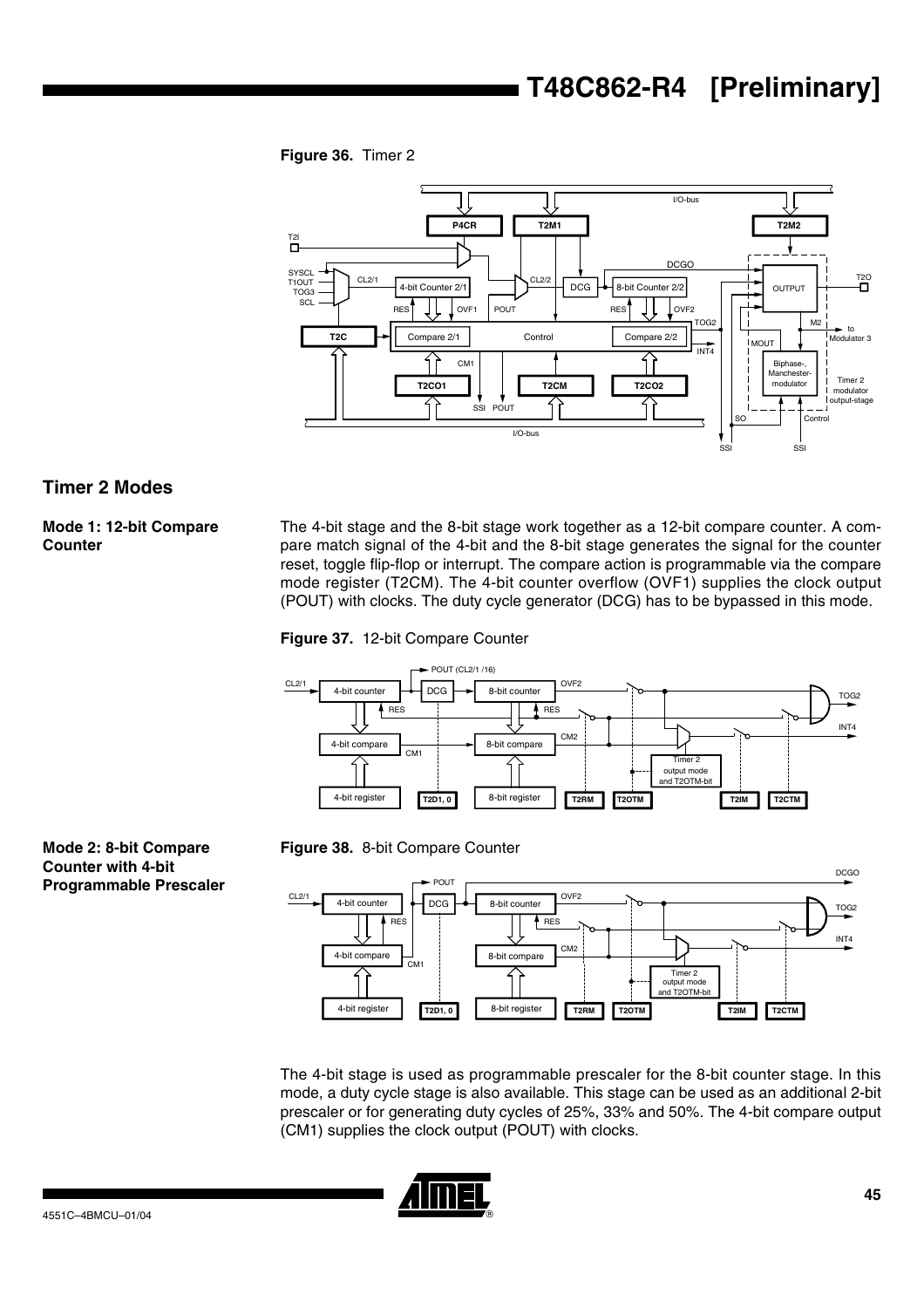**Figure 36.** Timer 2

## Timer 2 Modes

### Mode 1: 12-bit Compare Counter

The 4-bit stage and the 8-bit stage work together as a 12-bit compare counter. A compare match signal of the 4-bit and the 8-bit stage generates the signal for the counter reset, toggle flip-flop or interrupt. The compare action is programmable via the compare mode register (T2CM). The 4-bit counter overflow (OVF1) supplies the clock output (POUT) with clocks. The duty cycle generator (DCG) has to be bypassed in this mode.

**Figure 37.** 12-bit Compare Counter

### Mode 2: 8-bit Compare Counter with 4-bit Programmable Prescaler

**Figure 38.** 8-bit Compare Counter

The 4-bit stage is used as programmable prescaler for the 8-bit counter stage. In this mode, a duty cycle stage is also available. This stage can be used as an additional 2-bit prescaler or for generating duty cycles of 25%, 33% and 50%. The 4-bit compare output (CM1) supplies the clock output (POUT) with clocks.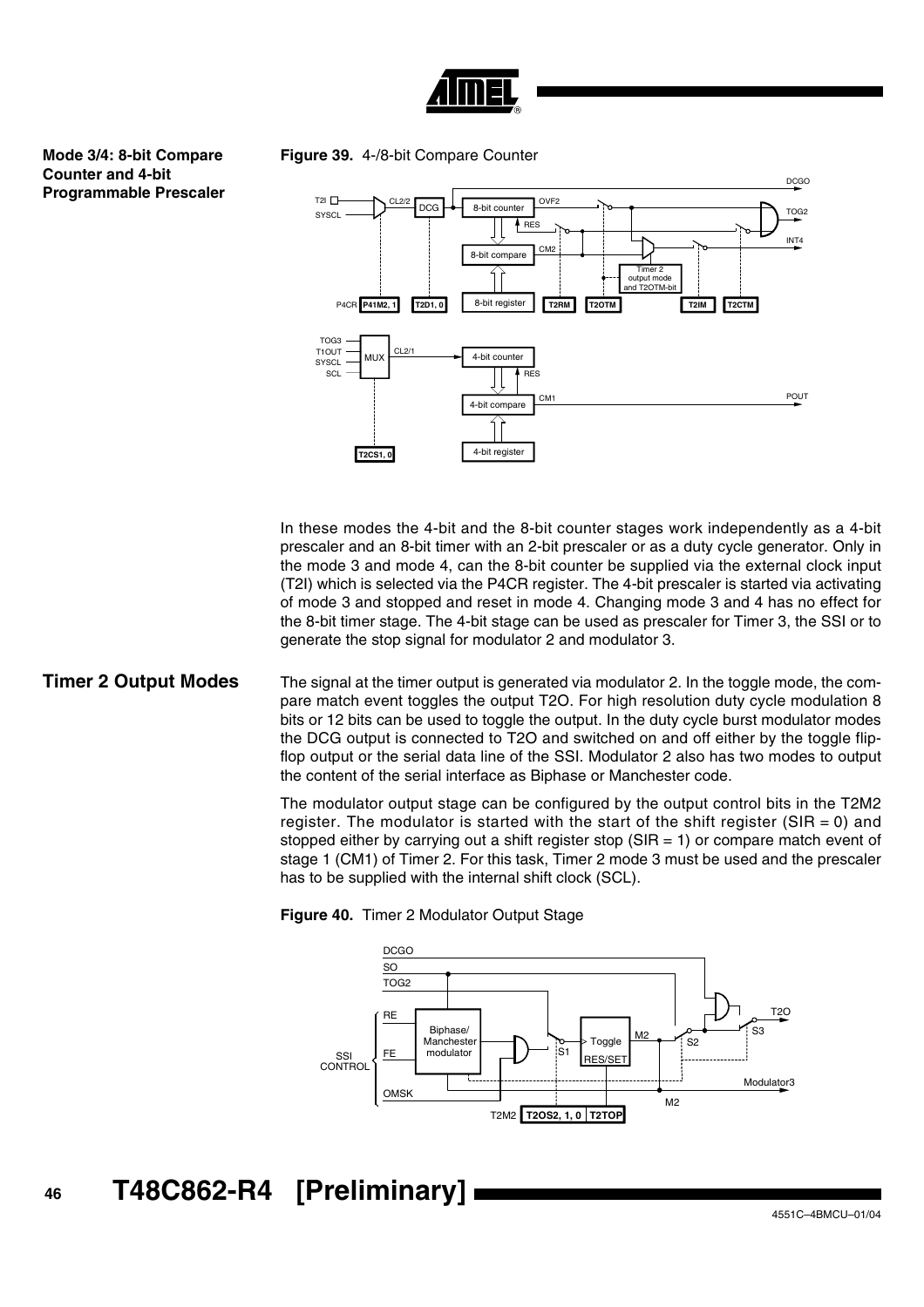## Mode 3/4: 8-bit Compare Counter and 4-bit Programmable Prescaler

**Figure 39.** 4-/8-bit Compare Counter

In these modes the 4-bit and the 8-bit counter stages work independently as a 4-bit prescaler and an 8-bit timer with an 2-bit prescaler or as a duty cycle generator. Only in the mode 3 and mode 4, can the 8-bit counter be supplied via the external clock input (T2I) which is selected via the P4CR register. The 4-bit prescaler is started via activating of mode 3 and stopped and reset in mode 4. Changing mode 3 and 4 has no effect for the 8-bit timer stage. The 4-bit stage can be used as prescaler for Timer 3, the SSI or to generate the stop signal for modulator 2 and modulator 3.

## Timer 2 Output Modes

The signal at the timer output is generated via modulator 2. In the toggle mode, the compare match event toggles the output T2O. For high resolution duty cycle modulation 8 bits or 12 bits can be used to toggle the output. In the duty cycle burst modulator modes the DCG output is connected to T2O and switched on and off either by the toggle flip-flop output or the serial data line of the SSI. Modulator 2 also has two modes to output the content of the serial interface as Biphase or Manchester code.

The modulator output stage can be configured by the output control bits in the T2M2 register. The modulator is started with the start of the shift register (SIR = 0) and stopped either by carrying out a shift register stop (SIR = 1) or compare match event of stage 1 (CM1) of Timer 2. For this task, Timer 2 mode 3 must be used and the prescaler has to be supplied with the internal shift clock (SCL).

**Figure 40.** Timer 2 Modulator Output Stage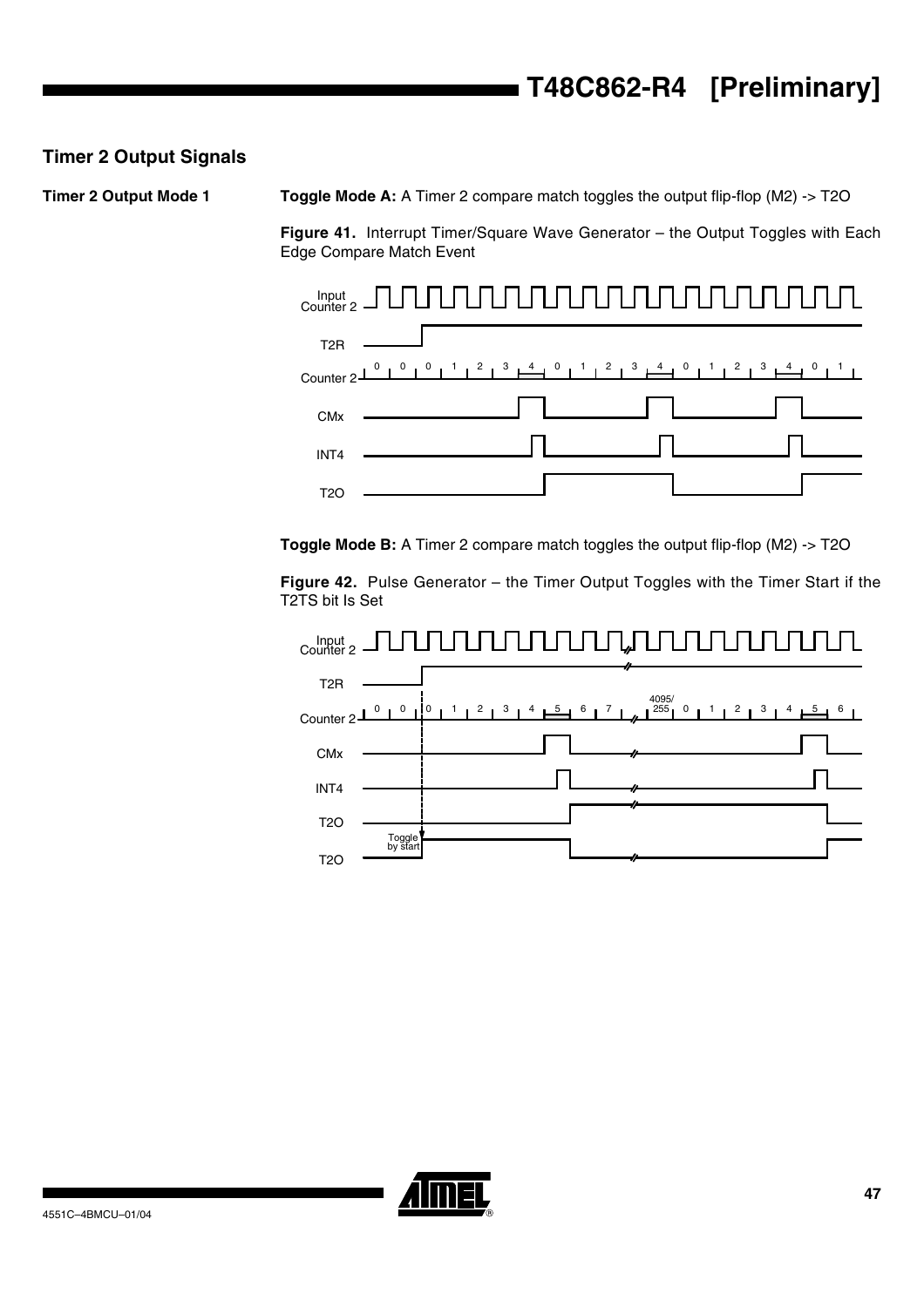## Timer 2 Output Signals

### Timer 2 Output Mode 1

**Toggle Mode A:** A Timer 2 compare match toggles the output flip-flop (M2) -> T2O

**Figure 41.** Interrupt Timer/Square Wave Generator – the Output Toggles with Each Edge Compare Match Event

**Toggle Mode B:** A Timer 2 compare match toggles the output flip-flop (M2) -> T2O

**Figure 42.** Pulse Generator – the Timer Output Toggles with the Timer Start if the T2TS bit Is Set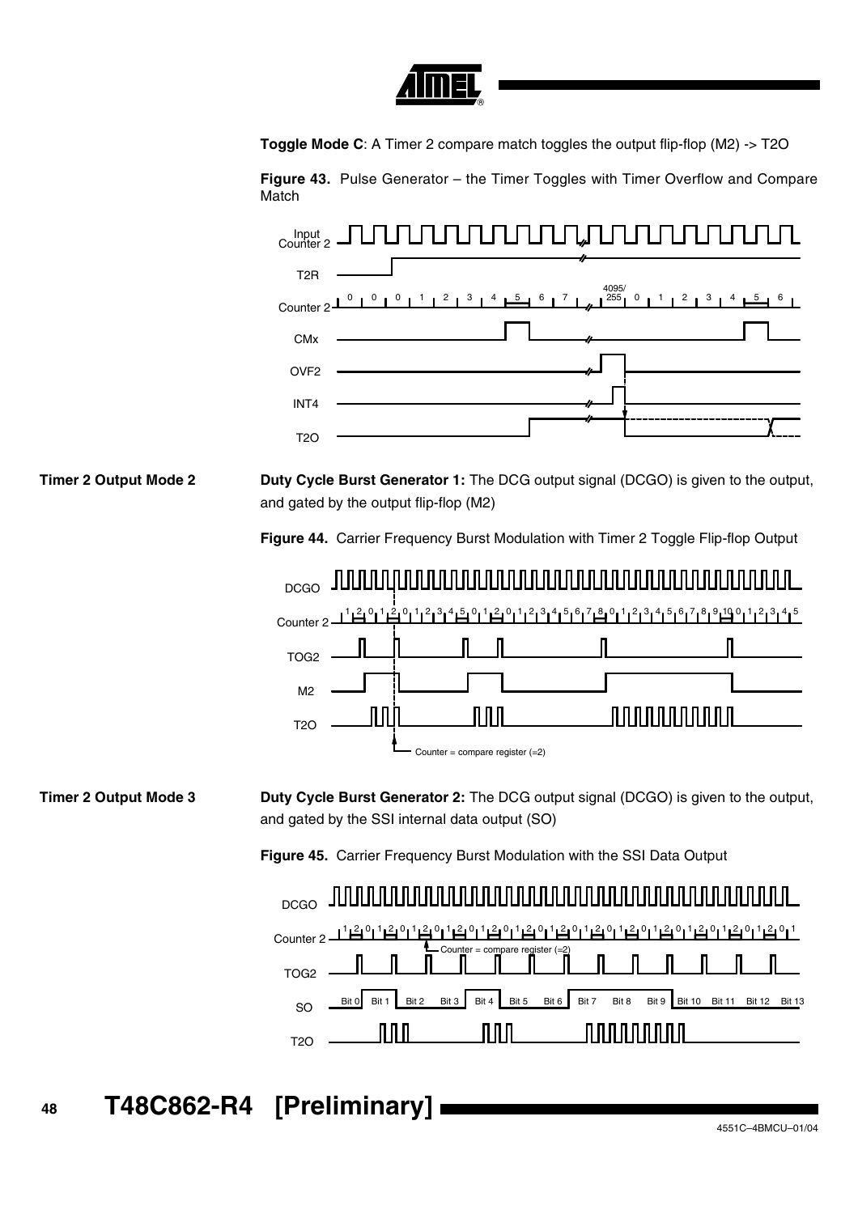**Toggle Mode C**: A Timer 2 compare match toggles the output flip-flop (M2) -> T2O

**Figure 43.** Pulse Generator – the Timer Toggles with Timer Overflow and Compare Match

### Timer 2 Output Mode 2

**Duty Cycle Burst Generator 1:** The DCG output signal (DCGO) is given to the output, and gated by the output flip-flop (M2)

**Figure 44.** Carrier Frequency Burst Modulation with Timer 2 Toggle Flip-flop Output

### Timer 2 Output Mode 3

**Duty Cycle Burst Generator 2:** The DCG output signal (DCGO) is given to the output, and gated by the SSI internal data output (SO)

**Figure 45.** Carrier Frequency Burst Modulation with the SSI Data Output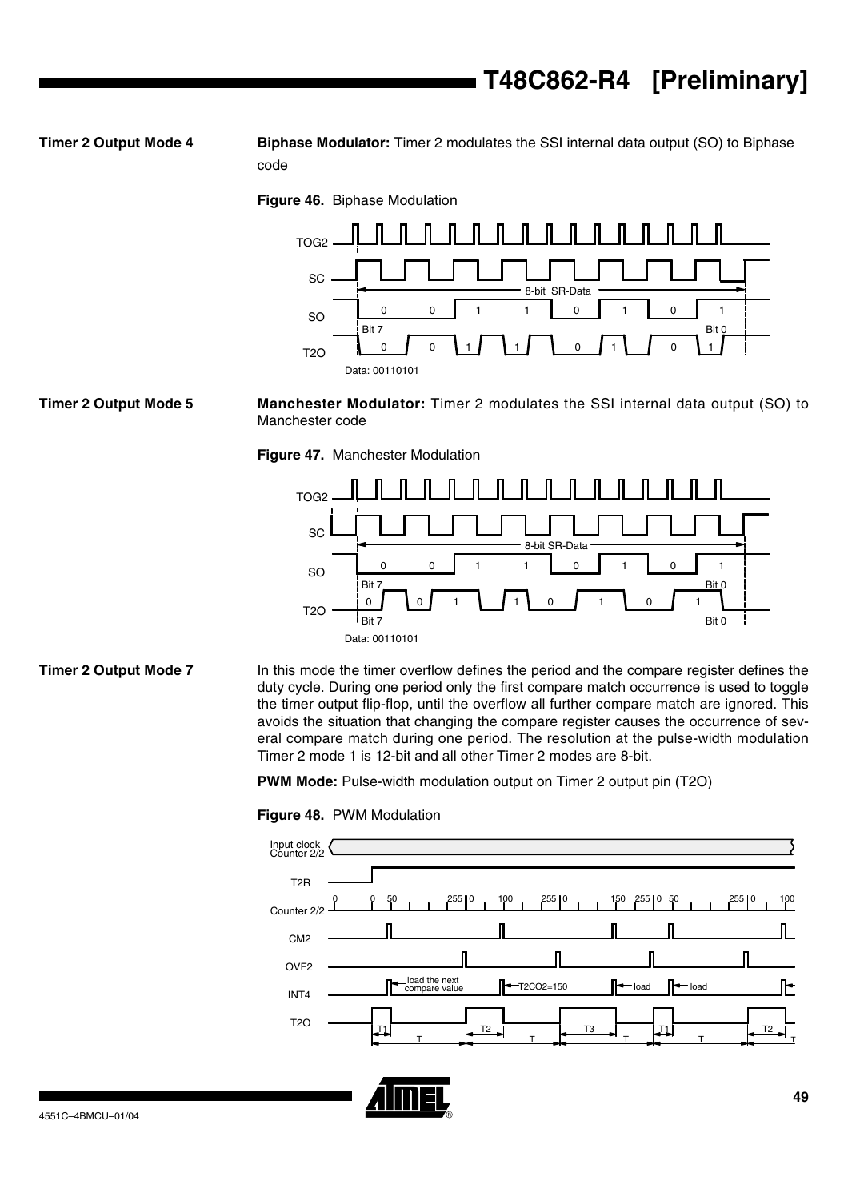### Timer 2 Output Mode 4

**Biphase Modulator:** Timer 2 modulates the SSI internal data output (SO) to Biphase code

**Figure 46.** Biphase Modulation

### Timer 2 Output Mode 5

**Manchester Modulator:** Timer 2 modulates the SSI internal data output (SO) to Manchester code

**Figure 47.** Manchester Modulation

### Timer 2 Output Mode 7

In this mode the timer overflow defines the period and the compare register defines the duty cycle. During one period only the first compare match occurrence is used to toggle the timer output flip-flop, until the overflow all further compare match are ignored. This avoids the situation that changing the compare register causes the occurrence of several compare match during one period. The resolution at the pulse-width modulation Timer 2 mode 1 is 12-bit and all other Timer 2 modes are 8-bit.

**PWM Mode:** Pulse-width modulation output on Timer 2 output pin (T2O)

**Figure 48.** PWM Modulation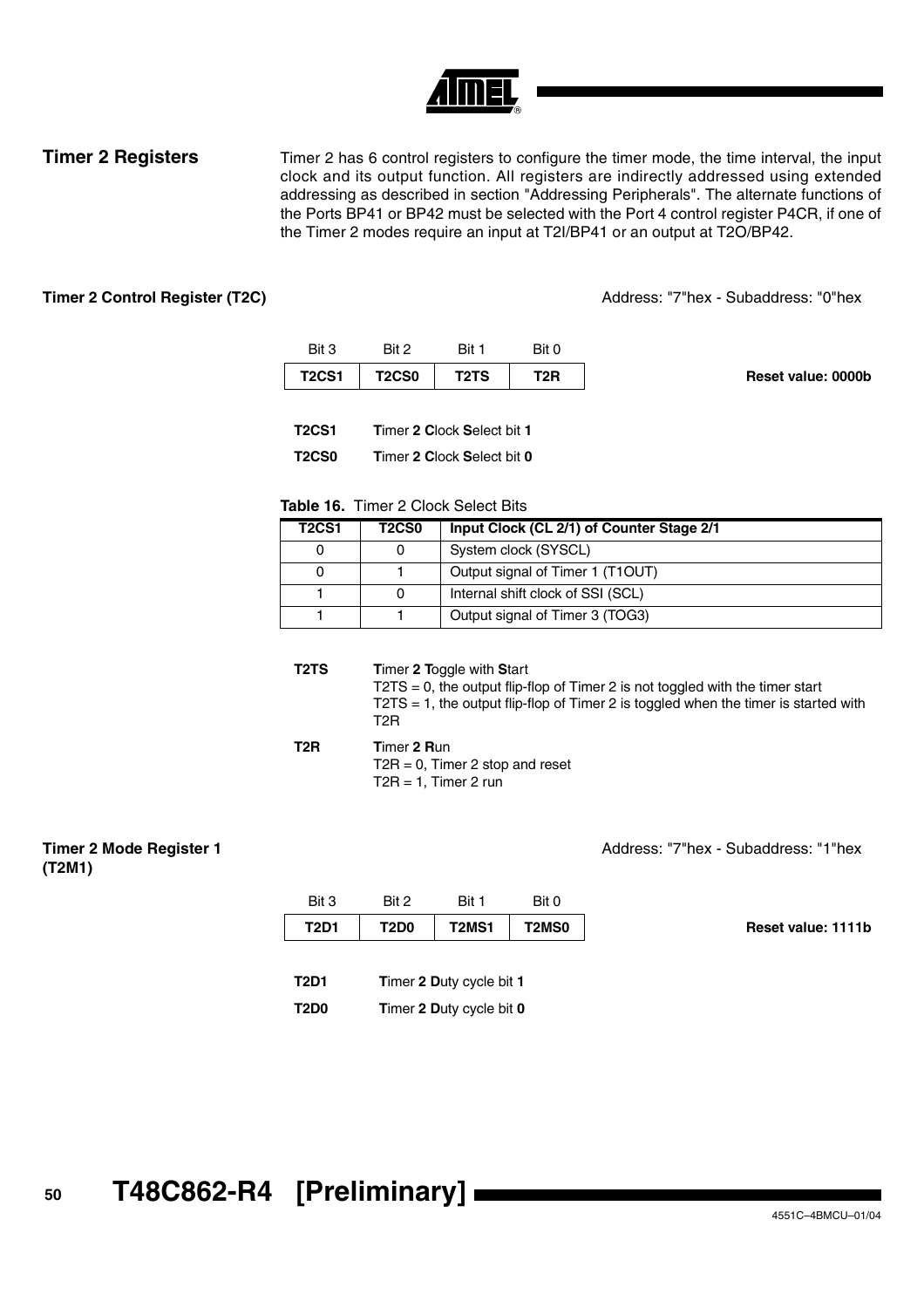## Timer 2 Registers

Timer 2 has 6 control registers to configure the timer mode, the time interval, the input clock and its output function. All registers are indirectly addressed using extended addressing as described in section "Addressing Peripherals". The alternate functions of the Ports BP41 or BP42 must be selected with the Port 4 control register P4CR, if one of the Timer 2 modes require an input at T2I/BP41 or an output at T2O/BP42.

### Timer 2 Control Register (T2C)

Address: "7"hex - Subaddress: "0"hex

| Bit 3 | Bit 2 | Bit 1 | Bit 0 |
|---|---|---|---|
| **T2CS1** | **T2CS0** | **T2TS** | **T2R** |

**Reset value: 0000b**

**T2CS1** **T**imer **2** **C**lock **S**elect bit **1**

**T2CS0** **T**imer **2** **C**lock **S**elect bit **0**

**Table 16.** Timer 2 Clock Select Bits

| T2CS1 | T2CS0 | Input Clock (CL 2/1) of Counter Stage 2/1 |
|---|---|---|
| 0 | 0 | System clock (SYSCL) |
| 0 | 1 | Output signal of Timer 1 (T1OUT) |
| 1 | 0 | Internal shift clock of SSI (SCL) |
| 1 | 1 | Output signal of Timer 3 (TOG3) |

**T2TS** **T**imer **2** **T**oggle with **S**tart
T2TS = 0, the output flip-flop of Timer 2 is not toggled with the timer start
T2TS = 1, the output flip-flop of Timer 2 is toggled when the timer is started with T2R

**T2R** **T**imer **2** **R**un
T2R = 0, Timer 2 stop and reset
T2R = 1, Timer 2 run

### Timer 2 Mode Register 1 (T2M1)

Address: "7"hex - Subaddress: "1"hex

| Bit 3 | Bit 2 | Bit 1 | Bit 0 |
|---|---|---|---|
| **T2D1** | **T2D0** | **T2MS1** | **T2MS0** |

**Reset value: 1111b**

**T2D1** **T**imer **2** **D**uty cycle bit **1**

**T2D0** **T**imer **2** **D**uty cycle bit **0**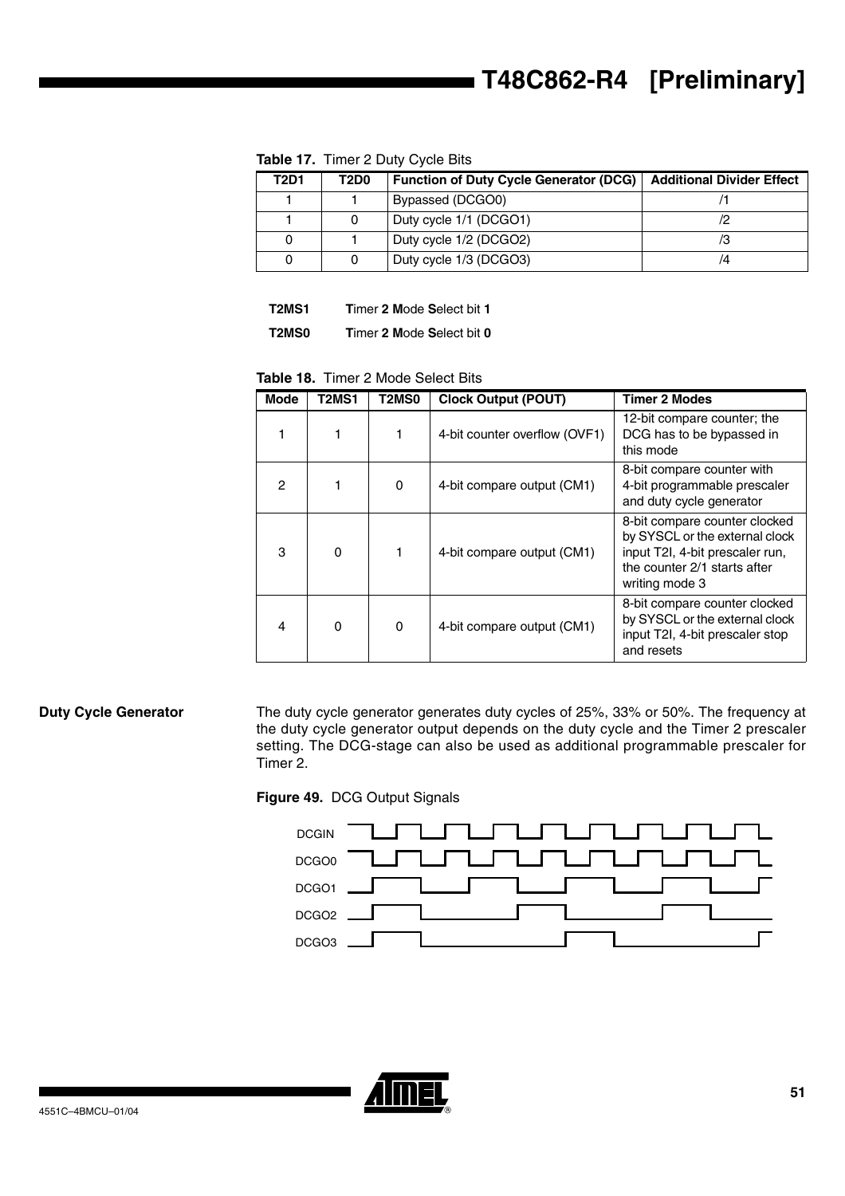**Table 17.** Timer 2 Duty Cycle Bits

| T2D1 | T2D0 | Function of Duty Cycle Generator (DCG) | Additional Divider Effect |
|---|---|---|---|
| 1 | 1 | Bypassed (DCGO0) | /1 |
| 1 | 0 | Duty cycle 1/1 (DCGO1) | /2 |
| 0 | 1 | Duty cycle 1/2 (DCGO2) | /3 |
| 0 | 0 | Duty cycle 1/3 (DCGO3) | /4 |

**T2MS1** **T**imer **2** **M**ode **S**elect bit **1**

**T2MS0** **T**imer **2** **M**ode **S**elect bit **0**

**Table 18.** Timer 2 Mode Select Bits

| Mode | T2MS1 | T2MS0 | Clock Output (POUT) | Timer 2 Modes |
|---|---|---|---|---|
| 1 | 1 | 1 | 4-bit counter overflow (OVF1) | 12-bit compare counter; the DCG has to be bypassed in this mode |
| 2 | 1 | 0 | 4-bit compare output (CM1) | 8-bit compare counter with 4-bit programmable prescaler and duty cycle generator |
| 3 | 0 | 1 | 4-bit compare output (CM1) | 8-bit compare counter clocked by SYSCL or the external clock input T2I, 4-bit prescaler run, the counter 2/1 starts after writing mode 3 |
| 4 | 0 | 0 | 4-bit compare output (CM1) | 8-bit compare counter clocked by SYSCL or the external clock input T2I, 4-bit prescaler stop and resets |

## Duty Cycle Generator

The duty cycle generator generates duty cycles of 25%, 33% or 50%. The frequency at the duty cycle generator output depends on the duty cycle and the Timer 2 prescaler setting. The DCG-stage can also be used as additional programmable prescaler for Timer 2.

**Figure 49.** DCG Output Signals

DCGIN
DCGO0
DCGO1
DCGO2
DCGO3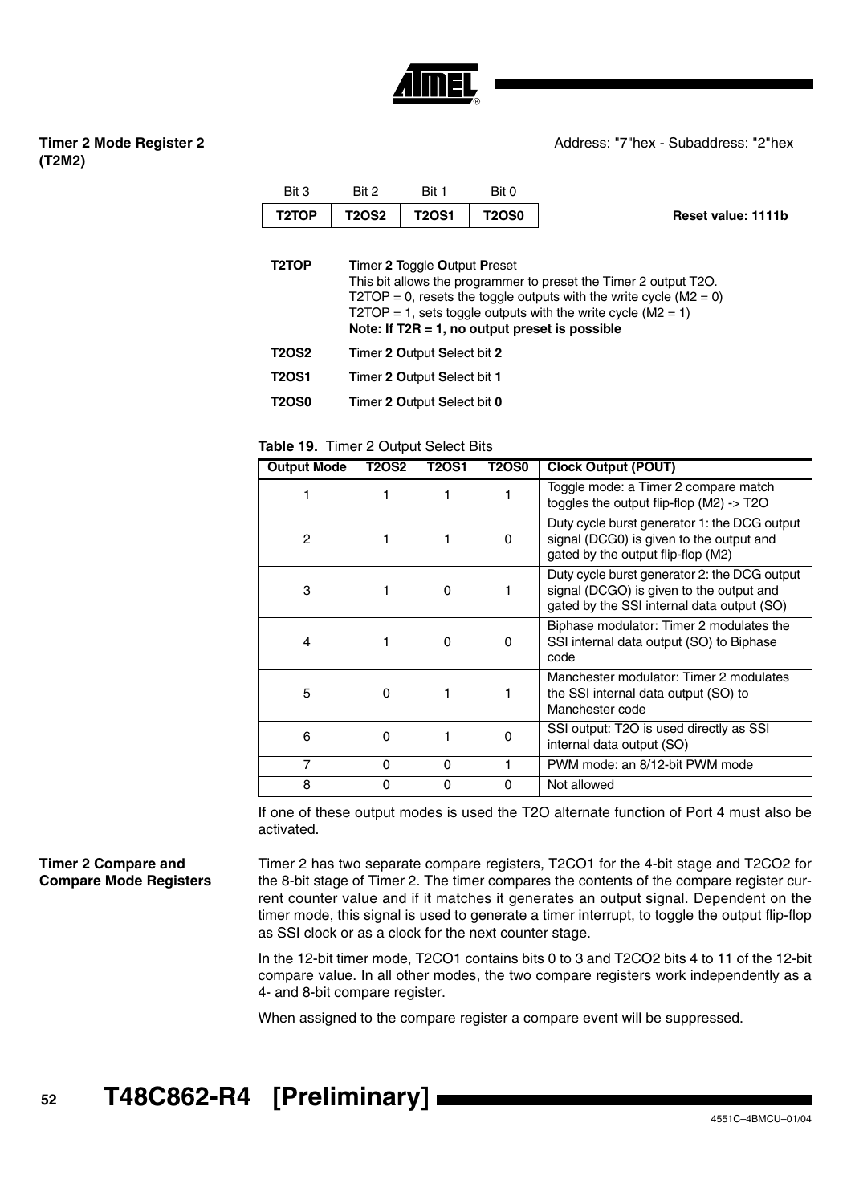### Timer 2 Mode Register 2 (T2M2)

Address: "7"hex - Subaddress: "2"hex

| Bit 3 | Bit 2 | Bit 1 | Bit 0 |
|---|---|---|---|
| T2TOP | T2OS2 | T2OS1 | T2OS0 |

**Reset value: 1111b**

**T2TOP** **T**imer **2** **T**oggle **O**utput **P**reset
This bit allows the programmer to preset the Timer 2 output T2O.
T2TOP = 0, resets the toggle outputs with the write cycle (M2 = 0)
T2TOP = 1, sets toggle outputs with the write cycle (M2 = 1)
**Note: If T2R = 1, no output preset is possible**

**T2OS2** **T**imer **2** **O**utput **S**elect bit **2**

**T2OS1** **T**imer **2** **O**utput **S**elect bit **1**

**T2OS0** **T**imer **2** **O**utput **S**elect bit **0**

**Table 19.** Timer 2 Output Select Bits

| Output Mode | T2OS2 | T2OS1 | T2OS0 | Clock Output (POUT) |
|---|---|---|---|---|
| 1 | 1 | 1 | 1 | Toggle mode: a Timer 2 compare match toggles the output flip-flop (M2) -> T2O |
| 2 | 1 | 1 | 0 | Duty cycle burst generator 1: the DCG output signal (DCG0) is given to the output and gated by the output flip-flop (M2) |
| 3 | 1 | 0 | 1 | Duty cycle burst generator 2: the DCG output signal (DCGO) is given to the output and gated by the SSI internal data output (SO) |
| 4 | 1 | 0 | 0 | Biphase modulator: Timer 2 modulates the SSI internal data output (SO) to Biphase code |
| 5 | 0 | 1 | 1 | Manchester modulator: Timer 2 modulates the SSI internal data output (SO) to Manchester code |
| 6 | 0 | 1 | 0 | SSI output: T2O is used directly as SSI internal data output (SO) |
| 7 | 0 | 0 | 1 | PWM mode: an 8/12-bit PWM mode |
| 8 | 0 | 0 | 0 | Not allowed |

If one of these output modes is used the T2O alternate function of Port 4 must also be activated.

### Timer 2 Compare and Compare Mode Registers

Timer 2 has two separate compare registers, T2CO1 for the 4-bit stage and T2CO2 for the 8-bit stage of Timer 2. The timer compares the contents of the compare register current counter value and if it matches it generates an output signal. Dependent on the timer mode, this signal is used to generate a timer interrupt, to toggle the output flip-flop as SSI clock or as a clock for the next counter stage.

In the 12-bit timer mode, T2CO1 contains bits 0 to 3 and T2CO2 bits 4 to 11 of the 12-bit compare value. In all other modes, the two compare registers work independently as a 4- and 8-bit compare register.

When assigned to the compare register a compare event will be suppressed.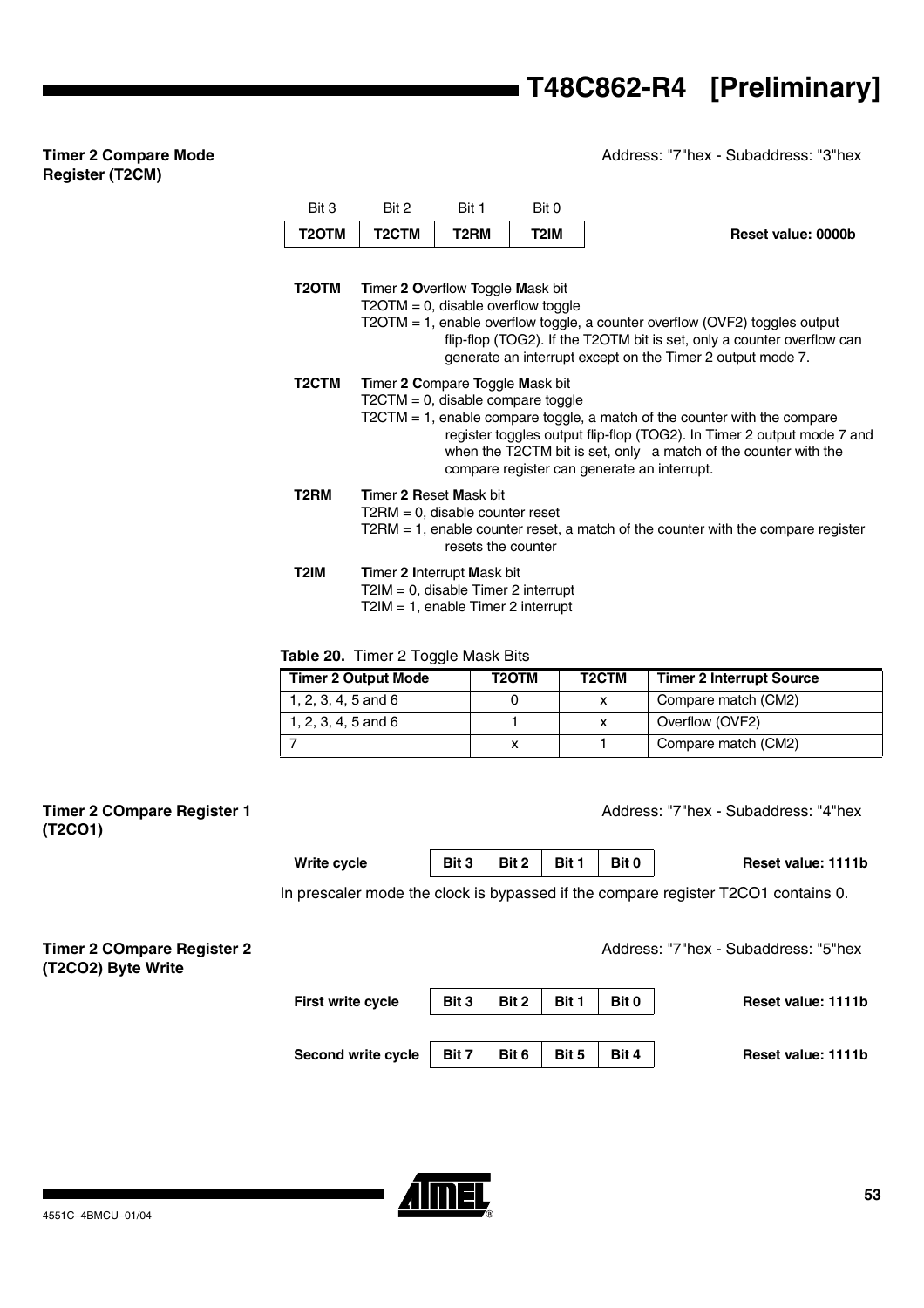### Timer 2 Compare Mode Register (T2CM)

Address: "7"hex - Subaddress: "3"hex

| Bit 3 | Bit 2 | Bit 1 | Bit 0 |
|---|---|---|---|
| T2OTM | T2CTM | T2RM | T2IM |

Reset value: 0000b

**T2OTM** **T**imer **2** **O**verflow **T**oggle **M**ask bit
T2OTM = 0, disable overflow toggle
T2OTM = 1, enable overflow toggle, a counter overflow (OVF2) toggles output flip-flop (TOG2). If the T2OTM bit is set, only a counter overflow can generate an interrupt except on the Timer 2 output mode 7.

**T2CTM** **T**imer **2** **C**ompare **T**oggle **M**ask bit
T2CTM = 0, disable compare toggle
T2CTM = 1, enable compare toggle, a match of the counter with the compare register toggles output flip-flop (TOG2). In Timer 2 output mode 7 and when the T2CTM bit is set, only a match of the counter with the compare register can generate an interrupt.

**T2RM** **T**imer **2** **R**eset **M**ask bit
T2RM = 0, disable counter reset
T2RM = 1, enable counter reset, a match of the counter with the compare register resets the counter

**T2IM** **T**imer **2** **I**nterrupt **M**ask bit
T2IM = 0, disable Timer 2 interrupt
T2IM = 1, enable Timer 2 interrupt

**Table 20.** Timer 2 Toggle Mask Bits

| Timer 2 Output Mode | T2OTM | T2CTM | Timer 2 Interrupt Source |
|---|---|---|---|
| 1, 2, 3, 4, 5 and 6 | 0 | x | Compare match (CM2) |
| 1, 2, 3, 4, 5 and 6 | 1 | x | Overflow (OVF2) |
| 7 | x | 1 | Compare match (CM2) |

### Timer 2 COmpare Register 1 (T2CO1)

Address: "7"hex - Subaddress: "4"hex

| | Bit 3 | Bit 2 | Bit 1 | Bit 0 | |
|---|---|---|---|---|---|
| **Write cycle** | Bit 3 | Bit 2 | Bit 1 | Bit 0 | Reset value: 1111b |

In prescaler mode the clock is bypassed if the compare register T2CO1 contains 0.

### Timer 2 COmpare Register 2 (T2CO2) Byte Write

Address: "7"hex - Subaddress: "5"hex

| | | | | | |
|---|---|---|---|---|---|
| **First write cycle** | Bit 3 | Bit 2 | Bit 1 | Bit 0 | Reset value: 1111b |
| **Second write cycle** | Bit 7 | Bit 6 | Bit 5 | Bit 4 | Reset value: 1111b |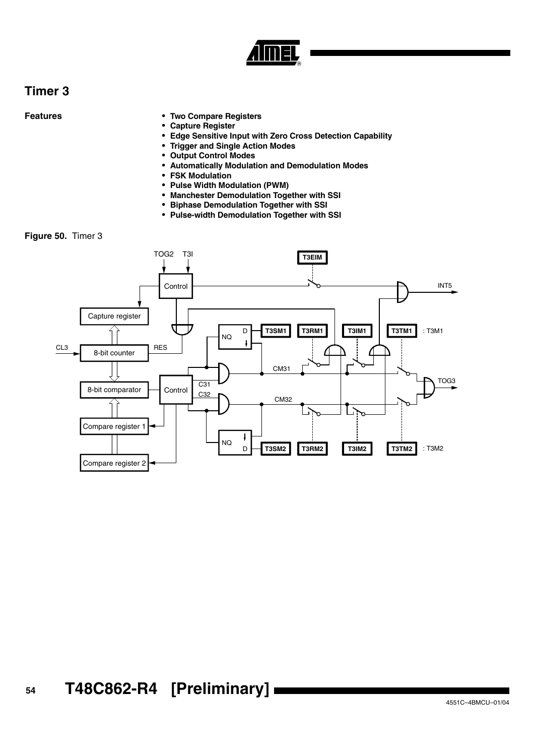## Timer 3

**Features**

- **Two Compare Registers**
- **Capture Register**
- **Edge Sensitive Input with Zero Cross Detection Capability**
- **Trigger and Single Action Modes**
- **Output Control Modes**
- **Automatically Modulation and Demodulation Modes**
- **FSK Modulation**
- **Pulse Width Modulation (PWM)**
- **Manchester Demodulation Together with SSI**
- **Biphase Demodulation Together with SSI**
- **Pulse-width Demodulation Together with SSI**

**Figure 50.** Timer 3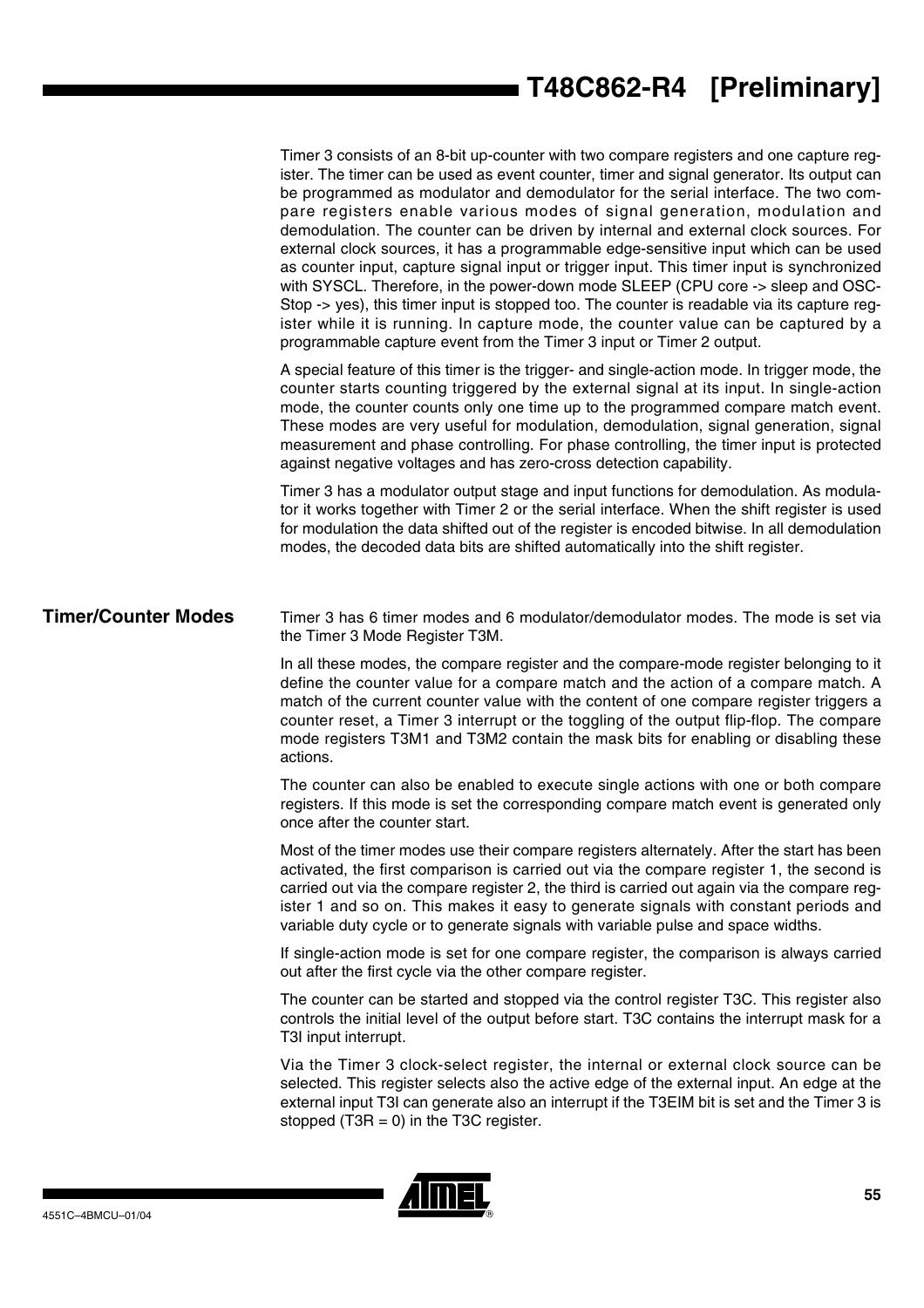Timer 3 consists of an 8-bit up-counter with two compare registers and one capture register. The timer can be used as event counter, timer and signal generator. Its output can be programmed as modulator and demodulator for the serial interface. The two compare registers enable various modes of signal generation, modulation and demodulation. The counter can be driven by internal and external clock sources. For external clock sources, it has a programmable edge-sensitive input which can be used as counter input, capture signal input or trigger input. This timer input is synchronized with SYSCL. Therefore, in the power-down mode SLEEP (CPU core -> sleep and OSC-Stop -> yes), this timer input is stopped too. The counter is readable via its capture register while it is running. In capture mode, the counter value can be captured by a programmable capture event from the Timer 3 input or Timer 2 output.

A special feature of this timer is the trigger- and single-action mode. In trigger mode, the counter starts counting triggered by the external signal at its input. In single-action mode, the counter counts only one time up to the programmed compare match event. These modes are very useful for modulation, demodulation, signal generation, signal measurement and phase controlling. For phase controlling, the timer input is protected against negative voltages and has zero-cross detection capability.

Timer 3 has a modulator output stage and input functions for demodulation. As modulator it works together with Timer 2 or the serial interface. When the shift register is used for modulation the data shifted out of the register is encoded bitwise. In all demodulation modes, the decoded data bits are shifted automatically into the shift register.

## Timer/Counter Modes

Timer 3 has 6 timer modes and 6 modulator/demodulator modes. The mode is set via the Timer 3 Mode Register T3M.

In all these modes, the compare register and the compare-mode register belonging to it define the counter value for a compare match and the action of a compare match. A match of the current counter value with the content of one compare register triggers a counter reset, a Timer 3 interrupt or the toggling of the output flip-flop. The compare mode registers T3M1 and T3M2 contain the mask bits for enabling or disabling these actions.

The counter can also be enabled to execute single actions with one or both compare registers. If this mode is set the corresponding compare match event is generated only once after the counter start.

Most of the timer modes use their compare registers alternately. After the start has been activated, the first comparison is carried out via the compare register 1, the second is carried out via the compare register 2, the third is carried out again via the compare register 1 and so on. This makes it easy to generate signals with constant periods and variable duty cycle or to generate signals with variable pulse and space widths.

If single-action mode is set for one compare register, the comparison is always carried out after the first cycle via the other compare register.

The counter can be started and stopped via the control register T3C. This register also controls the initial level of the output before start. T3C contains the interrupt mask for a T3I input interrupt.

Via the Timer 3 clock-select register, the internal or external clock source can be selected. This register selects also the active edge of the external input. An edge at the external input T3I can generate also an interrupt if the T3EIM bit is set and the Timer 3 is stopped (T3R = 0) in the T3C register.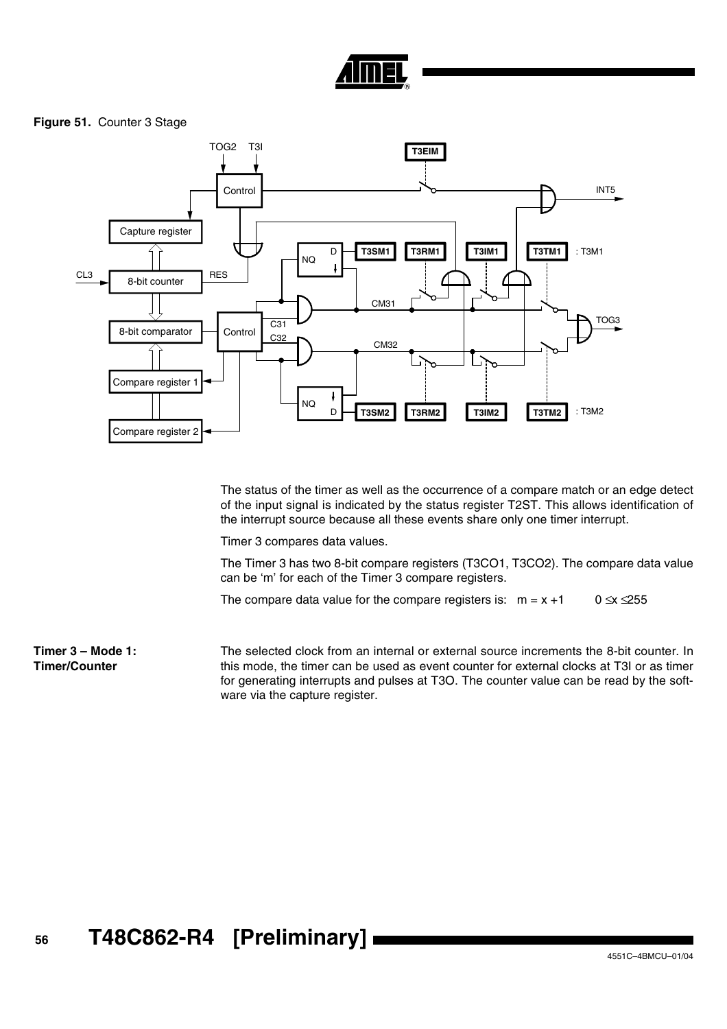**Figure 51.** Counter 3 Stage

The status of the timer as well as the occurrence of a compare match or an edge detect of the input signal is indicated by the status register T2ST. This allows identification of the interrupt source because all these events share only one timer interrupt.

Timer 3 compares data values.

The Timer 3 has two 8-bit compare registers (T3CO1, T3CO2). The compare data value can be 'm' for each of the Timer 3 compare registers.

The compare data value for the compare registers is: $m = x + 1 \qquad 0 \leq x \leq 255$

**Timer 3 – Mode 1: Timer/Counter**

The selected clock from an internal or external source increments the 8-bit counter. In this mode, the timer can be used as event counter for external clocks at T3I or as timer for generating interrupts and pulses at T3O. The counter value can be read by the software via the capture register.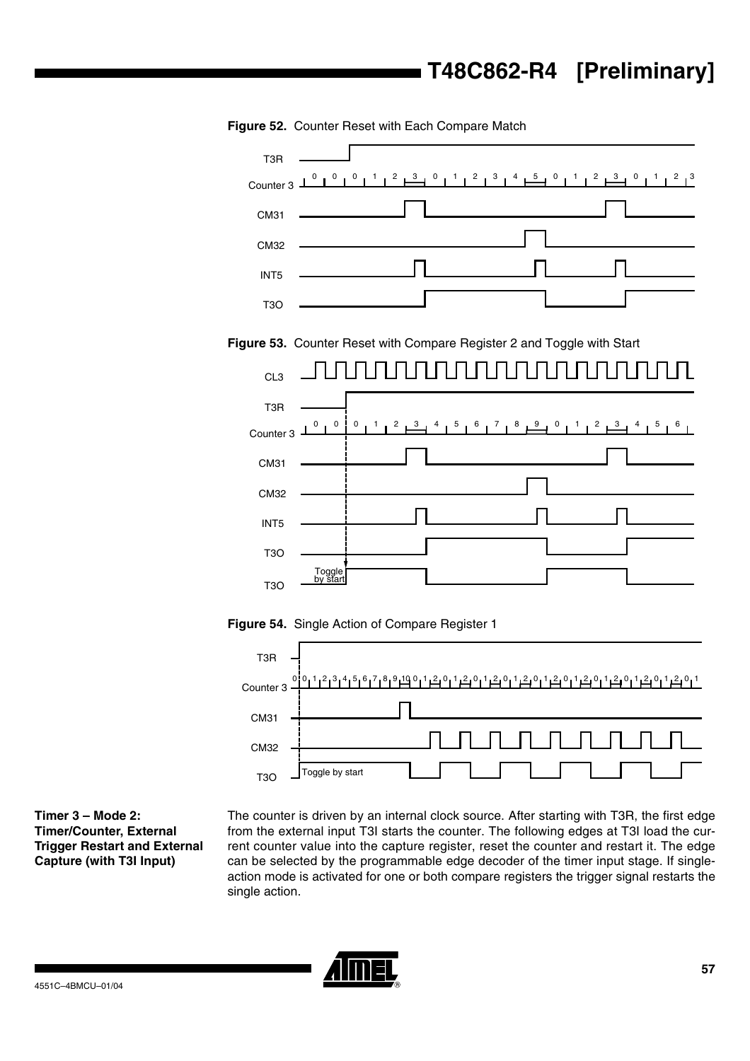**Figure 52.** Counter Reset with Each Compare Match

**Figure 53.** Counter Reset with Compare Register 2 and Toggle with Start

**Figure 54.** Single Action of Compare Register 1

### Timer 3 – Mode 2: Timer/Counter, External Trigger Restart and External Capture (with T3I Input)

The counter is driven by an internal clock source. After starting with T3R, the first edge from the external input T3I starts the counter. The following edges at T3I load the current counter value into the capture register, reset the counter and restart it. The edge can be selected by the programmable edge decoder of the timer input stage. If single-action mode is activated for one or both compare registers the trigger signal restarts the single action.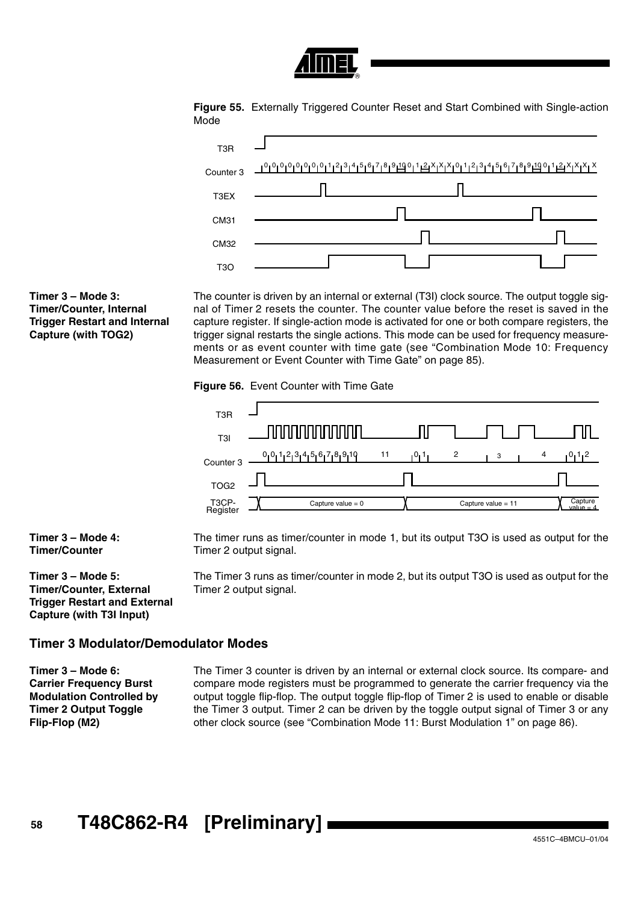**Figure 55.** Externally Triggered Counter Reset and Start Combined with Single-action Mode

**Timer 3 – Mode 3: Timer/Counter, Internal Trigger Restart and Internal Capture (with TOG2)**

The counter is driven by an internal or external (T3I) clock source. The output toggle signal of Timer 2 resets the counter. The counter value before the reset is saved in the capture register. If single-action mode is activated for one or both compare registers, the trigger signal restarts the single actions. This mode can be used for frequency measurements or as event counter with time gate (see "Combination Mode 10: Frequency Measurement or Event Counter with Time Gate" on page 85).

**Figure 56.** Event Counter with Time Gate

**Timer 3 – Mode 4: Timer/Counter**

The timer runs as timer/counter in mode 1, but its output T3O is used as output for the Timer 2 output signal.

**Timer 3 – Mode 5: Timer/Counter, External Trigger Restart and External Capture (with T3I Input)**

The Timer 3 runs as timer/counter in mode 2, but its output T3O is used as output for the Timer 2 output signal.

## Timer 3 Modulator/Demodulator Modes

**Timer 3 – Mode 6: Carrier Frequency Burst Modulation Controlled by Timer 2 Output Toggle Flip-Flop (M2)**

The Timer 3 counter is driven by an internal or external clock source. Its compare- and compare mode registers must be programmed to generate the carrier frequency via the output toggle flip-flop. The output toggle flip-flop of Timer 2 is used to enable or disable the Timer 3 output. Timer 2 can be driven by the toggle output signal of Timer 3 or any other clock source (see "Combination Mode 11: Burst Modulation 1" on page 86).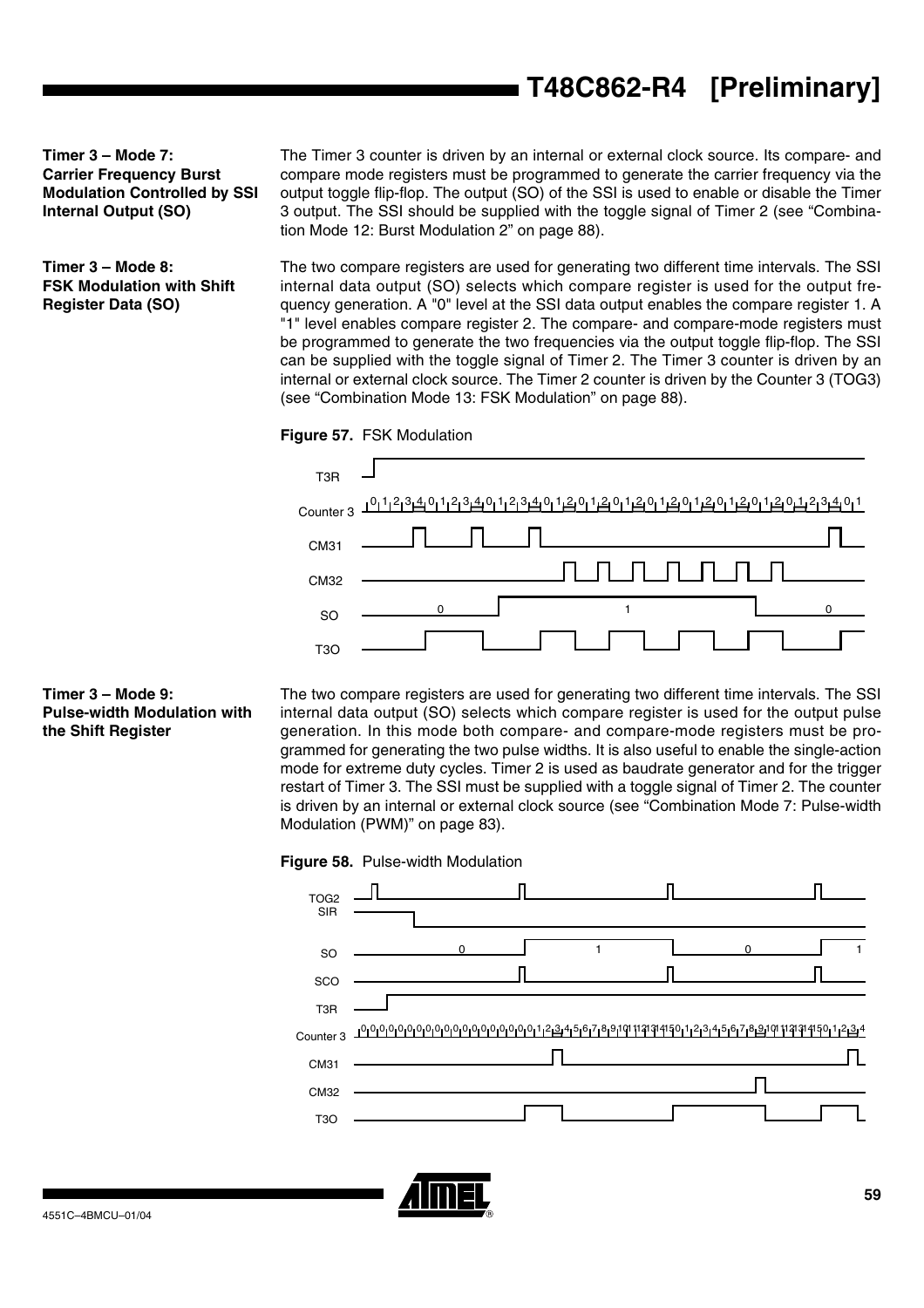#### Timer 3 – Mode 7: Carrier Frequency Burst Modulation Controlled by SSI Internal Output (SO)

The Timer 3 counter is driven by an internal or external clock source. Its compare- and compare mode registers must be programmed to generate the carrier frequency via the output toggle flip-flop. The output (SO) of the SSI is used to enable or disable the Timer 3 output. The SSI should be supplied with the toggle signal of Timer 2 (see "Combination Mode 12: Burst Modulation 2" on page 88).

#### Timer 3 – Mode 8: FSK Modulation with Shift Register Data (SO)

The two compare registers are used for generating two different time intervals. The SSI internal data output (SO) selects which compare register is used for the output frequency generation. A "0" level at the SSI data output enables the compare register 1. A "1" level enables compare register 2. The compare- and compare-mode registers must be programmed to generate the two frequencies via the output toggle flip-flop. The SSI can be supplied with the toggle signal of Timer 2. The Timer 3 counter is driven by an internal or external clock source. The Timer 2 counter is driven by the Counter 3 (TOG3) (see "Combination Mode 13: FSK Modulation" on page 88).

**Figure 57.** FSK Modulation

#### Timer 3 – Mode 9: Pulse-width Modulation with the Shift Register

The two compare registers are used for generating two different time intervals. The SSI internal data output (SO) selects which compare register is used for the output pulse generation. In this mode both compare- and compare-mode registers must be programmed for generating the two pulse widths. It is also useful to enable the single-action mode for extreme duty cycles. Timer 2 is used as baudrate generator and for the trigger restart of Timer 3. The SSI must be supplied with a toggle signal of Timer 2. The counter is driven by an internal or external clock source (see "Combination Mode 7: Pulse-width Modulation (PWM)" on page 83).

**Figure 58.** Pulse-width Modulation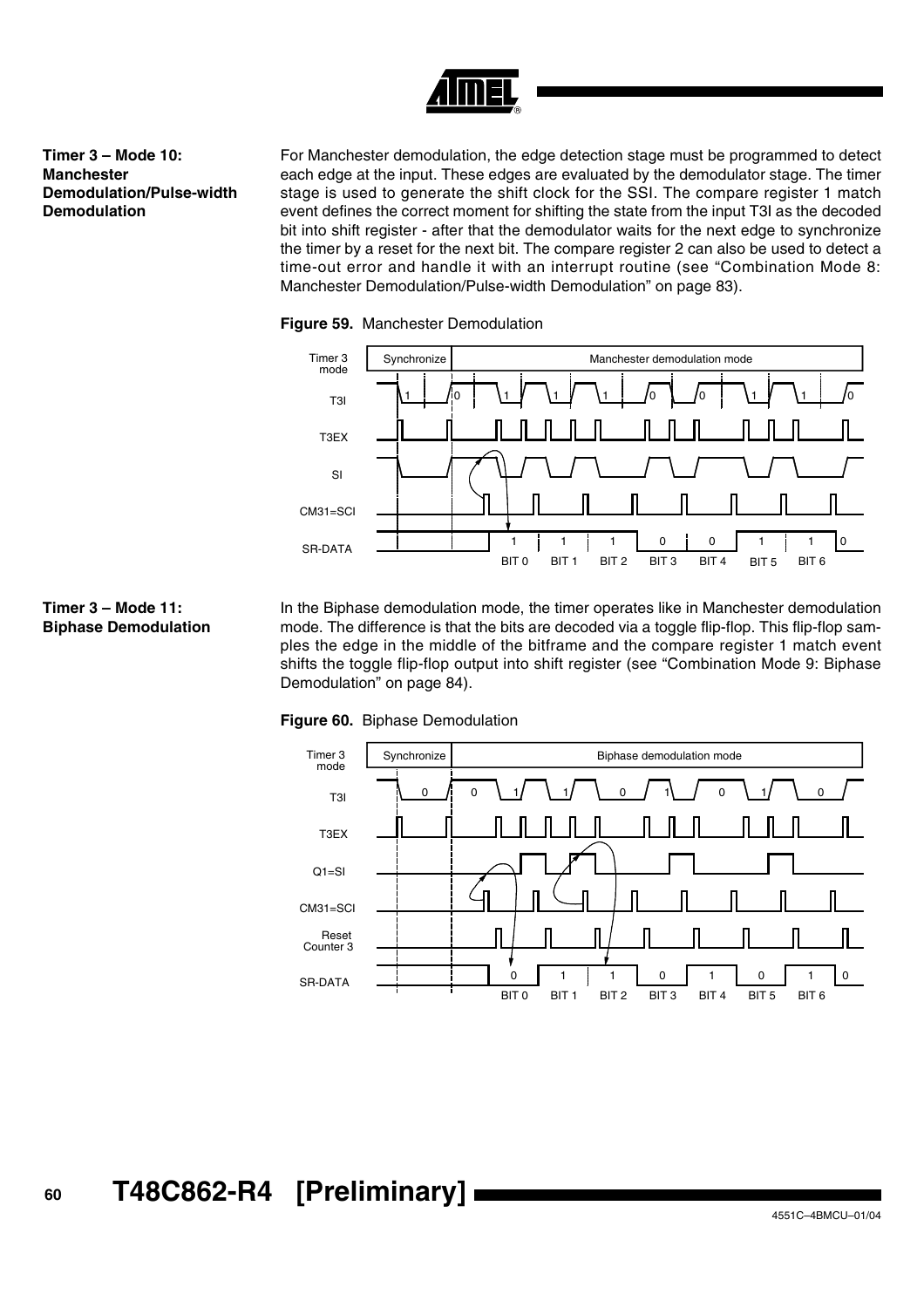### Timer 3 – Mode 10: Manchester Demodulation/Pulse-width Demodulation

For Manchester demodulation, the edge detection stage must be programmed to detect each edge at the input. These edges are evaluated by the demodulator stage. The timer stage is used to generate the shift clock for the SSI. The compare register 1 match event defines the correct moment for shifting the state from the input T3I as the decoded bit into shift register - after that the demodulator waits for the next edge to synchronize the timer by a reset for the next bit. The compare register 2 can also be used to detect a time-out error and handle it with an interrupt routine (see "Combination Mode 8: Manchester Demodulation/Pulse-width Demodulation" on page 83).

**Figure 59.** Manchester Demodulation

### Timer 3 – Mode 11: Biphase Demodulation

In the Biphase demodulation mode, the timer operates like in Manchester demodulation mode. The difference is that the bits are decoded via a toggle flip-flop. This flip-flop samples the edge in the middle of the bitframe and the compare register 1 match event shifts the toggle flip-flop output into shift register (see "Combination Mode 9: Biphase Demodulation" on page 84).

**Figure 60.** Biphase Demodulation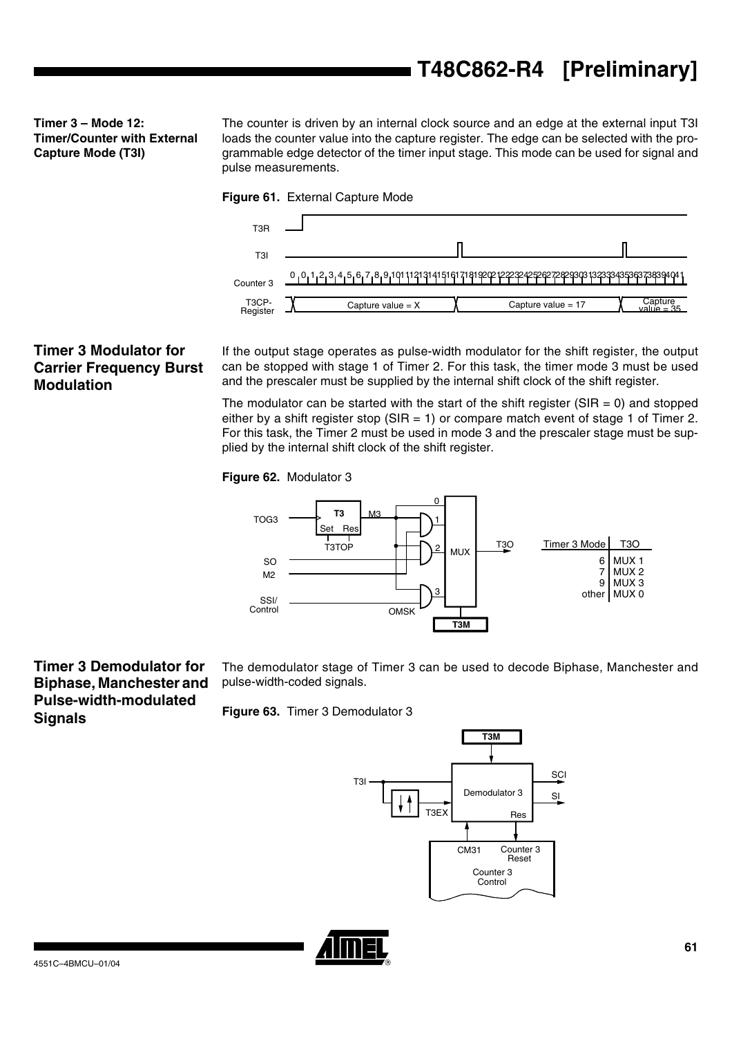### Timer 3 – Mode 12: Timer/Counter with External Capture Mode (T3I)

The counter is driven by an internal clock source and an edge at the external input T3I loads the counter value into the capture register. The edge can be selected with the programmable edge detector of the timer input stage. This mode can be used for signal and pulse measurements.

**Figure 61.** External Capture Mode

## Timer 3 Modulator for Carrier Frequency Burst Modulation

If the output stage operates as pulse-width modulator for the shift register, the output can be stopped with stage 1 of Timer 2. For this task, the timer mode 3 must be used and the prescaler must be supplied by the internal shift clock of the shift register.

The modulator can be started with the start of the shift register (SIR = 0) and stopped either by a shift register stop (SIR = 1) or compare match event of stage 1 of Timer 2. For this task, the Timer 2 must be used in mode 3 and the prescaler stage must be supplied by the internal shift clock of the shift register.

**Figure 62.** Modulator 3

| Timer 3 Mode | T3O |
|---|---|
| 6 | MUX 1 |
| 7 | MUX 2 |
| 9 | MUX 3 |
| other | MUX 0 |

## Timer 3 Demodulator for Biphase, Manchester and Pulse-width-modulated Signals

The demodulator stage of Timer 3 can be used to decode Biphase, Manchester and pulse-width-coded signals.

**Figure 63.** Timer 3 Demodulator 3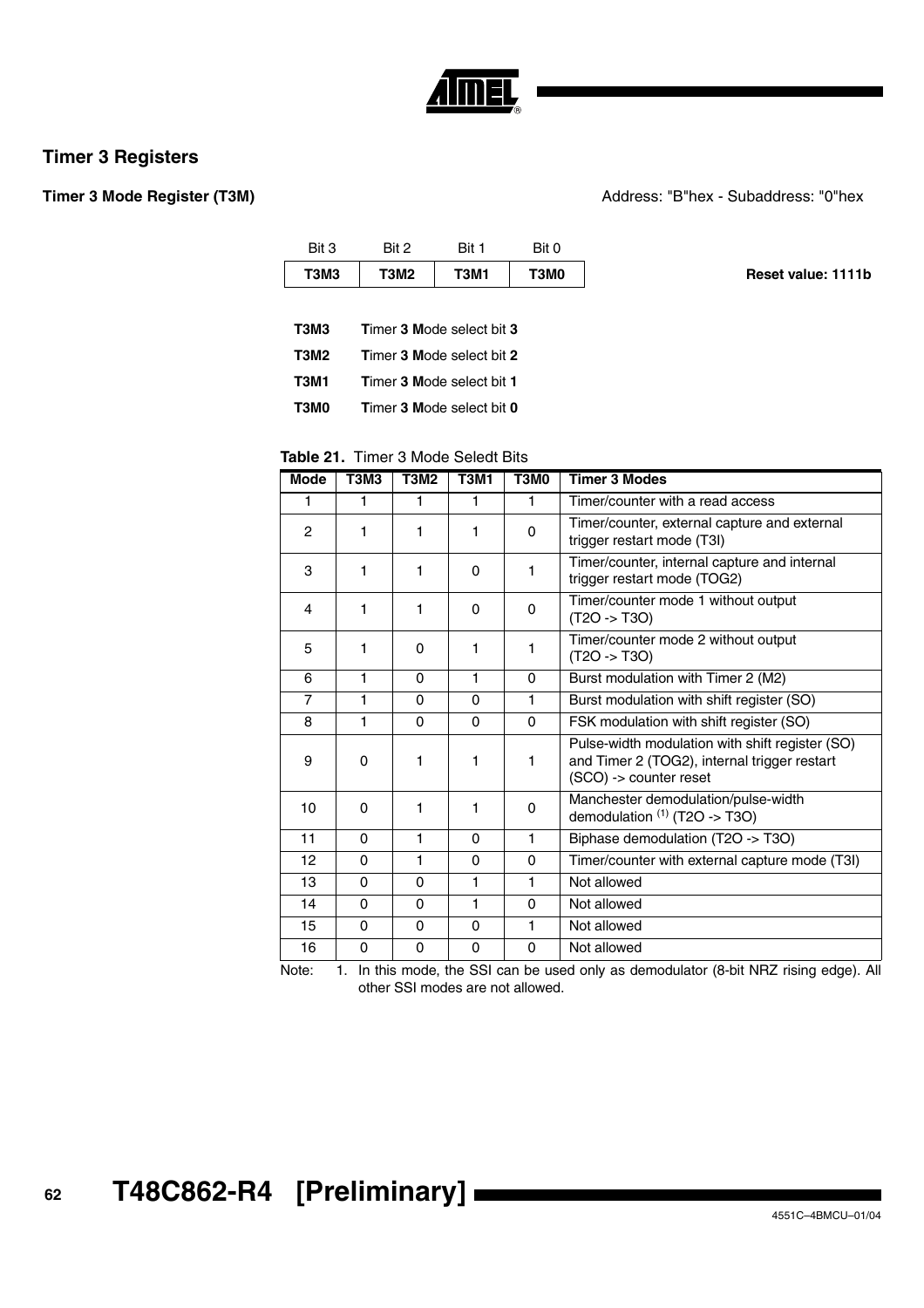## Timer 3 Registers

### Timer 3 Mode Register (T3M)

Address: "B"hex - Subaddress: "0"hex

| Bit 3 | Bit 2 | Bit 1 | Bit 0 |
|---|---|---|---|
| T3M3 | T3M2 | T3M1 | T3M0 |

Reset value: 1111b

**T3M3** **T**imer **3** **M**ode select bit **3**

**T3M2** **T**imer **3** **M**ode select bit **2**

**T3M1** **T**imer **3** **M**ode select bit **1**

**T3M0** **T**imer **3** **M**ode select bit **0**

**Table 21.** Timer 3 Mode Seledt Bits

| Mode | T3M3 | T3M2 | T3M1 | T3M0 | Timer 3 Modes |
|---|---|---|---|---|---|
| 1 | 1 | 1 | 1 | 1 | Timer/counter with a read access |
| 2 | 1 | 1 | 1 | 0 | Timer/counter, external capture and external trigger restart mode (T3I) |
| 3 | 1 | 1 | 0 | 1 | Timer/counter, internal capture and internal trigger restart mode (TOG2) |
| 4 | 1 | 1 | 0 | 0 | Timer/counter mode 1 without output (T2O -> T3O) |
| 5 | 1 | 0 | 1 | 1 | Timer/counter mode 2 without output (T2O -> T3O) |
| 6 | 1 | 0 | 1 | 0 | Burst modulation with Timer 2 (M2) |
| 7 | 1 | 0 | 0 | 1 | Burst modulation with shift register (SO) |
| 8 | 1 | 0 | 0 | 0 | FSK modulation with shift register (SO) |
| 9 | 0 | 1 | 1 | 1 | Pulse-width modulation with shift register (SO) and Timer 2 (TOG2), internal trigger restart (SCO) -> counter reset |
| 10 | 0 | 1 | 1 | 0 | Manchester demodulation/pulse-width demodulation [(1)] (T2O -> T3O) |
| 11 | 0 | 1 | 0 | 1 | Biphase demodulation (T2O -> T3O) |
| 12 | 0 | 1 | 0 | 0 | Timer/counter with external capture mode (T3I) |
| 13 | 0 | 0 | 1 | 1 | Not allowed |
| 14 | 0 | 0 | 1 | 0 | Not allowed |
| 15 | 0 | 0 | 0 | 1 | Not allowed |
| 16 | 0 | 0 | 0 | 0 | Not allowed |

Note: 1. In this mode, the SSI can be used only as demodulator (8-bit NRZ rising edge). All other SSI modes are not allowed.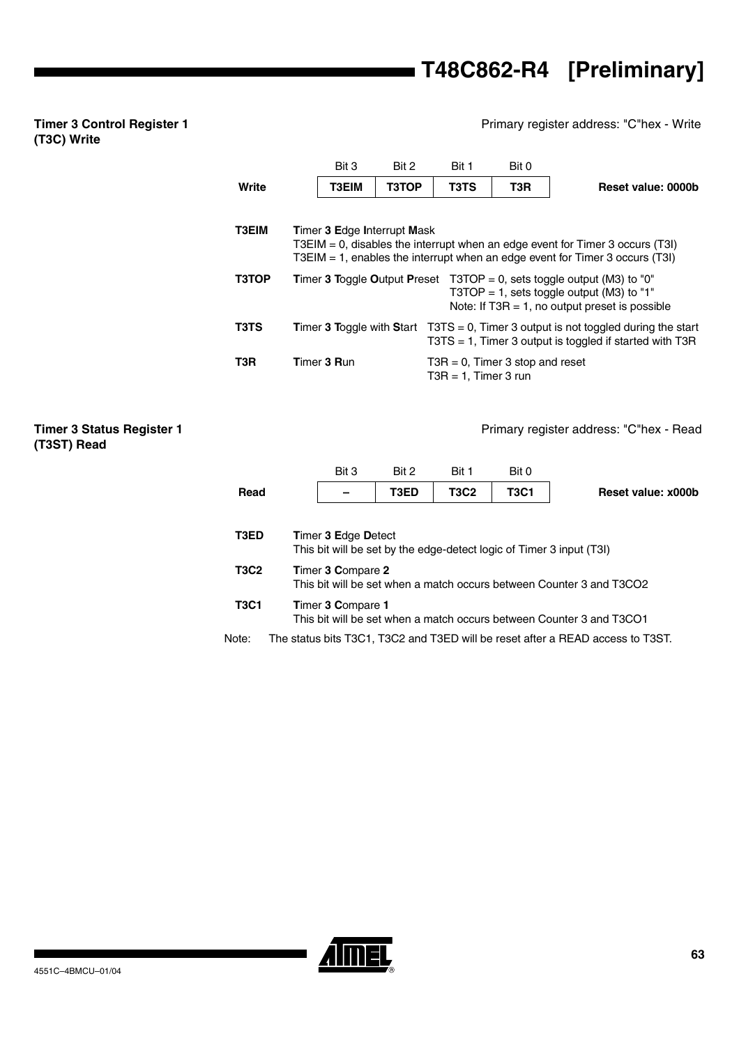### Timer 3 Control Register 1 (T3C) Write

Primary register address: "C"hex - Write

| | Bit 3 | Bit 2 | Bit 1 | Bit 0 | |
|---|---|---|---|---|---|
| **Write** | **T3EIM** | **T3TOP** | **T3TS** | **T3R** | **Reset value: 0000b** |

**T3EIM** **T**imer **3** **E**dge **I**nterrupt **M**ask
T3EIM = 0, disables the interrupt when an edge event for Timer 3 occurs (T3I)
T3EIM = 1, enables the interrupt when an edge event for Timer 3 occurs (T3I)

**T3TOP** **T**imer **3** **T**oggle **O**utput **P**reset
T3TOP = 0, sets toggle output (M3) to "0"
T3TOP = 1, sets toggle output (M3) to "1"
Note: If T3R = 1, no output preset is possible

**T3TS** **T**imer **3** **T**oggle with **S**tart
T3TS = 0, Timer 3 output is not toggled during the start
T3TS = 1, Timer 3 output is toggled if started with T3R

**T3R** **T**imer **3** **R**un
T3R = 0, Timer 3 stop and reset
T3R = 1, Timer 3 run

### Timer 3 Status Register 1 (T3ST) Read

Primary register address: "C"hex - Read

| | Bit 3 | Bit 2 | Bit 1 | Bit 0 | |
|---|---|---|---|---|---|
| **Read** | **–** | **T3ED** | **T3C2** | **T3C1** | **Reset value: x000b** |

**T3ED** **T**imer **3** **E**dge **D**etect
This bit will be set by the edge-detect logic of Timer 3 input (T3I)

**T3C2** **T**imer **3** **C**ompare **2**
This bit will be set when a match occurs between Counter 3 and T3CO2

**T3C1** **T**imer **3** **C**ompare **1**
This bit will be set when a match occurs between Counter 3 and T3CO1

Note: The status bits T3C1, T3C2 and T3ED will be reset after a READ access to T3ST.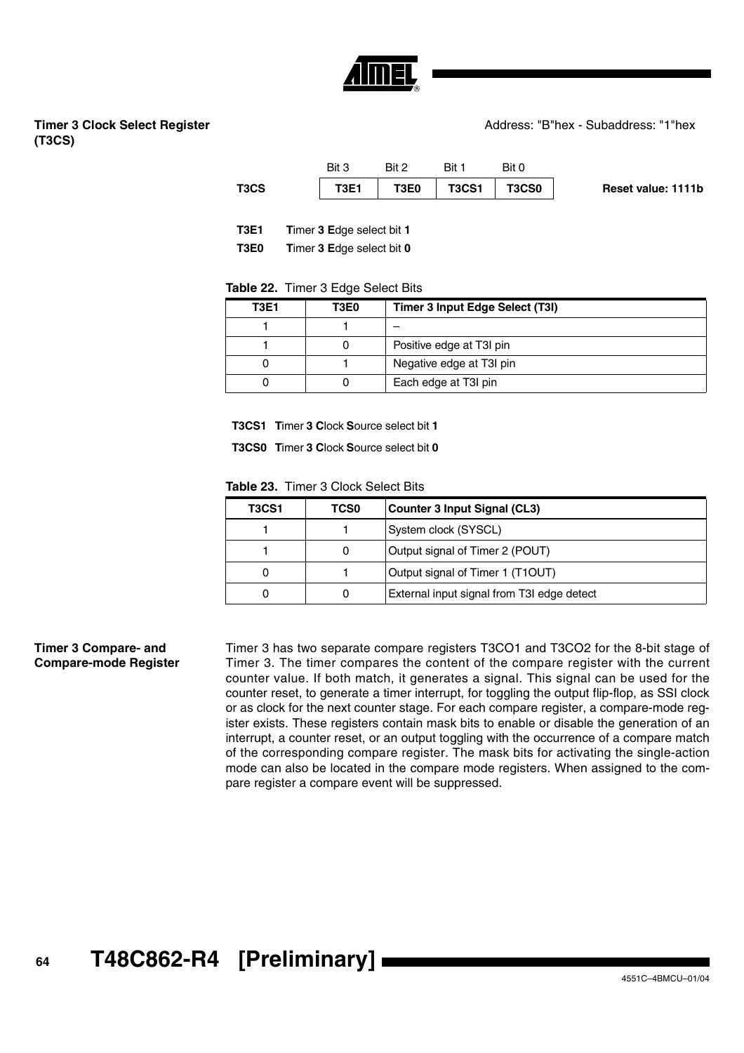### Timer 3 Clock Select Register (T3CS)

Address: "B"hex - Subaddress: "1"hex

| | Bit 3 | Bit 2 | Bit 1 | Bit 0 | |
|---|---|---|---|---|---|
| **T3CS** | **T3E1** | **T3E0** | **T3CS1** | **T3CS0** | **Reset value: 1111b** |

**T3E1** **T**imer **3** **E**dge select bit **1**

**T3E0** **T**imer **3** **E**dge select bit **0**

**Table 22.** Timer 3 Edge Select Bits

| T3E1 | T3E0 | Timer 3 Input Edge Select (T3I) |
|---|---|---|
| 1 | 1 | – |
| 1 | 0 | Positive edge at T3I pin |
| 0 | 1 | Negative edge at T3I pin |
| 0 | 0 | Each edge at T3I pin |

**T3CS1** **T**imer **3** **C**lock **S**ource select bit **1**

**T3CS0** **T**imer **3** **C**lock **S**ource select bit **0**

**Table 23.** Timer 3 Clock Select Bits

| T3CS1 | TCS0 | Counter 3 Input Signal (CL3) |
|---|---|---|
| 1 | 1 | System clock (SYSCL) |
| 1 | 0 | Output signal of Timer 2 (POUT) |
| 0 | 1 | Output signal of Timer 1 (T1OUT) |
| 0 | 0 | External input signal from T3I edge detect |

### Timer 3 Compare- and Compare-mode Register

Timer 3 has two separate compare registers T3CO1 and T3CO2 for the 8-bit stage of Timer 3. The timer compares the content of the compare register with the current counter value. If both match, it generates a signal. This signal can be used for the counter reset, to generate a timer interrupt, for toggling the output flip-flop, as SSI clock or as clock for the next counter stage. For each compare register, a compare-mode register exists. These registers contain mask bits to enable or disable the generation of an interrupt, a counter reset, or an output toggling with the occurrence of a compare match of the corresponding compare register. The mask bits for activating the single-action mode can also be located in the compare mode registers. When assigned to the compare register a compare event will be suppressed.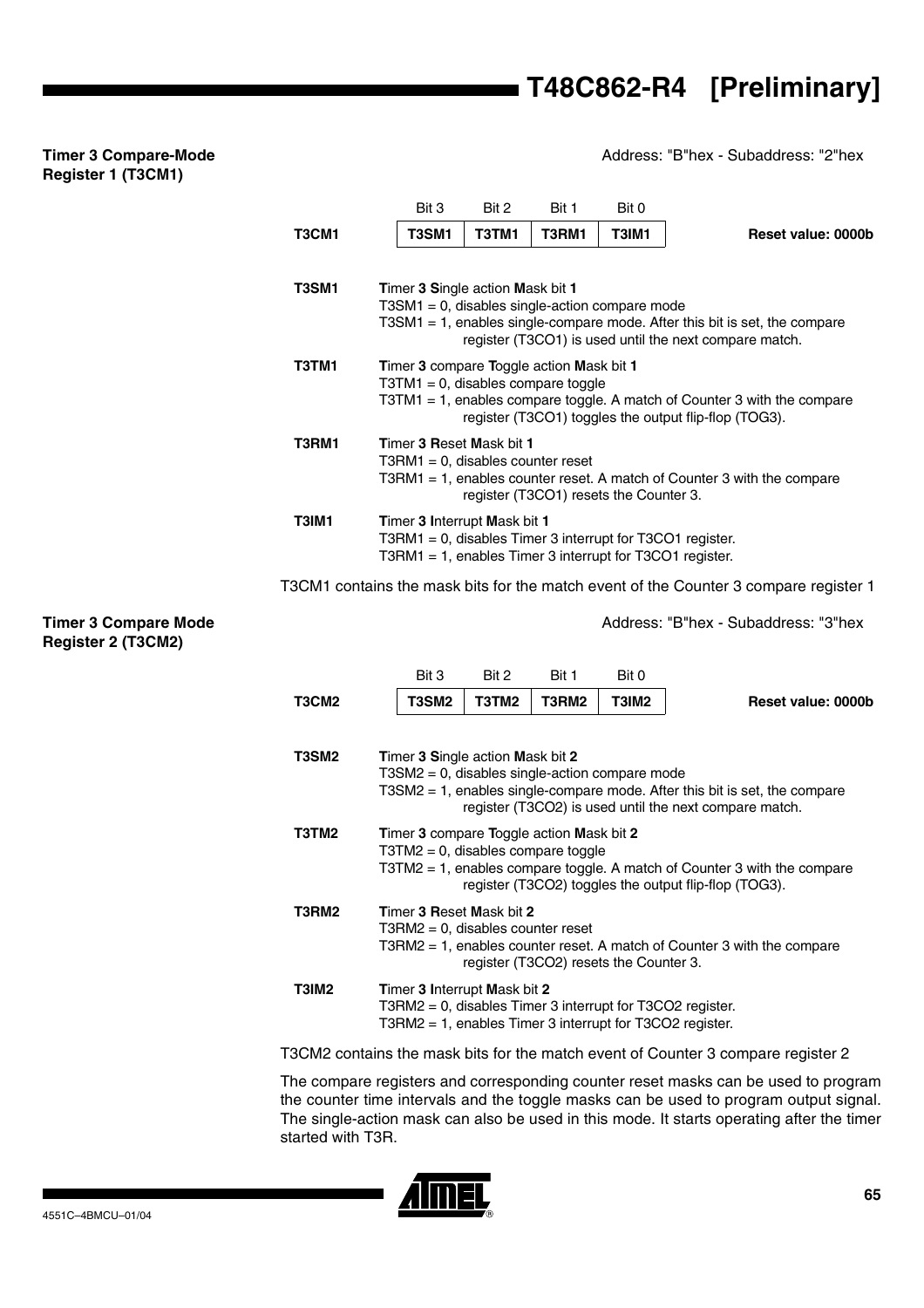### Timer 3 Compare-Mode Register 1 (T3CM1)

Address: "B"hex - Subaddress: "2"hex

| | Bit 3 | Bit 2 | Bit 1 | Bit 0 | |
|---|---|---|---|---|---|
| **T3CM1** | **T3SM1** | **T3TM1** | **T3RM1** | **T3IM1** | **Reset value: 0000b** |

**T3SM1** — **T**imer **3** **S**ingle action **M**ask bit **1**
T3SM1 = 0, disables single-action compare mode
T3SM1 = 1, enables single-compare mode. After this bit is set, the compare register (T3CO1) is used until the next compare match.

**T3TM1** — **T**imer **3** compare **T**oggle action **M**ask bit **1**
T3TM1 = 0, disables compare toggle
T3TM1 = 1, enables compare toggle. A match of Counter 3 with the compare register (T3CO1) toggles the output flip-flop (TOG3).

**T3RM1** — **T**imer **3** **R**eset **M**ask bit **1**
T3RM1 = 0, disables counter reset
T3RM1 = 1, enables counter reset. A match of Counter 3 with the compare register (T3CO1) resets the Counter 3.

**T3IM1** — **T**imer **3** **I**nterrupt **M**ask bit **1**
T3RM1 = 0, disables Timer 3 interrupt for T3CO1 register.
T3RM1 = 1, enables Timer 3 interrupt for T3CO1 register.

T3CM1 contains the mask bits for the match event of the Counter 3 compare register 1

### Timer 3 Compare Mode Register 2 (T3CM2)

Address: "B"hex - Subaddress: "3"hex

| | Bit 3 | Bit 2 | Bit 1 | Bit 0 | |
|---|---|---|---|---|---|
| **T3CM2** | **T3SM2** | **T3TM2** | **T3RM2** | **T3IM2** | **Reset value: 0000b** |

**T3SM2** — **T**imer **3** **S**ingle action **M**ask bit **2**
T3SM2 = 0, disables single-action compare mode
T3SM2 = 1, enables single-compare mode. After this bit is set, the compare register (T3CO2) is used until the next compare match.

**T3TM2** — **T**imer **3** compare **T**oggle action **M**ask bit **2**
T3TM2 = 0, disables compare toggle
T3TM2 = 1, enables compare toggle. A match of Counter 3 with the compare register (T3CO2) toggles the output flip-flop (TOG3).

**T3RM2** — **T**imer **3** **R**eset **M**ask bit **2**
T3RM2 = 0, disables counter reset
T3RM2 = 1, enables counter reset. A match of Counter 3 with the compare register (T3CO2) resets the Counter 3.

**T3IM2** — **T**imer **3** **I**nterrupt **M**ask bit **2**
T3RM2 = 0, disables Timer 3 interrupt for T3CO2 register.
T3RM2 = 1, enables Timer 3 interrupt for T3CO2 register.

T3CM2 contains the mask bits for the match event of Counter 3 compare register 2

The compare registers and corresponding counter reset masks can be used to program the counter time intervals and the toggle masks can be used to program output signal. The single-action mask can also be used in this mode. It starts operating after the timer started with T3R.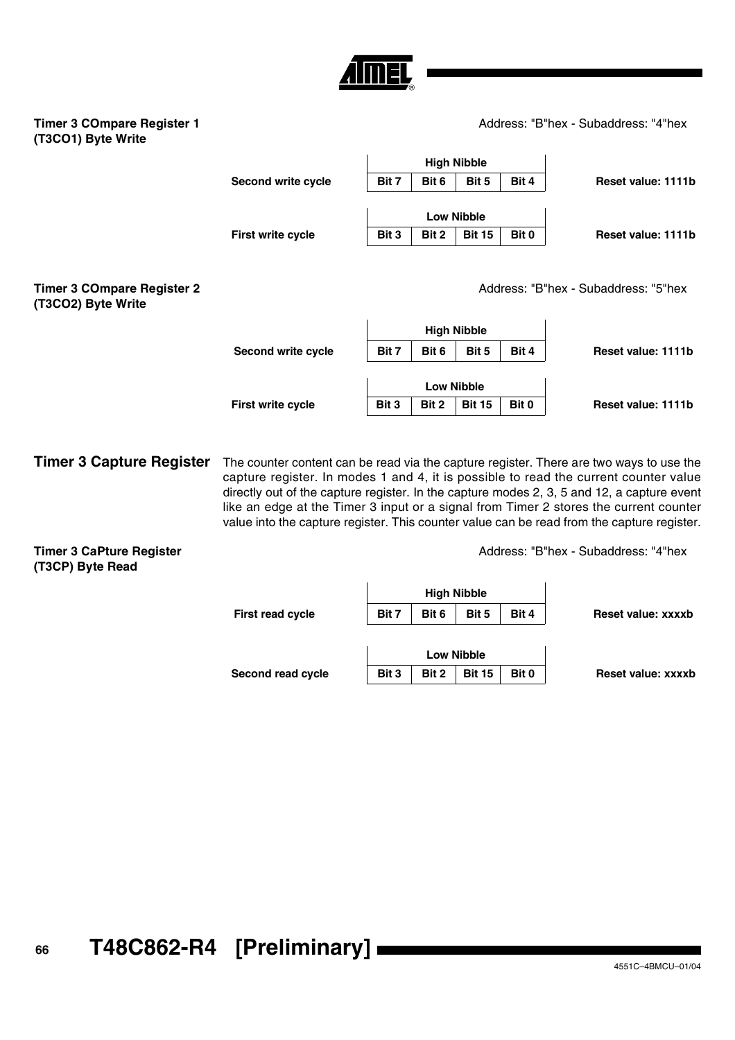**Timer 3 COmpare Register 1 (T3CO1) Byte Write**

Address: "B"hex - Subaddress: "4"hex

| | High Nibble | | | | |
|---|---|---|---|---|---|
| Second write cycle | Bit 7 | Bit 6 | Bit 5 | Bit 4 | Reset value: 1111b |

| | Low Nibble | | | | |
|---|---|---|---|---|---|
| First write cycle | Bit 3 | Bit 2 | Bit 15 | Bit 0 | Reset value: 1111b |

**Timer 3 COmpare Register 2 (T3CO2) Byte Write**

Address: "B"hex - Subaddress: "5"hex

| | High Nibble | | | | |
|---|---|---|---|---|---|
| Second write cycle | Bit 7 | Bit 6 | Bit 5 | Bit 4 | Reset value: 1111b |

| | Low Nibble | | | | |
|---|---|---|---|---|---|
| First write cycle | Bit 3 | Bit 2 | Bit 15 | Bit 0 | Reset value: 1111b |

## Timer 3 Capture Register

The counter content can be read via the capture register. There are two ways to use the capture register. In modes 1 and 4, it is possible to read the current counter value directly out of the capture register. In the capture modes 2, 3, 5 and 12, a capture event like an edge at the Timer 3 input or a signal from Timer 2 stores the current counter value into the capture register. This counter value can be read from the capture register.

**Timer 3 CaPture Register (T3CP) Byte Read**

Address: "B"hex - Subaddress: "4"hex

| | High Nibble | | | | |
|---|---|---|---|---|---|
| First read cycle | Bit 7 | Bit 6 | Bit 5 | Bit 4 | Reset value: xxxxb |

| | Low Nibble | | | | |
|---|---|---|---|---|---|
| Second read cycle | Bit 3 | Bit 2 | Bit 15 | Bit 0 | Reset value: xxxxb |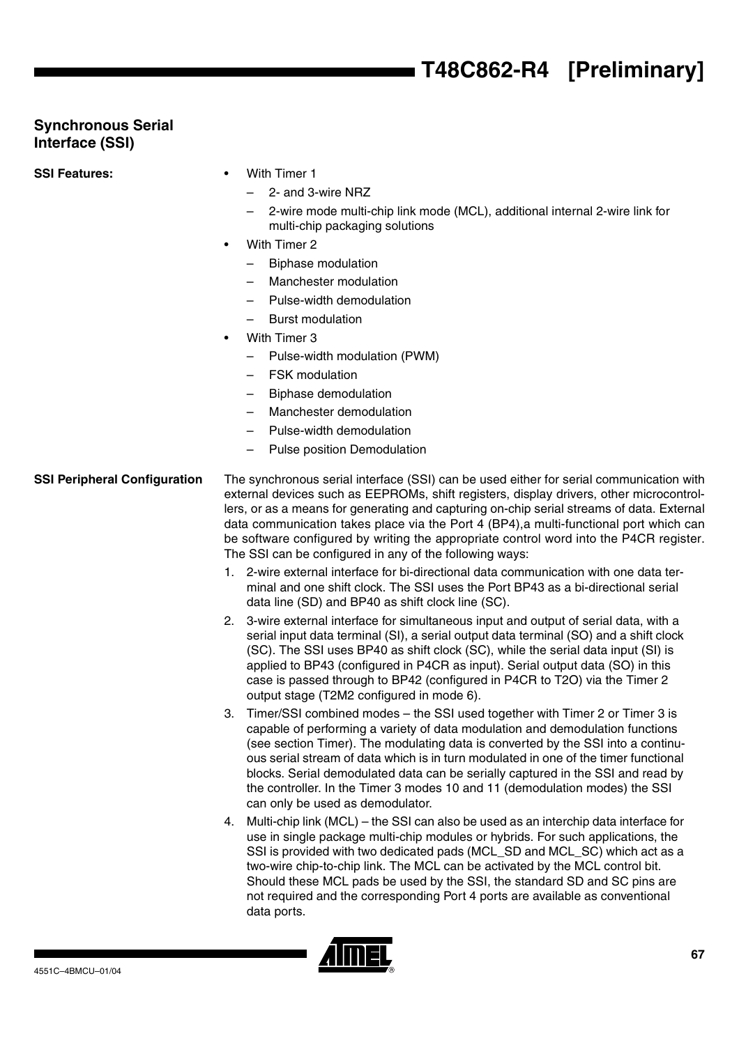## Synchronous Serial Interface (SSI)

**SSI Features:**

- With Timer 1
  - 2- and 3-wire NRZ
  - 2-wire mode multi-chip link mode (MCL), additional internal 2-wire link for multi-chip packaging solutions
- With Timer 2
  - Biphase modulation
  - Manchester modulation
  - Pulse-width demodulation
  - Burst modulation
- With Timer 3
  - Pulse-width modulation (PWM)
  - FSK modulation
  - Biphase demodulation
  - Manchester demodulation
  - Pulse-width demodulation
  - Pulse position Demodulation

**SSI Peripheral Configuration**

The synchronous serial interface (SSI) can be used either for serial communication with external devices such as EEPROMs, shift registers, display drivers, other microcontrollers, or as a means for generating and capturing on-chip serial streams of data. External data communication takes place via the Port 4 (BP4),a multi-functional port which can be software configured by writing the appropriate control word into the P4CR register. The SSI can be configured in any of the following ways:

1. 2-wire external interface for bi-directional data communication with one data terminal and one shift clock. The SSI uses the Port BP43 as a bi-directional serial data line (SD) and BP40 as shift clock line (SC).
2. 3-wire external interface for simultaneous input and output of serial data, with a serial input data terminal (SI), a serial output data terminal (SO) and a shift clock (SC). The SSI uses BP40 as shift clock (SC), while the serial data input (SI) is applied to BP43 (configured in P4CR as input). Serial output data (SO) in this case is passed through to BP42 (configured in P4CR to T2O) via the Timer 2 output stage (T2M2 configured in mode 6).
3. Timer/SSI combined modes – the SSI used together with Timer 2 or Timer 3 is capable of performing a variety of data modulation and demodulation functions (see section Timer). The modulating data is converted by the SSI into a continuous serial stream of data which is in turn modulated in one of the timer functional blocks. Serial demodulated data can be serially captured in the SSI and read by the controller. In the Timer 3 modes 10 and 11 (demodulation modes) the SSI can only be used as demodulator.
4. Multi-chip link (MCL) – the SSI can also be used as an interchip data interface for use in single package multi-chip modules or hybrids. For such applications, the SSI is provided with two dedicated pads (MCL_SD and MCL_SC) which act as a two-wire chip-to-chip link. The MCL can be activated by the MCL control bit. Should these MCL pads be used by the SSI, the standard SD and SC pins are not required and the corresponding Port 4 ports are available as conventional data ports.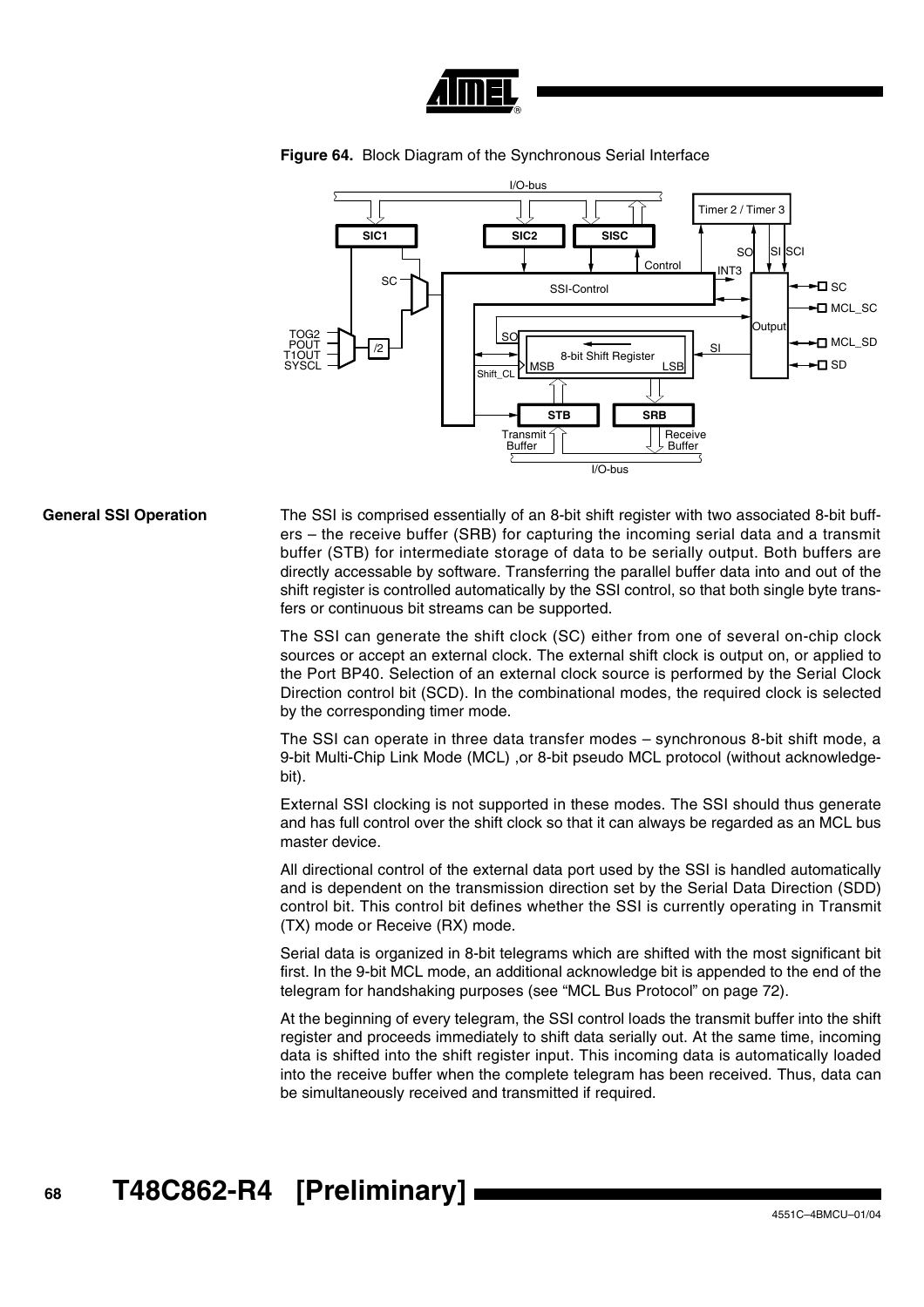**Figure 64.** Block Diagram of the Synchronous Serial Interface

## General SSI Operation

The SSI is comprised essentially of an 8-bit shift register with two associated 8-bit buffers – the receive buffer (SRB) for capturing the incoming serial data and a transmit buffer (STB) for intermediate storage of data to be serially output. Both buffers are directly accessable by software. Transferring the parallel buffer data into and out of the shift register is controlled automatically by the SSI control, so that both single byte transfers or continuous bit streams can be supported.

The SSI can generate the shift clock (SC) either from one of several on-chip clock sources or accept an external clock. The external shift clock is output on, or applied to the Port BP40. Selection of an external clock source is performed by the Serial Clock Direction control bit (SCD). In the combinational modes, the required clock is selected by the corresponding timer mode.

The SSI can operate in three data transfer modes – synchronous 8-bit shift mode, a 9-bit Multi-Chip Link Mode (MCL) ,or 8-bit pseudo MCL protocol (without acknowledge-bit).

External SSI clocking is not supported in these modes. The SSI should thus generate and has full control over the shift clock so that it can always be regarded as an MCL bus master device.

All directional control of the external data port used by the SSI is handled automatically and is dependent on the transmission direction set by the Serial Data Direction (SDD) control bit. This control bit defines whether the SSI is currently operating in Transmit (TX) mode or Receive (RX) mode.

Serial data is organized in 8-bit telegrams which are shifted with the most significant bit first. In the 9-bit MCL mode, an additional acknowledge bit is appended to the end of the telegram for handshaking purposes (see "MCL Bus Protocol" on page 72).

At the beginning of every telegram, the SSI control loads the transmit buffer into the shift register and proceeds immediately to shift data serially out. At the same time, incoming data is shifted into the shift register input. This incoming data is automatically loaded into the receive buffer when the complete telegram has been received. Thus, data can be simultaneously received and transmitted if required.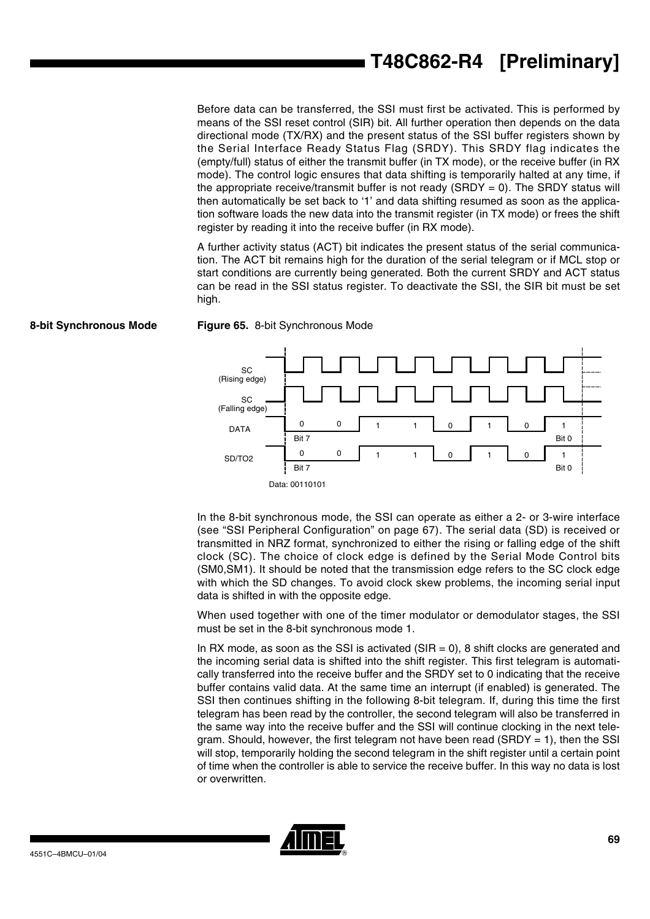Before data can be transferred, the SSI must first be activated. This is performed by means of the SSI reset control (SIR) bit. All further operation then depends on the data directional mode (TX/RX) and the present status of the SSI buffer registers shown by the Serial Interface Ready Status Flag (SRDY). This SRDY flag indicates the (empty/full) status of either the transmit buffer (in TX mode), or the receive buffer (in RX mode). The control logic ensures that data shifting is temporarily halted at any time, if the appropriate receive/transmit buffer is not ready (SRDY = 0). The SRDY status will then automatically be set back to '1' and data shifting resumed as soon as the application software loads the new data into the transmit register (in TX mode) or frees the shift register by reading it into the receive buffer (in RX mode).

A further activity status (ACT) bit indicates the present status of the serial communication. The ACT bit remains high for the duration of the serial telegram or if MCL stop or start conditions are currently being generated. Both the current SRDY and ACT status can be read in the SSI status register. To deactivate the SSI, the SIR bit must be set high.

## 8-bit Synchronous Mode

**Figure 65.** 8-bit Synchronous Mode

SC (Rising edge)
SC (Falling edge)
DATA: 0 0 1 1 0 1 0 1 (Bit 7 ... Bit 0)
SD/TO2: 0 0 1 1 0 1 0 1 (Bit 7 ... Bit 0)
Data: 00110101

In the 8-bit synchronous mode, the SSI can operate as either a 2- or 3-wire interface (see "SSI Peripheral Configuration" on page 67). The serial data (SD) is received or transmitted in NRZ format, synchronized to either the rising or falling edge of the shift clock (SC). The choice of clock edge is defined by the Serial Mode Control bits (SM0,SM1). It should be noted that the transmission edge refers to the SC clock edge with which the SD changes. To avoid clock skew problems, the incoming serial input data is shifted in with the opposite edge.

When used together with one of the timer modulator or demodulator stages, the SSI must be set in the 8-bit synchronous mode 1.

In RX mode, as soon as the SSI is activated (SIR = 0), 8 shift clocks are generated and the incoming serial data is shifted into the shift register. This first telegram is automatically transferred into the receive buffer and the SRDY set to 0 indicating that the receive buffer contains valid data. At the same time an interrupt (if enabled) is generated. The SSI then continues shifting in the following 8-bit telegram. If, during this time the first telegram has been read by the controller, the second telegram will also be transferred in the same way into the receive buffer and the SSI will continue clocking in the next telegram. Should, however, the first telegram not have been read (SRDY = 1), then the SSI will stop, temporarily holding the second telegram in the shift register until a certain point of time when the controller is able to service the receive buffer. In this way no data is lost or overwritten.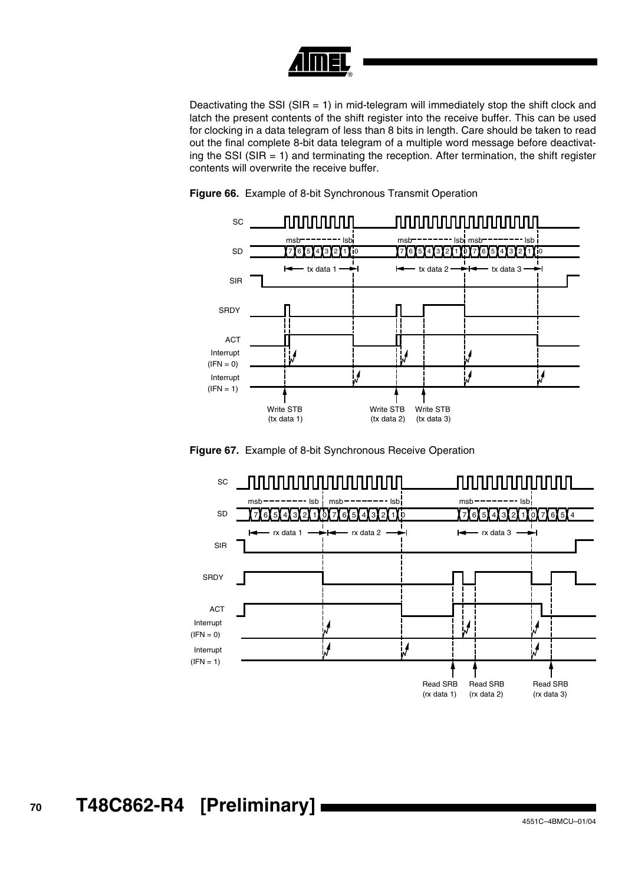Deactivating the SSI (SIR = 1) in mid-telegram will immediately stop the shift clock and latch the present contents of the shift register into the receive buffer. This can be used for clocking in a data telegram of less than 8 bits in length. Care should be taken to read out the final complete 8-bit data telegram of a multiple word message before deactivating the SSI (SIR = 1) and terminating the reception. After termination, the shift register contents will overwrite the receive buffer.

**Figure 66.** Example of 8-bit Synchronous Transmit Operation

**Figure 67.** Example of 8-bit Synchronous Receive Operation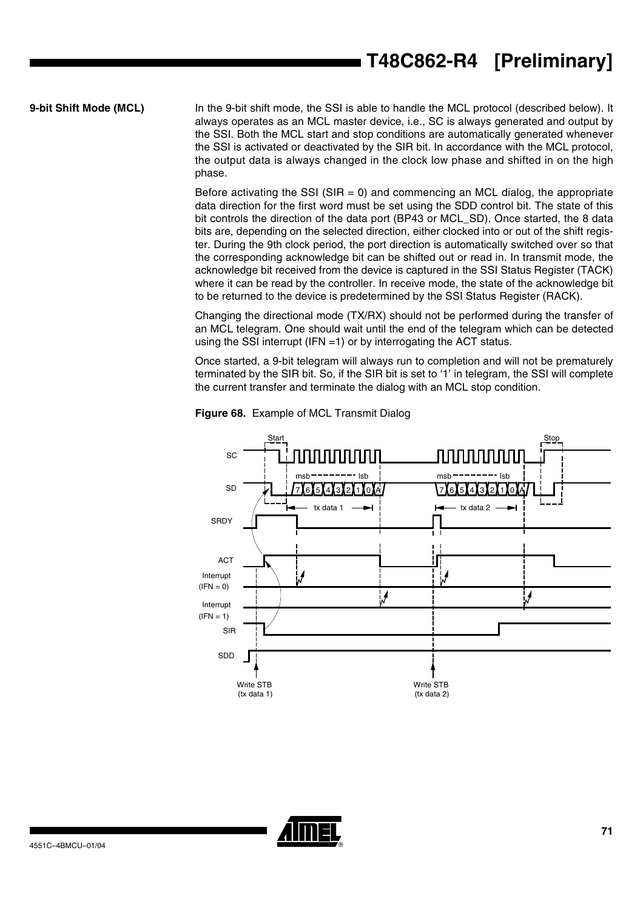## 9-bit Shift Mode (MCL)

In the 9-bit shift mode, the SSI is able to handle the MCL protocol (described below). It always operates as an MCL master device, i.e., SC is always generated and output by the SSI. Both the MCL start and stop conditions are automatically generated whenever the SSI is activated or deactivated by the SIR bit. In accordance with the MCL protocol, the output data is always changed in the clock low phase and shifted in on the high phase.

Before activating the SSI (SIR = 0) and commencing an MCL dialog, the appropriate data direction for the first word must be set using the SDD control bit. The state of this bit controls the direction of the data port (BP43 or MCL_SD). Once started, the 8 data bits are, depending on the selected direction, either clocked into or out of the shift register. During the 9th clock period, the port direction is automatically switched over so that the corresponding acknowledge bit can be shifted out or read in. In transmit mode, the acknowledge bit received from the device is captured in the SSI Status Register (TACK) where it can be read by the controller. In receive mode, the state of the acknowledge bit to be returned to the device is predetermined by the SSI Status Register (RACK).

Changing the directional mode (TX/RX) should not be performed during the transfer of an MCL telegram. One should wait until the end of the telegram which can be detected using the SSI interrupt (IFN =1) or by interrogating the ACT status.

Once started, a 9-bit telegram will always run to completion and will not be prematurely terminated by the SIR bit. So, if the SIR bit is set to '1' in telegram, the SSI will complete the current transfer and terminate the dialog with an MCL stop condition.

**Figure 68.** Example of MCL Transmit Dialog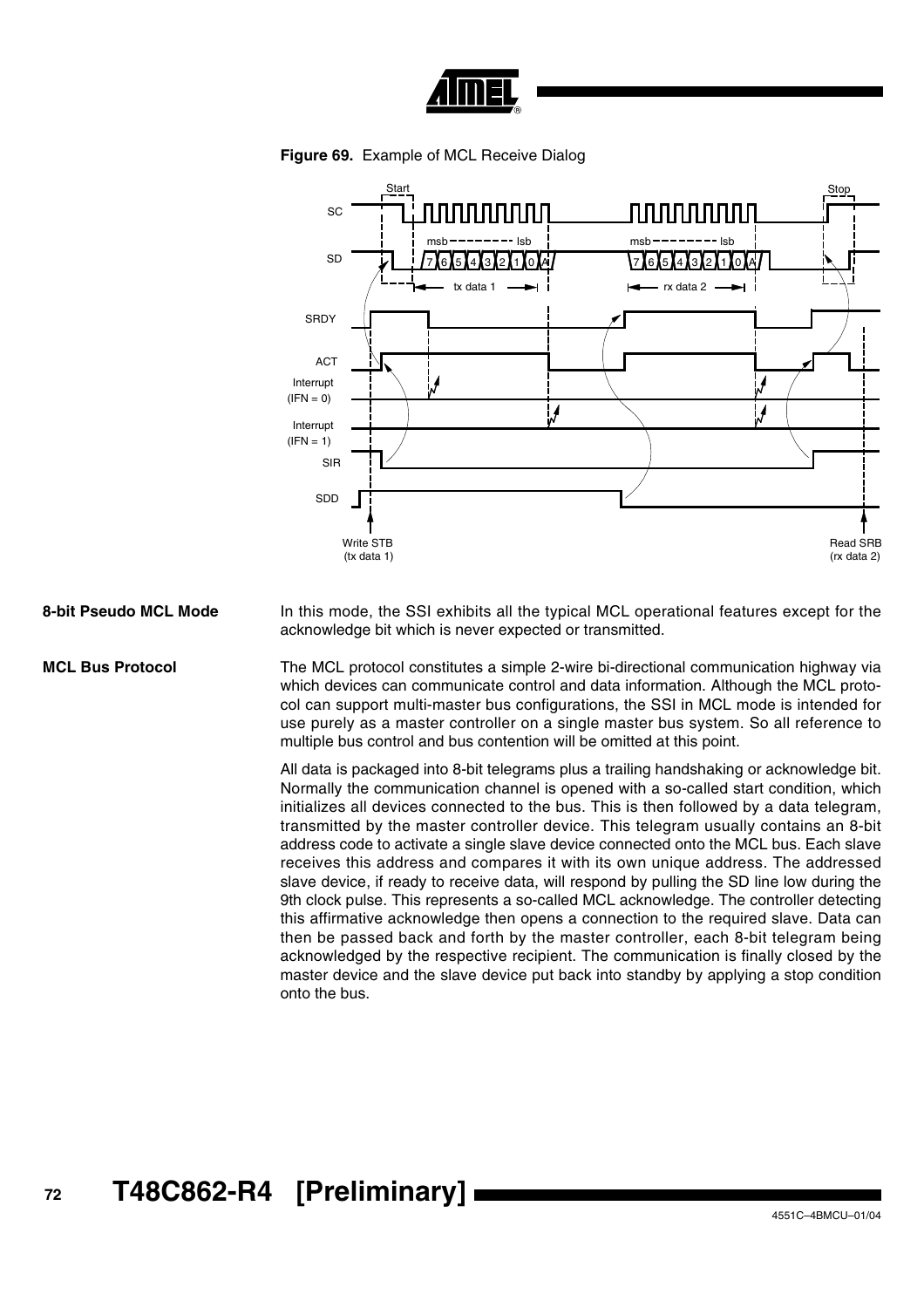**Figure 69.** Example of MCL Receive Dialog

## 8-bit Pseudo MCL Mode

In this mode, the SSI exhibits all the typical MCL operational features except for the acknowledge bit which is never expected or transmitted.

## MCL Bus Protocol

The MCL protocol constitutes a simple 2-wire bi-directional communication highway via which devices can communicate control and data information. Although the MCL protocol can support multi-master bus configurations, the SSI in MCL mode is intended for use purely as a master controller on a single master bus system. So all reference to multiple bus control and bus contention will be omitted at this point.

All data is packaged into 8-bit telegrams plus a trailing handshaking or acknowledge bit. Normally the communication channel is opened with a so-called start condition, which initializes all devices connected to the bus. This is then followed by a data telegram, transmitted by the master controller device. This telegram usually contains an 8-bit address code to activate a single slave device connected onto the MCL bus. Each slave receives this address and compares it with its own unique address. The addressed slave device, if ready to receive data, will respond by pulling the SD line low during the 9th clock pulse. This represents a so-called MCL acknowledge. The controller detecting this affirmative acknowledge then opens a connection to the required slave. Data can then be passed back and forth by the master controller, each 8-bit telegram being acknowledged by the respective recipient. The communication is finally closed by the master device and the slave device put back into standby by applying a stop condition onto the bus.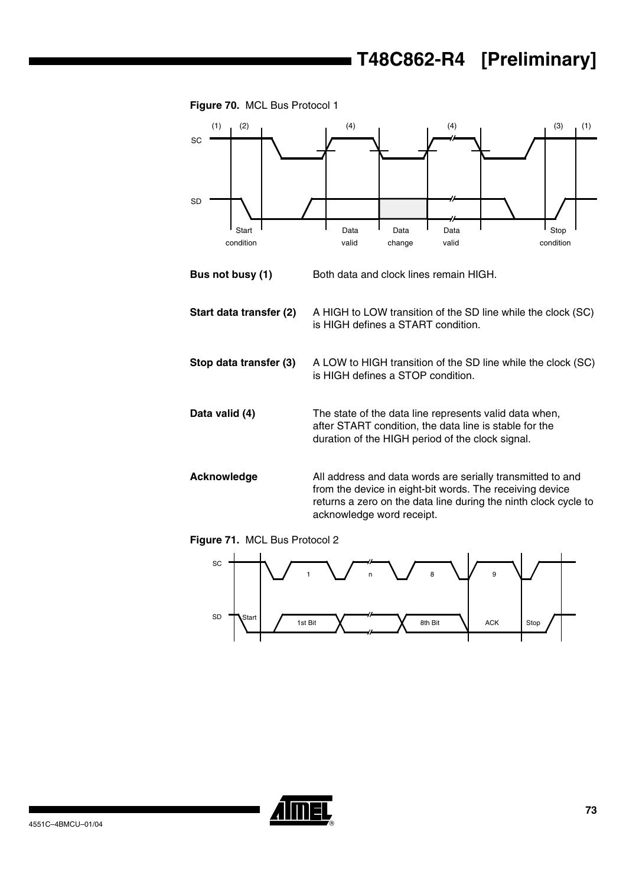**Figure 70.** MCL Bus Protocol 1

**Bus not busy (1)** Both data and clock lines remain HIGH.

**Start data transfer (2)** A HIGH to LOW transition of the SD line while the clock (SC) is HIGH defines a START condition.

**Stop data transfer (3)** A LOW to HIGH transition of the SD line while the clock (SC) is HIGH defines a STOP condition.

**Data valid (4)** The state of the data line represents valid data when, after START condition, the data line is stable for the duration of the HIGH period of the clock signal.

**Acknowledge** All address and data words are serially transmitted to and from the device in eight-bit words. The receiving device returns a zero on the data line during the ninth clock cycle to acknowledge word receipt.

**Figure 71.** MCL Bus Protocol 2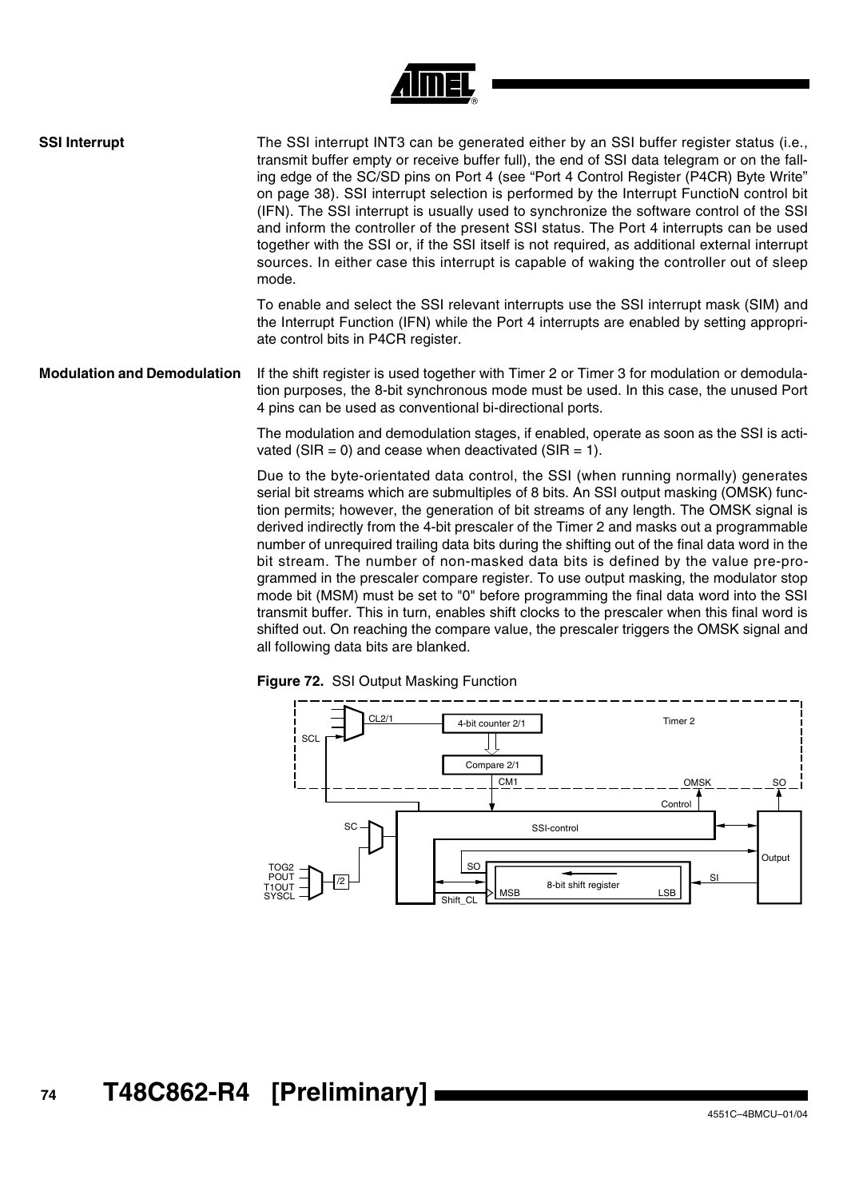### SSI Interrupt

The SSI interrupt INT3 can be generated either by an SSI buffer register status (i.e., transmit buffer empty or receive buffer full), the end of SSI data telegram or on the falling edge of the SC/SD pins on Port 4 (see "Port 4 Control Register (P4CR) Byte Write" on page 38). SSI interrupt selection is performed by the Interrupt FunctioN control bit (IFN). The SSI interrupt is usually used to synchronize the software control of the SSI and inform the controller of the present SSI status. The Port 4 interrupts can be used together with the SSI or, if the SSI itself is not required, as additional external interrupt sources. In either case this interrupt is capable of waking the controller out of sleep mode.

To enable and select the SSI relevant interrupts use the SSI interrupt mask (SIM) and the Interrupt Function (IFN) while the Port 4 interrupts are enabled by setting appropriate control bits in P4CR register.

### Modulation and Demodulation

If the shift register is used together with Timer 2 or Timer 3 for modulation or demodulation purposes, the 8-bit synchronous mode must be used. In this case, the unused Port 4 pins can be used as conventional bi-directional ports.

The modulation and demodulation stages, if enabled, operate as soon as the SSI is activated (SIR = 0) and cease when deactivated (SIR = 1).

Due to the byte-orientated data control, the SSI (when running normally) generates serial bit streams which are submultiples of 8 bits. An SSI output masking (OMSK) function permits; however, the generation of bit streams of any length. The OMSK signal is derived indirectly from the 4-bit prescaler of the Timer 2 and masks out a programmable number of unrequired trailing data bits during the shifting out of the final data word in the bit stream. The number of non-masked data bits is defined by the value pre-programmed in the prescaler compare register. To use output masking, the modulator stop mode bit (MSM) must be set to "0" before programming the final data word into the SSI transmit buffer. This in turn, enables shift clocks to the prescaler when this final word is shifted out. On reaching the compare value, the prescaler triggers the OMSK signal and all following data bits are blanked.

**Figure 72.** SSI Output Masking Function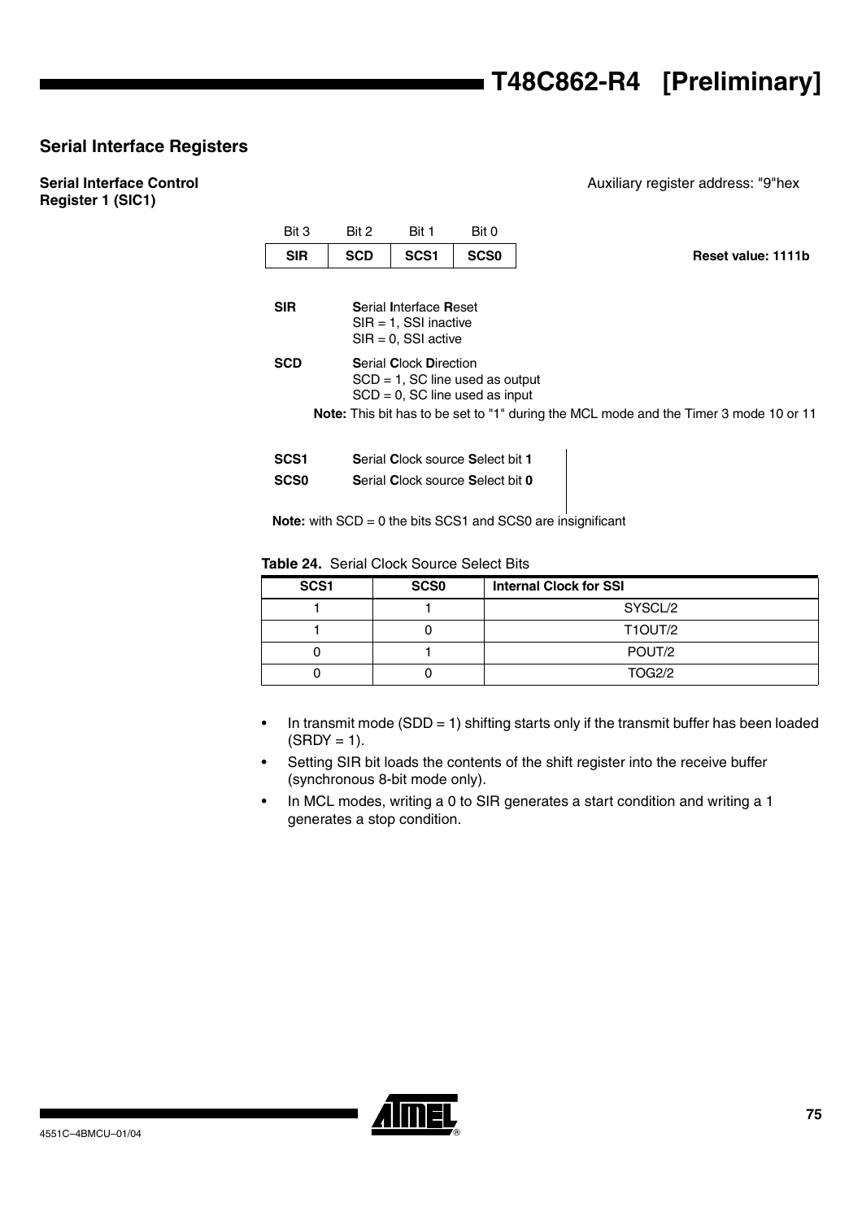## Serial Interface Registers

### Serial Interface Control Register 1 (SIC1)

Auxiliary register address: "9"hex

| Bit 3 | Bit 2 | Bit 1 | Bit 0 |
|---|---|---|---|
| SIR | SCD | SCS1 | SCS0 |

**Reset value: 1111b**

**SIR** — **S**erial **I**nterface **R**eset
SIR = 1, SSI inactive
SIR = 0, SSI active

**SCD** — **S**erial **C**lock **D**irection
SCD = 1, SC line used as output
SCD = 0, SC line used as input

**Note:** This bit has to be set to "1" during the MCL mode and the Timer 3 mode 10 or 11

**SCS1** — **S**erial **C**lock source **S**elect bit **1**

**SCS0** — **S**erial **C**lock source **S**elect bit **0**

**Note:** with SCD = 0 the bits SCS1 and SCS0 are insignificant

**Table 24.** Serial Clock Source Select Bits

| SCS1 | SCS0 | Internal Clock for SSI |
|---|---|---|
| 1 | 1 | SYSCL/2 |
| 1 | 0 | T1OUT/2 |
| 0 | 1 | POUT/2 |
| 0 | 0 | TOG2/2 |

- In transmit mode (SDD = 1) shifting starts only if the transmit buffer has been loaded (SRDY = 1).
- Setting SIR bit loads the contents of the shift register into the receive buffer (synchronous 8-bit mode only).
- In MCL modes, writing a 0 to SIR generates a start condition and writing a 1 generates a stop condition.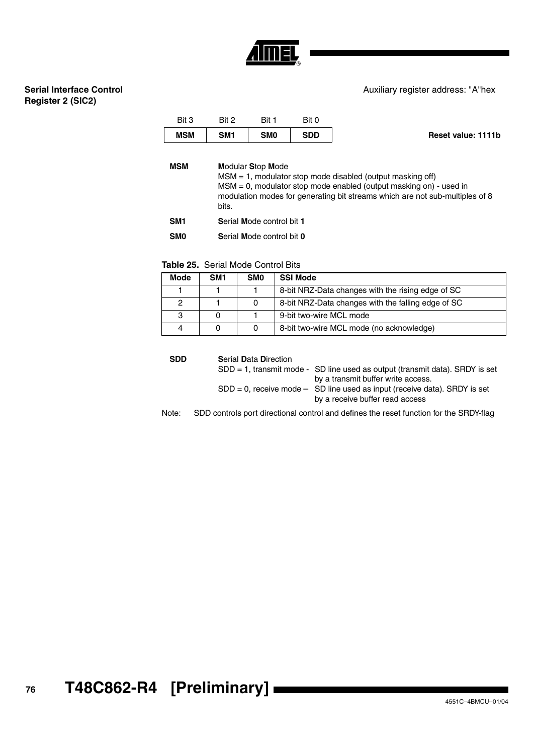### Serial Interface Control Register 2 (SIC2)

Auxiliary register address: "A"hex

| Bit 3 | Bit 2 | Bit 1 | Bit 0 |
|---|---|---|---|
| **MSM** | **SM1** | **SM0** | **SDD** |

**Reset value: 1111b**

**MSM** — **M**odular **S**top **M**ode
MSM = 1, modulator stop mode disabled (output masking off)
MSM = 0, modulator stop mode enabled (output masking on) - used in modulation modes for generating bit streams which are not sub-multiples of 8 bits.

**SM1** — **S**erial **M**ode control bit **1**

**SM0** — **S**erial **M**ode control bit **0**

**Table 25.** Serial Mode Control Bits

| Mode | SM1 | SM0 | SSI Mode |
|---|---|---|---|
| 1 | 1 | 1 | 8-bit NRZ-Data changes with the rising edge of SC |
| 2 | 1 | 0 | 8-bit NRZ-Data changes with the falling edge of SC |
| 3 | 0 | 1 | 9-bit two-wire MCL mode |
| 4 | 0 | 0 | 8-bit two-wire MCL mode (no acknowledge) |

**SDD** — **S**erial **D**ata **D**irection
SDD = 1, transmit mode - SD line used as output (transmit data). SRDY is set by a transmit buffer write access.
SDD = 0, receive mode – SD line used as input (receive data). SRDY is set by a receive buffer read access

Note: SDD controls port directional control and defines the reset function for the SRDY-flag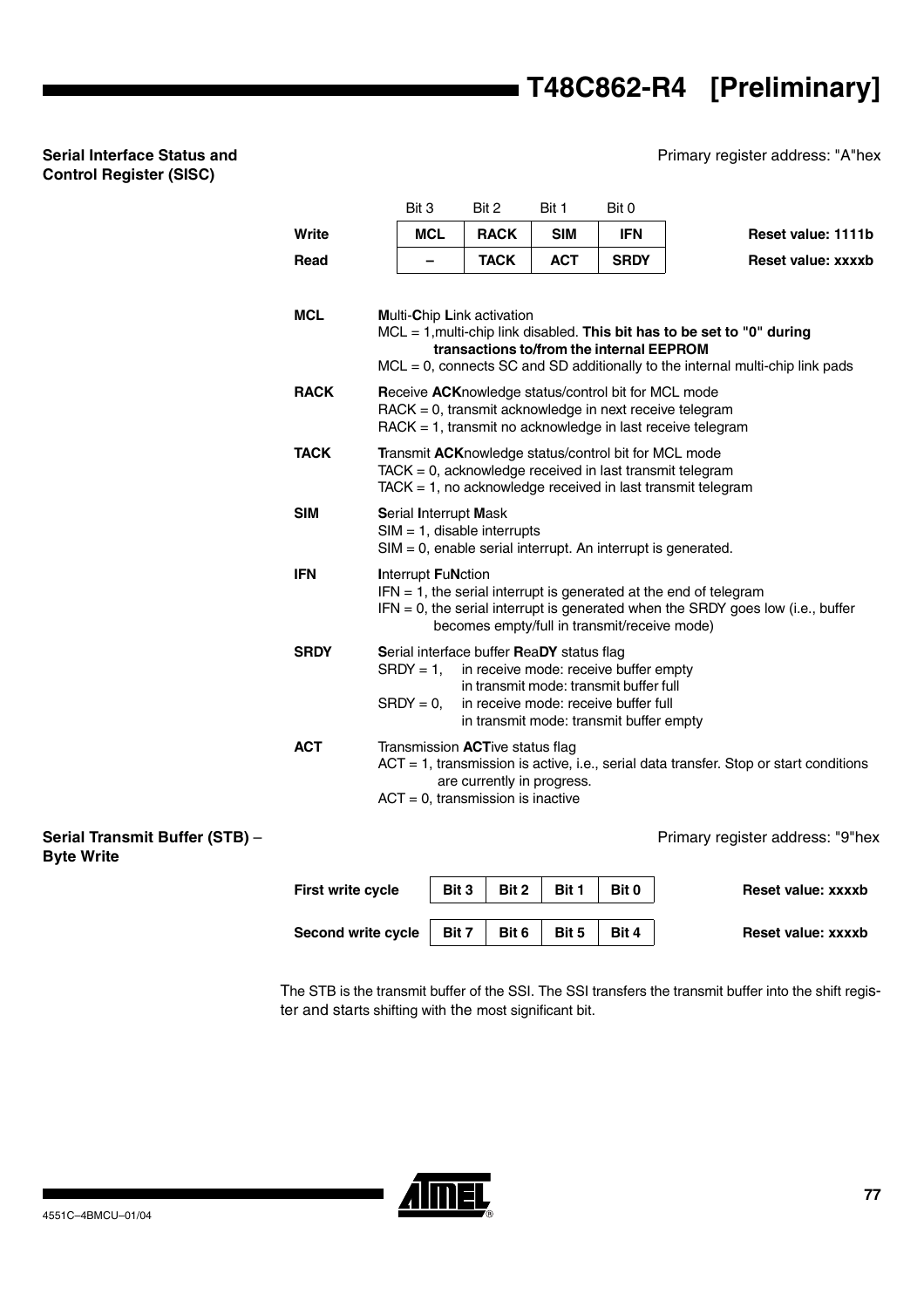### Serial Interface Status and Control Register (SISC)

Primary register address: "A"hex

| | Bit 3 | Bit 2 | Bit 1 | Bit 0 | |
|---|---|---|---|---|---|
| **Write** | **MCL** | **RACK** | **SIM** | **IFN** | **Reset value: 1111b** |
| **Read** | **–** | **TACK** | **ACT** | **SRDY** | **Reset value: xxxxb** |

**MCL** — **M**ulti-**C**hip **L**ink activation
MCL = 1,multi-chip link disabled. **This bit has to be set to "0" during transactions to/from the internal EEPROM**
MCL = 0, connects SC and SD additionally to the internal multi-chip link pads

**RACK** — **R**eceive **ACK**nowledge status/control bit for MCL mode
RACK = 0, transmit acknowledge in next receive telegram
RACK = 1, transmit no acknowledge in last receive telegram

**TACK** — **T**ransmit **ACK**nowledge status/control bit for MCL mode
TACK = 0, acknowledge received in last transmit telegram
TACK = 1, no acknowledge received in last transmit telegram

**SIM** — **S**erial **I**nterrupt **M**ask
SIM = 1, disable interrupts
SIM = 0, enable serial interrupt. An interrupt is generated.

**IFN** — **I**nterrupt **F**u**N**ction
IFN = 1, the serial interrupt is generated at the end of telegram
IFN = 0, the serial interrupt is generated when the SRDY goes low (i.e., buffer becomes empty/full in transmit/receive mode)

**SRDY** — **S**erial interface buffer **R**ea**DY** status flag
SRDY = 1, in receive mode: receive buffer empty
in transmit mode: transmit buffer full
SRDY = 0, in receive mode: receive buffer full
in transmit mode: transmit buffer empty

**ACT** — Transmission **ACT**ive status flag
ACT = 1, transmission is active, i.e., serial data transfer. Stop or start conditions are currently in progress.
ACT = 0, transmission is inactive

### Serial Transmit Buffer (STB) – Byte Write

Primary register address: "9"hex

| | | | | | |
|---|---|---|---|---|---|
| **First write cycle** | **Bit 3** | **Bit 2** | **Bit 1** | **Bit 0** | **Reset value: xxxxb** |
| **Second write cycle** | **Bit 7** | **Bit 6** | **Bit 5** | **Bit 4** | **Reset value: xxxxb** |

The STB is the transmit buffer of the SSI. The SSI transfers the transmit buffer into the shift register and starts shifting with the most significant bit.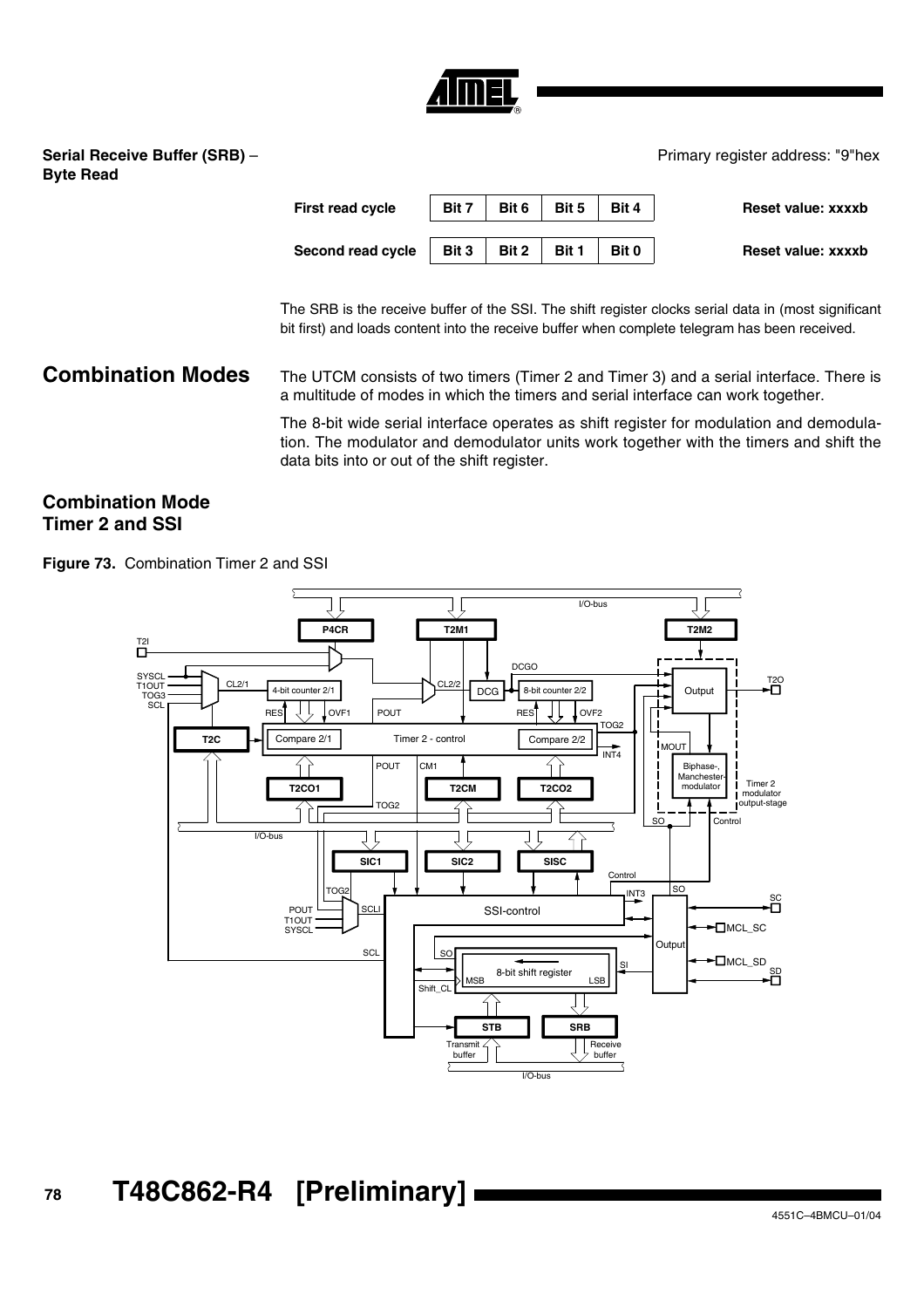**Serial Receive Buffer (SRB)** – **Byte Read**

Primary register address: "9"hex

| | | | | | |
|---|---|---|---|---|---|
| **First read cycle** | **Bit 7** | **Bit 6** | **Bit 5** | **Bit 4** | **Reset value: xxxxb** |
| **Second read cycle** | **Bit 3** | **Bit 2** | **Bit 1** | **Bit 0** | **Reset value: xxxxb** |

The SRB is the receive buffer of the SSI. The shift register clocks serial data in (most significant bit first) and loads content into the receive buffer when complete telegram has been received.

## Combination Modes

The UTCM consists of two timers (Timer 2 and Timer 3) and a serial interface. There is a multitude of modes in which the timers and serial interface can work together.

The 8-bit wide serial interface operates as shift register for modulation and demodulation. The modulator and demodulator units work together with the timers and shift the data bits into or out of the shift register.

### Combination Mode Timer 2 and SSI

**Figure 73.** Combination Timer 2 and SSI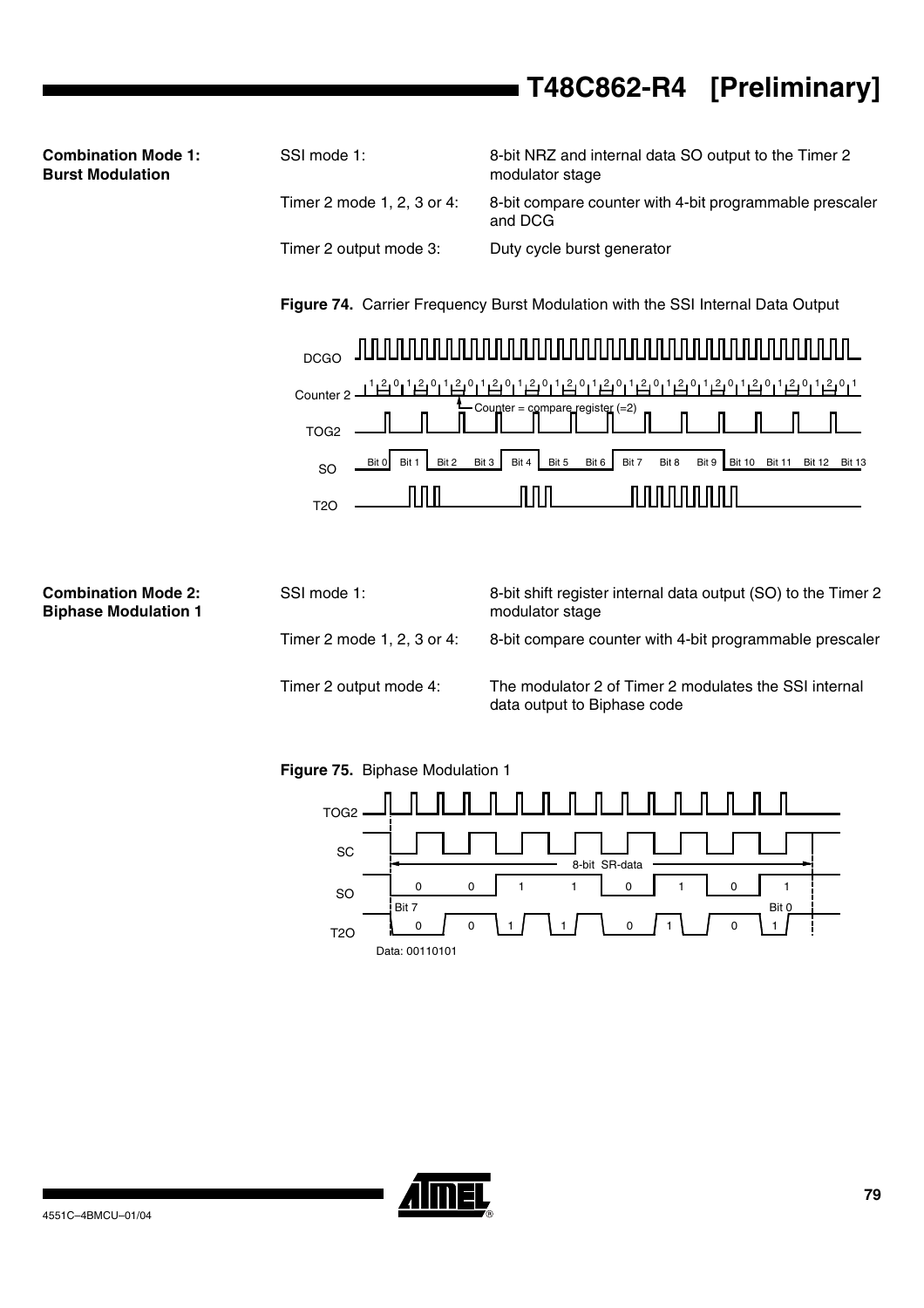**Combination Mode 1: Burst Modulation**

| | |
|---|---|
| SSI mode 1: | 8-bit NRZ and internal data SO output to the Timer 2 modulator stage |
| Timer 2 mode 1, 2, 3 or 4: | 8-bit compare counter with 4-bit programmable prescaler and DCG |
| Timer 2 output mode 3: | Duty cycle burst generator |

**Figure 74.** Carrier Frequency Burst Modulation with the SSI Internal Data Output

**Combination Mode 2: Biphase Modulation 1**

| | |
|---|---|
| SSI mode 1: | 8-bit shift register internal data output (SO) to the Timer 2 modulator stage |
| Timer 2 mode 1, 2, 3 or 4: | 8-bit compare counter with 4-bit programmable prescaler |
| Timer 2 output mode 4: | The modulator 2 of Timer 2 modulates the SSI internal data output to Biphase code |

**Figure 75.** Biphase Modulation 1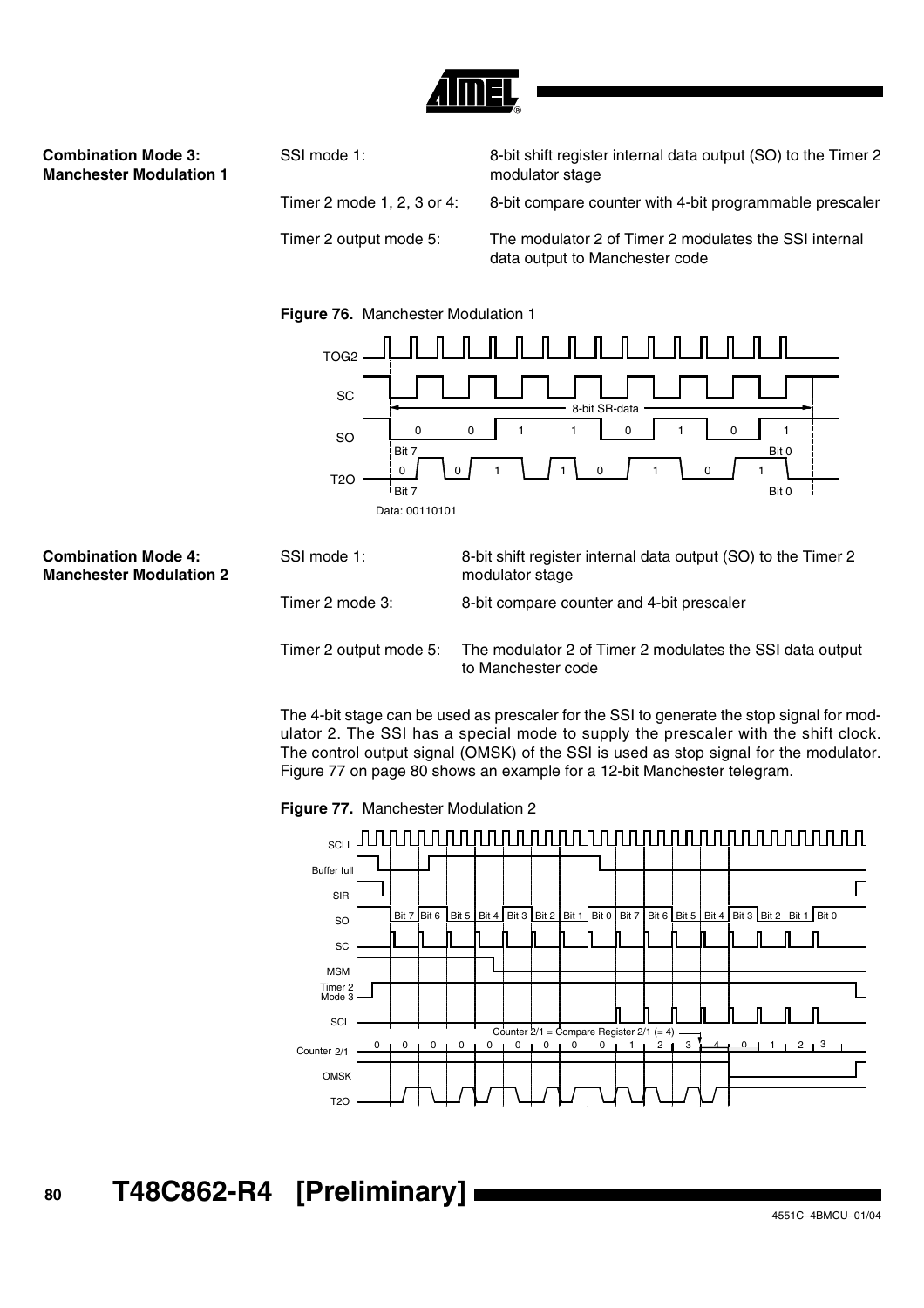#### Combination Mode 3: Manchester Modulation 1

| | |
|---|---|
| SSI mode 1: | 8-bit shift register internal data output (SO) to the Timer 2 modulator stage |
| Timer 2 mode 1, 2, 3 or 4: | 8-bit compare counter with 4-bit programmable prescaler |
| Timer 2 output mode 5: | The modulator 2 of Timer 2 modulates the SSI internal data output to Manchester code |

**Figure 76.** Manchester Modulation 1

#### Combination Mode 4: Manchester Modulation 2

| | |
|---|---|
| SSI mode 1: | 8-bit shift register internal data output (SO) to the Timer 2 modulator stage |
| Timer 2 mode 3: | 8-bit compare counter and 4-bit prescaler |
| Timer 2 output mode 5: | The modulator 2 of Timer 2 modulates the SSI data output to Manchester code |

The 4-bit stage can be used as prescaler for the SSI to generate the stop signal for modulator 2. The SSI has a special mode to supply the prescaler with the shift clock. The control output signal (OMSK) of the SSI is used as stop signal for the modulator. Figure 77 on page 80 shows an example for a 12-bit Manchester telegram.

**Figure 77.** Manchester Modulation 2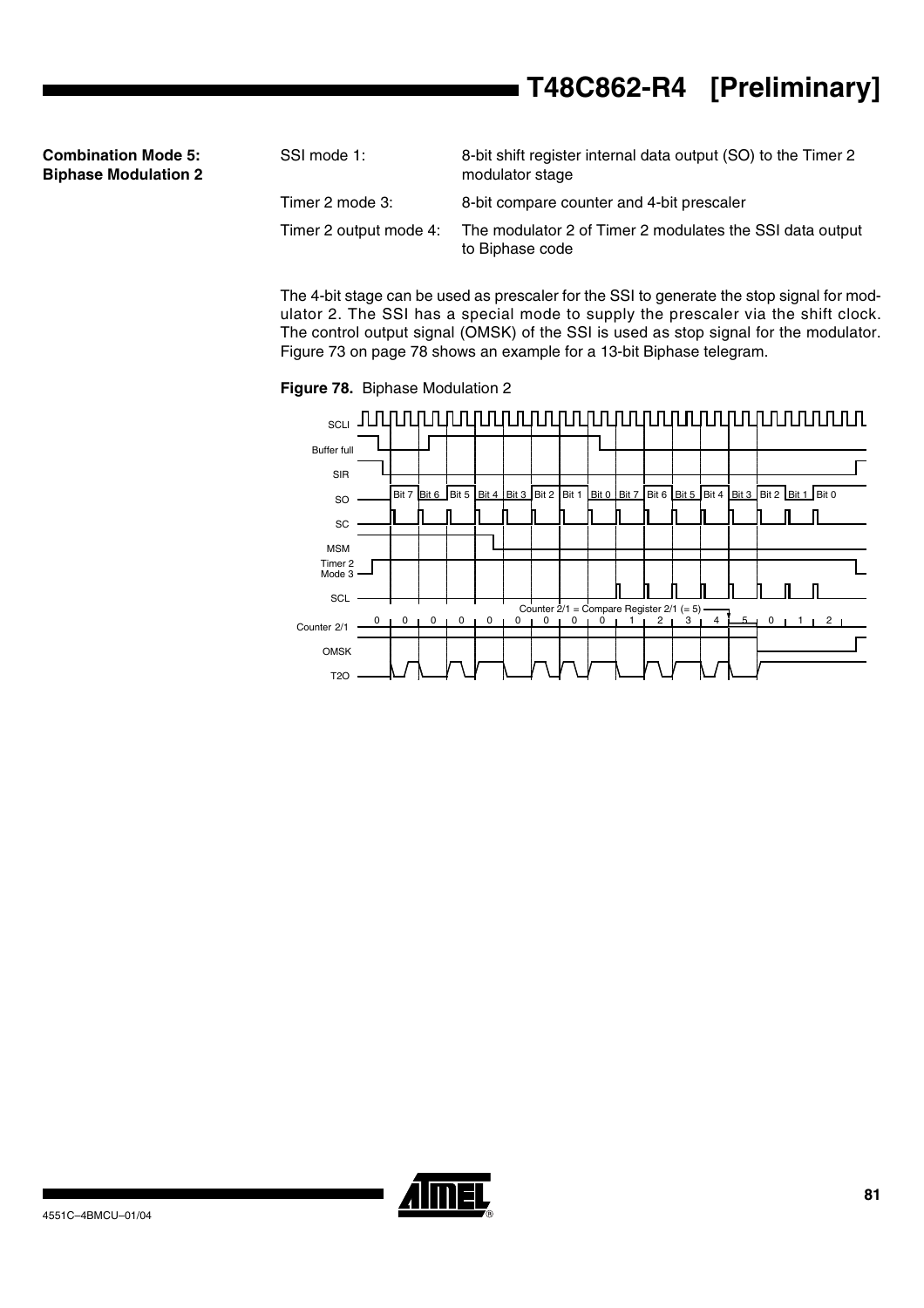## Combination Mode 5: Biphase Modulation 2

| | |
|---|---|
| SSI mode 1: | 8-bit shift register internal data output (SO) to the Timer 2 modulator stage |
| Timer 2 mode 3: | 8-bit compare counter and 4-bit prescaler |
| Timer 2 output mode 4: | The modulator 2 of Timer 2 modulates the SSI data output to Biphase code |

The 4-bit stage can be used as prescaler for the SSI to generate the stop signal for modulator 2. The SSI has a special mode to supply the prescaler via the shift clock. The control output signal (OMSK) of the SSI is used as stop signal for the modulator. Figure 73 on page 78 shows an example for a 13-bit Biphase telegram.

**Figure 78.** Biphase Modulation 2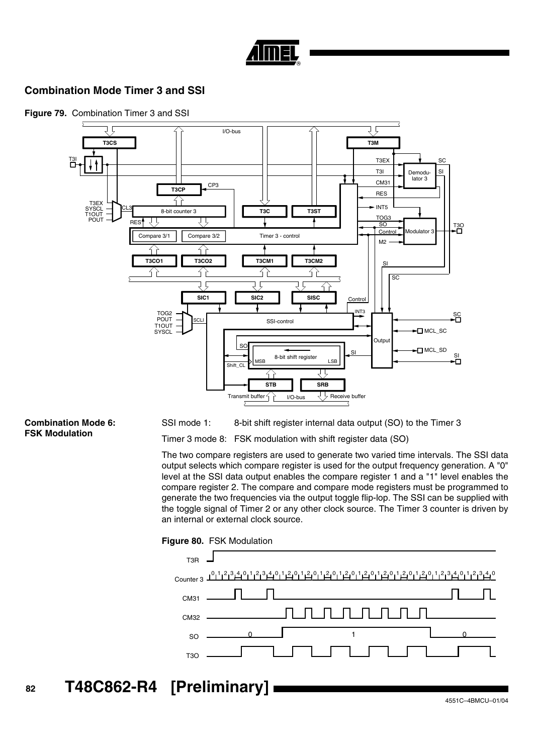## Combination Mode Timer 3 and SSI

**Figure 79.** Combination Timer 3 and SSI

### Combination Mode 6: FSK Modulation

SSI mode 1: 8-bit shift register internal data output (SO) to the Timer 3

Timer 3 mode 8: FSK modulation with shift register data (SO)

The two compare registers are used to generate two varied time intervals. The SSI data output selects which compare register is used for the output frequency generation. A "0" level at the SSI data output enables the compare register 1 and a "1" level enables the compare register 2. The compare and compare mode registers must be programmed to generate the two frequencies via the output toggle flip-lop. The SSI can be supplied with the toggle signal of Timer 2 or any other clock source. The Timer 3 counter is driven by an internal or external clock source.

**Figure 80.** FSK Modulation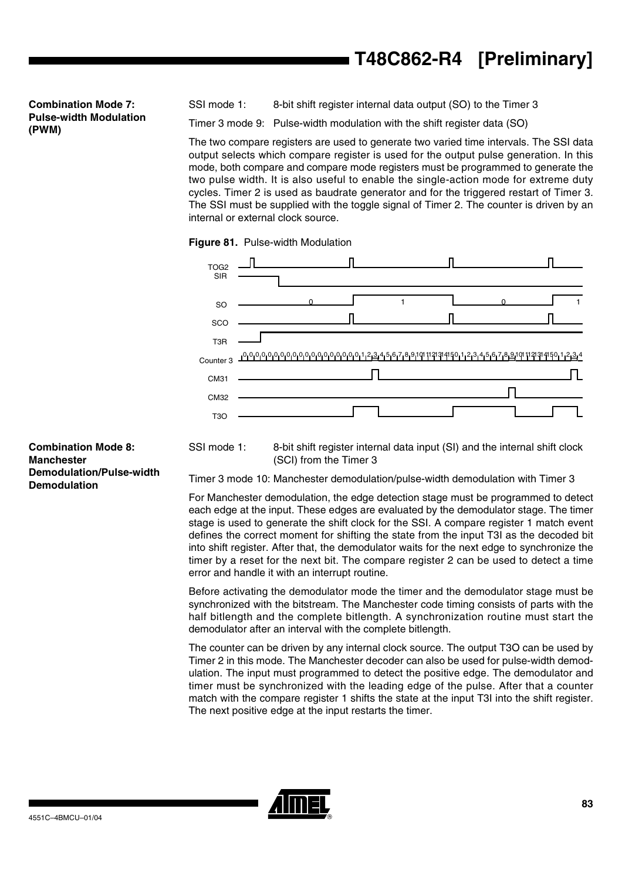### Combination Mode 7: Pulse-width Modulation (PWM)

SSI mode 1: 8-bit shift register internal data output (SO) to the Timer 3

Timer 3 mode 9: Pulse-width modulation with the shift register data (SO)

The two compare registers are used to generate two varied time intervals. The SSI data output selects which compare register is used for the output pulse generation. In this mode, both compare and compare mode registers must be programmed to generate the two pulse width. It is also useful to enable the single-action mode for extreme duty cycles. Timer 2 is used as baudrate generator and for the triggered restart of Timer 3. The SSI must be supplied with the toggle signal of Timer 2. The counter is driven by an internal or external clock source.

**Figure 81.** Pulse-width Modulation

### Combination Mode 8: Manchester Demodulation/Pulse-width Demodulation

SSI mode 1: 8-bit shift register internal data input (SI) and the internal shift clock (SCI) from the Timer 3

Timer 3 mode 10: Manchester demodulation/pulse-width demodulation with Timer 3

For Manchester demodulation, the edge detection stage must be programmed to detect each edge at the input. These edges are evaluated by the demodulator stage. The timer stage is used to generate the shift clock for the SSI. A compare register 1 match event defines the correct moment for shifting the state from the input T3I as the decoded bit into shift register. After that, the demodulator waits for the next edge to synchronize the timer by a reset for the next bit. The compare register 2 can be used to detect a time error and handle it with an interrupt routine.

Before activating the demodulator mode the timer and the demodulator stage must be synchronized with the bitstream. The Manchester code timing consists of parts with the half bitlength and the complete bitlength. A synchronization routine must start the demodulator after an interval with the complete bitlength.

The counter can be driven by any internal clock source. The output T3O can be used by Timer 2 in this mode. The Manchester decoder can also be used for pulse-width demodulation. The input must programmed to detect the positive edge. The demodulator and timer must be synchronized with the leading edge of the pulse. After that a counter match with the compare register 1 shifts the state at the input T3I into the shift register. The next positive edge at the input restarts the timer.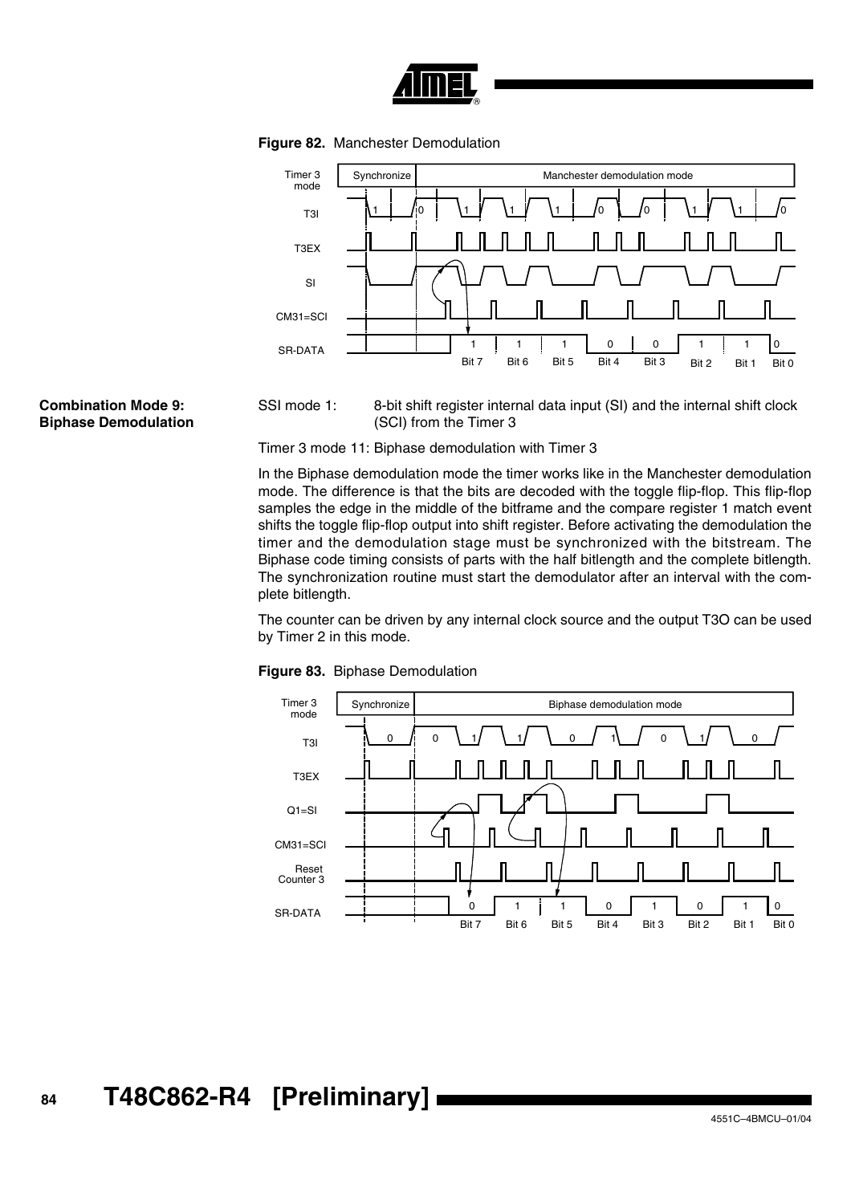**Figure 82.** Manchester Demodulation

## Combination Mode 9: Biphase Demodulation

SSI mode 1: 8-bit shift register internal data input (SI) and the internal shift clock (SCI) from the Timer 3

Timer 3 mode 11: Biphase demodulation with Timer 3

In the Biphase demodulation mode the timer works like in the Manchester demodulation mode. The difference is that the bits are decoded with the toggle flip-flop. This flip-flop samples the edge in the middle of the bitframe and the compare register 1 match event shifts the toggle flip-flop output into shift register. Before activating the demodulation the timer and the demodulation stage must be synchronized with the bitstream. The Biphase code timing consists of parts with the half bitlength and the complete bitlength. The synchronization routine must start the demodulator after an interval with the complete bitlength.

The counter can be driven by any internal clock source and the output T3O can be used by Timer 2 in this mode.

**Figure 83.** Biphase Demodulation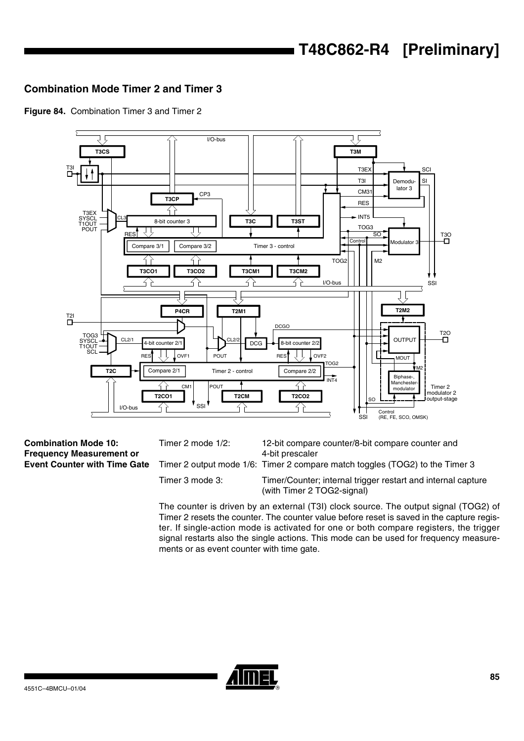## Combination Mode Timer 2 and Timer 3

**Figure 84.** Combination Timer 3 and Timer 2

### Combination Mode 10: Frequency Measurement or Event Counter with Time Gate

| | |
|---|---|
| Timer 2 mode 1/2: | 12-bit compare counter/8-bit compare counter and 4-bit prescaler |
| Timer 2 output mode 1/6: | Timer 2 compare match toggles (TOG2) to the Timer 3 |
| Timer 3 mode 3: | Timer/Counter; internal trigger restart and internal capture (with Timer 2 TOG2-signal) |

The counter is driven by an external (T3I) clock source. The output signal (TOG2) of Timer 2 resets the counter. The counter value before reset is saved in the capture register. If single-action mode is activated for one or both compare registers, the trigger signal restarts also the single actions. This mode can be used for frequency measurements or as event counter with time gate.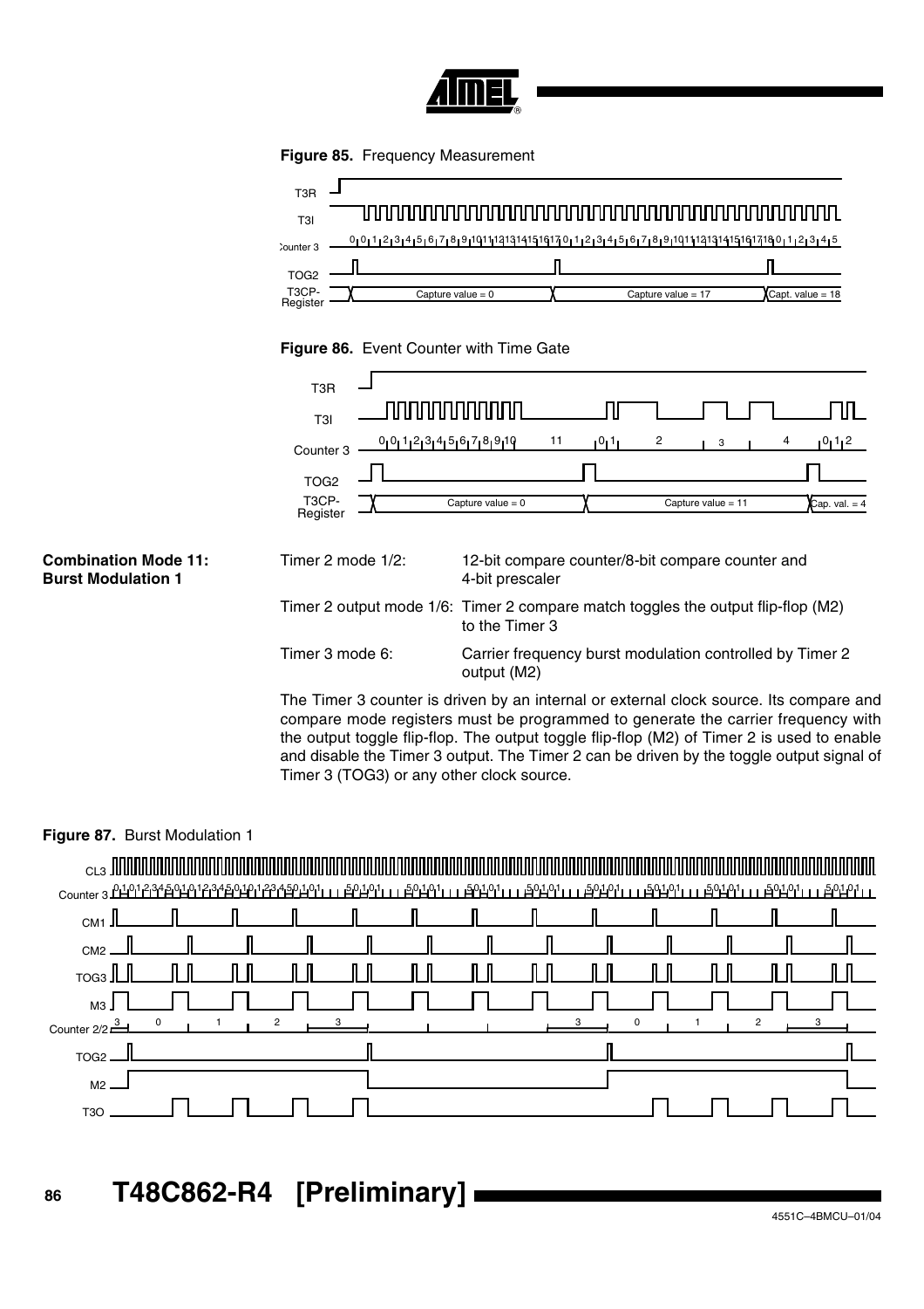**Figure 85.** Frequency Measurement

**Figure 86.** Event Counter with Time Gate

## Combination Mode 11: Burst Modulation 1

| | |
|---|---|
| Timer 2 mode 1/2: | 12-bit compare counter/8-bit compare counter and 4-bit prescaler |
| Timer 2 output mode 1/6: | Timer 2 compare match toggles the output flip-flop (M2) to the Timer 3 |
| Timer 3 mode 6: | Carrier frequency burst modulation controlled by Timer 2 output (M2) |

The Timer 3 counter is driven by an internal or external clock source. Its compare and compare mode registers must be programmed to generate the carrier frequency with the output toggle flip-flop. The output toggle flip-flop (M2) of Timer 2 is used to enable and disable the Timer 3 output. The Timer 2 can be driven by the toggle output signal of Timer 3 (TOG3) or any other clock source.

**Figure 87.** Burst Modulation 1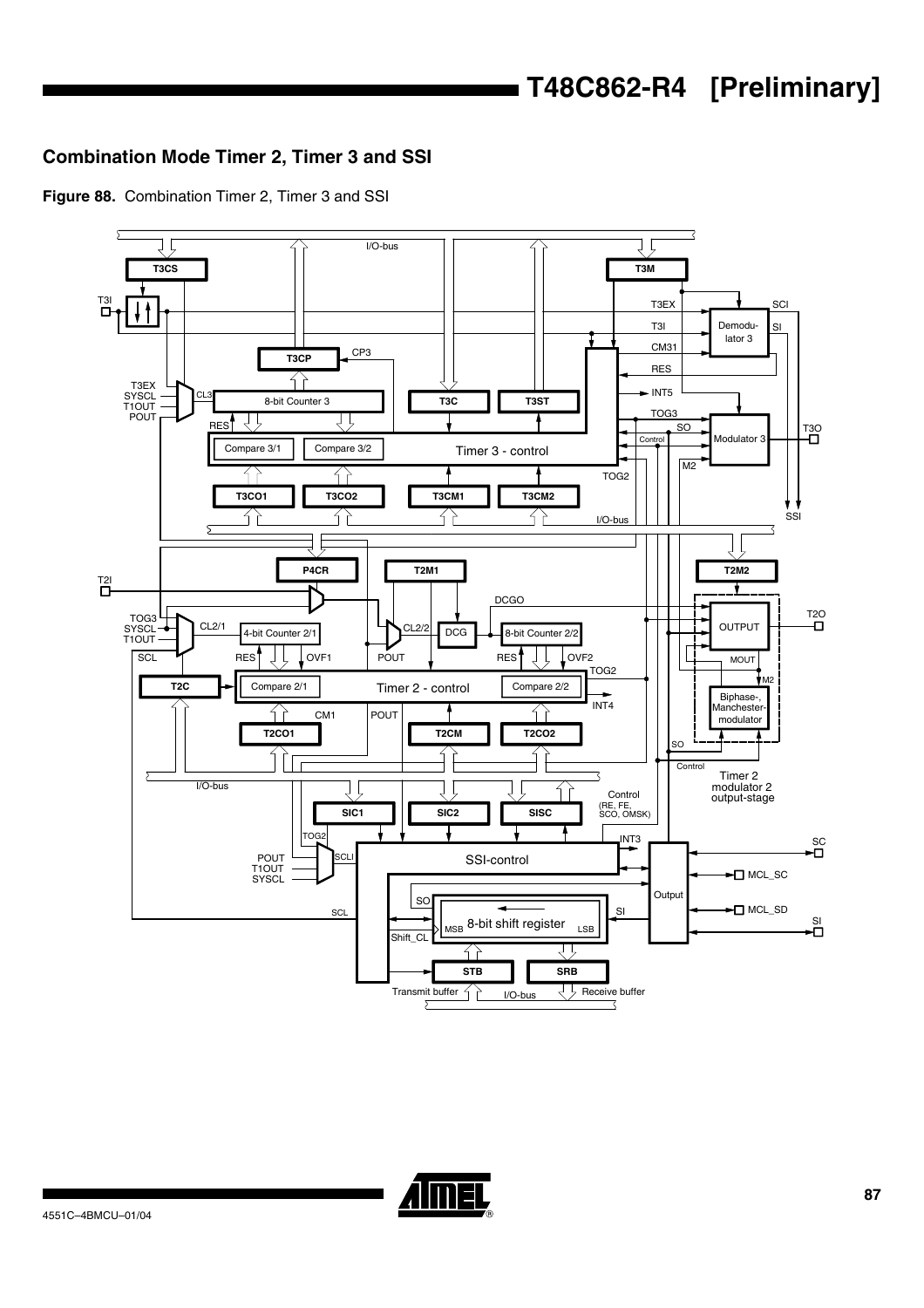## Combination Mode Timer 2, Timer 3 and SSI

**Figure 88.** Combination Timer 2, Timer 3 and SSI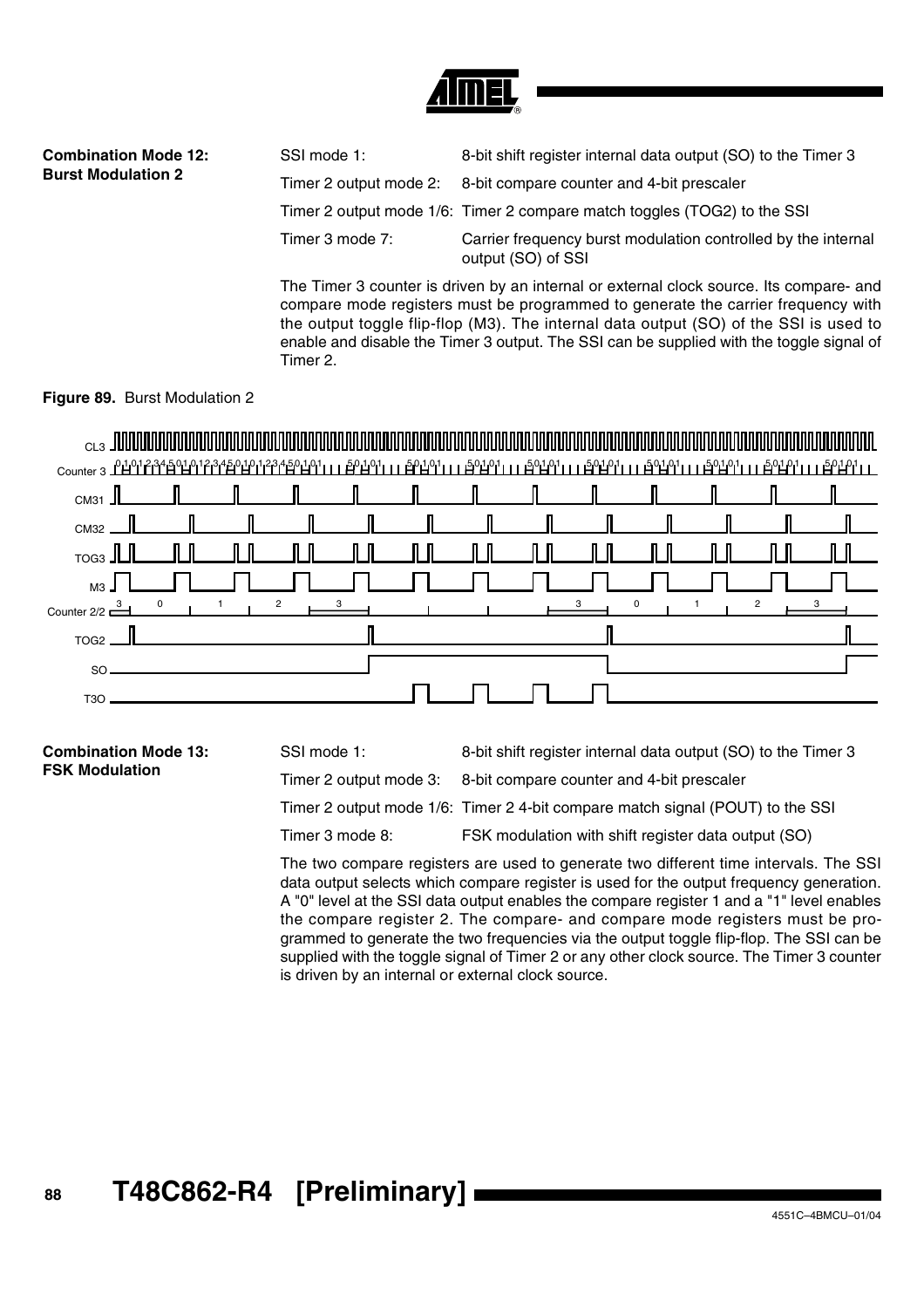## Combination Mode 12: Burst Modulation 2

| | |
|---|---|
| SSI mode 1: | 8-bit shift register internal data output (SO) to the Timer 3 |
| Timer 2 output mode 2: | 8-bit compare counter and 4-bit prescaler |
| Timer 2 output mode 1/6: | Timer 2 compare match toggles (TOG2) to the SSI |
| Timer 3 mode 7: | Carrier frequency burst modulation controlled by the internal output (SO) of SSI |

The Timer 3 counter is driven by an internal or external clock source. Its compare- and compare mode registers must be programmed to generate the carrier frequency with the output toggle flip-flop (M3). The internal data output (SO) of the SSI is used to enable and disable the Timer 3 output. The SSI can be supplied with the toggle signal of Timer 2.

**Figure 89.** Burst Modulation 2

## Combination Mode 13: FSK Modulation

| | |
|---|---|
| SSI mode 1: | 8-bit shift register internal data output (SO) to the Timer 3 |
| Timer 2 output mode 3: | 8-bit compare counter and 4-bit prescaler |
| Timer 2 output mode 1/6: | Timer 2 4-bit compare match signal (POUT) to the SSI |
| Timer 3 mode 8: | FSK modulation with shift register data output (SO) |

The two compare registers are used to generate two different time intervals. The SSI data output selects which compare register is used for the output frequency generation. A "0" level at the SSI data output enables the compare register 1 and a "1" level enables the compare register 2. The compare- and compare mode registers must be programmed to generate the two frequencies via the output toggle flip-flop. The SSI can be supplied with the toggle signal of Timer 2 or any other clock source. The Timer 3 counter is driven by an internal or external clock source.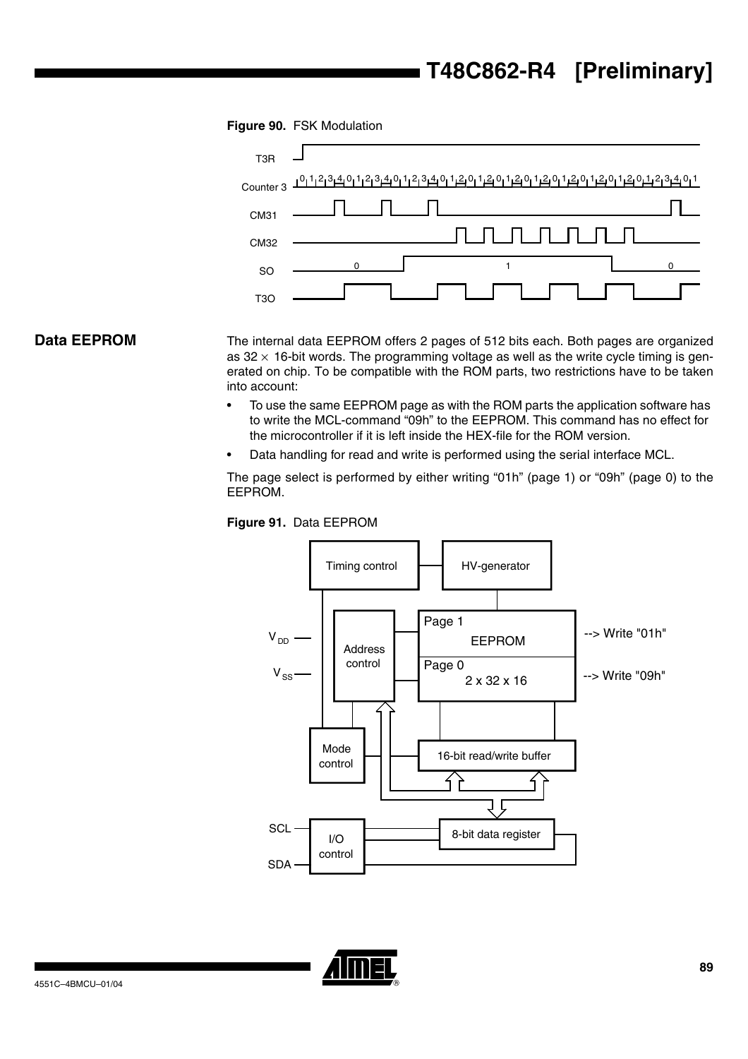**Figure 90.** FSK Modulation

## Data EEPROM

The internal data EEPROM offers 2 pages of 512 bits each. Both pages are organized as 32 × 16-bit words. The programming voltage as well as the write cycle timing is generated on chip. To be compatible with the ROM parts, two restrictions have to be taken into account:

- To use the same EEPROM page as with the ROM parts the application software has to write the MCL-command "09h" to the EEPROM. This command has no effect for the microcontroller if it is left inside the HEX-file for the ROM version.
- Data handling for read and write is performed using the serial interface MCL.

The page select is performed by either writing "01h" (page 1) or "09h" (page 0) to the EEPROM.

**Figure 91.** Data EEPROM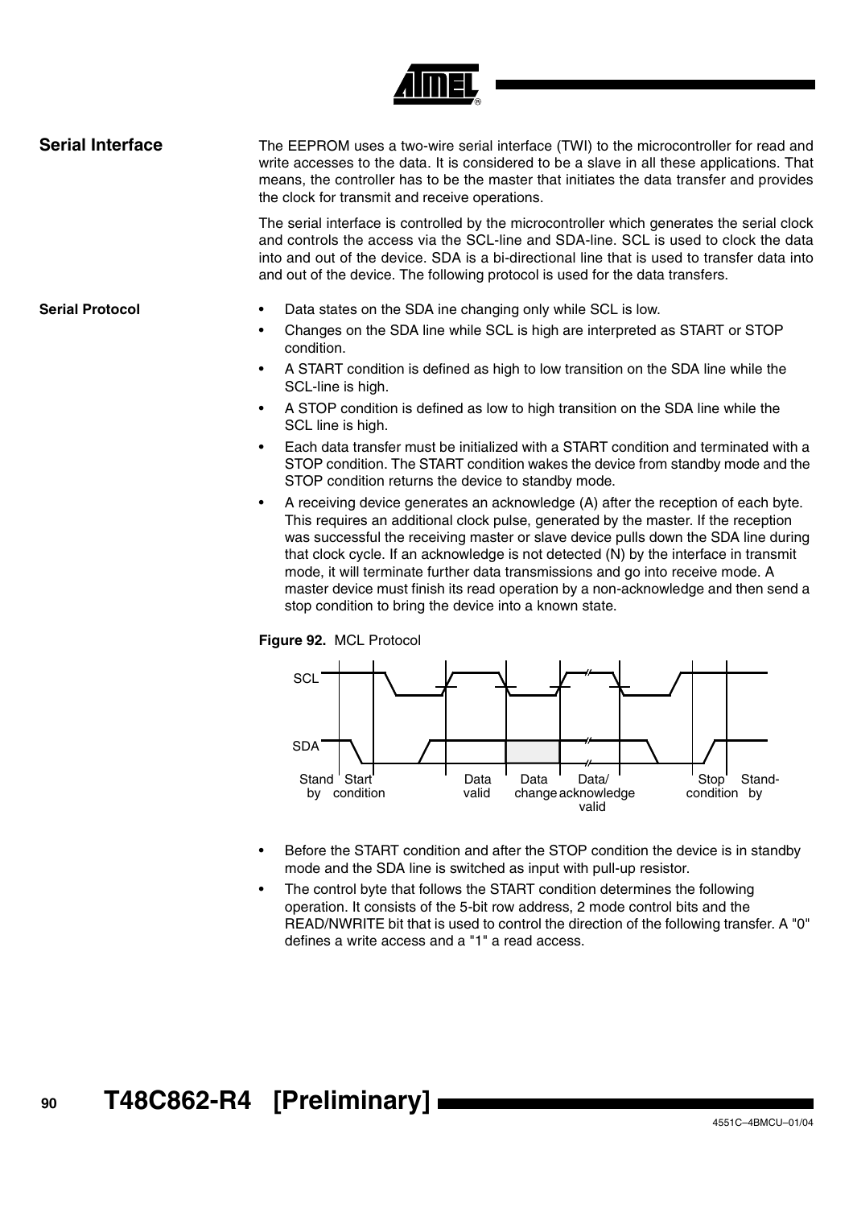## Serial Interface

The EEPROM uses a two-wire serial interface (TWI) to the microcontroller for read and write accesses to the data. It is considered to be a slave in all these applications. That means, the controller has to be the master that initiates the data transfer and provides the clock for transmit and receive operations.

The serial interface is controlled by the microcontroller which generates the serial clock and controls the access via the SCL-line and SDA-line. SCL is used to clock the data into and out of the device. SDA is a bi-directional line that is used to transfer data into and out of the device. The following protocol is used for the data transfers.

### Serial Protocol

- Data states on the SDA ine changing only while SCL is low.
- Changes on the SDA line while SCL is high are interpreted as START or STOP condition.
- A START condition is defined as high to low transition on the SDA line while the SCL-line is high.
- A STOP condition is defined as low to high transition on the SDA line while the SCL line is high.
- Each data transfer must be initialized with a START condition and terminated with a STOP condition. The START condition wakes the device from standby mode and the STOP condition returns the device to standby mode.
- A receiving device generates an acknowledge (A) after the reception of each byte. This requires an additional clock pulse, generated by the master. If the reception was successful the receiving master or slave device pulls down the SDA line during that clock cycle. If an acknowledge is not detected (N) by the interface in transmit mode, it will terminate further data transmissions and go into receive mode. A master device must finish its read operation by a non-acknowledge and then send a stop condition to bring the device into a known state.

**Figure 92.** MCL Protocol

SCL

SDA

Stand by | Start condition | Data valid | Data change | Data/ acknowledge valid | Stop condition | Stand-by

- Before the START condition and after the STOP condition the device is in standby mode and the SDA line is switched as input with pull-up resistor.
- The control byte that follows the START condition determines the following operation. It consists of the 5-bit row address, 2 mode control bits and the READ/NWRITE bit that is used to control the direction of the following transfer. A "0" defines a write access and a "1" a read access.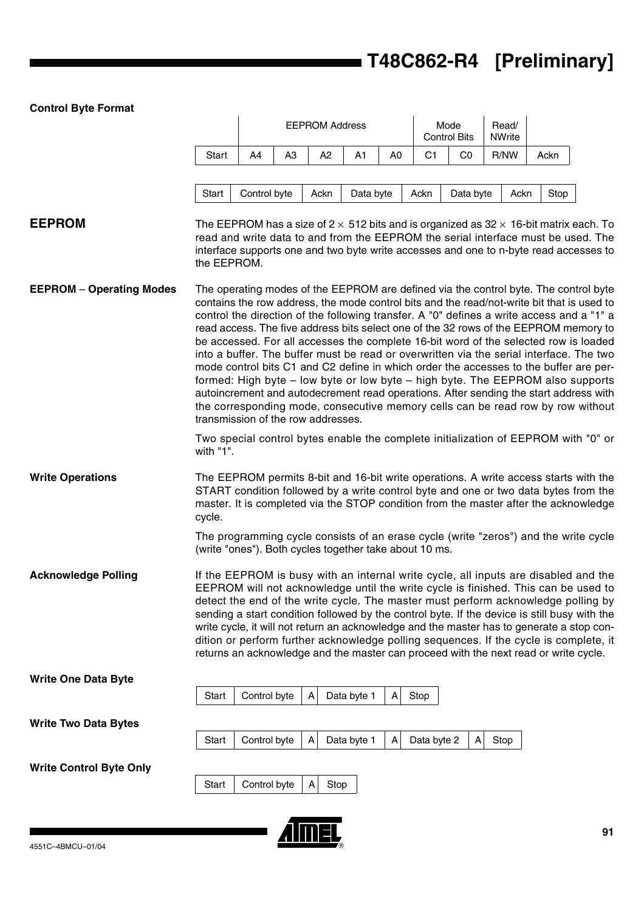## Control Byte Format

| | EEPROM Address | | | | | Mode Control Bits | | Read/ NWrite | |
|---|---|---|---|---|---|---|---|---|---|
| Start | A4 | A3 | A2 | A1 | A0 | C1 | C0 | R/NW | Ackn |

| Start | Control byte | Ackn | Data byte | Ackn | Data byte | Ackn | Stop |
|---|---|---|---|---|---|---|---|

## EEPROM

The EEPROM has a size of 2 × 512 bits and is organized as 32 × 16-bit matrix each. To read and write data to and from the EEPROM the serial interface must be used. The interface supports one and two byte write accesses and one to n-byte read accesses to the EEPROM.

## EEPROM – Operating Modes

The operating modes of the EEPROM are defined via the control byte. The control byte contains the row address, the mode control bits and the read/not-write bit that is used to control the direction of the following transfer. A "0" defines a write access and a "1" a read access. The five address bits select one of the 32 rows of the EEPROM memory to be accessed. For all accesses the complete 16-bit word of the selected row is loaded into a buffer. The buffer must be read or overwritten via the serial interface. The two mode control bits C1 and C2 define in which order the accesses to the buffer are performed: High byte – low byte or low byte – high byte. The EEPROM also supports autoincrement and autodecrement read operations. After sending the start address with the corresponding mode, consecutive memory cells can be read row by row without transmission of the row addresses.

Two special control bytes enable the complete initialization of EEPROM with "0" or with "1".

## Write Operations

The EEPROM permits 8-bit and 16-bit write operations. A write access starts with the START condition followed by a write control byte and one or two data bytes from the master. It is completed via the STOP condition from the master after the acknowledge cycle.

The programming cycle consists of an erase cycle (write "zeros") and the write cycle (write "ones"). Both cycles together take about 10 ms.

## Acknowledge Polling

If the EEPROM is busy with an internal write cycle, all inputs are disabled and the EEPROM will not acknowledge until the write cycle is finished. This can be used to detect the end of the write cycle. The master must perform acknowledge polling by sending a start condition followed by the control byte. If the device is still busy with the write cycle, it will not return an acknowledge and the master has to generate a stop condition or perform further acknowledge polling sequences. If the cycle is complete, it returns an acknowledge and the master can proceed with the next read or write cycle.

## Write One Data Byte

| Start | Control byte | A | Data byte 1 | A | Stop |
|---|---|---|---|---|---|

## Write Two Data Bytes

| Start | Control byte | A | Data byte 1 | A | Data byte 2 | A | Stop |
|---|---|---|---|---|---|---|---|

## Write Control Byte Only

| Start | Control byte | A | Stop |
|---|---|---|---|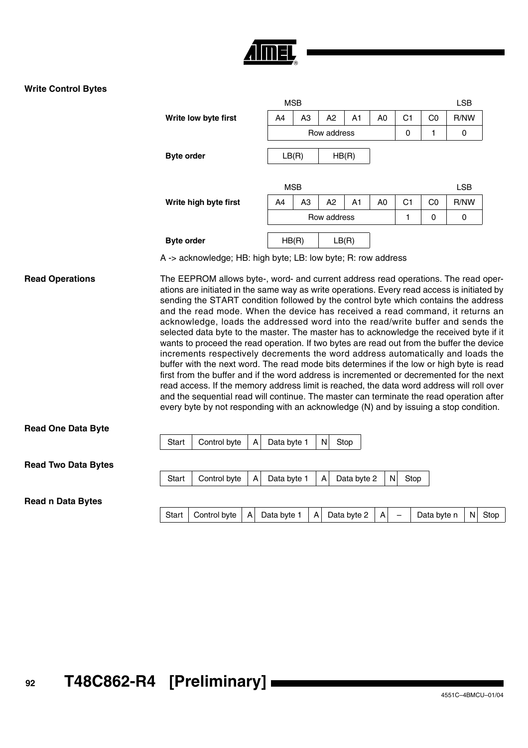### Write Control Bytes

**Write low byte first**

| MSB | | | | | | | LSB |
|---|---|---|---|---|---|---|---|
| A4 | A3 | A2 | A1 | A0 | C1 | C0 | R/NW |
| Row address | | | | | 0 | 1 | 0 |

**Byte order**

| LB(R) | HB(R) |
|---|---|

**Write high byte first**

| MSB | | | | | | | LSB |
|---|---|---|---|---|---|---|---|
| A4 | A3 | A2 | A1 | A0 | C1 | C0 | R/NW |
| Row address | | | | | 1 | 0 | 0 |

**Byte order**

| HB(R) | LB(R) |
|---|---|

A -> acknowledge; HB: high byte; LB: low byte; R: row address

### Read Operations

The EEPROM allows byte-, word- and current address read operations. The read operations are initiated in the same way as write operations. Every read access is initiated by sending the START condition followed by the control byte which contains the address and the read mode. When the device has received a read command, it returns an acknowledge, loads the addressed word into the read/write buffer and sends the selected data byte to the master. The master has to acknowledge the received byte if it wants to proceed the read operation. If two bytes are read out from the buffer the device increments respectively decrements the word address automatically and loads the buffer with the next word. The read mode bits determines if the low or high byte is read first from the buffer and if the word address is incremented or decremented for the next read access. If the memory address limit is reached, the data word address will roll over and the sequential read will continue. The master can terminate the read operation after every byte by not responding with an acknowledge (N) and by issuing a stop condition.

### Read One Data Byte

| Start | Control byte | A | Data byte 1 | N | Stop |
|---|---|---|---|---|---|

### Read Two Data Bytes

| Start | Control byte | A | Data byte 1 | A | Data byte 2 | N | Stop |
|---|---|---|---|---|---|---|---|

### Read n Data Bytes

| Start | Control byte | A | Data byte 1 | A | Data byte 2 | A | – | Data byte n | N | Stop |
|---|---|---|---|---|---|---|---|---|---|---|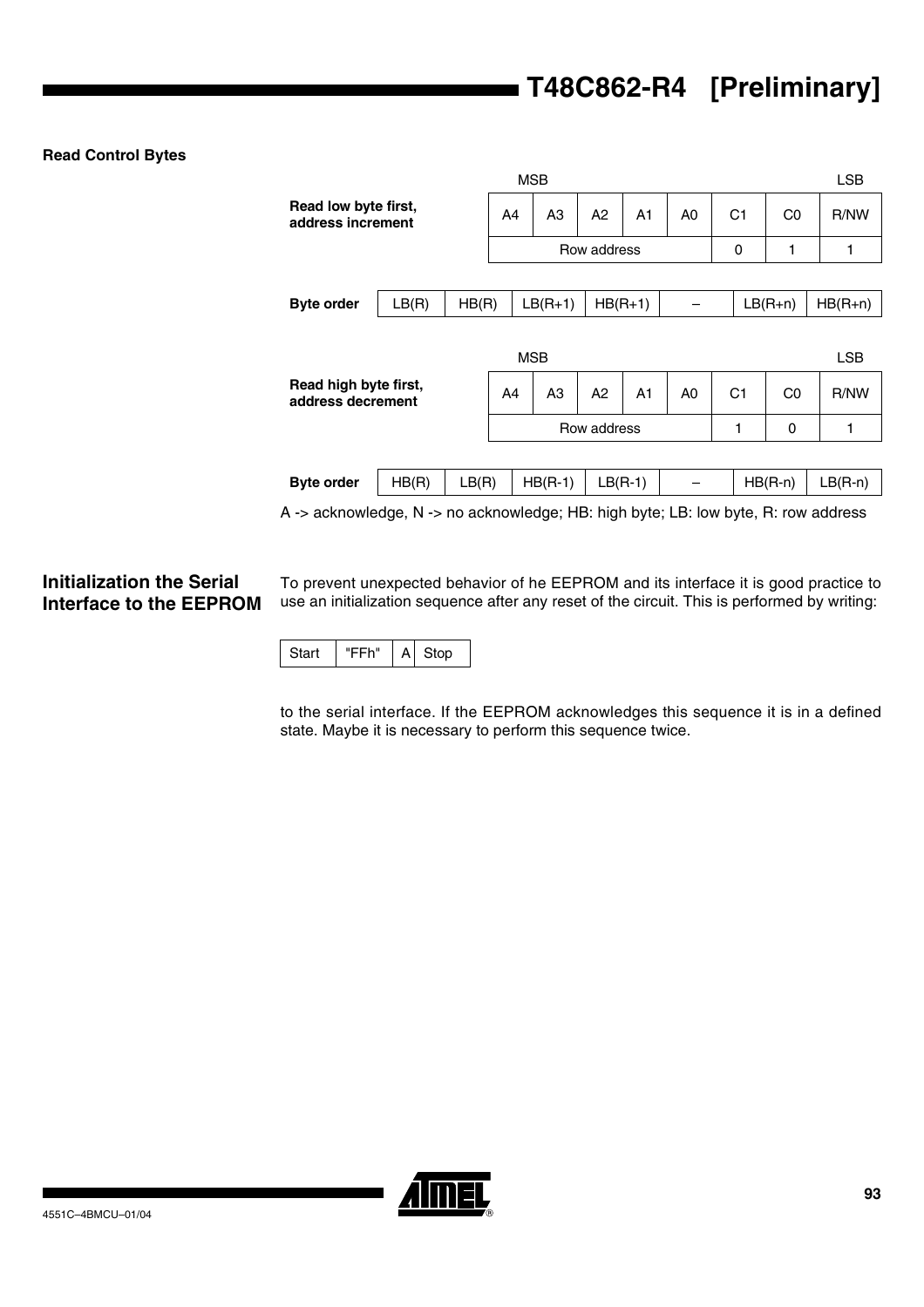**Read Control Bytes**

**Read low byte first, address increment**

| MSB | | | | | | | LSB |
|---|---|---|---|---|---|---|---|
| A4 | A3 | A2 | A1 | A0 | C1 | C0 | R/NW |
| Row address | | | | | 0 | 1 | 1 |

| **Byte order** | LB(R) | HB(R) | LB(R+1) | HB(R+1) | – | LB(R+n) | HB(R+n) |
|---|---|---|---|---|---|---|---|

**Read high byte first, address decrement**

| MSB | | | | | | | LSB |
|---|---|---|---|---|---|---|---|
| A4 | A3 | A2 | A1 | A0 | C1 | C0 | R/NW |
| Row address | | | | | 1 | 0 | 1 |

| **Byte order** | HB(R) | LB(R) | HB(R-1) | LB(R-1) | – | HB(R-n) | LB(R-n) |
|---|---|---|---|---|---|---|---|

A -> acknowledge, N -> no acknowledge; HB: high byte; LB: low byte, R: row address

## Initialization the Serial Interface to the EEPROM

To prevent unexpected behavior of he EEPROM and its interface it is good practice to use an initialization sequence after any reset of the circuit. This is performed by writing:

| Start | "FFh" | A | Stop |
|---|---|---|---|

to the serial interface. If the EEPROM acknowledges this sequence it is in a defined state. Maybe it is necessary to perform this sequence twice.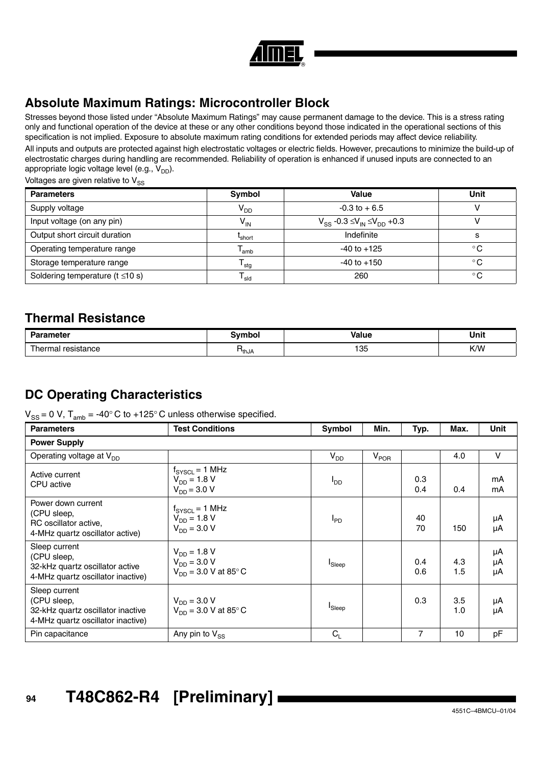## Absolute Maximum Ratings: Microcontroller Block

Stresses beyond those listed under "Absolute Maximum Ratings" may cause permanent damage to the device. This is a stress rating only and functional operation of the device at these or any other conditions beyond those indicated in the operational sections of this specification is not implied. Exposure to absolute maximum rating conditions for extended periods may affect device reliability.

All inputs and outputs are protected against high electrostatic voltages or electric fields. However, precautions to minimize the build-up of electrostatic charges during handling are recommended. Reliability of operation is enhanced if unused inputs are connected to an appropriate logic voltage level (e.g., $V_{DD}$).

Voltages are given relative to $V_{SS}$

| Parameters | Symbol | Value | Unit |
|---|---|---|---|
| Supply voltage | $V_{DD}$ | -0.3 to + 6.5 | V |
| Input voltage (on any pin) | $V_{IN}$ | $V_{SS}$ -0.3 ≤ $V_{IN}$ ≤ $V_{DD}$ +0.3 | V |
| Output short circuit duration | $t_{short}$ | Indefinite | s |
| Operating temperature range | $T_{amb}$ | -40 to +125 | °C |
| Storage temperature range | $T_{stg}$ | -40 to +150 | °C |
| Soldering temperature (t ≤10 s) | $T_{sld}$ | 260 | °C |

## Thermal Resistance

| Parameter | Symbol | Value | Unit |
|---|---|---|---|
| Thermal resistance | $R_{thJA}$ | 135 | K/W |

## DC Operating Characteristics

$V_{SS}$ = 0 V, $T_{amb}$ = -40° C to +125° C unless otherwise specified.

| Parameters | Test Conditions | Symbol | Min. | Typ. | Max. | Unit |
|---|---|---|---|---|---|---|
| **Power Supply** | | | | | | |
| Operating voltage at $V_{DD}$ | | $V_{DD}$ | $V_{POR}$ | | 4.0 | V |
| Active current<br>CPU active | $f_{SYSCL}$ = 1 MHz<br>$V_{DD}$ = 1.8 V<br>$V_{DD}$ = 3.0 V | $I_{DD}$ | | 0.3<br>0.4 | <br>0.4 | mA<br>mA |
| Power down current<br>(CPU sleep,<br>RC oscillator active,<br>4-MHz quartz oscillator active) | $f_{SYSCL}$ = 1 MHz<br>$V_{DD}$ = 1.8 V<br>$V_{DD}$ = 3.0 V | $I_{PD}$ | | 40<br>70 | <br>150 | µA<br>µA |
| Sleep current<br>(CPU sleep,<br>32-kHz quartz oscillator active<br>4-MHz quartz oscillator inactive) | $V_{DD}$ = 1.8 V<br>$V_{DD}$ = 3.0 V<br>$V_{DD}$ = 3.0 V at 85° C | $I_{Sleep}$ | | 0.4<br>0.6 | 4.3<br>1.5 | µA<br>µA<br>µA |
| Sleep current<br>(CPU sleep,<br>32-kHz quartz oscillator inactive<br>4-MHz quartz oscillator inactive) | $V_{DD}$ = 3.0 V<br>$V_{DD}$ = 3.0 V at 85° C | $I_{Sleep}$ | | 0.3 | 3.5<br>1.0 | µA<br>µA |
| Pin capacitance | Any pin to $V_{SS}$ | $C_L$ | | 7 | 10 | pF |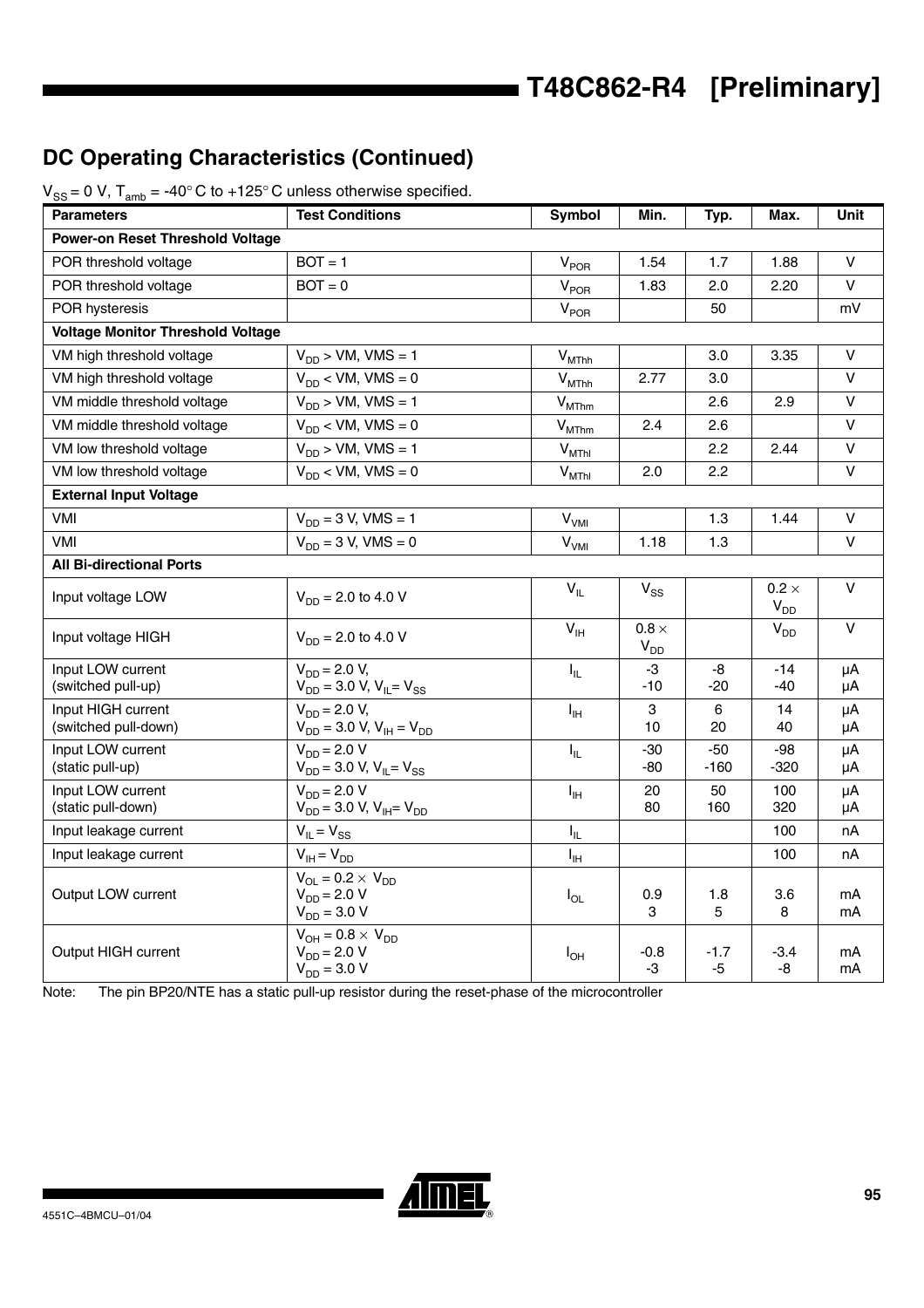## DC Operating Characteristics (Continued)

$V_{SS}$ = 0 V, $T_{amb}$ = -40° C to +125° C unless otherwise specified.

| Parameters | Test Conditions | Symbol | Min. | Typ. | Max. | Unit |
|---|---|---|---|---|---|---|
| **Power-on Reset Threshold Voltage** | | | | | | |
| POR threshold voltage | BOT = 1 | $V_{POR}$ | 1.54 | 1.7 | 1.88 | V |
| POR threshold voltage | BOT = 0 | $V_{POR}$ | 1.83 | 2.0 | 2.20 | V |
| POR hysteresis | | $V_{POR}$ | | 50 | | mV |
| **Voltage Monitor Threshold Voltage** | | | | | | |
| VM high threshold voltage | $V_{DD}$ > VM, VMS = 1 | $V_{MThh}$ | | 3.0 | 3.35 | V |
| VM high threshold voltage | $V_{DD}$ < VM, VMS = 0 | $V_{MThh}$ | 2.77 | 3.0 | | V |
| VM middle threshold voltage | $V_{DD}$ > VM, VMS = 1 | $V_{MThm}$ | | 2.6 | 2.9 | V |
| VM middle threshold voltage | $V_{DD}$ < VM, VMS = 0 | $V_{MThm}$ | 2.4 | 2.6 | | V |
| VM low threshold voltage | $V_{DD}$ > VM, VMS = 1 | $V_{MThl}$ | | 2.2 | 2.44 | V |
| VM low threshold voltage | $V_{DD}$ < VM, VMS = 0 | $V_{MThl}$ | 2.0 | 2.2 | | V |
| **External Input Voltage** | | | | | | |
| VMI | $V_{DD}$ = 3 V, VMS = 1 | $V_{VMI}$ | | 1.3 | 1.44 | V |
| VMI | $V_{DD}$ = 3 V, VMS = 0 | $V_{VMI}$ | 1.18 | 1.3 | | V |
| **All Bi-directional Ports** | | | | | | |
| Input voltage LOW | $V_{DD}$ = 2.0 to 4.0 V | $V_{IL}$ | $V_{SS}$ | | 0.2 × $V_{DD}$ | V |
| Input voltage HIGH | $V_{DD}$ = 2.0 to 4.0 V | $V_{IH}$ | 0.8 × $V_{DD}$ | | $V_{DD}$ | V |
| Input LOW current (switched pull-up) | $V_{DD}$ = 2.0 V,<br>$V_{DD}$ = 3.0 V, $V_{IL}$ = $V_{SS}$ | $I_{IL}$ | -3<br>-10 | -8<br>-20 | -14<br>-40 | µA<br>µA |
| Input HIGH current (switched pull-down) | $V_{DD}$ = 2.0 V,<br>$V_{DD}$ = 3.0 V, $V_{IH}$ = $V_{DD}$ | $I_{IH}$ | 3<br>10 | 6<br>20 | 14<br>40 | µA<br>µA |
| Input LOW current (static pull-up) | $V_{DD}$ = 2.0 V<br>$V_{DD}$ = 3.0 V, $V_{IL}$ = $V_{SS}$ | $I_{IL}$ | -30<br>-80 | -50<br>-160 | -98<br>-320 | µA<br>µA |
| Input LOW current (static pull-down) | $V_{DD}$ = 2.0 V<br>$V_{DD}$ = 3.0 V, $V_{IH}$ = $V_{DD}$ | $I_{IH}$ | 20<br>80 | 50<br>160 | 100<br>320 | µA<br>µA |
| Input leakage current | $V_{IL}$ = $V_{SS}$ | $I_{IL}$ | | | 100 | nA |
| Input leakage current | $V_{IH}$ = $V_{DD}$ | $I_{IH}$ | | | 100 | nA |
| Output LOW current | $V_{OL}$ = 0.2 × $V_{DD}$<br>$V_{DD}$ = 2.0 V<br>$V_{DD}$ = 3.0 V | $I_{OL}$ | 0.9<br>3 | 1.8<br>5 | 3.6<br>8 | mA<br>mA |
| Output HIGH current | $V_{OH}$ = 0.8 × $V_{DD}$<br>$V_{DD}$ = 2.0 V<br>$V_{DD}$ = 3.0 V | $I_{OH}$ | -0.8<br>-3 | -1.7<br>-5 | -3.4<br>-8 | mA<br>mA |

Note: The pin BP20/NTE has a static pull-up resistor during the reset-phase of the microcontroller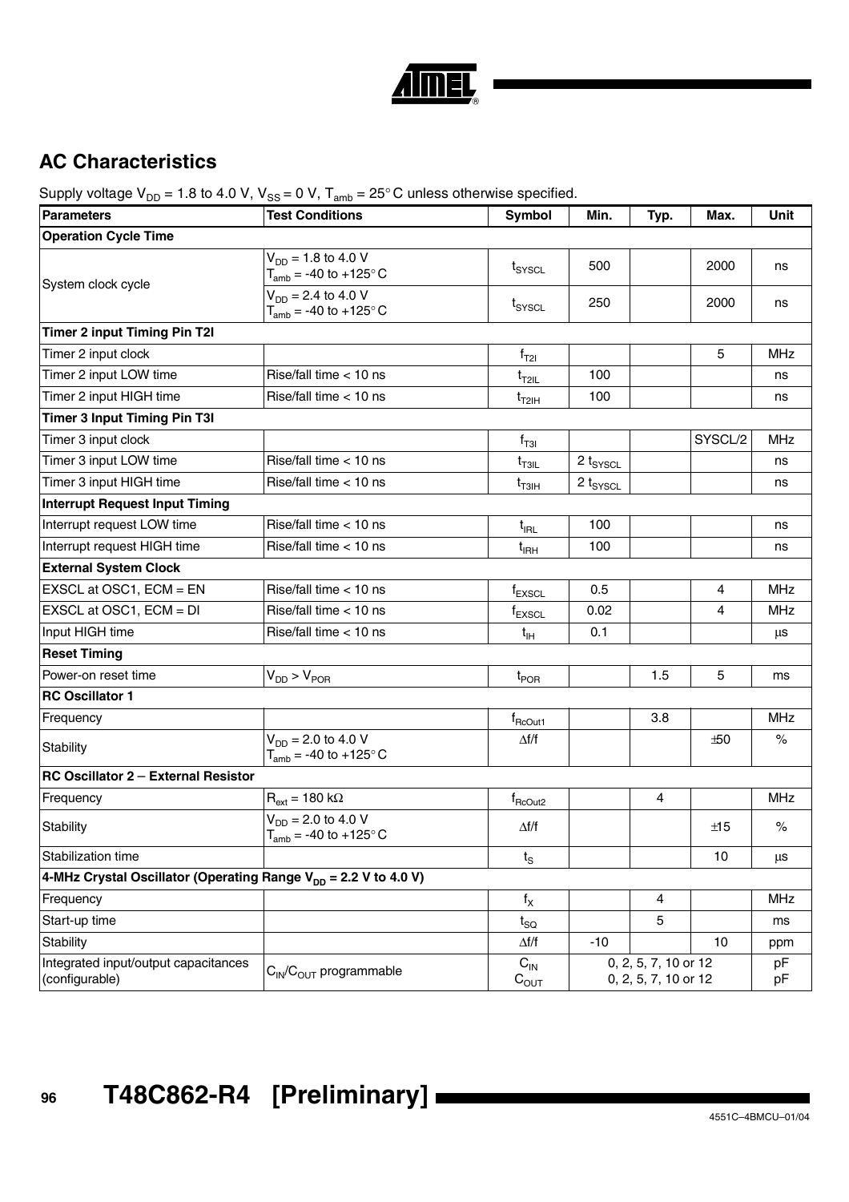## AC Characteristics

Supply voltage $V_{DD}$ = 1.8 to 4.0 V, $V_{SS}$ = 0 V, $T_{amb}$ = 25° C unless otherwise specified.

| Parameters | Test Conditions | Symbol | Min. | Typ. | Max. | Unit |
|---|---|---|---|---|---|---|
| **Operation Cycle Time** | | | | | | |
| System clock cycle | $V_{DD}$ = 1.8 to 4.0 V<br>$T_{amb}$ = -40 to +125° C | $t_{SYSCL}$ | 500 | | 2000 | ns |
| | $V_{DD}$ = 2.4 to 4.0 V<br>$T_{amb}$ = -40 to +125° C | $t_{SYSCL}$ | 250 | | 2000 | ns |
| **Timer 2 input Timing Pin T2I** | | | | | | |
| Timer 2 input clock | | $f_{T2I}$ | | | 5 | MHz |
| Timer 2 input LOW time | Rise/fall time < 10 ns | $t_{T2IL}$ | 100 | | | ns |
| Timer 2 input HIGH time | Rise/fall time < 10 ns | $t_{T2IH}$ | 100 | | | ns |
| **Timer 3 Input Timing Pin T3I** | | | | | | |
| Timer 3 input clock | | $f_{T3I}$ | | | SYSCL/2 | MHz |
| Timer 3 input LOW time | Rise/fall time < 10 ns | $t_{T3IL}$ | 2 $t_{SYSCL}$ | | | ns |
| Timer 3 input HIGH time | Rise/fall time < 10 ns | $t_{T3IH}$ | 2 $t_{SYSCL}$ | | | ns |
| **Interrupt Request Input Timing** | | | | | | |
| Interrupt request LOW time | Rise/fall time < 10 ns | $t_{IRL}$ | 100 | | | ns |
| Interrupt request HIGH time | Rise/fall time < 10 ns | $t_{IRH}$ | 100 | | | ns |
| **External System Clock** | | | | | | |
| EXSCL at OSC1, ECM = EN | Rise/fall time < 10 ns | $f_{EXSCL}$ | 0.5 | | 4 | MHz |
| EXSCL at OSC1, ECM = DI | Rise/fall time < 10 ns | $f_{EXSCL}$ | 0.02 | | 4 | MHz |
| Input HIGH time | Rise/fall time < 10 ns | $t_{IH}$ | 0.1 | | | µs |
| **Reset Timing** | | | | | | |
| Power-on reset time | $V_{DD} > V_{POR}$ | $t_{POR}$ | | 1.5 | 5 | ms |
| **RC Oscillator 1** | | | | | | |
| Frequency | | $f_{RcOut1}$ | | 3.8 | | MHz |
| Stability | $V_{DD}$ = 2.0 to 4.0 V<br>$T_{amb}$ = -40 to +125° C | Δf/f | | | ±50 | % |
| **RC Oscillator 2 – External Resistor** | | | | | | |
| Frequency | $R_{ext}$ = 180 kΩ | $f_{RcOut2}$ | | 4 | | MHz |
| Stability | $V_{DD}$ = 2.0 to 4.0 V<br>$T_{amb}$ = -40 to +125° C | Δf/f | | | ±15 | % |
| Stabilization time | | $t_S$ | | | 10 | µs |
| **4-MHz Crystal Oscillator (Operating Range $V_{DD}$ = 2.2 V to 4.0 V)** | | | | | | |
| Frequency | | $f_X$ | | 4 | | MHz |
| Start-up time | | $t_{SQ}$ | | 5 | | ms |
| Stability | | Δf/f | -10 | | 10 | ppm |
| Integrated input/output capacitances (configurable) | $C_{IN}/C_{OUT}$ programmable | $C_{IN}$<br>$C_{OUT}$ | | 0, 2, 5, 7, 10 or 12<br>0, 2, 5, 7, 10 or 12 | | pF<br>pF |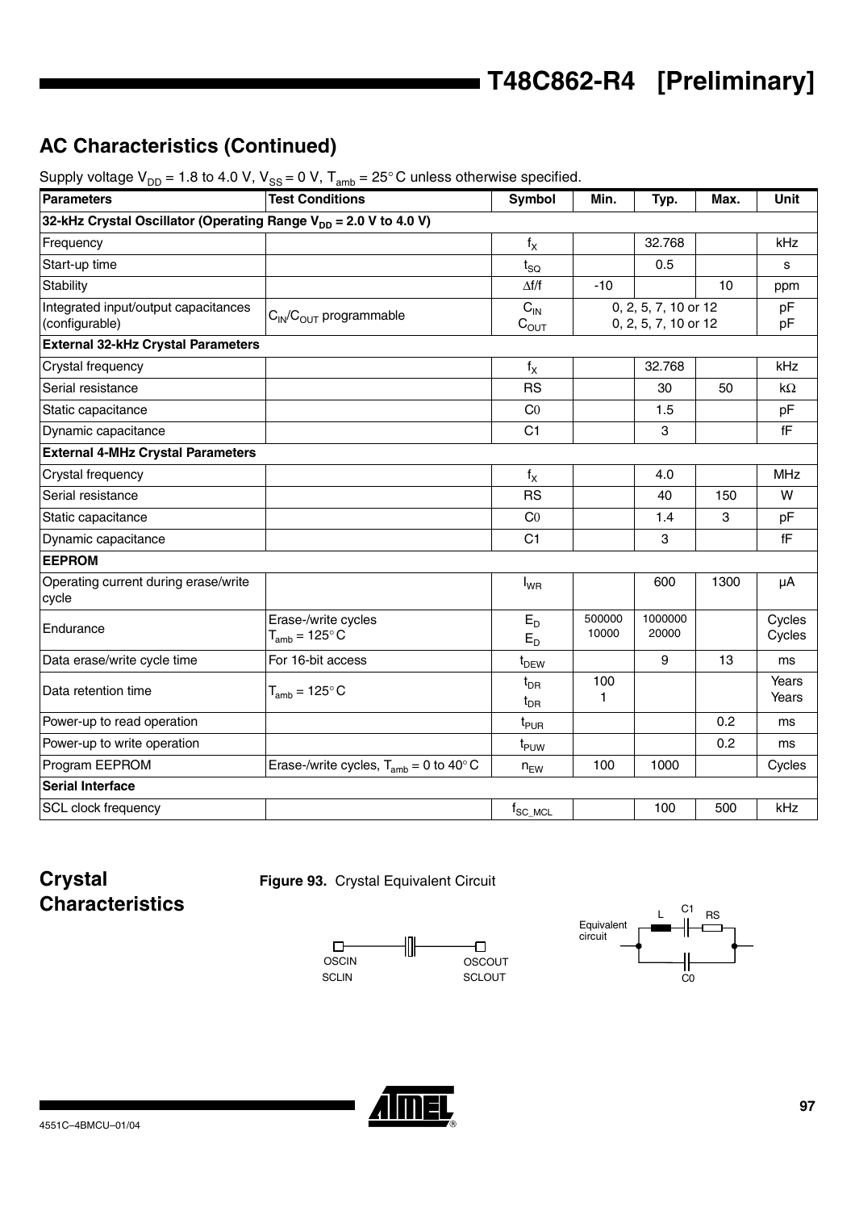## AC Characteristics (Continued)

Supply voltage $V_{DD}$ = 1.8 to 4.0 V, $V_{SS}$ = 0 V, $T_{amb}$ = 25°C unless otherwise specified.

| Parameters | Test Conditions | Symbol | Min. | Typ. | Max. | Unit |
|---|---|---|---|---|---|---|
| **32-kHz Crystal Oscillator (Operating Range $V_{DD}$ = 2.0 V to 4.0 V)** | | | | | | |
| Frequency | | $f_X$ | | 32.768 | | kHz |
| Start-up time | | $t_{SQ}$ | | 0.5 | | s |
| Stability | | $\Delta f/f$ | -10 | | 10 | ppm |
| Integrated input/output capacitances (configurable) | $C_{IN}/C_{OUT}$ programmable | $C_{IN}$ $C_{OUT}$ | | 0, 2, 5, 7, 10 or 12 0, 2, 5, 7, 10 or 12 | | pF pF |
| **External 32-kHz Crystal Parameters** | | | | | | |
| Crystal frequency | | $f_X$ | | 32.768 | | kHz |
| Serial resistance | | RS | | 30 | 50 | kΩ |
| Static capacitance | | C0 | | 1.5 | | pF |
| Dynamic capacitance | | C1 | | 3 | | fF |
| **External 4-MHz Crystal Parameters** | | | | | | |
| Crystal frequency | | $f_X$ | | 4.0 | | MHz |
| Serial resistance | | RS | | 40 | 150 | W |
| Static capacitance | | C0 | | 1.4 | 3 | pF |
| Dynamic capacitance | | C1 | | 3 | | fF |
| **EEPROM** | | | | | | |
| Operating current during erase/write cycle | | $I_{WR}$ | | 600 | 1300 | µA |
| Endurance | Erase-/write cycles $T_{amb}$ = 125°C | $E_D$ $E_D$ | 500000 10000 | 1000000 20000 | | Cycles Cycles |
| Data erase/write cycle time | For 16-bit access | $t_{DEW}$ | | 9 | 13 | ms |
| Data retention time | $T_{amb}$ = 125°C | $t_{DR}$ $t_{DR}$ | 100 1 | | | Years Years |
| Power-up to read operation | | $t_{PUR}$ | | | 0.2 | ms |
| Power-up to write operation | | $t_{PUW}$ | | | 0.2 | ms |
| Program EEPROM | Erase-/write cycles, $T_{amb}$ = 0 to 40°C | $n_{EW}$ | 100 | 1000 | | Cycles |
| **Serial Interface** | | | | | | |
| SCL clock frequency | | $f_{SC\_MCL}$ | | 100 | 500 | kHz |

## Crystal Characteristics

**Figure 93.** Crystal Equivalent Circuit

OSCIN SCLIN — OSCOUT SCLOUT

Equivalent circuit: L, C1, RS, C0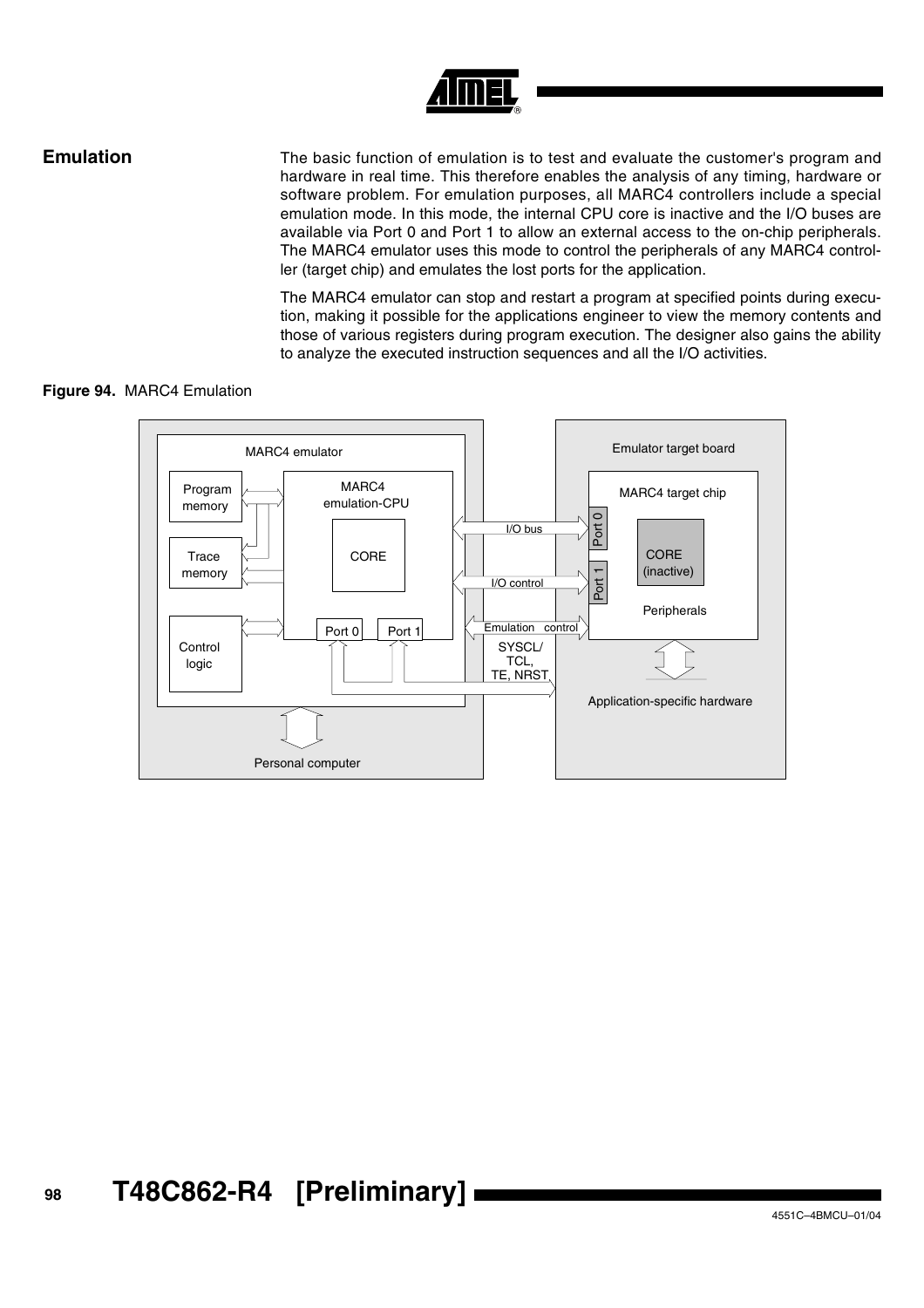## Emulation

The basic function of emulation is to test and evaluate the customer's program and hardware in real time. This therefore enables the analysis of any timing, hardware or software problem. For emulation purposes, all MARC4 controllers include a special emulation mode. In this mode, the internal CPU core is inactive and the I/O buses are available via Port 0 and Port 1 to allow an external access to the on-chip peripherals. The MARC4 emulator uses this mode to control the peripherals of any MARC4 controller (target chip) and emulates the lost ports for the application.

The MARC4 emulator can stop and restart a program at specified points during execution, making it possible for the applications engineer to view the memory contents and those of various registers during program execution. The designer also gains the ability to analyze the executed instruction sequences and all the I/O activities.

**Figure 94.** MARC4 Emulation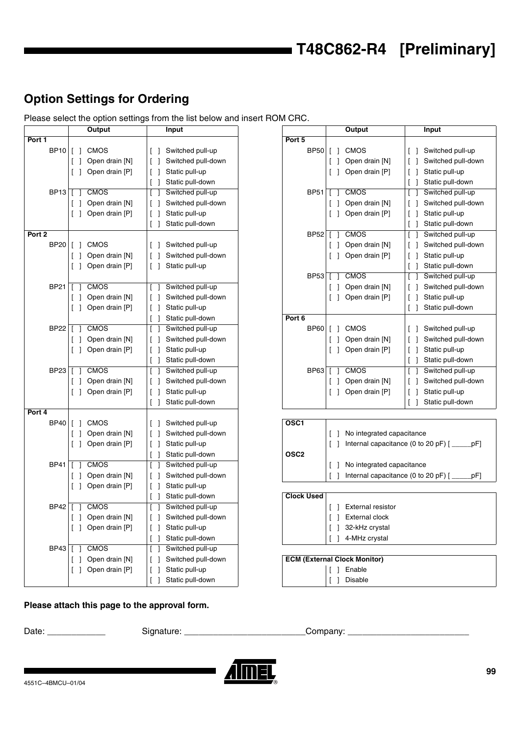## Option Settings for Ordering

Please select the option settings from the list below and insert ROM CRC.

| | Output | Input |
|---|---|---|
| **Port 1** | | |
| BP10 | [ ] CMOS | [ ] Switched pull-up |
| | [ ] Open drain [N] | [ ] Switched pull-down |
| | [ ] Open drain [P] | [ ] Static pull-up |
| | | [ ] Static pull-down |
| BP13 | [ ] CMOS | [ ] Switched pull-up |
| | [ ] Open drain [N] | [ ] Switched pull-down |
| | [ ] Open drain [P] | [ ] Static pull-up |
| | | [ ] Static pull-down |
| **Port 2** | | |
| BP20 | [ ] CMOS | [ ] Switched pull-up |
| | [ ] Open drain [N] | [ ] Switched pull-down |
| | [ ] Open drain [P] | [ ] Static pull-up |
| BP21 | [ ] CMOS | [ ] Switched pull-up |
| | [ ] Open drain [N] | [ ] Switched pull-down |
| | [ ] Open drain [P] | [ ] Static pull-up |
| | | [ ] Static pull-down |
| BP22 | [ ] CMOS | [ ] Switched pull-up |
| | [ ] Open drain [N] | [ ] Switched pull-down |
| | [ ] Open drain [P] | [ ] Static pull-up |
| | | [ ] Static pull-down |
| BP23 | [ ] CMOS | [ ] Switched pull-up |
| | [ ] Open drain [N] | [ ] Switched pull-down |
| | [ ] Open drain [P] | [ ] Static pull-up |
| | | [ ] Static pull-down |
| **Port 4** | | |
| BP40 | [ ] CMOS | [ ] Switched pull-up |
| | [ ] Open drain [N] | [ ] Switched pull-down |
| | [ ] Open drain [P] | [ ] Static pull-up |
| | | [ ] Static pull-down |
| BP41 | [ ] CMOS | [ ] Switched pull-up |
| | [ ] Open drain [N] | [ ] Switched pull-down |
| | [ ] Open drain [P] | [ ] Static pull-up |
| | | [ ] Static pull-down |
| BP42 | [ ] CMOS | [ ] Switched pull-up |
| | [ ] Open drain [N] | [ ] Switched pull-down |
| | [ ] Open drain [P] | [ ] Static pull-up |
| | | [ ] Static pull-down |
| BP43 | [ ] CMOS | [ ] Switched pull-up |
| | [ ] Open drain [N] | [ ] Switched pull-down |
| | [ ] Open drain [P] | [ ] Static pull-up |
| | | [ ] Static pull-down |

| | Output | Input |
|---|---|---|
| **Port 5** | | |
| BP50 | [ ] CMOS | [ ] Switched pull-up |
| | [ ] Open drain [N] | [ ] Switched pull-down |
| | [ ] Open drain [P] | [ ] Static pull-up |
| | | [ ] Static pull-down |
| BP51 | [ ] CMOS | [ ] Switched pull-up |
| | [ ] Open drain [N] | [ ] Switched pull-down |
| | [ ] Open drain [P] | [ ] Static pull-up |
| | | [ ] Static pull-down |
| BP52 | [ ] CMOS | [ ] Switched pull-up |
| | [ ] Open drain [N] | [ ] Switched pull-down |
| | [ ] Open drain [P] | [ ] Static pull-up |
| | | [ ] Static pull-down |
| BP53 | [ ] CMOS | [ ] Switched pull-up |
| | [ ] Open drain [N] | [ ] Switched pull-down |
| | [ ] Open drain [P] | [ ] Static pull-up |
| | | [ ] Static pull-down |
| **Port 6** | | |
| BP60 | [ ] CMOS | [ ] Switched pull-up |
| | [ ] Open drain [N] | [ ] Switched pull-down |
| | [ ] Open drain [P] | [ ] Static pull-up |
| | | [ ] Static pull-down |
| BP63 | [ ] CMOS | [ ] Switched pull-up |
| | [ ] Open drain [N] | [ ] Switched pull-down |
| | [ ] Open drain [P] | [ ] Static pull-up |
| | | [ ] Static pull-down |

| | |
|---|---|
| **OSC1** | |
| | [ ] No integrated capacitance |
| | [ ] Internal capacitance (0 to 20 pF) [ _____pF] |
| **OSC2** | |
| | [ ] No integrated capacitance |
| | [ ] Internal capacitance (0 to 20 pF) [ _____pF] |

| **Clock Used** | |
|---|---|
| | [ ] External resistor |
| | [ ] External clock |
| | [ ] 32-kHz crystal |
| | [ ] 4-MHz crystal |

| **ECM (External Clock Monitor)** | |
|---|---|
| | [ ] Enable |
| | [ ] Disable |

**Please attach this page to the approval form.**

Date: ____________ Signature: ________________________Company: ________________________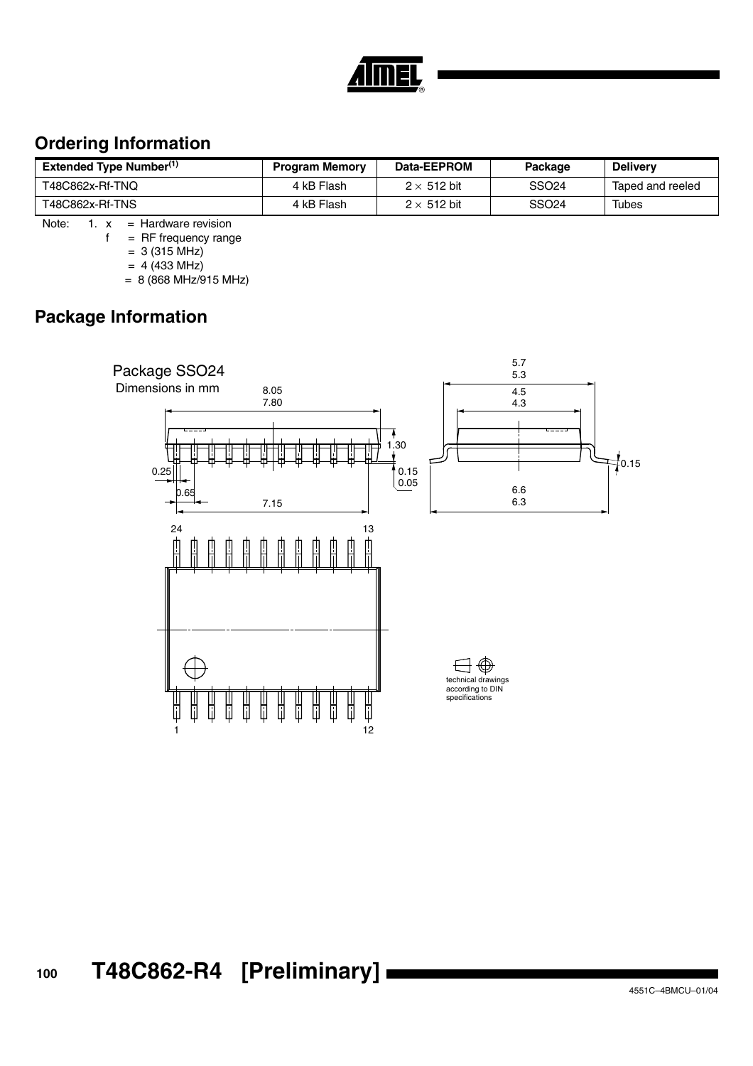## Ordering Information

| Extended Type Number[1] | Program Memory | Data-EEPROM | Package | Delivery |
|---|---|---|---|---|
| T48C862x-Rf-TNQ | 4 kB Flash | 2 × 512 bit | SSO24 | Taped and reeled |
| T48C862x-Rf-TNS | 4 kB Flash | 2 × 512 bit | SSO24 | Tubes |

Note: 1. x = Hardware revision
f = RF frequency range
= 3 (315 MHz)
= 4 (433 MHz)
= 8 (868 MHz/915 MHz)

## Package Information

Package SSO24

Dimensions in mm

8.05
7.80

1.30

0.25

0.15
0.05

0.65

7.15

5.7
5.3

4.5
4.3

0.15

6.6
6.3

24 13

1 12

technical drawings according to DIN specifications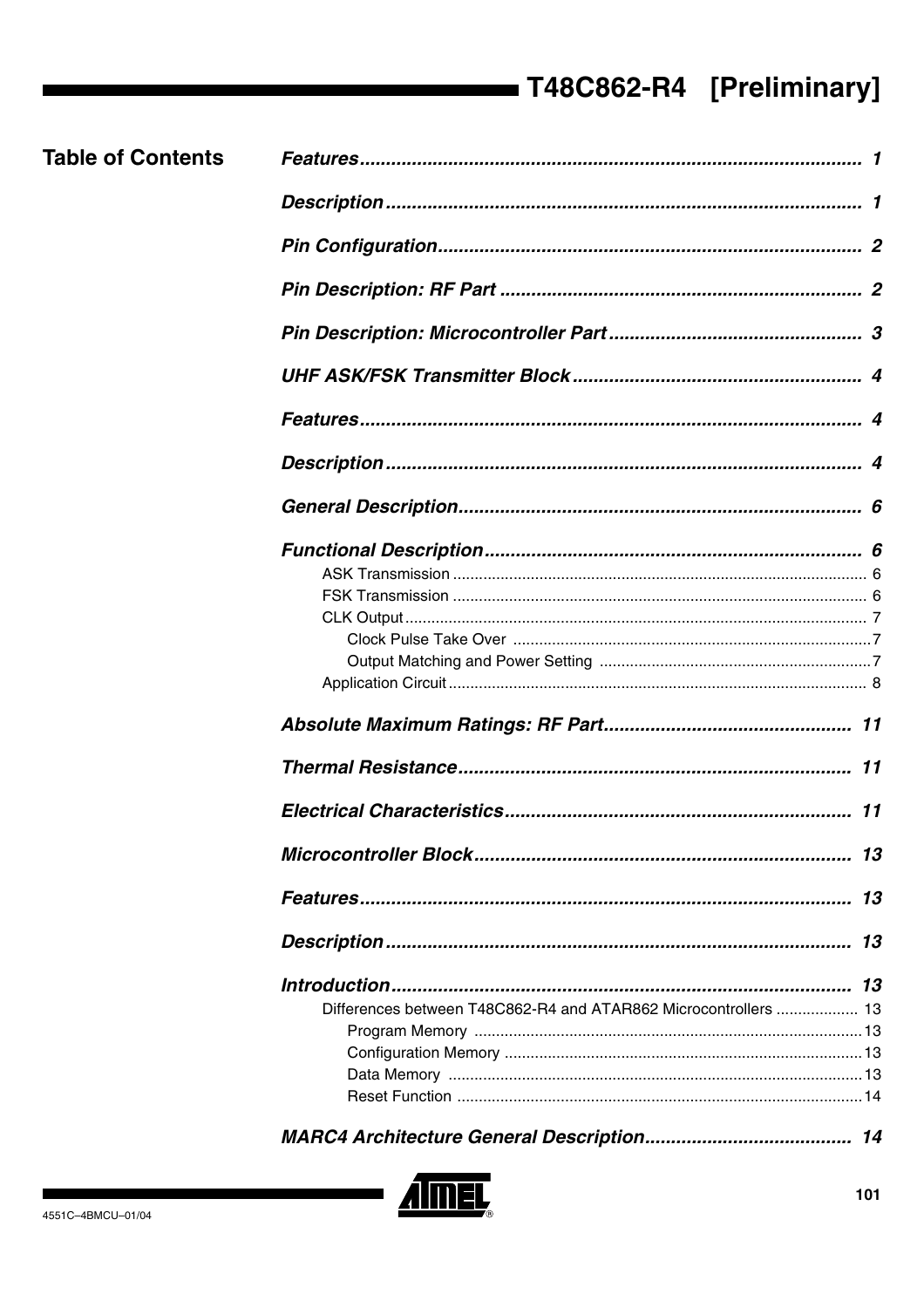## Table of Contents

*Features* ..... 1

*Description* ..... 1

*Pin Configuration* ..... 2

*Pin Description: RF Part* ..... 2

*Pin Description: Microcontroller Part* ..... 3

*UHF ASK/FSK Transmitter Block* ..... 4

*Features* ..... 4

*Description* ..... 4

*General Description* ..... 6

*Functional Description* ..... 6

- ASK Transmission ..... 6
- FSK Transmission ..... 6
- CLK Output ..... 7
  - Clock Pulse Take Over ..... 7
  - Output Matching and Power Setting ..... 7
- Application Circuit ..... 8

*Absolute Maximum Ratings: RF Part* ..... 11

*Thermal Resistance* ..... 11

*Electrical Characteristics* ..... 11

*Microcontroller Block* ..... 13

*Features* ..... 13

*Description* ..... 13

*Introduction* ..... 13

- Differences between T48C862-R4 and ATAR862 Microcontrollers ..... 13
  - Program Memory ..... 13
  - Configuration Memory ..... 13
  - Data Memory ..... 13
  - Reset Function ..... 14

*MARC4 Architecture General Description* ..... 14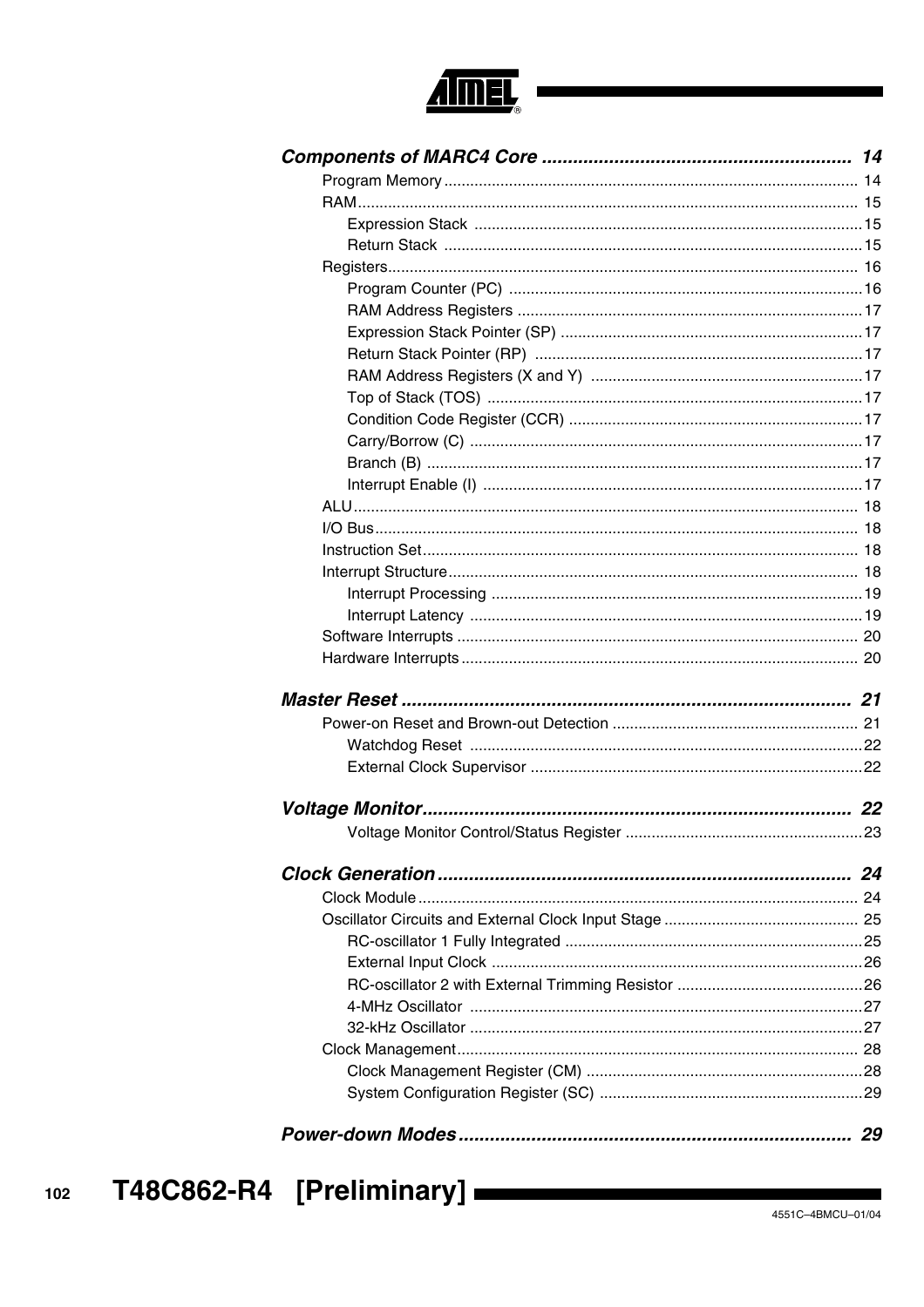**Components of MARC4 Core ........................................................... 14**

- Program Memory ........................................................................................ 14
- RAM ............................................................................................................ 15
  - Expression Stack ..................................................................................15
  - Return Stack .........................................................................................15
- Registers ..................................................................................................... 16
  - Program Counter (PC) ..........................................................................16
  - RAM Address Registers ........................................................................17
  - Expression Stack Pointer (SP) ..............................................................17
  - Return Stack Pointer (RP) ....................................................................17
  - RAM Address Registers (X and Y) .......................................................17
  - Top of Stack (TOS) ...............................................................................17
  - Condition Code Register (CCR) ............................................................17
  - Carry/Borrow (C) ...................................................................................17
  - Branch (B) .............................................................................................17
  - Interrupt Enable (I) ................................................................................17
- ALU ............................................................................................................. 18
- I/O Bus ........................................................................................................ 18
- Instruction Set ............................................................................................. 18
- Interrupt Structure ........................................................................................ 18
  - Interrupt Processing ..............................................................................19
  - Interrupt Latency ...................................................................................19
- Software Interrupts ...................................................................................... 20
- Hardware Interrupts ..................................................................................... 20

**Master Reset ....................................................................................... 21**

- Power-on Reset and Brown-out Detection .................................................. 21
  - Watchdog Reset ...................................................................................22
  - External Clock Supervisor .....................................................................22

**Voltage Monitor .................................................................................... 22**

- Voltage Monitor Control/Status Register ................................................23

**Clock Generation ................................................................................. 24**

- Clock Module ............................................................................................... 24
- Oscillator Circuits and External Clock Input Stage ..................................... 25
  - RC-oscillator 1 Fully Integrated .............................................................25
  - External Input Clock ..............................................................................26
  - RC-oscillator 2 with External Trimming Resistor ...................................26
  - 4-MHz Oscillator ...................................................................................27
  - 32-kHz Oscillator ...................................................................................27
- Clock Management ...................................................................................... 28
  - Clock Management Register (CM) .........................................................28
  - System Configuration Register (SC) ......................................................29

**Power-down Modes ............................................................................. 29**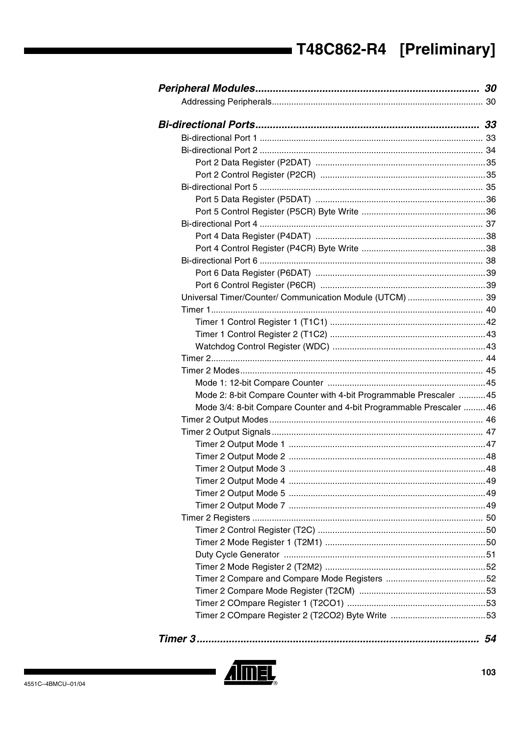***Peripheral Modules*** ........................................................................... **30**

Addressing Peripherals ..................................................................................... 30

***Bi-directional Ports*** ........................................................................... **33**

Bi-directional Port 1 ........................................................................................... 33

Bi-directional Port 2 ........................................................................................... 34

Port 2 Data Register (P2DAT) ..................................................................... 35

Port 2 Control Register (P2CR) ................................................................... 35

Bi-directional Port 5 ........................................................................................... 35

Port 5 Data Register (P5DAT) ..................................................................... 36

Port 5 Control Register (P5CR) Byte Write .................................................. 36

Bi-directional Port 4 ........................................................................................... 37

Port 4 Data Register (P4DAT) ..................................................................... 38

Port 4 Control Register (P4CR) Byte Write .................................................. 38

Bi-directional Port 6 ........................................................................................... 38

Port 6 Data Register (P6DAT) ..................................................................... 39

Port 6 Control Register (P6CR) ................................................................... 39

Universal Timer/Counter/ Communication Module (UTCM) ............................... 39

Timer 1 .............................................................................................................. 40

Timer 1 Control Register 1 (T1C1) ............................................................... 42

Timer 1 Control Register 2 (T1C2) ............................................................... 43

Watchdog Control Register (WDC) .............................................................. 43

Timer 2 .............................................................................................................. 44

Timer 2 Modes .................................................................................................. 45

Mode 1: 12-bit Compare Counter ................................................................ 45

Mode 2: 8-bit Compare Counter with 4-bit Programmable Prescaler ........... 45

Mode 3/4: 8-bit Compare Counter and 4-bit Programmable Prescaler ......... 46

Timer 2 Output Modes ....................................................................................... 46

Timer 2 Output Signals ...................................................................................... 47

Timer 2 Output Mode 1 ................................................................................ 47

Timer 2 Output Mode 2 ................................................................................ 48

Timer 2 Output Mode 3 ................................................................................ 48

Timer 2 Output Mode 4 ................................................................................ 49

Timer 2 Output Mode 5 ................................................................................ 49

Timer 2 Output Mode 7 ................................................................................ 49

Timer 2 Registers .............................................................................................. 50

Timer 2 Control Register (T2C) .................................................................... 50

Timer 2 Mode Register 1 (T2M1) ................................................................. 50

Duty Cycle Generator .................................................................................. 51

Timer 2 Mode Register 2 (T2M2) ................................................................. 52

Timer 2 Compare and Compare Mode Registers ......................................... 52

Timer 2 Compare Mode Register (T2CM) .................................................... 53

Timer 2 COmpare Register 1 (T2CO1) ......................................................... 53

Timer 2 COmpare Register 2 (T2CO2) Byte Write ....................................... 53

***Timer 3*** .............................................................................................. **54**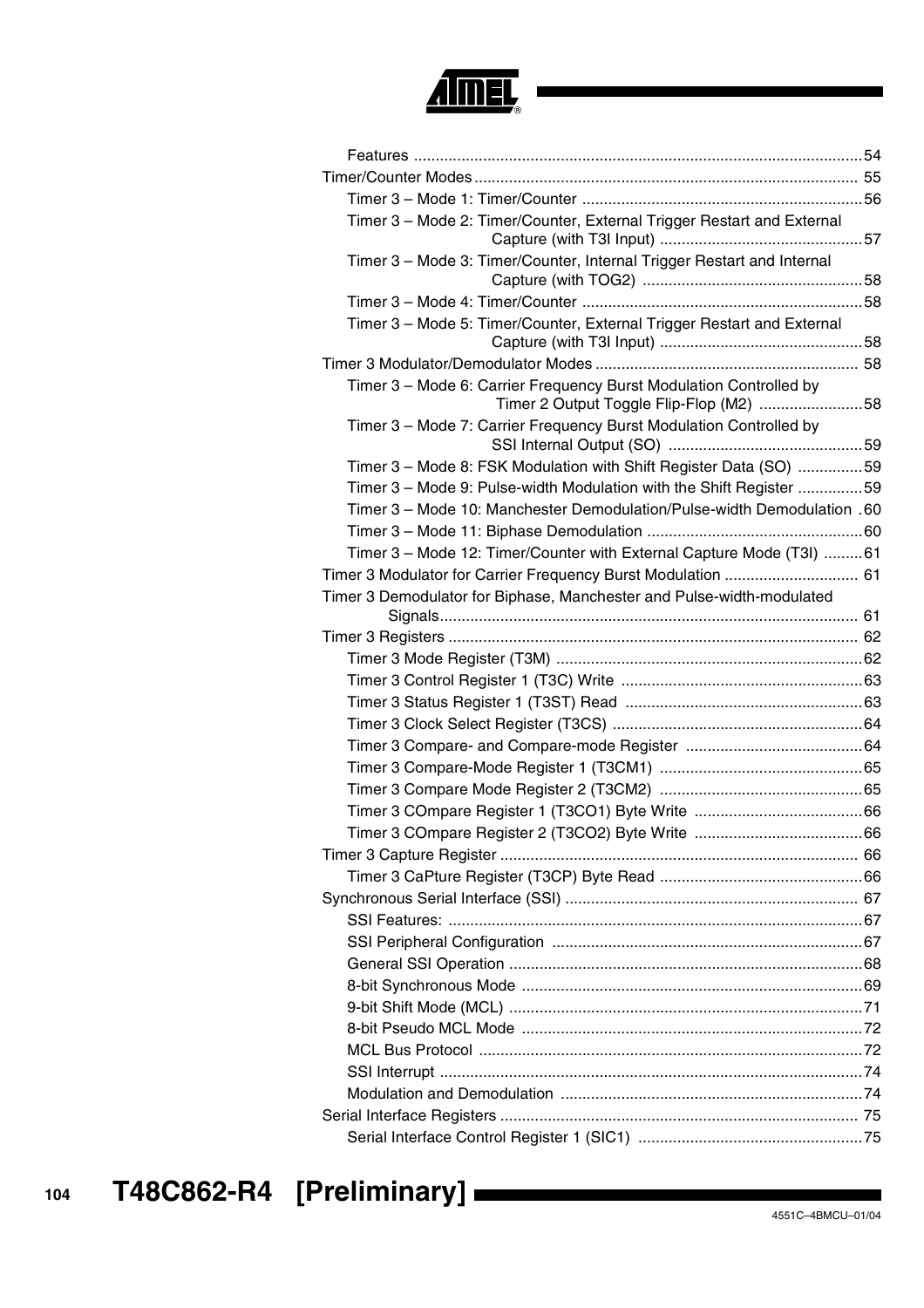- Features ........................................................................................................54
- Timer/Counter Modes ......................................................................................... 55
  - Timer 3 – Mode 1: Timer/Counter .................................................................56
  - Timer 3 – Mode 2: Timer/Counter, External Trigger Restart and External Capture (with T3I Input) ...............................................57
  - Timer 3 – Mode 3: Timer/Counter, Internal Trigger Restart and Internal Capture (with TOG2) ..................................................58
  - Timer 3 – Mode 4: Timer/Counter .................................................................58
  - Timer 3 – Mode 5: Timer/Counter, External Trigger Restart and External Capture (with T3I Input) ...............................................58
- Timer 3 Modulator/Demodulator Modes ............................................................. 58
  - Timer 3 – Mode 6: Carrier Frequency Burst Modulation Controlled by Timer 2 Output Toggle Flip-Flop (M2) ........................58
  - Timer 3 – Mode 7: Carrier Frequency Burst Modulation Controlled by SSI Internal Output (SO) .............................................59
  - Timer 3 – Mode 8: FSK Modulation with Shift Register Data (SO) ...............59
  - Timer 3 – Mode 9: Pulse-width Modulation with the Shift Register ...............59
  - Timer 3 – Mode 10: Manchester Demodulation/Pulse-width Demodulation .60
  - Timer 3 – Mode 11: Biphase Demodulation ..................................................60
  - Timer 3 – Mode 12: Timer/Counter with External Capture Mode (T3I) .........61
- Timer 3 Modulator for Carrier Frequency Burst Modulation ............................... 61
- Timer 3 Demodulator for Biphase, Manchester and Pulse-width-modulated Signals................................................................................................ 61
- Timer 3 Registers ............................................................................................... 62
  - Timer 3 Mode Register (T3M) ......................................................................62
  - Timer 3 Control Register 1 (T3C) Write ........................................................63
  - Timer 3 Status Register 1 (T3ST) Read .......................................................63
  - Timer 3 Clock Select Register (T3CS) ..........................................................64
  - Timer 3 Compare- and Compare-mode Register .........................................64
  - Timer 3 Compare-Mode Register 1 (T3CM1) ...............................................65
  - Timer 3 Compare Mode Register 2 (T3CM2) ...............................................65
  - Timer 3 COmpare Register 1 (T3CO1) Byte Write .......................................66
  - Timer 3 COmpare Register 2 (T3CO2) Byte Write .......................................66
- Timer 3 Capture Register .................................................................................. 66
  - Timer 3 CaPture Register (T3CP) Byte Read ..............................................66
- Synchronous Serial Interface (SSI) .................................................................... 67
  - SSI Features: ................................................................................................67
  - SSI Peripheral Configuration .......................................................................67
  - General SSI Operation .................................................................................68
  - 8-bit Synchronous Mode ..............................................................................69
  - 9-bit Shift Mode (MCL) .................................................................................71
  - 8-bit Pseudo MCL Mode ..............................................................................72
  - MCL Bus Protocol ........................................................................................72
  - SSI Interrupt .................................................................................................74
  - Modulation and Demodulation .....................................................................74
- Serial Interface Registers .................................................................................. 75
  - Serial Interface Control Register 1 (SIC1) ....................................................75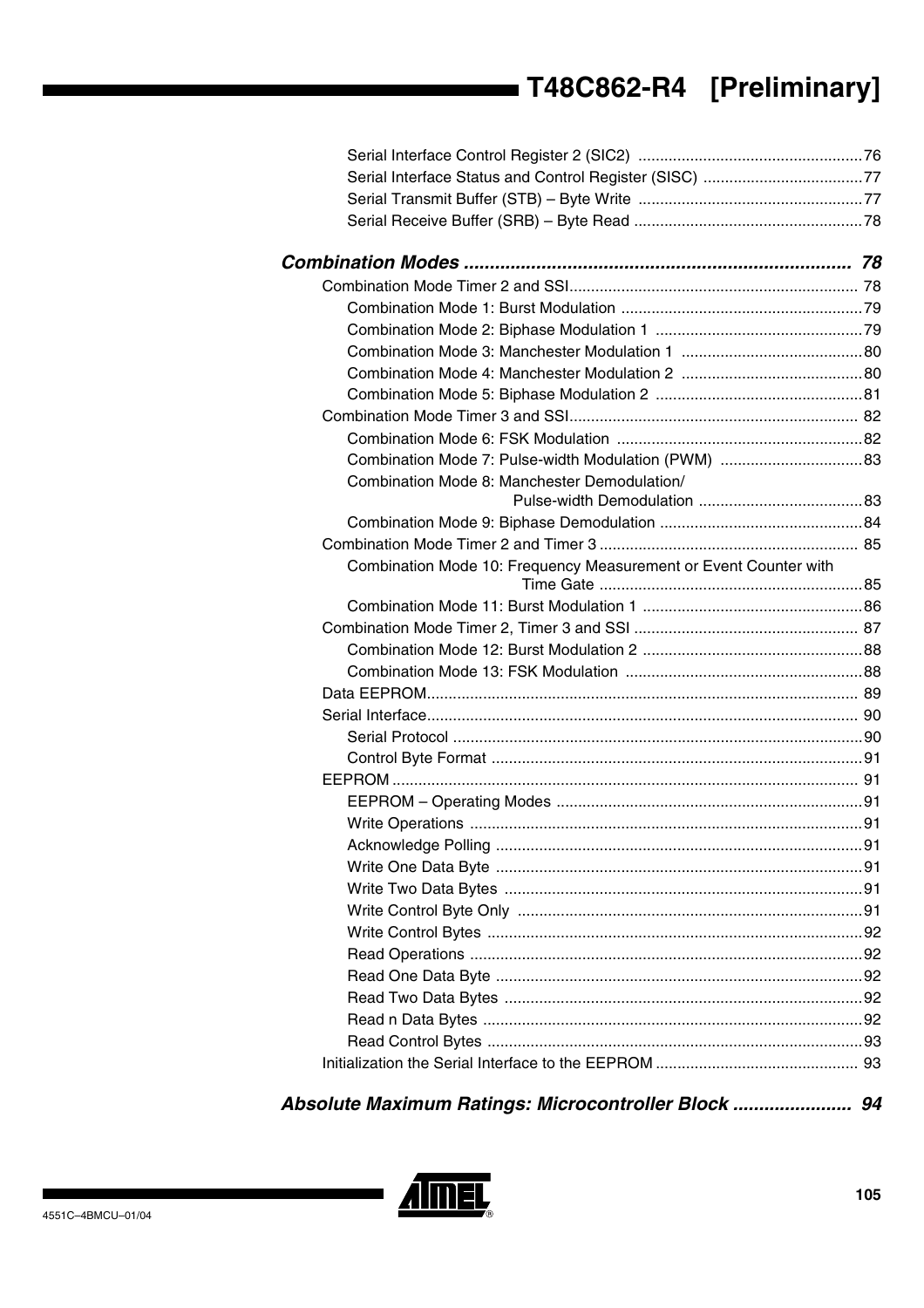Serial Interface Control Register 2 (SIC2) ....................................................76
Serial Interface Status and Control Register (SISC) .....................................77
Serial Transmit Buffer (STB) – Byte Write ....................................................77
Serial Receive Buffer (SRB) – Byte Read .....................................................78

***Combination Modes .......................................................................... 78***

Combination Mode Timer 2 and SSI................................................................... 78
Combination Mode 1: Burst Modulation ........................................................79
Combination Mode 2: Biphase Modulation 1 ................................................79
Combination Mode 3: Manchester Modulation 1 ..........................................80
Combination Mode 4: Manchester Modulation 2 ..........................................80
Combination Mode 5: Biphase Modulation 2 ................................................81
Combination Mode Timer 3 and SSI................................................................... 82
Combination Mode 6: FSK Modulation .........................................................82
Combination Mode 7: Pulse-width Modulation (PWM) .................................83
Combination Mode 8: Manchester Demodulation/ Pulse-width Demodulation ......................................83
Combination Mode 9: Biphase Demodulation ...............................................84
Combination Mode Timer 2 and Timer 3 ............................................................ 85
Combination Mode 10: Frequency Measurement or Event Counter with Time Gate .............................................................85
Combination Mode 11: Burst Modulation 1 ...................................................86
Combination Mode Timer 2, Timer 3 and SSI .................................................... 87
Combination Mode 12: Burst Modulation 2 ...................................................88
Combination Mode 13: FSK Modulation .......................................................88
Data EEPROM................................................................................................... 89
Serial Interface................................................................................................... 90
Serial Protocol ...............................................................................................90
Control Byte Format ......................................................................................91
EEPROM ........................................................................................................... 91
EEPROM – Operating Modes .......................................................................91
Write Operations ...........................................................................................91
Acknowledge Polling .....................................................................................91
Write One Data Byte .....................................................................................91
Write Two Data Bytes ...................................................................................91
Write Control Byte Only ................................................................................91
Write Control Bytes .......................................................................................92
Read Operations ...........................................................................................92
Read One Data Byte .....................................................................................92
Read Two Data Bytes ...................................................................................92
Read n Data Bytes ........................................................................................92
Read Control Bytes .......................................................................................93
Initialization the Serial Interface to the EEPROM ............................................... 93

***Absolute Maximum Ratings: Microcontroller Block ....................... 94***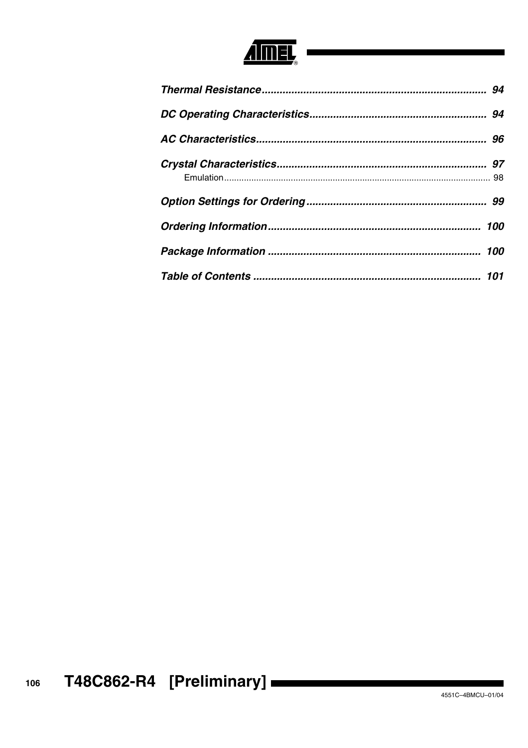*Thermal Resistance* .......................................................................... *94*

*DC Operating Characteristics* .......................................................... *94*

*AC Characteristics* ............................................................................ *96*

*Crystal Characteristics* ..................................................................... *97*

Emulation ........................................................................................................... 98

*Option Settings for Ordering* ............................................................ *99*

*Ordering Information* ...................................................................... *100*

*Package Information* ...................................................................... *100*

*Table of Contents* ........................................................................... *101*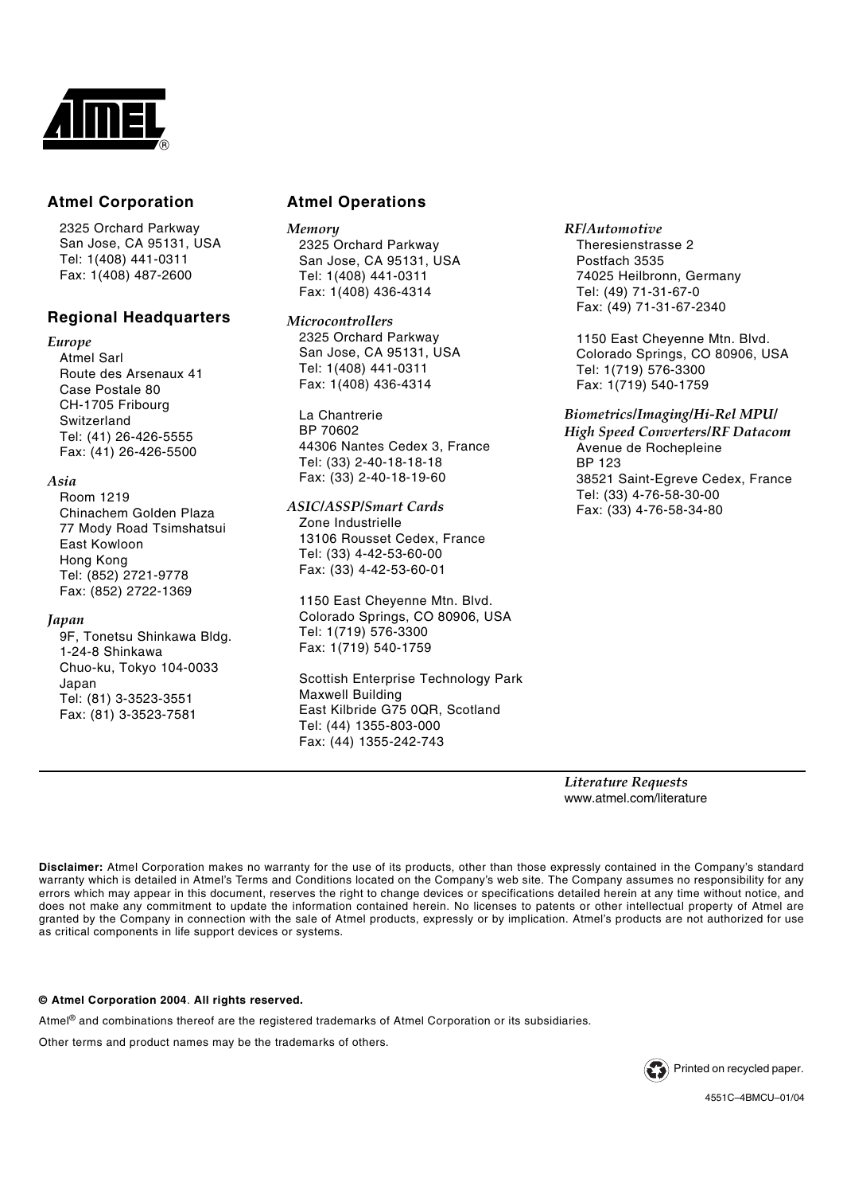## Atmel Corporation

2325 Orchard Parkway
San Jose, CA 95131, USA
Tel: 1(408) 441-0311
Fax: 1(408) 487-2600

## Regional Headquarters

*Europe*
Atmel Sarl
Route des Arsenaux 41
Case Postale 80
CH-1705 Fribourg
Switzerland
Tel: (41) 26-426-5555
Fax: (41) 26-426-5500

*Asia*
Room 1219
Chinachem Golden Plaza
77 Mody Road Tsimshatsui
East Kowloon
Hong Kong
Tel: (852) 2721-9778
Fax: (852) 2722-1369

*Japan*
9F, Tonetsu Shinkawa Bldg.
1-24-8 Shinkawa
Chuo-ku, Tokyo 104-0033
Japan
Tel: (81) 3-3523-3551
Fax: (81) 3-3523-7581

## Atmel Operations

*Memory*
2325 Orchard Parkway
San Jose, CA 95131, USA
Tel: 1(408) 441-0311
Fax: 1(408) 436-4314

*Microcontrollers*
2325 Orchard Parkway
San Jose, CA 95131, USA
Tel: 1(408) 441-0311
Fax: 1(408) 436-4314

La Chantrerie
BP 70602
44306 Nantes Cedex 3, France
Tel: (33) 2-40-18-18-18
Fax: (33) 2-40-18-19-60

*ASIC/ASSP/Smart Cards*
Zone Industrielle
13106 Rousset Cedex, France
Tel: (33) 4-42-53-60-00
Fax: (33) 4-42-53-60-01

1150 East Cheyenne Mtn. Blvd.
Colorado Springs, CO 80906, USA
Tel: 1(719) 576-3300
Fax: 1(719) 540-1759

Scottish Enterprise Technology Park
Maxwell Building
East Kilbride G75 0QR, Scotland
Tel: (44) 1355-803-000
Fax: (44) 1355-242-743

*RF/Automotive*
Theresienstrasse 2
Postfach 3535
74025 Heilbronn, Germany
Tel: (49) 71-31-67-0
Fax: (49) 71-31-67-2340

1150 East Cheyenne Mtn. Blvd.
Colorado Springs, CO 80906, USA
Tel: 1(719) 576-3300
Fax: 1(719) 540-1759

*Biometrics/Imaging/Hi-Rel MPU/ High Speed Converters/RF Datacom*
Avenue de Rochepleine
BP 123
38521 Saint-Egreve Cedex, France
Tel: (33) 4-76-58-30-00
Fax: (33) 4-76-58-34-80

*Literature Requests*
www.atmel.com/literature

**Disclaimer:** Atmel Corporation makes no warranty for the use of its products, other than those expressly contained in the Company's standard warranty which is detailed in Atmel's Terms and Conditions located on the Company's web site. The Company assumes no responsibility for any errors which may appear in this document, reserves the right to change devices or specifications detailed herein at any time without notice, and does not make any commitment to update the information contained herein. No licenses to patents or other intellectual property of Atmel are granted by the Company in connection with the sale of Atmel products, expressly or by implication. Atmel's products are not authorized for use as critical components in life support devices or systems.

**© Atmel Corporation 2004. All rights reserved.**

Atmel® and combinations thereof are the registered trademarks of Atmel Corporation or its subsidiaries.

Other terms and product names may be the trademarks of others.

Printed on recycled paper.

4551C–4BMCU–01/04